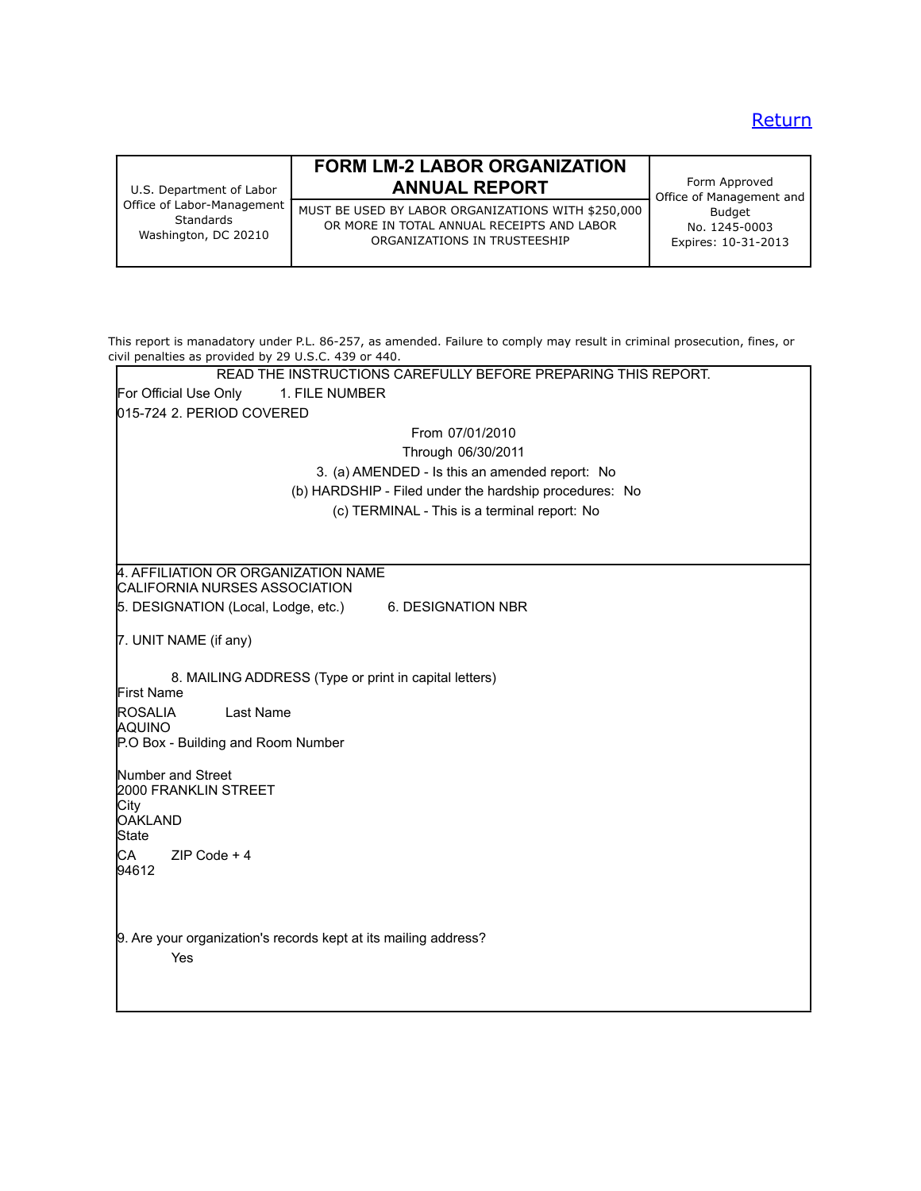Return

| U.S. Department of Labor<br>Office of Labor-Management Standards<br>Washington, DC 20210 | **FORM LM-2 LABOR ORGANIZATION ANNUAL REPORT**<br>MUST BE USED BY LABOR ORGANIZATIONS WITH $250,000 OR MORE IN TOTAL ANNUAL RECEIPTS AND LABOR ORGANIZATIONS IN TRUSTEESHIP | Form Approved<br>Office of Management and Budget<br>No. 1245-0003<br>Expires: 10-31-2013 |
|---|---|---|

This report is manadatory under P.L. 86-257, as amended. Failure to comply may result in criminal prosecution, fines, or civil penalties as provided by 29 U.S.C. 439 or 440.

READ THE INSTRUCTIONS CAREFULLY BEFORE PREPARING THIS REPORT.

For Official Use Only 1. FILE NUMBER

015-724 2. PERIOD COVERED

From 07/01/2010

Through 06/30/2011

3. (a) AMENDED - Is this an amended report: No

(b) HARDSHIP - Filed under the hardship procedures: No

(c) TERMINAL - This is a terminal report: No

4. AFFILIATION OR ORGANIZATION NAME
CALIFORNIA NURSES ASSOCIATION

5. DESIGNATION (Local, Lodge, etc.) 6. DESIGNATION NBR

7. UNIT NAME (if any)

8. MAILING ADDRESS (Type or print in capital letters)

First Name
ROSALIA

Last Name
AQUINO

P.O Box - Building and Room Number

Number and Street
2000 FRANKLIN STREET

City
OAKLAND

State
CA

ZIP Code + 4
94612

9. Are your organization's records kept at its mailing address?

Yes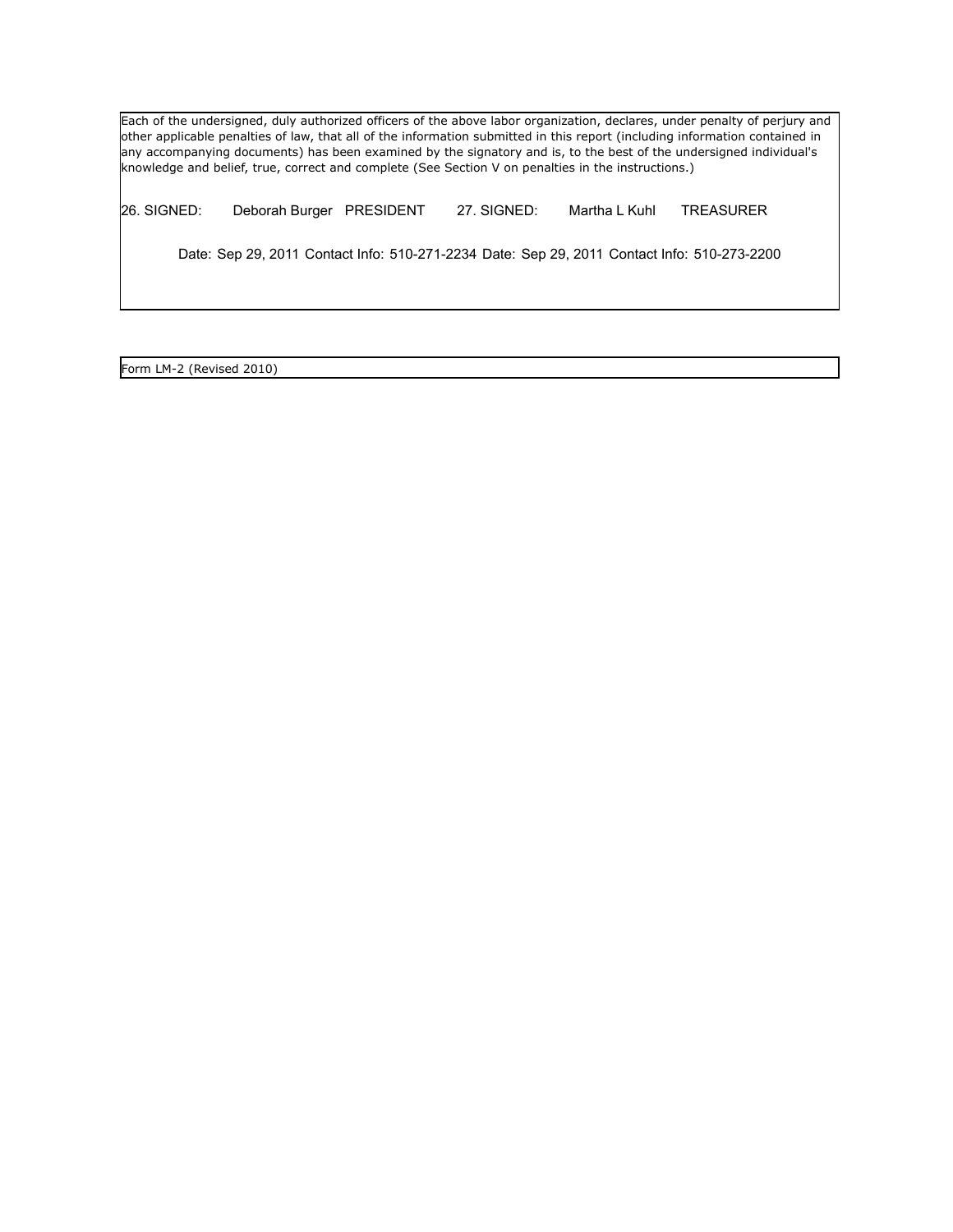Each of the undersigned, duly authorized officers of the above labor organization, declares, under penalty of perjury and other applicable penalties of law, that all of the information submitted in this report (including information contained in any accompanying documents) has been examined by the signatory and is, to the best of the undersigned individual's knowledge and belief, true, correct and complete (See Section V on penalties in the instructions.)

| 26. SIGNED: | Deborah Burger | PRESIDENT | 27. SIGNED: | Martha L Kuhl | TREASURER |
|---|---|---|---|---|---|
| Date: Sep 29, 2011 | Contact Info: 510-271-2234 | | Date: Sep 29, 2011 | Contact Info: 510-273-2200 | |

Form LM-2 (Revised 2010)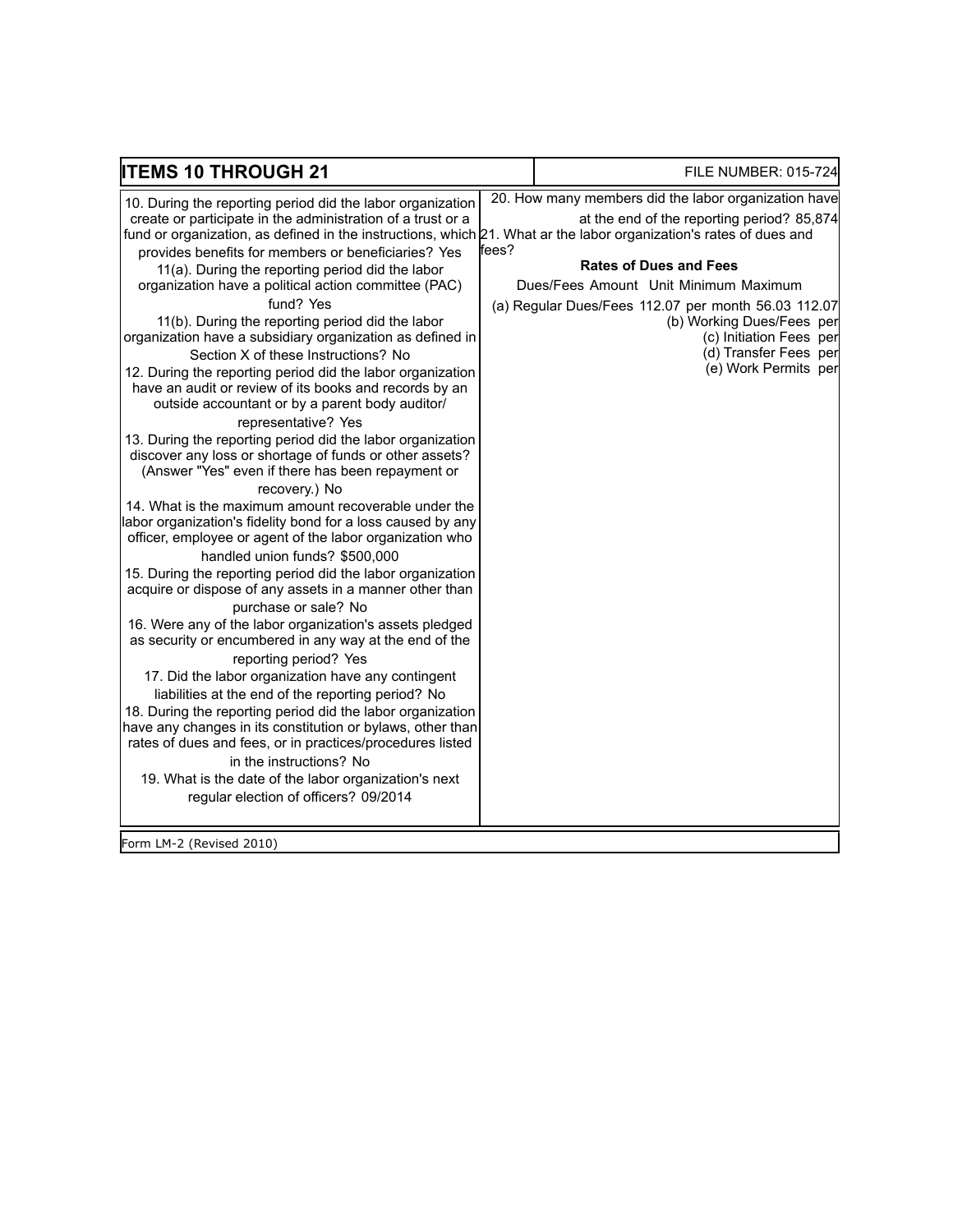## ITEMS 10 THROUGH 21

FILE NUMBER: 015-724

10. During the reporting period did the labor organization create or participate in the administration of a trust or a fund or organization, as defined in the instructions, which provides benefits for members or beneficiaries? Yes

11(a). During the reporting period did the labor organization have a political action committee (PAC) fund? Yes

11(b). During the reporting period did the labor organization have a subsidiary organization as defined in Section X of these Instructions? No

12. During the reporting period did the labor organization have an audit or review of its books and records by an outside accountant or by a parent body auditor/ representative? Yes

13. During the reporting period did the labor organization discover any loss or shortage of funds or other assets? (Answer "Yes" even if there has been repayment or recovery.) No

14. What is the maximum amount recoverable under the labor organization's fidelity bond for a loss caused by any officer, employee or agent of the labor organization who handled union funds? $500,000

15. During the reporting period did the labor organization acquire or dispose of any assets in a manner other than purchase or sale? No

16. Were any of the labor organization's assets pledged as security or encumbered in any way at the end of the reporting period? Yes

17. Did the labor organization have any contingent liabilities at the end of the reporting period? No

18. During the reporting period did the labor organization have any changes in its constitution or bylaws, other than rates of dues and fees, or in practices/procedures listed in the instructions? No

19. What is the date of the labor organization's next regular election of officers? 09/2014

20. How many members did the labor organization have at the end of the reporting period? 85,874

21. What ar the labor organization's rates of dues and fees?

**Rates of Dues and Fees**

| Dues/Fees | Amount | Unit | Minimum | Maximum |
|---|---|---|---|---|
| (a) Regular Dues/Fees | 112.07 | per month | 56.03 | 112.07 |
| (b) Working Dues/Fees | | per | | |
| (c) Initiation Fees | | per | | |
| (d) Transfer Fees | | per | | |
| (e) Work Permits | | per | | |

Form LM-2 (Revised 2010)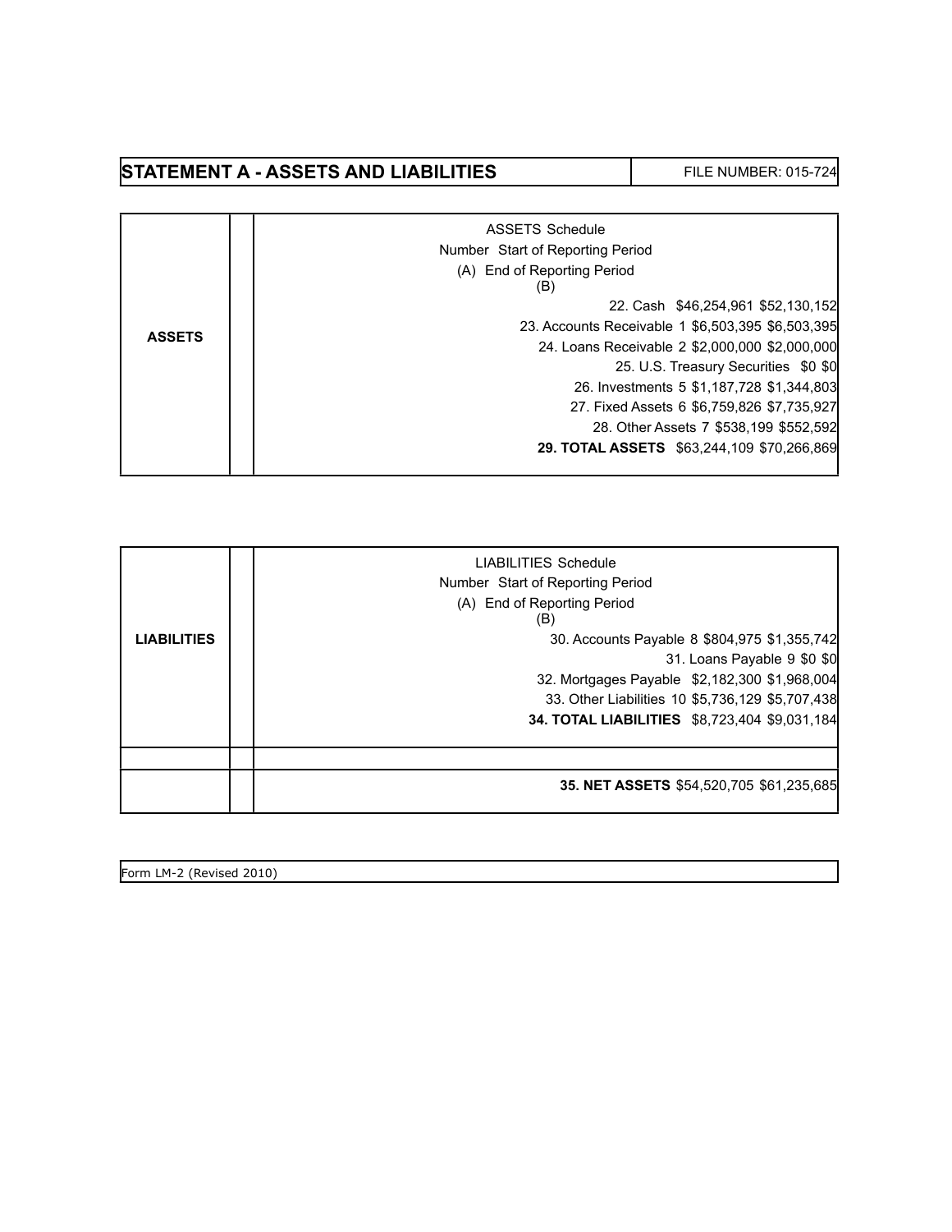## STATEMENT A - ASSETS AND LIABILITIES

FILE NUMBER: 015-724

| ASSETS | Schedule Number | Start of Reporting Period (A) | End of Reporting Period (B) |
|---|---|---|---|
| 22. Cash | | $46,254,961 | $52,130,152 |
| 23. Accounts Receivable | 1 | $6,503,395 | $6,503,395 |
| 24. Loans Receivable | 2 | $2,000,000 | $2,000,000 |
| 25. U.S. Treasury Securities | | $0 | $0 |
| 26. Investments | 5 | $1,187,728 | $1,344,803 |
| 27. Fixed Assets | 6 | $6,759,826 | $7,735,927 |
| 28. Other Assets | 7 | $538,199 | $552,592 |
| **29. TOTAL ASSETS** | | $63,244,109 | $70,266,869 |

| LIABILITIES | Schedule Number | Start of Reporting Period (A) | End of Reporting Period (B) |
|---|---|---|---|
| 30. Accounts Payable | 8 | $804,975 | $1,355,742 |
| 31. Loans Payable | 9 | $0 | $0 |
| 32. Mortgages Payable | | $2,182,300 | $1,968,004 |
| 33. Other Liabilities | 10 | $5,736,129 | $5,707,438 |
| **34. TOTAL LIABILITIES** | | $8,723,404 | $9,031,184 |
| **35. NET ASSETS** | | $54,520,705 | $61,235,685 |

Form LM-2 (Revised 2010)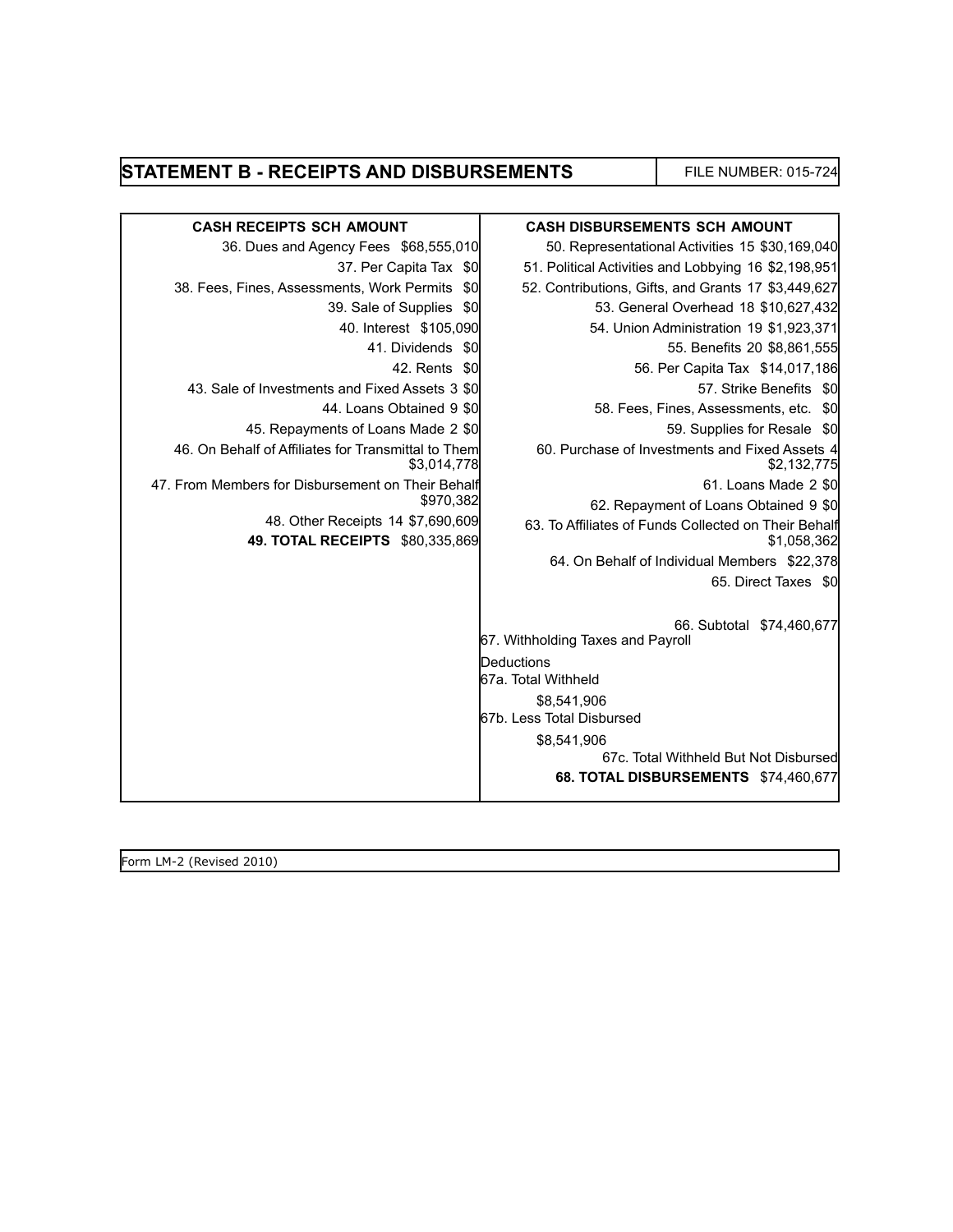## STATEMENT B - RECEIPTS AND DISBURSEMENTS

FILE NUMBER: 015-724

| CASH RECEIPTS | SCH | AMOUNT |
|---|---|---|
| 36. Dues and Agency Fees | | $68,555,010 |
| 37. Per Capita Tax | | $0 |
| 38. Fees, Fines, Assessments, Work Permits | | $0 |
| 39. Sale of Supplies | | $0 |
| 40. Interest | | $105,090 |
| 41. Dividends | | $0 |
| 42. Rents | | $0 |
| 43. Sale of Investments and Fixed Assets | 3 | $0 |
| 44. Loans Obtained | 9 | $0 |
| 45. Repayments of Loans Made | 2 | $0 |
| 46. On Behalf of Affiliates for Transmittal to Them | | $3,014,778 |
| 47. From Members for Disbursement on Their Behalf | | $970,382 |
| 48. Other Receipts | 14 | $7,690,609 |
| **49. TOTAL RECEIPTS** | | **$80,335,869** |

| CASH DISBURSEMENTS | SCH | AMOUNT |
|---|---|---|
| 50. Representational Activities | 15 | $30,169,040 |
| 51. Political Activities and Lobbying | 16 | $2,198,951 |
| 52. Contributions, Gifts, and Grants | 17 | $3,449,627 |
| 53. General Overhead | 18 | $10,627,432 |
| 54. Union Administration | 19 | $1,923,371 |
| 55. Benefits | 20 | $8,861,555 |
| 56. Per Capita Tax | | $14,017,186 |
| 57. Strike Benefits | | $0 |
| 58. Fees, Fines, Assessments, etc. | | $0 |
| 59. Supplies for Resale | | $0 |
| 60. Purchase of Investments and Fixed Assets | 4 | $2,132,775 |
| 61. Loans Made | 2 | $0 |
| 62. Repayment of Loans Obtained | 9 | $0 |
| 63. To Affiliates of Funds Collected on Their Behalf | | $1,058,362 |
| 64. On Behalf of Individual Members | | $22,378 |
| 65. Direct Taxes | | $0 |
| 66. Subtotal | | $74,460,677 |
| 67. Withholding Taxes and Payroll Deductions | | |
| 67a. Total Withheld | | $8,541,906 |
| 67b. Less Total Disbursed | | $8,541,906 |
| 67c. Total Withheld But Not Disbursed | | |
| **68. TOTAL DISBURSEMENTS** | | **$74,460,677** |

Form LM-2 (Revised 2010)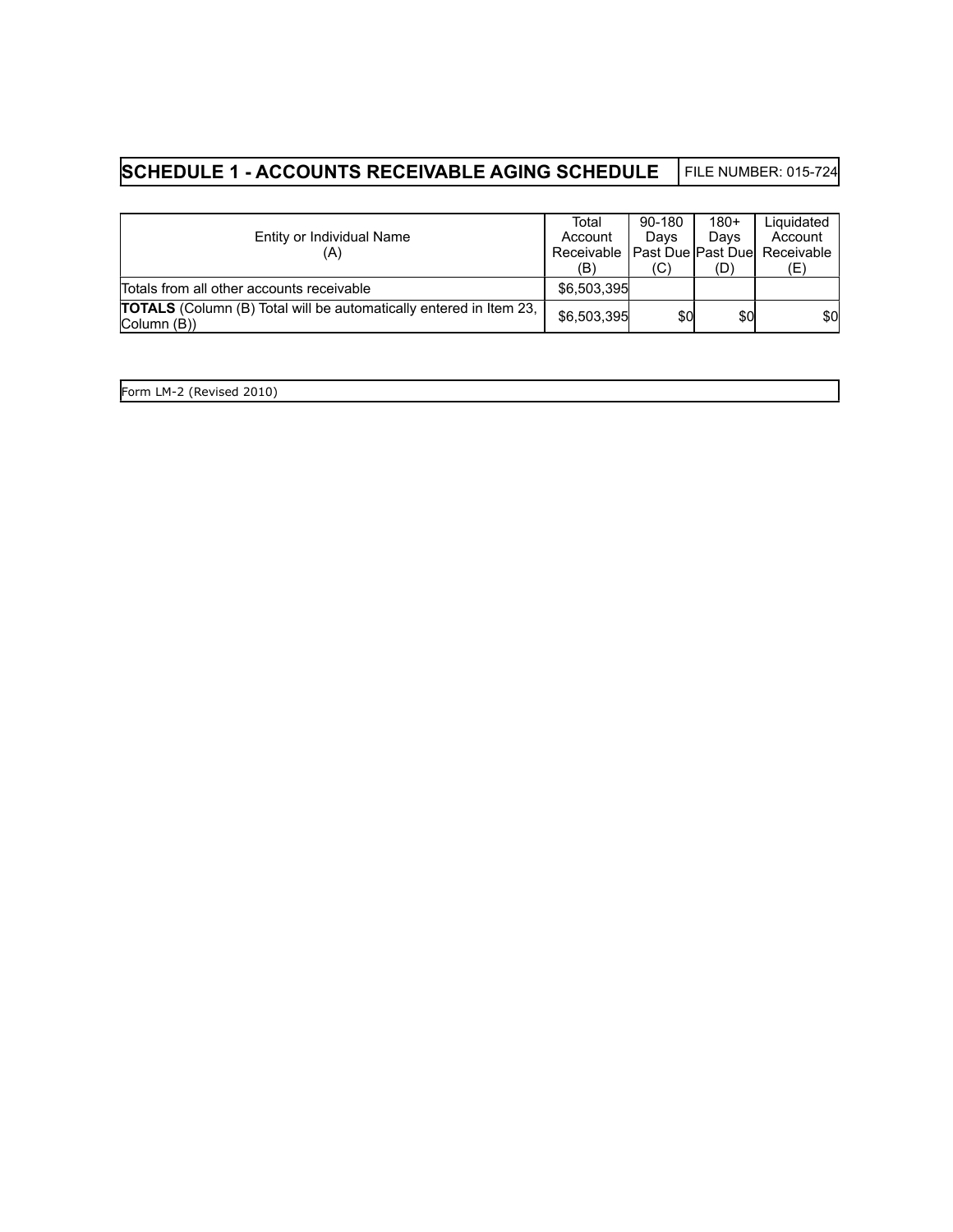## SCHEDULE 1 - ACCOUNTS RECEIVABLE AGING SCHEDULE

FILE NUMBER: 015-724

| Entity or Individual Name (A) | Total Account Receivable (B) | 90-180 Days Past Due (C) | 180+ Days Past Due (D) | Liquidated Account Receivable (E) |
|---|---|---|---|---|
| Totals from all other accounts receivable | $6,503,395 | | | |
| **TOTALS** (Column (B) Total will be automatically entered in Item 23, Column (B)) | $6,503,395 | $0 | $0 | $0 |

Form LM-2 (Revised 2010)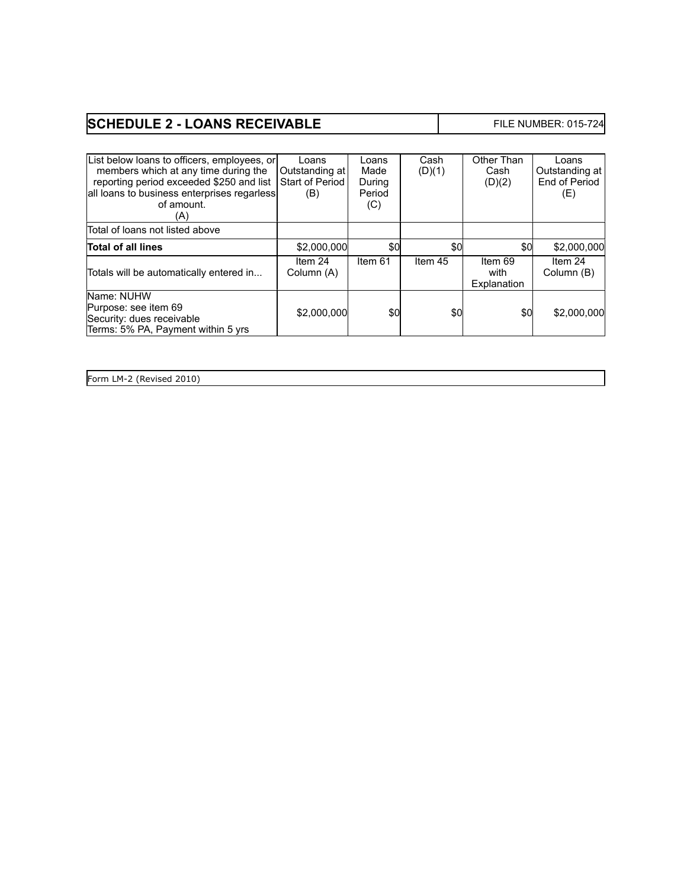## SCHEDULE 2 - LOANS RECEIVABLE

FILE NUMBER: 015-724

| List below loans to officers, employees, or members which at any time during the reporting period exceeded $250 and list all loans to business enterprises regarless of amount. (A) | Loans Outstanding at Start of Period (B) | Loans Made During Period (C) | Cash (D)(1) | Other Than Cash (D)(2) | Loans Outstanding at End of Period (E) |
|---|---|---|---|---|---|
| Total of loans not listed above | | | | | |
| **Total of all lines** | $2,000,000 | $0 | $0 | $0 | $2,000,000 |
| Totals will be automatically entered in... | Item 24 Column (A) | Item 61 | Item 45 | Item 69 with Explanation | Item 24 Column (B) |
| Name: NUHW<br>Purpose: see item 69<br>Security: dues receivable<br>Terms: 5% PA, Payment within 5 yrs | $2,000,000 | $0 | $0 | $0 | $2,000,000 |

Form LM-2 (Revised 2010)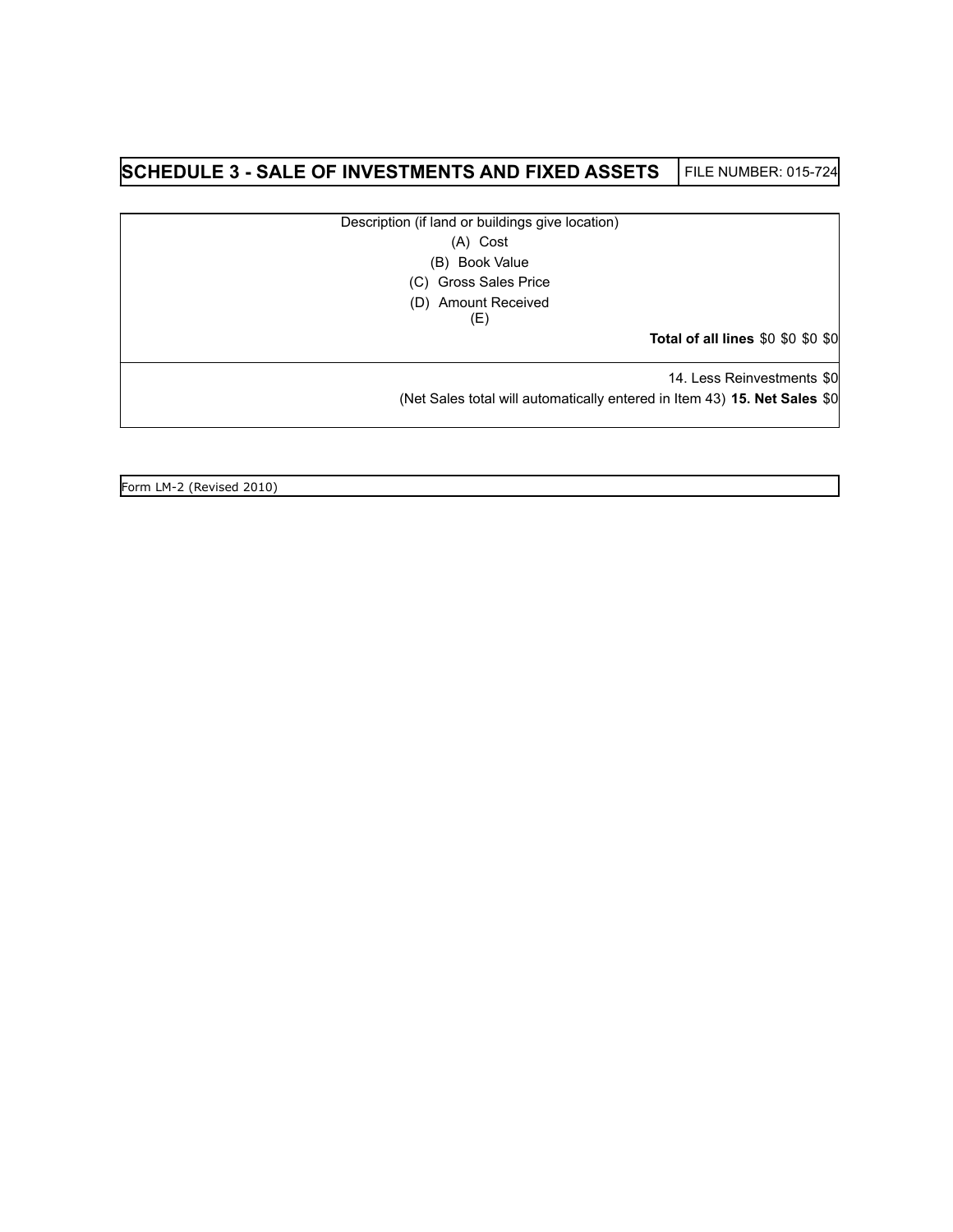## SCHEDULE 3 - SALE OF INVESTMENTS AND FIXED ASSETS

FILE NUMBER: 015-724

Description (if land or buildings give location)

(A) Cost

(B) Book Value

(C) Gross Sales Price

(D) Amount Received

(E)

**Total of all lines** $0 $0 $0 $0

14. Less Reinvestments $0

(Net Sales total will automatically entered in Item 43) **15. Net Sales** $0

Form LM-2 (Revised 2010)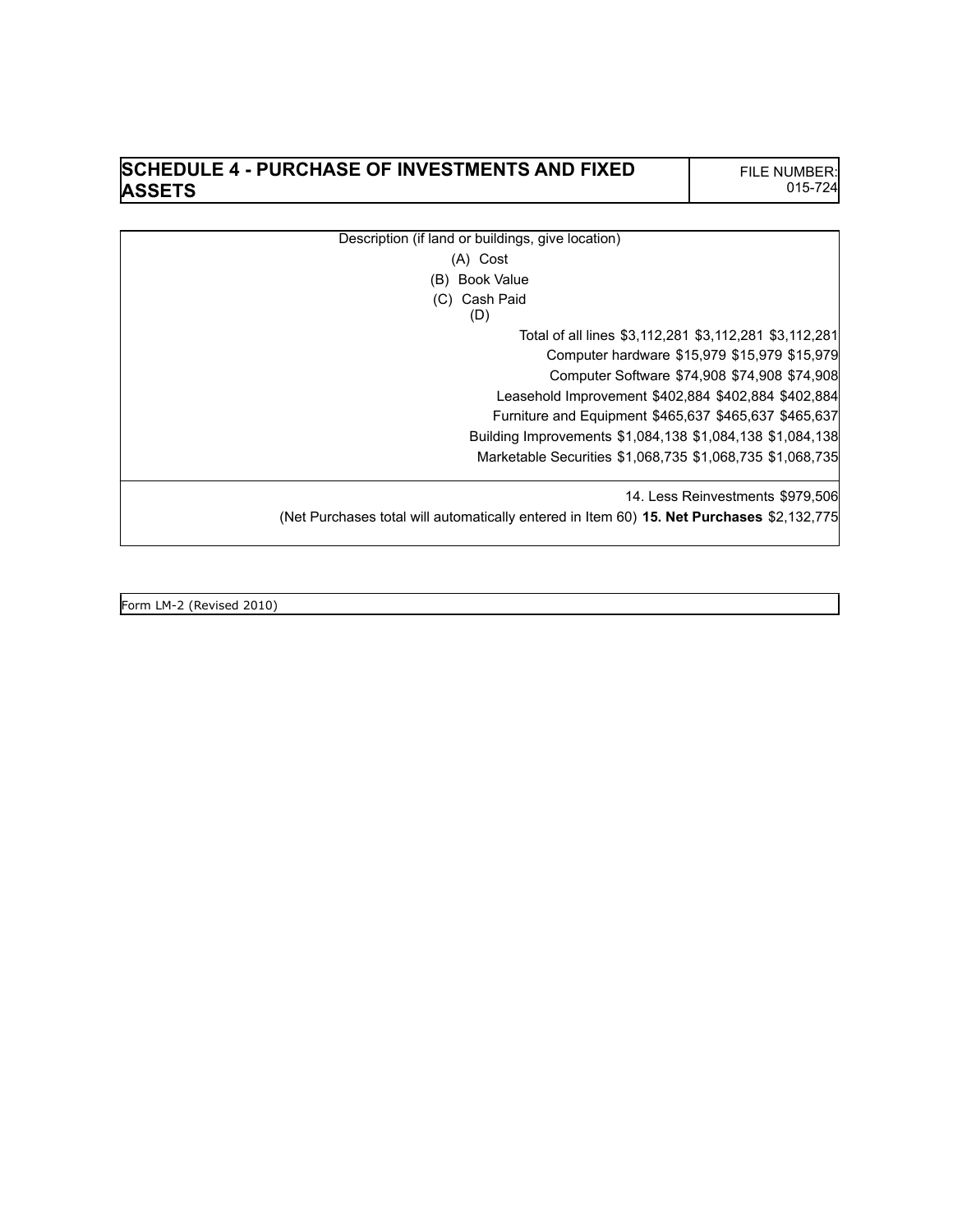## SCHEDULE 4 - PURCHASE OF INVESTMENTS AND FIXED ASSETS

FILE NUMBER: 015-724

| Description (if land or buildings, give location) | (A) Cost | (B) Book Value | (C) Cash Paid |
|---|---|---|---|
| (D) | | | |
| Total of all lines | $3,112,281 | $3,112,281 | $3,112,281 |
| Computer hardware | $15,979 | $15,979 | $15,979 |
| Computer Software | $74,908 | $74,908 | $74,908 |
| Leasehold Improvement | $402,884 | $402,884 | $402,884 |
| Furniture and Equipment | $465,637 | $465,637 | $465,637 |
| Building Improvements | $1,084,138 | $1,084,138 | $1,084,138 |
| Marketable Securities | $1,068,735 | $1,068,735 | $1,068,735 |

14. Less Reinvestments $979,506

(Net Purchases total will automatically entered in Item 60) **15. Net Purchases** $2,132,775

Form LM-2 (Revised 2010)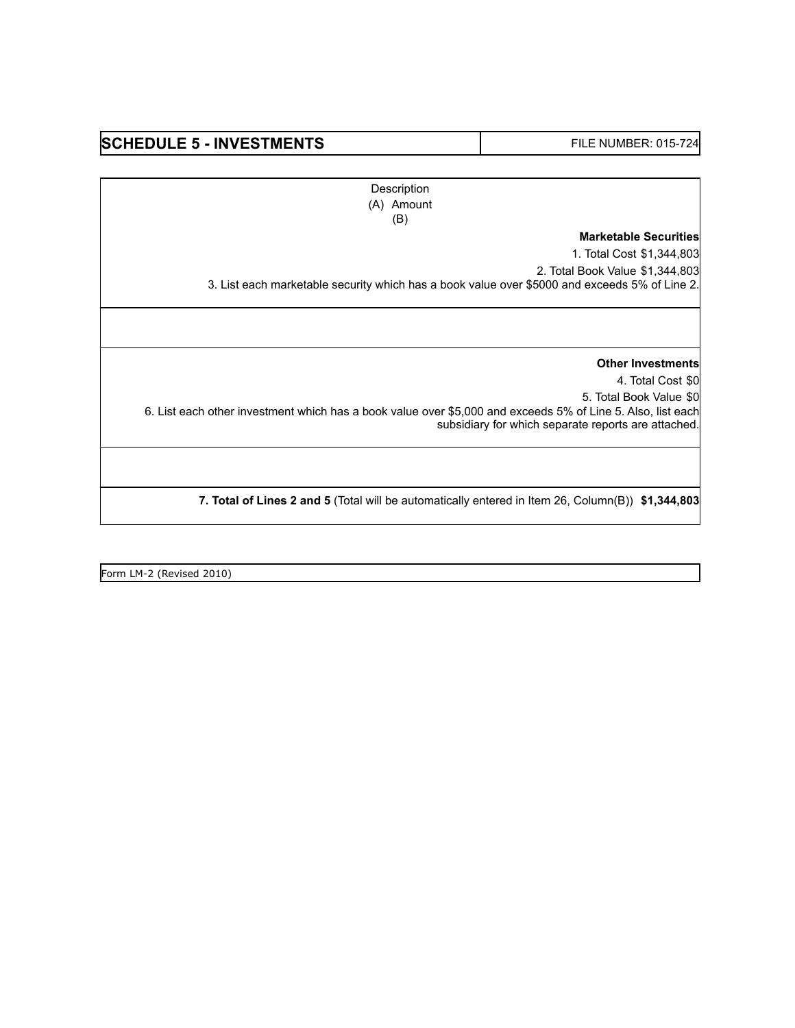## SCHEDULE 5 - INVESTMENTS

FILE NUMBER: 015-724

Description
(A) Amount
(B)

**Marketable Securities**

1. Total Cost $1,344,803

2. Total Book Value $1,344,803

3. List each marketable security which has a book value over $5000 and exceeds 5% of Line 2.

**Other Investments**

4. Total Cost $0

5. Total Book Value $0

6. List each other investment which has a book value over $5,000 and exceeds 5% of Line 5. Also, list each subsidiary for which separate reports are attached.

**7. Total of Lines 2 and 5** (Total will be automatically entered in Item 26, Column(B)) **$1,344,803**

Form LM-2 (Revised 2010)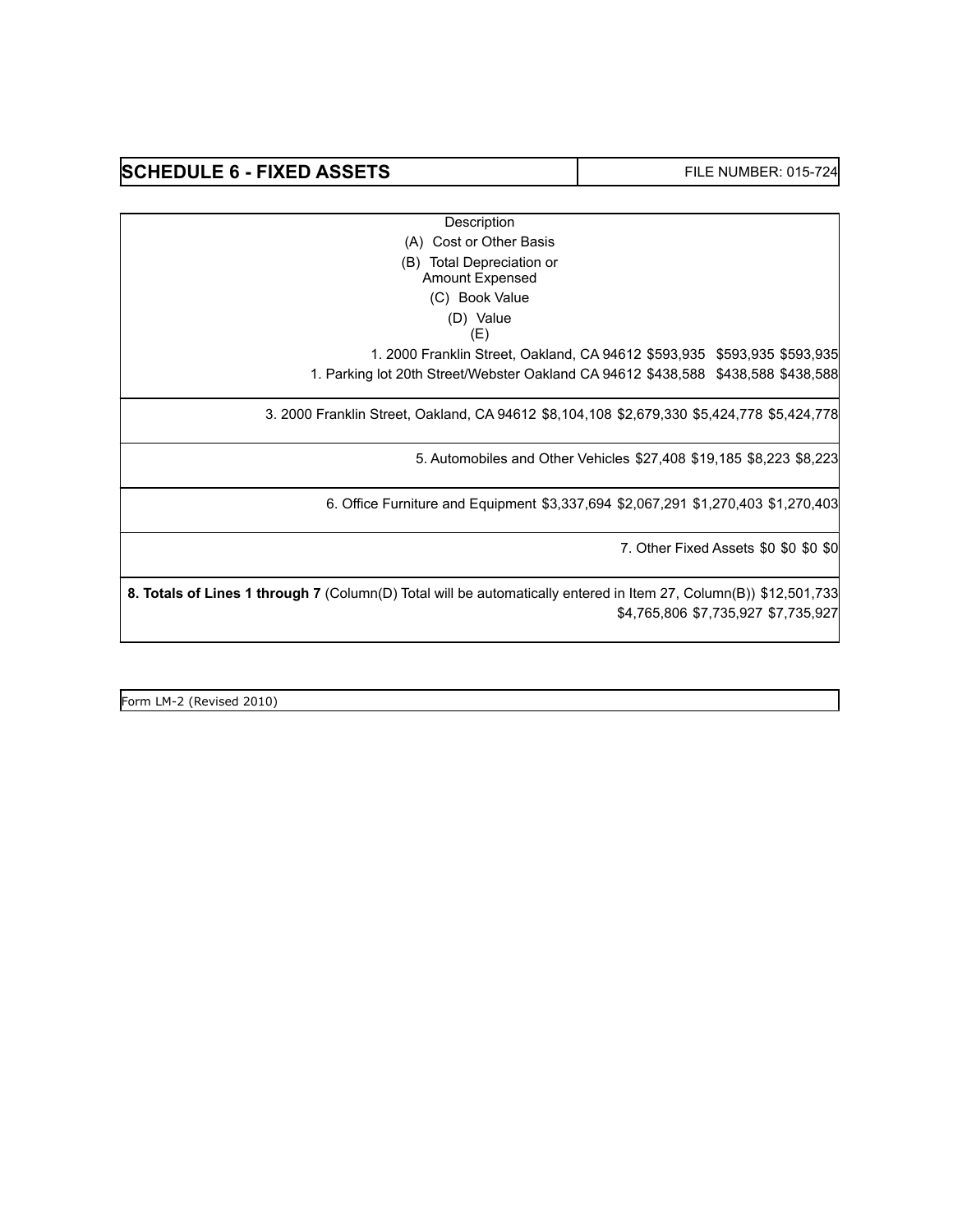## SCHEDULE 6 - FIXED ASSETS

FILE NUMBER: 015-724

| Description | (A) Cost or Other Basis | (B) Total Depreciation or Amount Expensed | (C) Book Value | (D) Value | (E) |
|---|---|---|---|---|---|
| 1. 2000 Franklin Street, Oakland, CA 94612 | $593,935 | | $593,935 | $593,935 | |
| 1. Parking lot 20th Street/Webster Oakland CA 94612 | $438,588 | | $438,588 | $438,588 | |
| 3. 2000 Franklin Street, Oakland, CA 94612 | $8,104,108 | $2,679,330 | $5,424,778 | $5,424,778 | |
| 5. Automobiles and Other Vehicles | $27,408 | $19,185 | $8,223 | $8,223 | |
| 6. Office Furniture and Equipment | $3,337,694 | $2,067,291 | $1,270,403 | $1,270,403 | |
| 7. Other Fixed Assets | $0 | $0 | $0 | $0 | |
| **8. Totals of Lines 1 through 7** (Column(D) Total will be automatically entered in Item 27, Column(B)) | $12,501,733 | $4,765,806 | $7,735,927 | $7,735,927 | |

Form LM-2 (Revised 2010)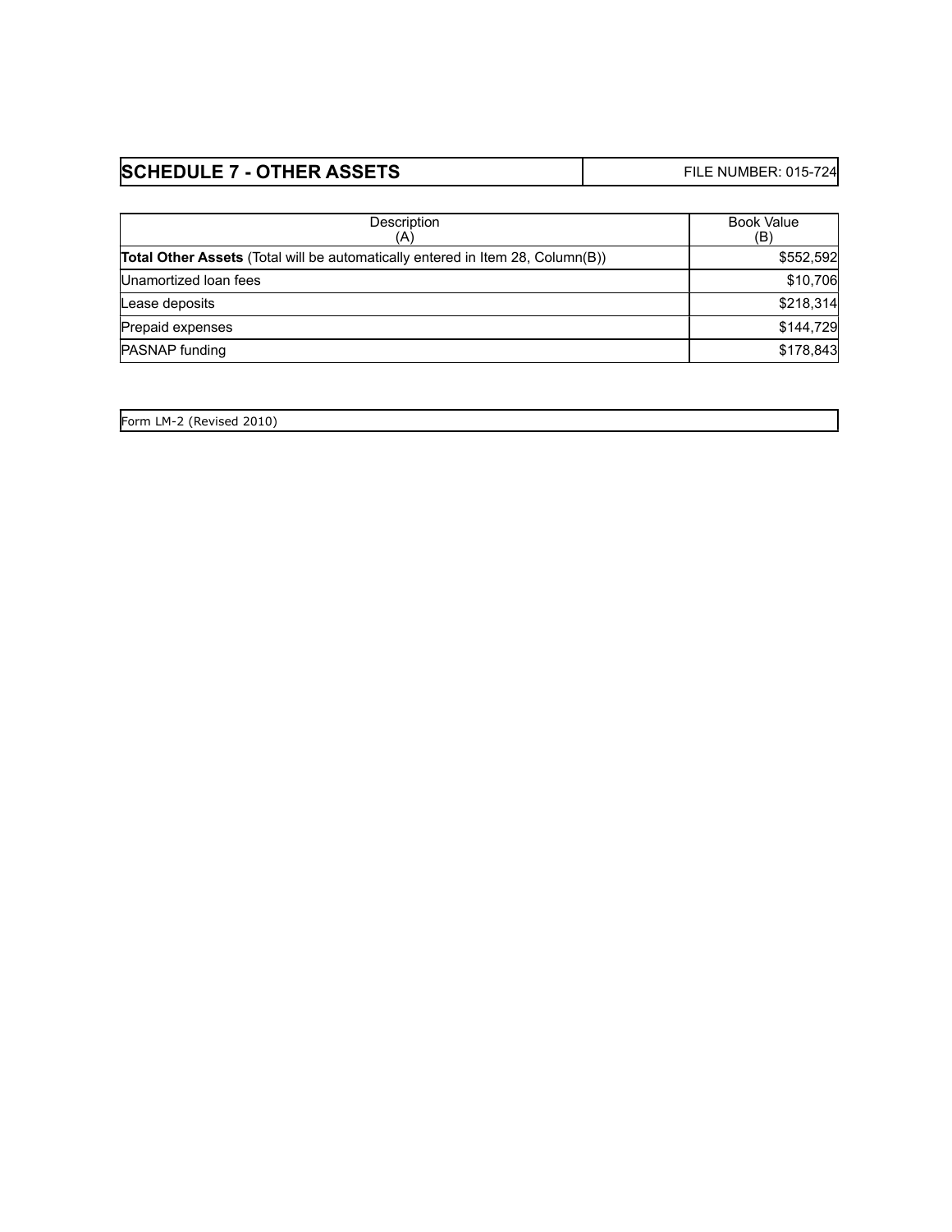## SCHEDULE 7 - OTHER ASSETS

FILE NUMBER: 015-724

| Description (A) | Book Value (B) |
| --- | --- |
| **Total Other Assets** (Total will be automatically entered in Item 28, Column(B)) | $552,592 |
| Unamortized loan fees | $10,706 |
| Lease deposits | $218,314 |
| Prepaid expenses | $144,729 |
| PASNAP funding | $178,843 |

Form LM-2 (Revised 2010)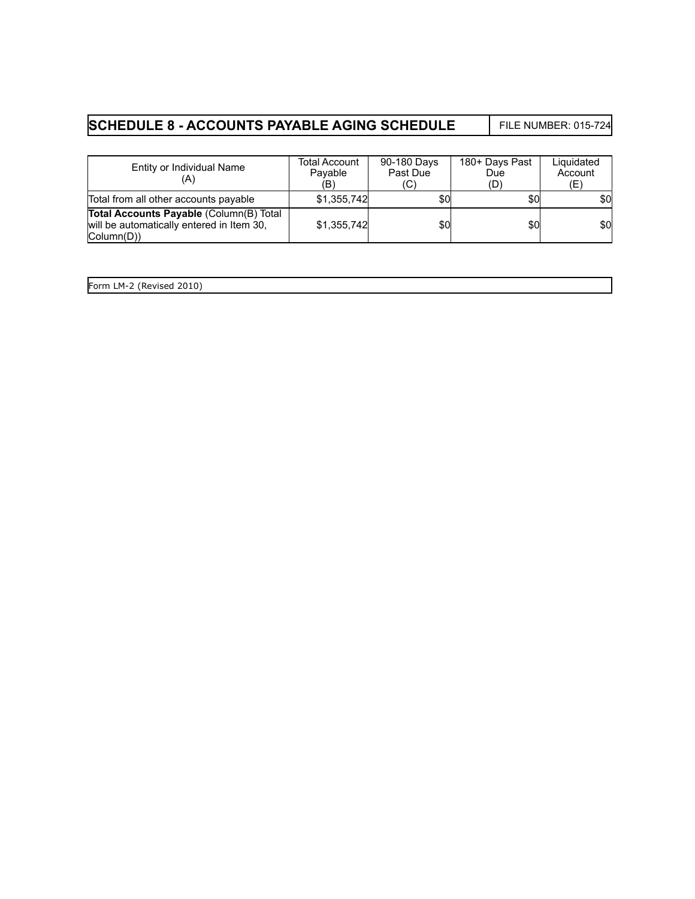# SCHEDULE 8 - ACCOUNTS PAYABLE AGING SCHEDULE

FILE NUMBER: 015-724

| Entity or Individual Name (A) | Total Account Payable (B) | 90-180 Days Past Due (C) | 180+ Days Past Due (D) | Liquidated Account (E) |
|---|---|---|---|---|
| Total from all other accounts payable | $1,355,742 | $0 | $0 | $0 |
| **Total Accounts Payable** (Column(B) Total will be automatically entered in Item 30, Column(D)) | $1,355,742 | $0 | $0 | $0 |

Form LM-2 (Revised 2010)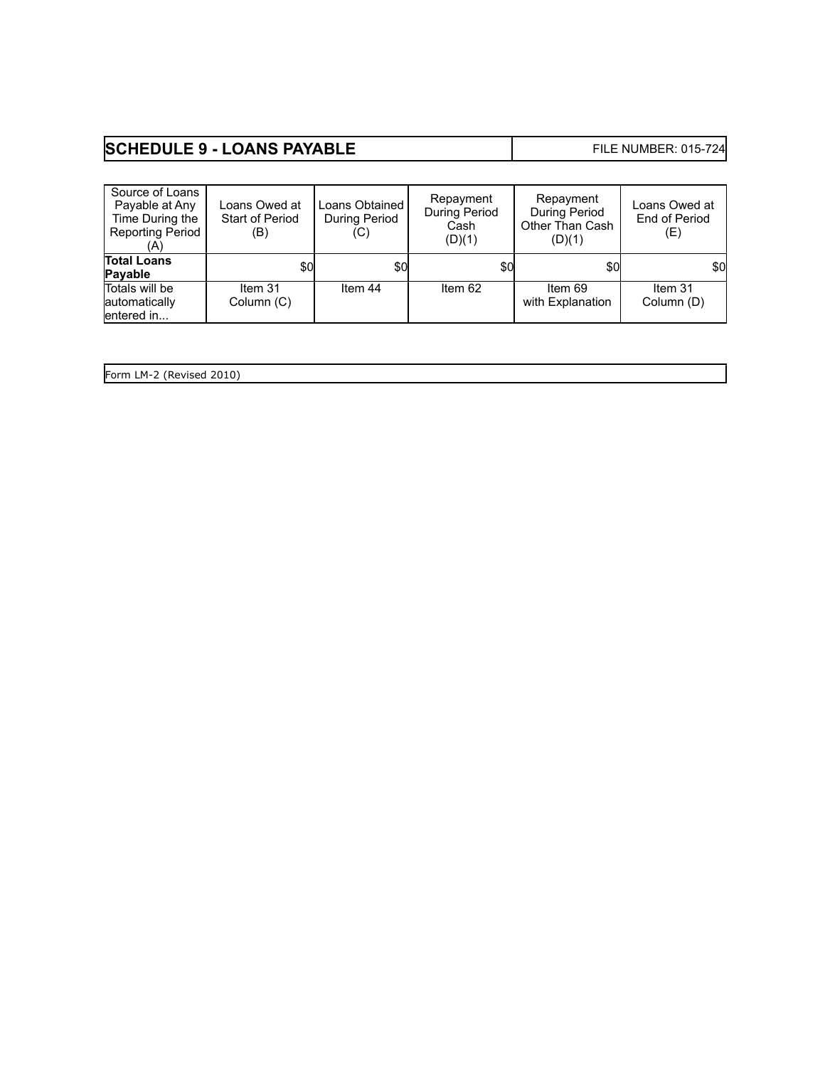## SCHEDULE 9 - LOANS PAYABLE

FILE NUMBER: 015-724

| Source of Loans Payable at Any Time During the Reporting Period (A) | Loans Owed at Start of Period (B) | Loans Obtained During Period (C) | Repayment During Period Cash (D)(1) | Repayment During Period Other Than Cash (D)(1) | Loans Owed at End of Period (E) |
|---|---|---|---|---|---|
| **Total Loans Payable** | $0 | $0 | $0 | $0 | $0 |
| Totals will be automatically entered in... | Item 31 Column (C) | Item 44 | Item 62 | Item 69 with Explanation | Item 31 Column (D) |

Form LM-2 (Revised 2010)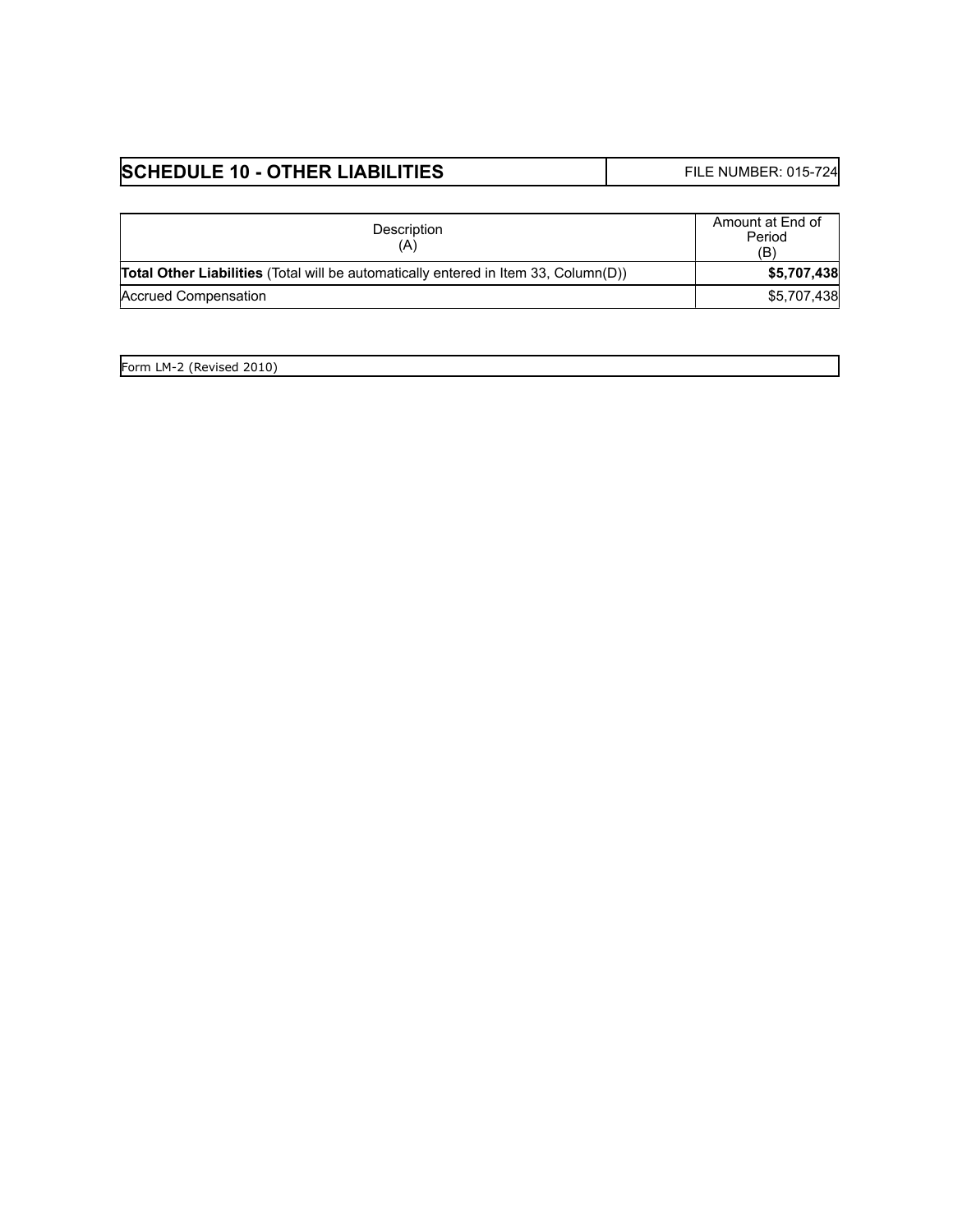## SCHEDULE 10 - OTHER LIABILITIES

FILE NUMBER: 015-724

| Description (A) | Amount at End of Period (B) |
|---|---|
| **Total Other Liabilities** (Total will be automatically entered in Item 33, Column(D)) | **$5,707,438** |
| Accrued Compensation | $5,707,438 |

Form LM-2 (Revised 2010)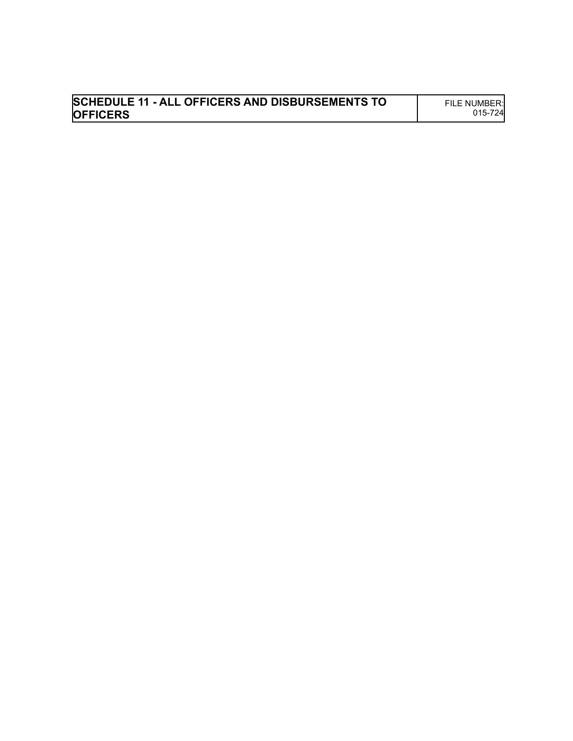| SCHEDULE 11 - ALL OFFICERS AND DISBURSEMENTS TO OFFICERS | FILE NUMBER: 015-724 |
| --- | --- |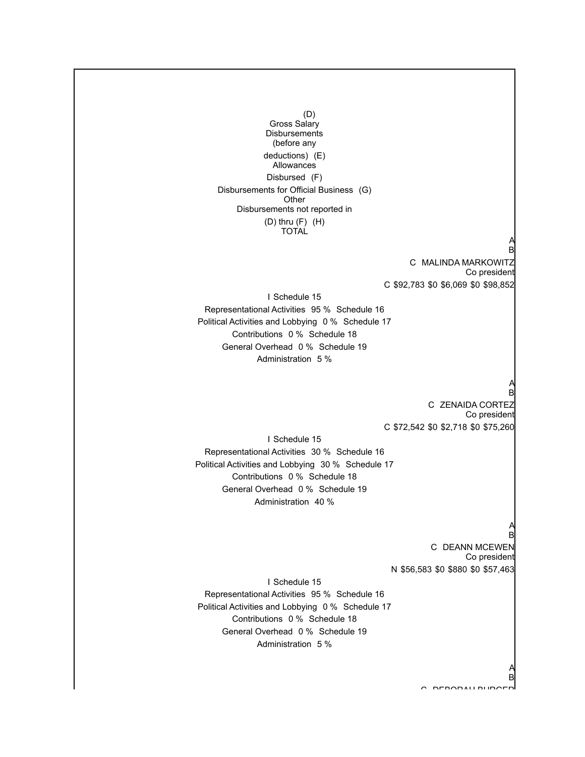(D)
Gross Salary
Disbursements
(before any
deductions) (E)
Allowances
Disbursed (F)
Disbursements for Official Business (G)
Other
Disbursements not reported in
(D) thru (F) (H)
TOTAL

A
B
C MALINDA MARKOWITZ
Co president
C $92,783 $0 $6,069 $0 $98,852

I Schedule 15
Representational Activities 95 % Schedule 16
Political Activities and Lobbying 0 % Schedule 17
Contributions 0 % Schedule 18
General Overhead 0 % Schedule 19
Administration 5 %

A
B
C ZENAIDA CORTEZ
Co president
C $72,542 $0 $2,718 $0 $75,260

I Schedule 15
Representational Activities 30 % Schedule 16
Political Activities and Lobbying 30 % Schedule 17
Contributions 0 % Schedule 18
General Overhead 0 % Schedule 19
Administration 40 %

A
B
C DEANN MCEWEN
Co president
N $56,583 $0 $880 $0 $57,463

I Schedule 15
Representational Activities 95 % Schedule 16
Political Activities and Lobbying 0 % Schedule 17
Contributions 0 % Schedule 18
General Overhead 0 % Schedule 19
Administration 5 %

A
B
C DEBORAH BURGER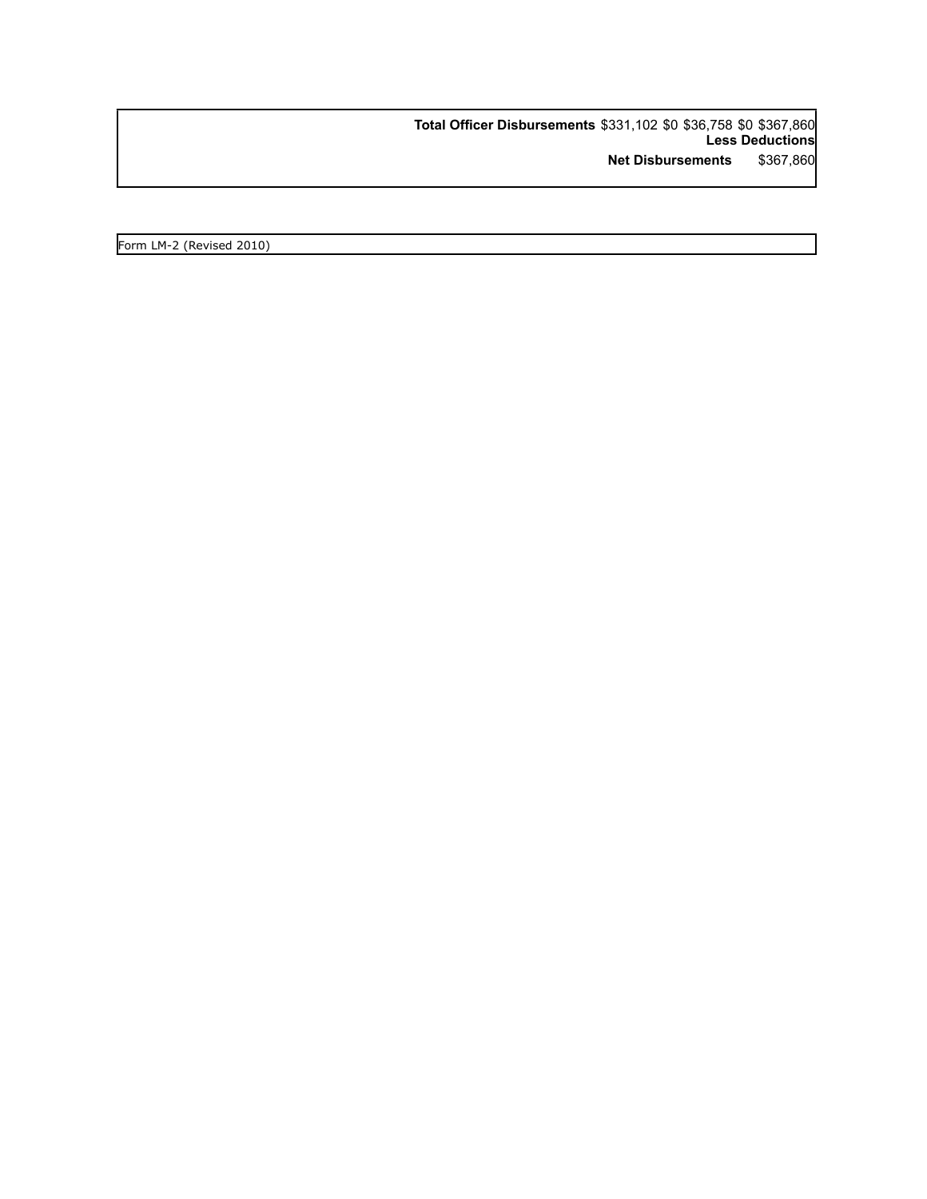| | | | | | |
|---|---|---|---|---|---|
| **Total Officer Disbursements** | $331,102 | $0 | $36,758 | $0 | $367,860 |
| | | | | | **Less Deductions** |
| | | | **Net Disbursements** | | $367,860 |

Form LM-2 (Revised 2010)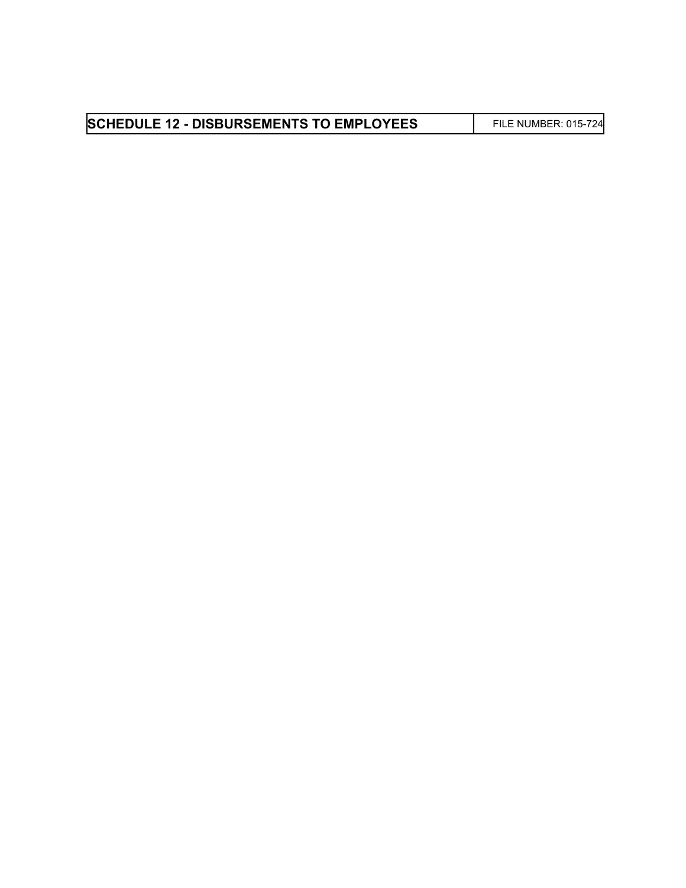| SCHEDULE 12 - DISBURSEMENTS TO EMPLOYEES | FILE NUMBER: 015-724 |
| --- | --- |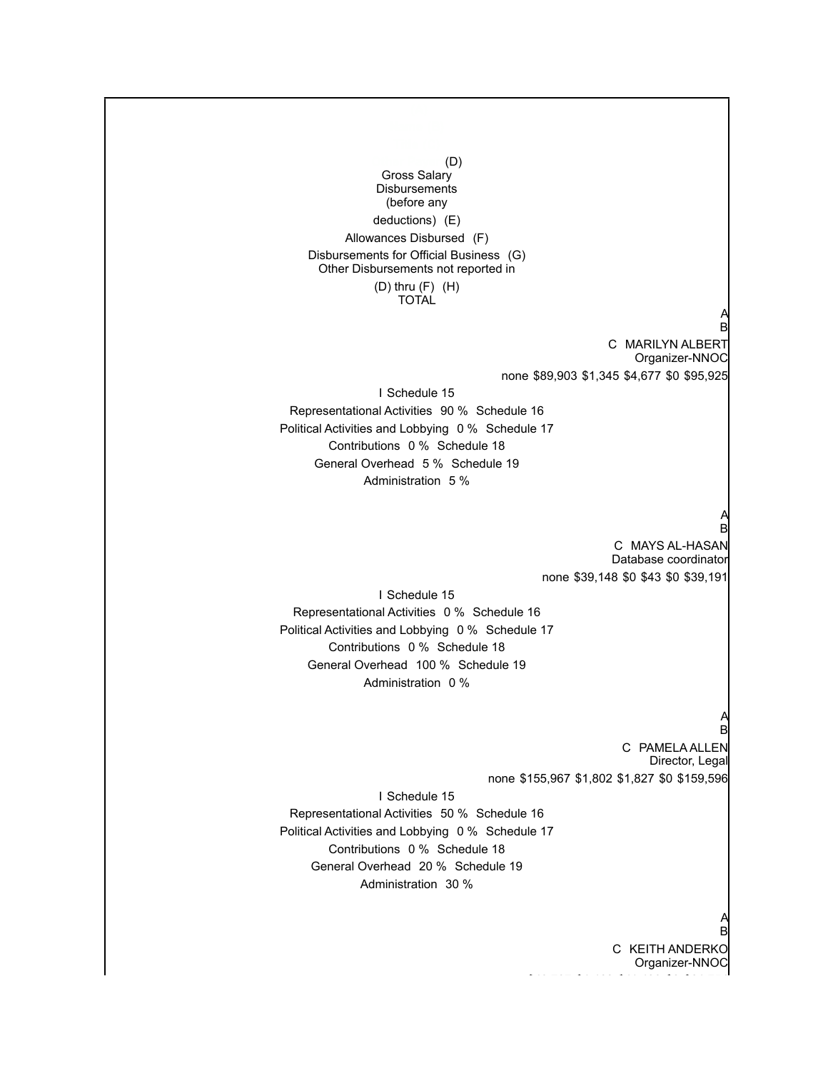(D)
Gross Salary
Disbursements
(before any
deductions) (E)
Allowances Disbursed (F)
Disbursements for Official Business (G)
Other Disbursements not reported in
(D) thru (F) (H)
TOTAL

A
B
C MARILYN ALBERT
Organizer-NNOC
none $89,903 $1,345 $4,677 $0 $95,925

I Schedule 15
Representational Activities 90 % Schedule 16
Political Activities and Lobbying 0 % Schedule 17
Contributions 0 % Schedule 18
General Overhead 5 % Schedule 19
Administration 5 %

A
B
C MAYS AL-HASAN
Database coordinator
none $39,148 $0 $43 $0 $39,191

I Schedule 15
Representational Activities 0 % Schedule 16
Political Activities and Lobbying 0 % Schedule 17
Contributions 0 % Schedule 18
General Overhead 100 % Schedule 19
Administration 0 %

A
B
C PAMELA ALLEN
Director, Legal
none $155,967 $1,802 $1,827 $0 $159,596

I Schedule 15
Representational Activities 50 % Schedule 16
Political Activities and Lobbying 0 % Schedule 17
Contributions 0 % Schedule 18
General Overhead 20 % Schedule 19
Administration 30 %

A
B
C KEITH ANDERKO
Organizer-NNOC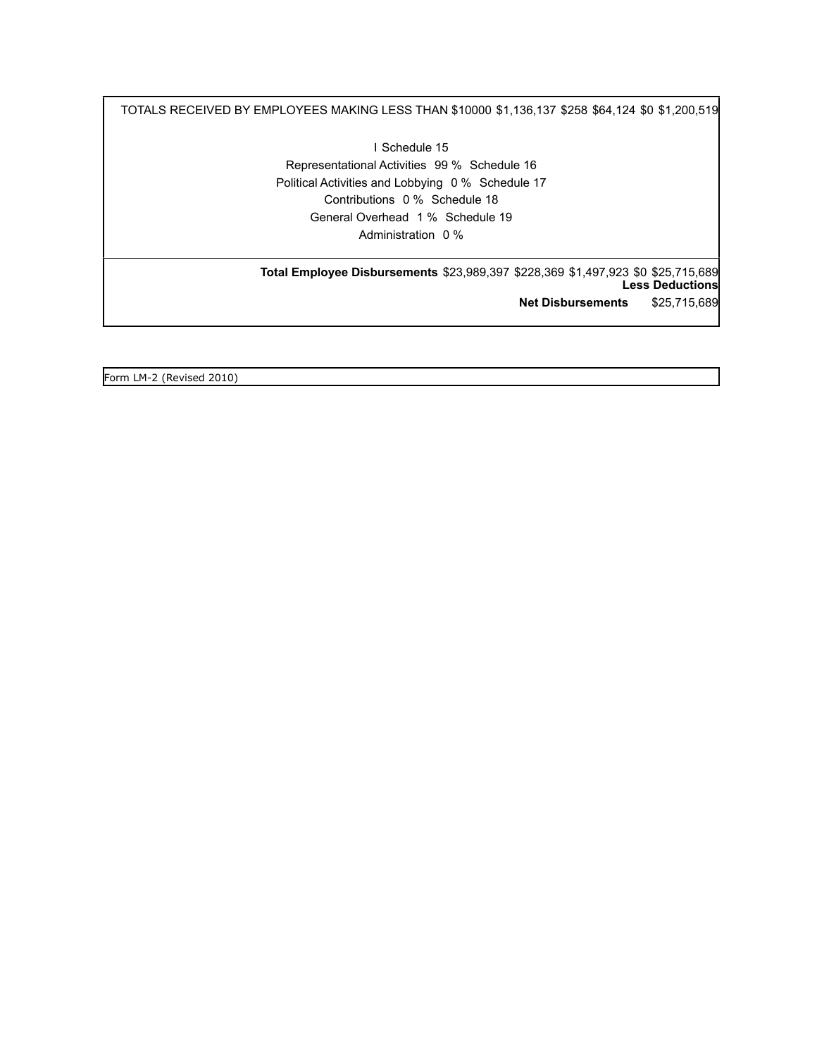| | | | | | |
|---|---|---|---|---|---|
| TOTALS RECEIVED BY EMPLOYEES MAKING LESS THAN $10000 | $1,136,137 | $258 | $64,124 | $0 | $1,200,519 |

I Schedule 15

Representational Activities 99 % Schedule 16

Political Activities and Lobbying 0 % Schedule 17

Contributions 0 % Schedule 18

General Overhead 1 % Schedule 19

Administration 0 %

| | | | | | |
|---|---|---|---|---|---|
| **Total Employee Disbursements** | $23,989,397 | $228,369 | $1,497,923 | $0 | $25,715,689 |
| | | | | | **Less Deductions** |
| **Net Disbursements** | | | | | $25,715,689 |

Form LM-2 (Revised 2010)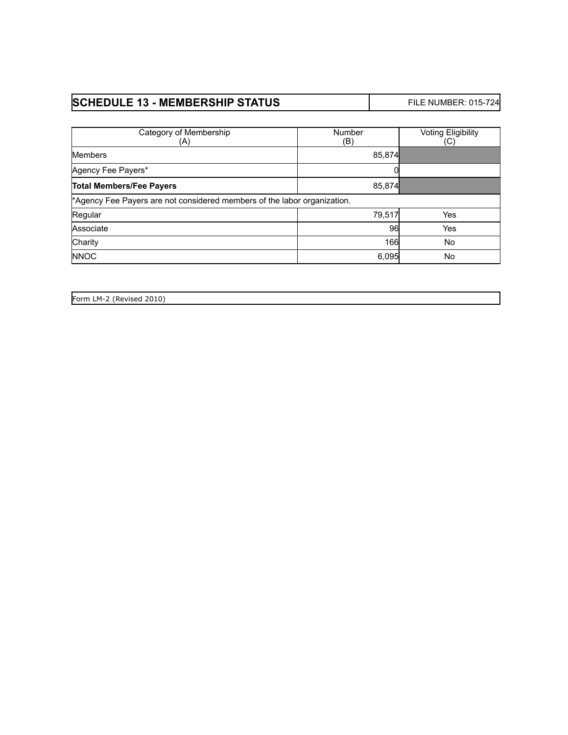## SCHEDULE 13 - MEMBERSHIP STATUS

FILE NUMBER: 015-724

| Category of Membership (A) | Number (B) | Voting Eligibility (C) |
|---|---|---|
| Members | 85,874 | |
| Agency Fee Payers* | 0 | |
| **Total Members/Fee Payers** | 85,874 | |
| *Agency Fee Payers are not considered members of the labor organization. | | |
| Regular | 79,517 | Yes |
| Associate | 96 | Yes |
| Charity | 166 | No |
| NNOC | 6,095 | No |

Form LM-2 (Revised 2010)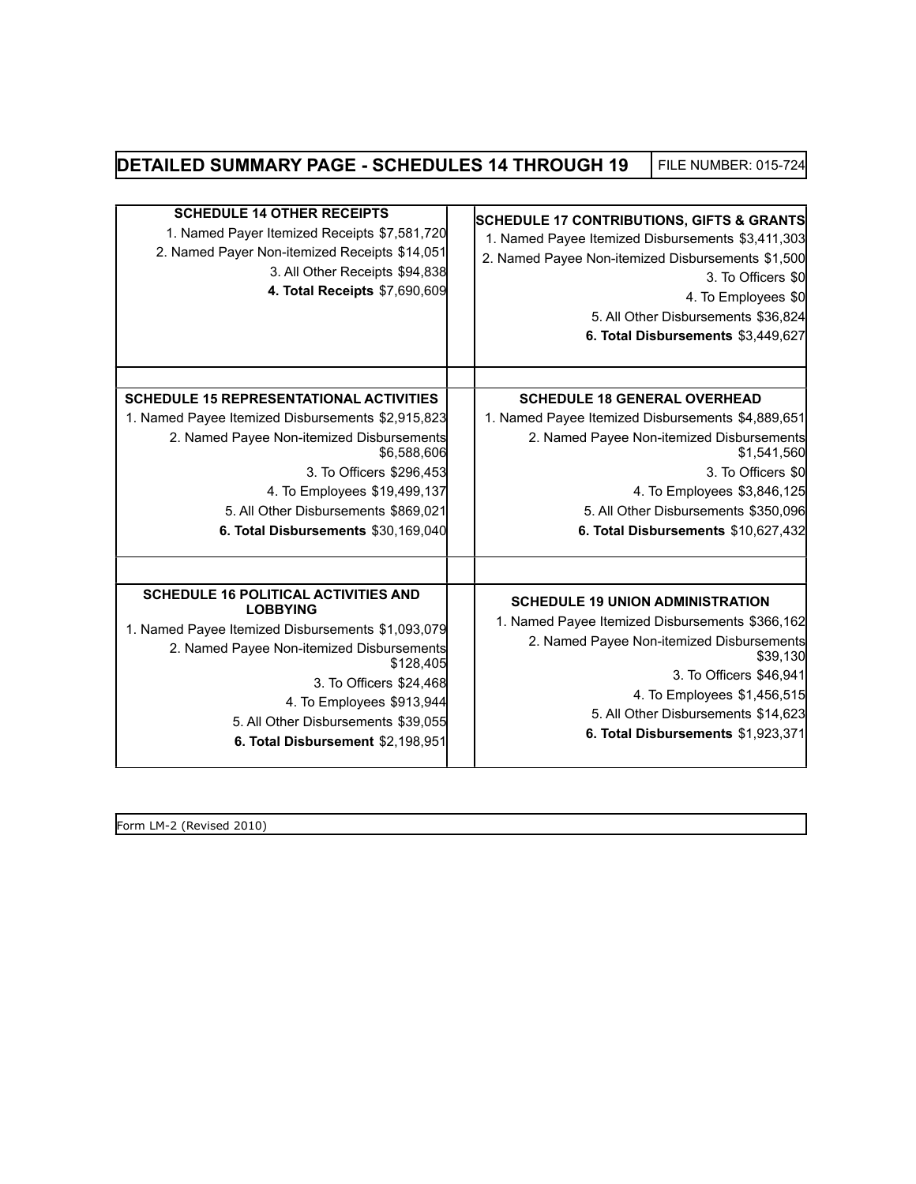# DETAILED SUMMARY PAGE - SCHEDULES 14 THROUGH 19

FILE NUMBER: 015-724

### SCHEDULE 14 OTHER RECEIPTS

1. Named Payer Itemized Receipts $7,581,720
2. Named Payer Non-itemized Receipts $14,051
3. All Other Receipts $94,838
4. **Total Receipts** $7,690,609

### SCHEDULE 15 REPRESENTATIONAL ACTIVITIES

1. Named Payee Itemized Disbursements $2,915,823
2. Named Payee Non-itemized Disbursements $6,588,606
3. To Officers $296,453
4. To Employees $19,499,137
5. All Other Disbursements $869,021
6. **Total Disbursements** $30,169,040

### SCHEDULE 16 POLITICAL ACTIVITIES AND LOBBYING

1. Named Payee Itemized Disbursements $1,093,079
2. Named Payee Non-itemized Disbursements $128,405
3. To Officers $24,468
4. To Employees $913,944
5. All Other Disbursements $39,055
6. **Total Disbursement** $2,198,951

### SCHEDULE 17 CONTRIBUTIONS, GIFTS & GRANTS

1. Named Payee Itemized Disbursements $3,411,303
2. Named Payee Non-itemized Disbursements $1,500
3. To Officers $0
4. To Employees $0
5. All Other Disbursements $36,824
6. **Total Disbursements** $3,449,627

### SCHEDULE 18 GENERAL OVERHEAD

1. Named Payee Itemized Disbursements $4,889,651
2. Named Payee Non-itemized Disbursements $1,541,560
3. To Officers $0
4. To Employees $3,846,125
5. All Other Disbursements $350,096
6. **Total Disbursements** $10,627,432

### SCHEDULE 19 UNION ADMINISTRATION

1. Named Payee Itemized Disbursements $366,162
2. Named Payee Non-itemized Disbursements $39,130
3. To Officers $46,941
4. To Employees $1,456,515
5. All Other Disbursements $14,623
6. **Total Disbursements** $1,923,371

Form LM-2 (Revised 2010)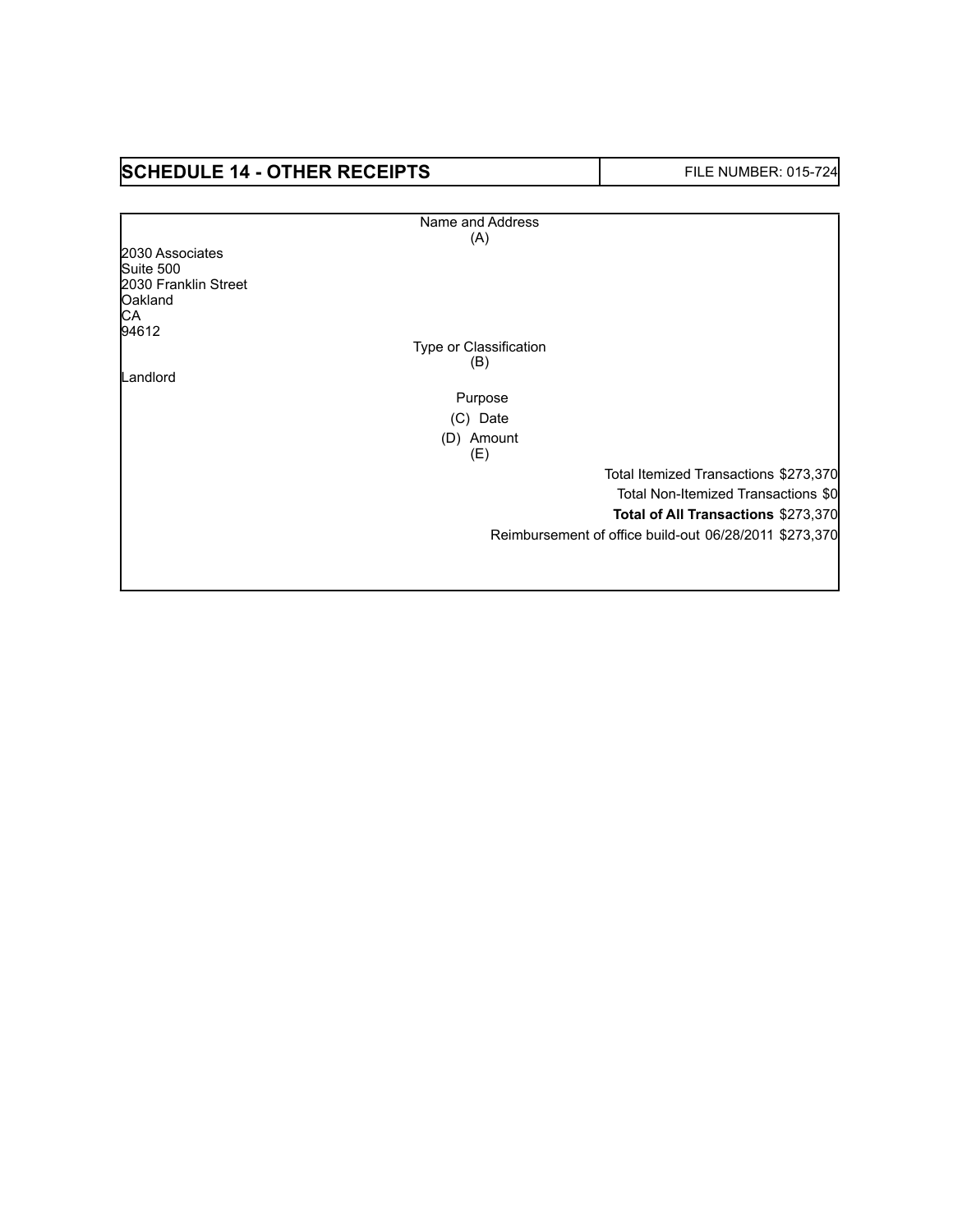| SCHEDULE 14 - OTHER RECEIPTS | FILE NUMBER: 015-724 |
|---|---|

| Name and Address (A) | Type or Classification (B) | Purpose (C) | Date (D) | Amount (E) |
|---|---|---|---|---|
| 2030 Associates<br>Suite 500<br>2030 Franklin Street<br>Oakland<br>CA<br>94612 | Landlord | Reimbursement of office build-out | 06/28/2011 | $273,370 |
| | | | Total Itemized Transactions | $273,370 |
| | | | Total Non-Itemized Transactions | $0 |
| | | | **Total of All Transactions** | $273,370 |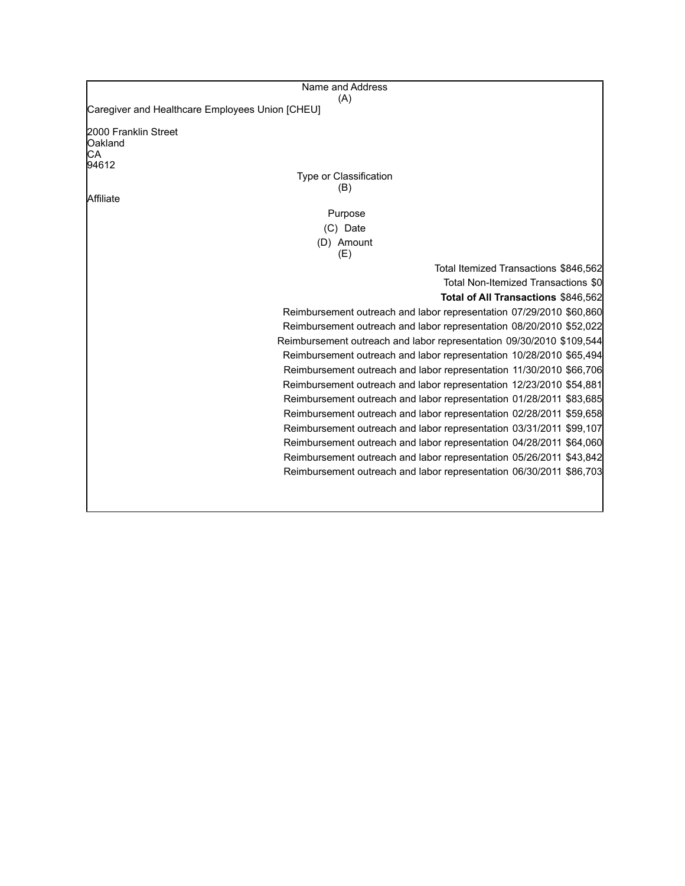Name and Address
(A)

Caregiver and Healthcare Employees Union [CHEU]

2000 Franklin Street
Oakland
CA
94612

Type or Classification
(B)

Affiliate

Purpose
(C) Date
(D) Amount
(E)

Total Itemized Transactions $846,562

Total Non-Itemized Transactions $0

**Total of All Transactions** $846,562

| Purpose | Date | Amount |
| --- | --- | --- |
| Reimbursement outreach and labor representation | 07/29/2010 | $60,860 |
| Reimbursement outreach and labor representation | 08/20/2010 | $52,022 |
| Reimbursement outreach and labor representation | 09/30/2010 | $109,544 |
| Reimbursement outreach and labor representation | 10/28/2010 | $65,494 |
| Reimbursement outreach and labor representation | 11/30/2010 | $66,706 |
| Reimbursement outreach and labor representation | 12/23/2010 | $54,881 |
| Reimbursement outreach and labor representation | 01/28/2011 | $83,685 |
| Reimbursement outreach and labor representation | 02/28/2011 | $59,658 |
| Reimbursement outreach and labor representation | 03/31/2011 | $99,107 |
| Reimbursement outreach and labor representation | 04/28/2011 | $64,060 |
| Reimbursement outreach and labor representation | 05/26/2011 | $43,842 |
| Reimbursement outreach and labor representation | 06/30/2011 | $86,703 |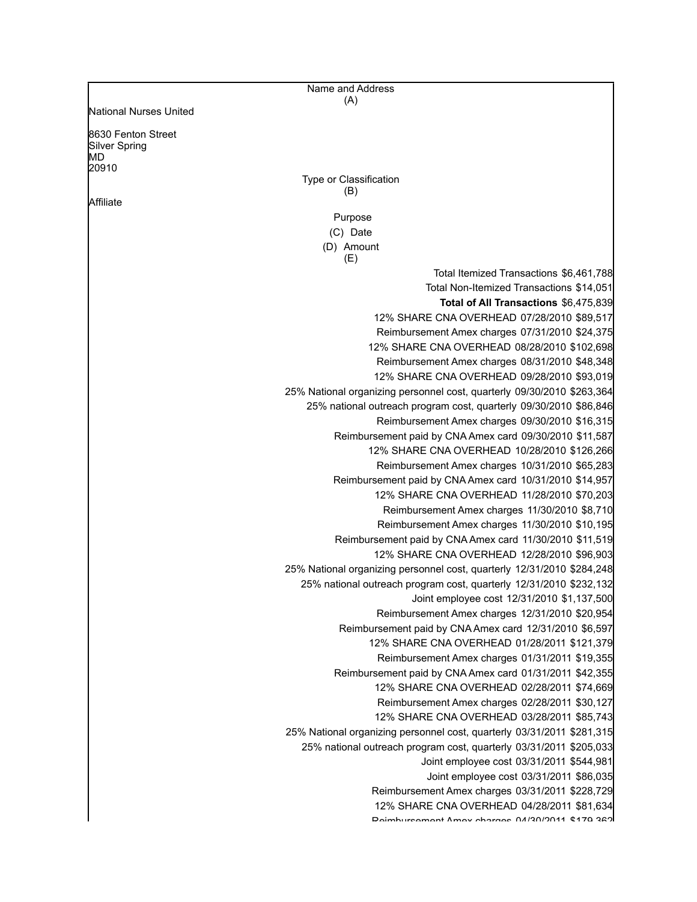| Name and Address (A) | | | |
|---|---|---|---|
| National Nurses United<br><br>8630 Fenton Street<br>Silver Spring<br>MD<br>20910 | | | |
| **Type or Classification (B)** | | | |
| Affiliate | | | |
| **Purpose (C)** | **Date (D)** | **Amount (E)** | |
| Total Itemized Transactions | | $6,461,788 | |
| Total Non-Itemized Transactions | | $14,051 | |
| **Total of All Transactions** | | $6,475,839 | |
| 12% SHARE CNA OVERHEAD | 07/28/2010 | $89,517 | |
| Reimbursement Amex charges | 07/31/2010 | $24,375 | |
| 12% SHARE CNA OVERHEAD | 08/28/2010 | $102,698 | |
| Reimbursement Amex charges | 08/31/2010 | $48,348 | |
| 12% SHARE CNA OVERHEAD | 09/28/2010 | $93,019 | |
| 25% National organizing personnel cost, quarterly | 09/30/2010 | $263,364 | |
| 25% national outreach program cost, quarterly | 09/30/2010 | $86,846 | |
| Reimbursement Amex charges | 09/30/2010 | $16,315 | |
| Reimbursement paid by CNA Amex card | 09/30/2010 | $11,587 | |
| 12% SHARE CNA OVERHEAD | 10/28/2010 | $126,266 | |
| Reimbursement Amex charges | 10/31/2010 | $65,283 | |
| Reimbursement paid by CNA Amex card | 10/31/2010 | $14,957 | |
| 12% SHARE CNA OVERHEAD | 11/28/2010 | $70,203 | |
| Reimbursement Amex charges | 11/30/2010 | $8,710 | |
| Reimbursement Amex charges | 11/30/2010 | $10,195 | |
| Reimbursement paid by CNA Amex card | 11/30/2010 | $11,519 | |
| 12% SHARE CNA OVERHEAD | 12/28/2010 | $96,903 | |
| 25% National organizing personnel cost, quarterly | 12/31/2010 | $284,248 | |
| 25% national outreach program cost, quarterly | 12/31/2010 | $232,132 | |
| Joint employee cost | 12/31/2010 | $1,137,500 | |
| Reimbursement Amex charges | 12/31/2010 | $20,954 | |
| Reimbursement paid by CNA Amex card | 12/31/2010 | $6,597 | |
| 12% SHARE CNA OVERHEAD | 01/28/2011 | $121,379 | |
| Reimbursement Amex charges | 01/31/2011 | $19,355 | |
| Reimbursement paid by CNA Amex card | 01/31/2011 | $42,355 | |
| 12% SHARE CNA OVERHEAD | 02/28/2011 | $74,669 | |
| Reimbursement Amex charges | 02/28/2011 | $30,127 | |
| 12% SHARE CNA OVERHEAD | 03/28/2011 | $85,743 | |
| 25% National organizing personnel cost, quarterly | 03/31/2011 | $281,315 | |
| 25% national outreach program cost, quarterly | 03/31/2011 | $205,033 | |
| Joint employee cost | 03/31/2011 | $544,981 | |
| Joint employee cost | 03/31/2011 | $86,035 | |
| Reimbursement Amex charges | 03/31/2011 | $228,729 | |
| 12% SHARE CNA OVERHEAD | 04/28/2011 | $81,634 | |
| Reimbursement Amex charges | 04/30/2011 | $179,362 | |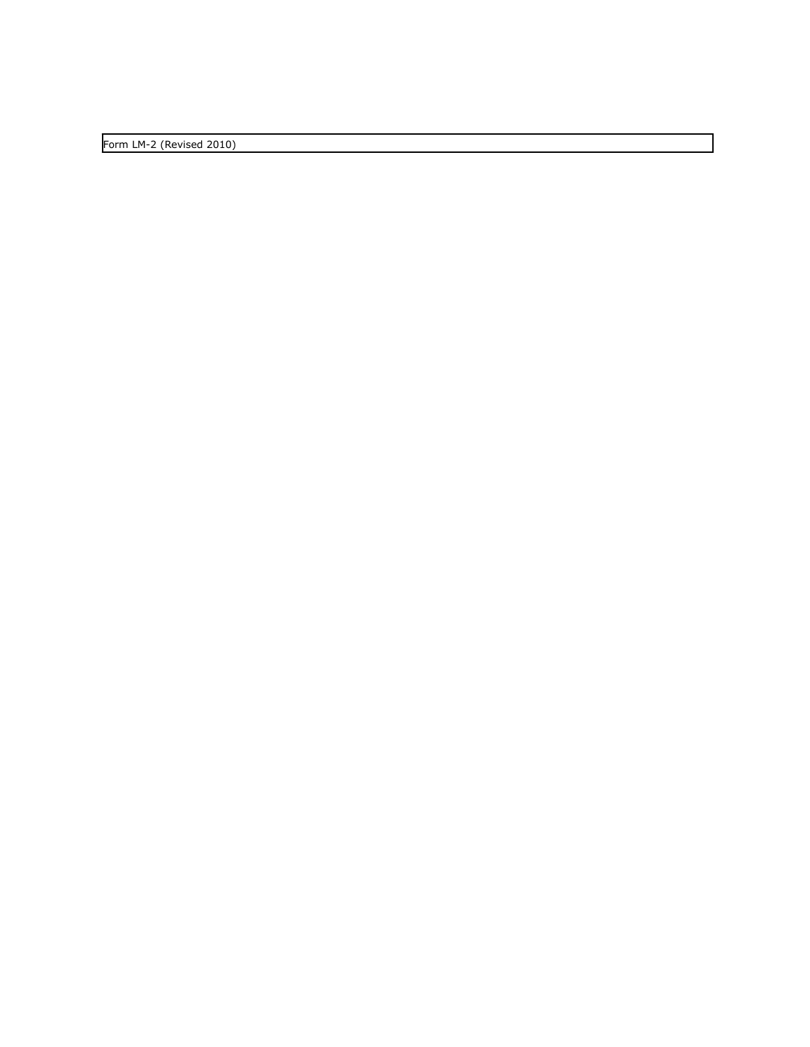Form LM-2 (Revised 2010)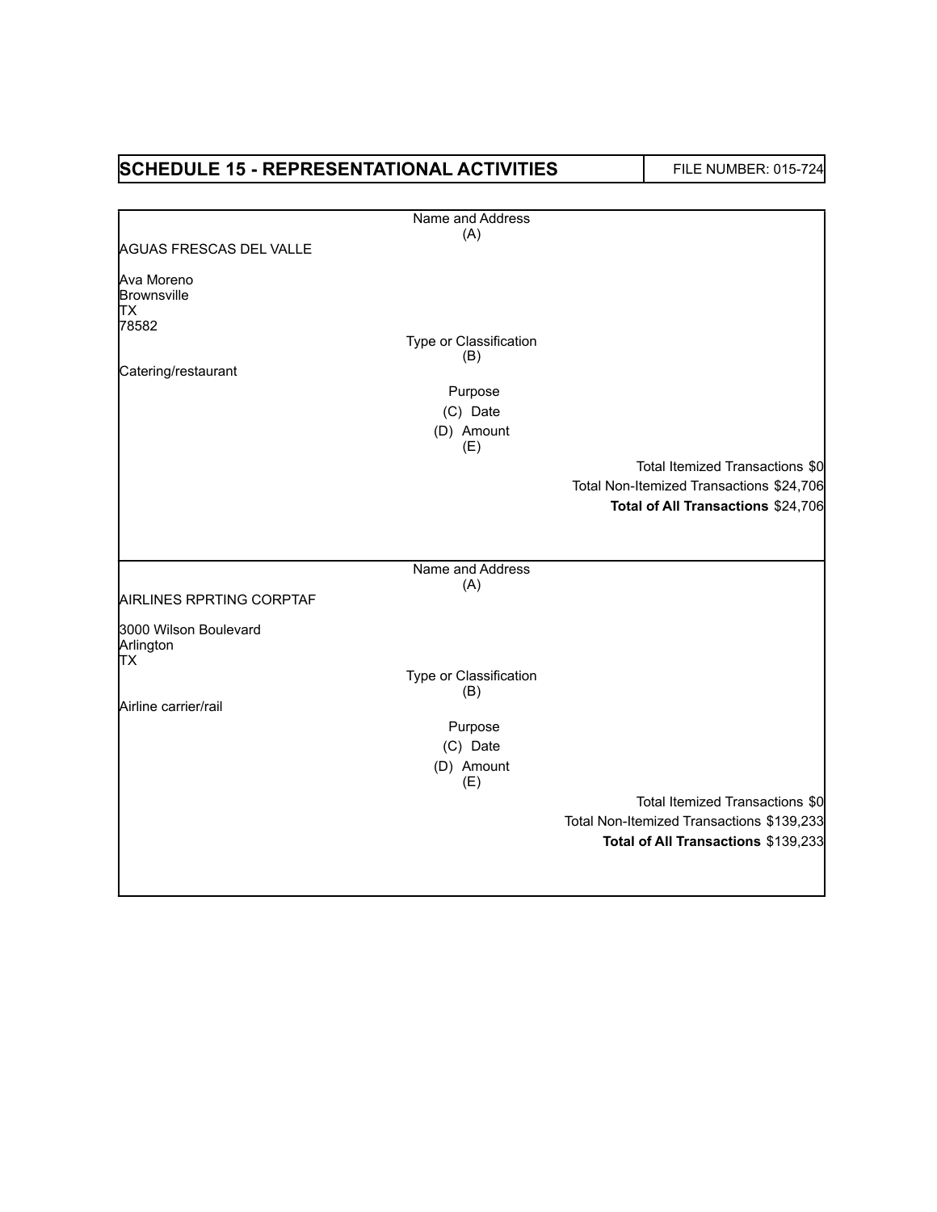# SCHEDULE 15 - REPRESENTATIONAL ACTIVITIES

FILE NUMBER: 015-724

Name and Address
(A)

AGUAS FRESCAS DEL VALLE

Ava Moreno
Brownsville
TX
78582

Type or Classification
(B)

Catering/restaurant

Purpose
(C) Date
(D) Amount
(E)

Total Itemized Transactions $0
Total Non-Itemized Transactions $24,706
**Total of All Transactions** $24,706

---

Name and Address
(A)

AIRLINES RPRTING CORPTAF

3000 Wilson Boulevard
Arlington
TX

Type or Classification
(B)

Airline carrier/rail

Purpose
(C) Date
(D) Amount
(E)

Total Itemized Transactions $0
Total Non-Itemized Transactions $139,233
**Total of All Transactions** $139,233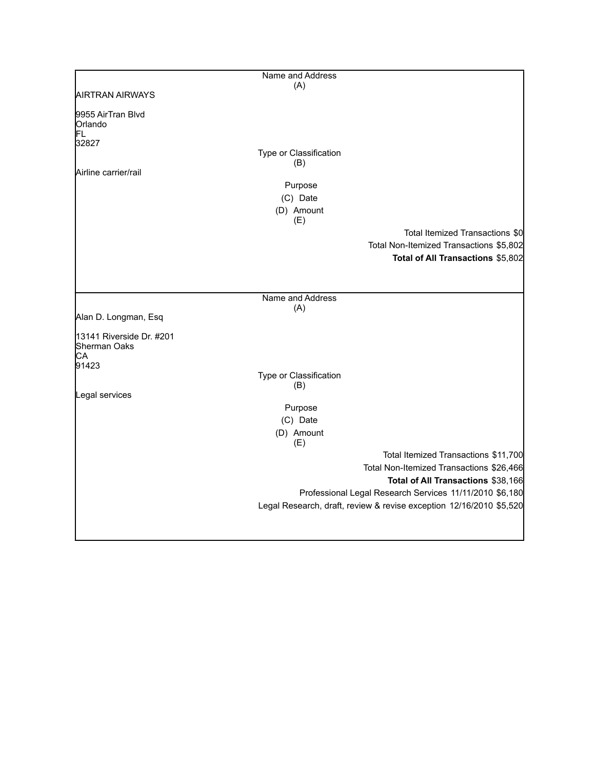| Name and Address (A) |
| --- |
| AIRTRAN AIRWAYS<br><br>9955 AirTran Blvd<br>Orlando<br>FL<br>32827 |
| Type or Classification (B) |
| Airline carrier/rail |
| Purpose<br>(C) Date<br>(D) Amount<br>(E) |
| Total Itemized Transactions $0 |
| Total Non-Itemized Transactions $5,802 |
| **Total of All Transactions** $5,802 |

| Name and Address (A) |
| --- |
| Alan D. Longman, Esq<br><br>13141 Riverside Dr. #201<br>Sherman Oaks<br>CA<br>91423 |
| Type or Classification (B) |
| Legal services |
| Purpose<br>(C) Date<br>(D) Amount<br>(E) |
| Total Itemized Transactions $11,700 |
| Total Non-Itemized Transactions $26,466 |
| **Total of All Transactions** $38,166 |
| Professional Legal Research Services 11/11/2010 $6,180 |
| Legal Research, draft, review & revise exception 12/16/2010 $5,520 |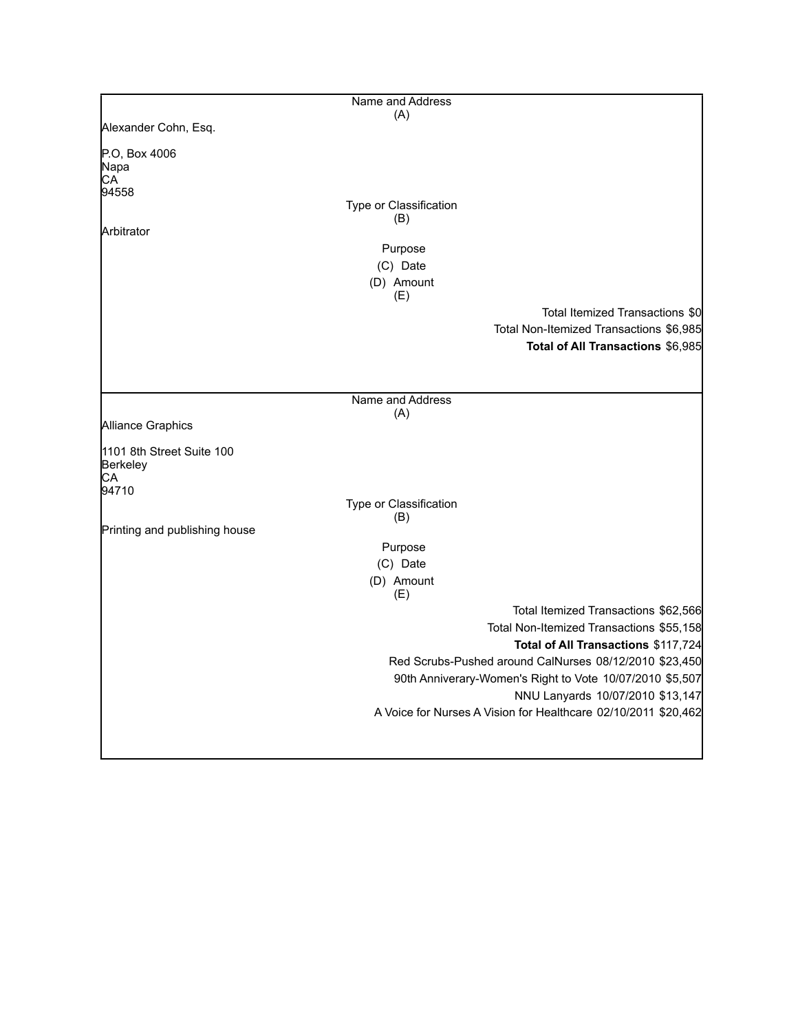| Name and Address (A) |
|---|
| Alexander Cohn, Esq.<br><br>P.O, Box 4006<br>Napa<br>CA<br>94558 |
| Type or Classification (B) |
| Arbitrator |
| Purpose |
| (C) Date |
| (D) Amount (E) |
| Total Itemized Transactions $0 |
| Total Non-Itemized Transactions $6,985 |
| **Total of All Transactions** $6,985 |

| Name and Address (A) |
|---|
| Alliance Graphics<br><br>1101 8th Street Suite 100<br>Berkeley<br>CA<br>94710 |
| Type or Classification (B) |
| Printing and publishing house |
| Purpose |
| (C) Date |
| (D) Amount (E) |
| Total Itemized Transactions $62,566 |
| Total Non-Itemized Transactions $55,158 |
| **Total of All Transactions** $117,724 |
| Red Scrubs-Pushed around CalNurses 08/12/2010 $23,450 |
| 90th Anniverary-Women's Right to Vote 10/07/2010 $5,507 |
| NNU Lanyards 10/07/2010 $13,147 |
| A Voice for Nurses A Vision for Healthcare 02/10/2011 $20,462 |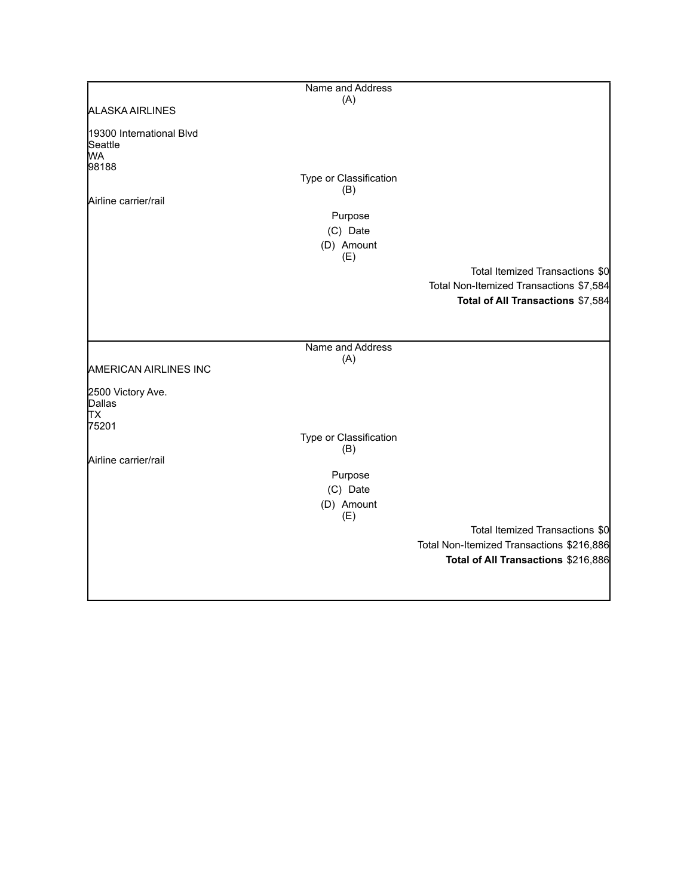Name and Address
(A)

ALASKA AIRLINES

19300 International Blvd
Seattle
WA
98188

Type or Classification
(B)

Airline carrier/rail

Purpose
(C) Date
(D) Amount
(E)

Total Itemized Transactions $0
Total Non-Itemized Transactions $7,584
**Total of All Transactions** $7,584

---

Name and Address
(A)

AMERICAN AIRLINES INC

2500 Victory Ave.
Dallas
TX
75201

Type or Classification
(B)

Airline carrier/rail

Purpose
(C) Date
(D) Amount
(E)

Total Itemized Transactions $0
Total Non-Itemized Transactions $216,886
**Total of All Transactions** $216,886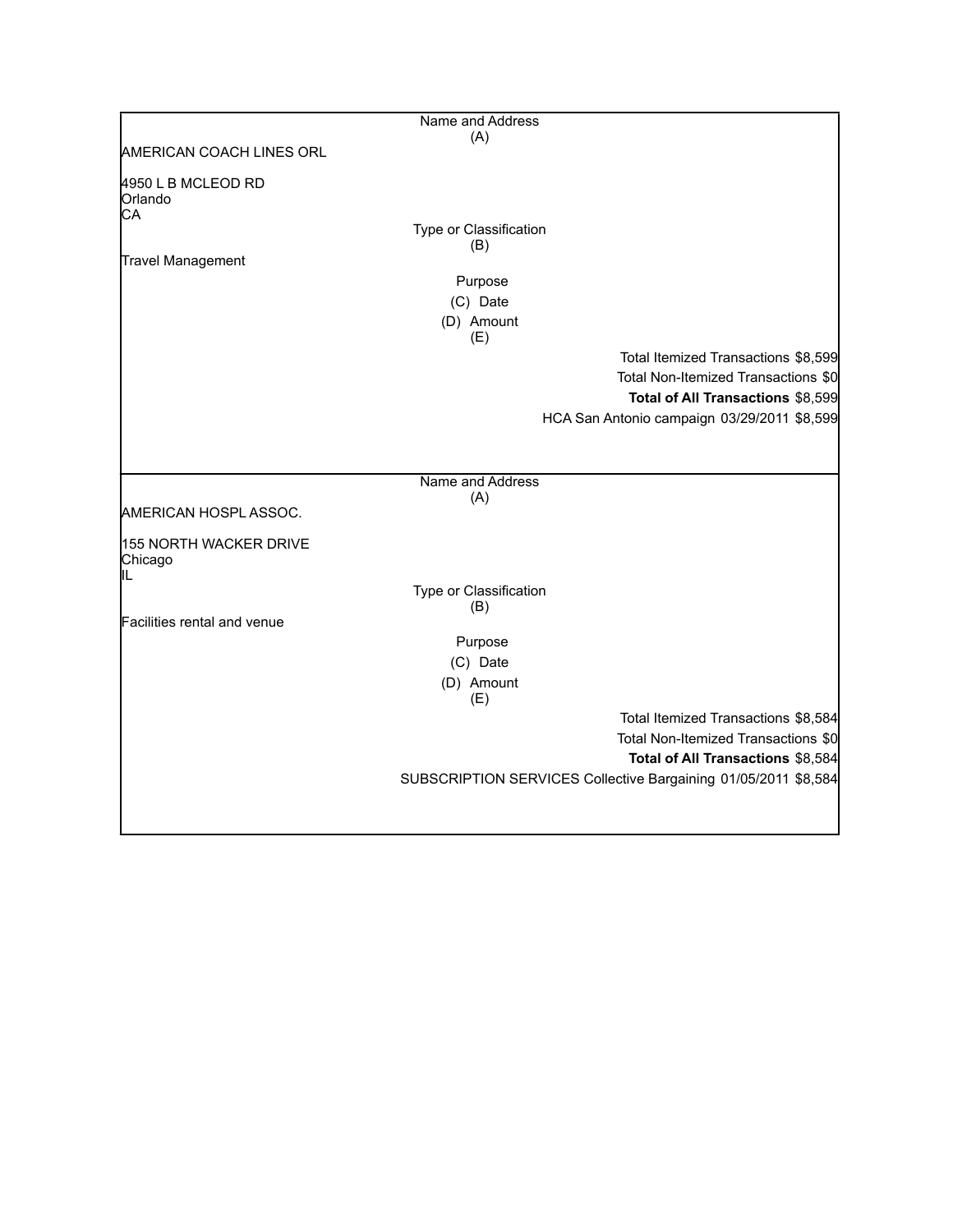| Name and Address (A) |
|---|
| AMERICAN COACH LINES ORL |
| 4950 L B MCLEOD RD<br>Orlando<br>CA |
| Type or Classification (B) |
| Travel Management |
| Purpose (C) Date (D) Amount (E) |
| Total Itemized Transactions $8,599 |
| Total Non-Itemized Transactions $0 |
| **Total of All Transactions** $8,599 |
| HCA San Antonio campaign 03/29/2011 $8,599 |

| Name and Address (A) |
|---|
| AMERICAN HOSPL ASSOC. |
| 155 NORTH WACKER DRIVE<br>Chicago<br>IL |
| Type or Classification (B) |
| Facilities rental and venue |
| Purpose (C) Date (D) Amount (E) |
| Total Itemized Transactions $8,584 |
| Total Non-Itemized Transactions $0 |
| **Total of All Transactions** $8,584 |
| SUBSCRIPTION SERVICES Collective Bargaining 01/05/2011 $8,584 |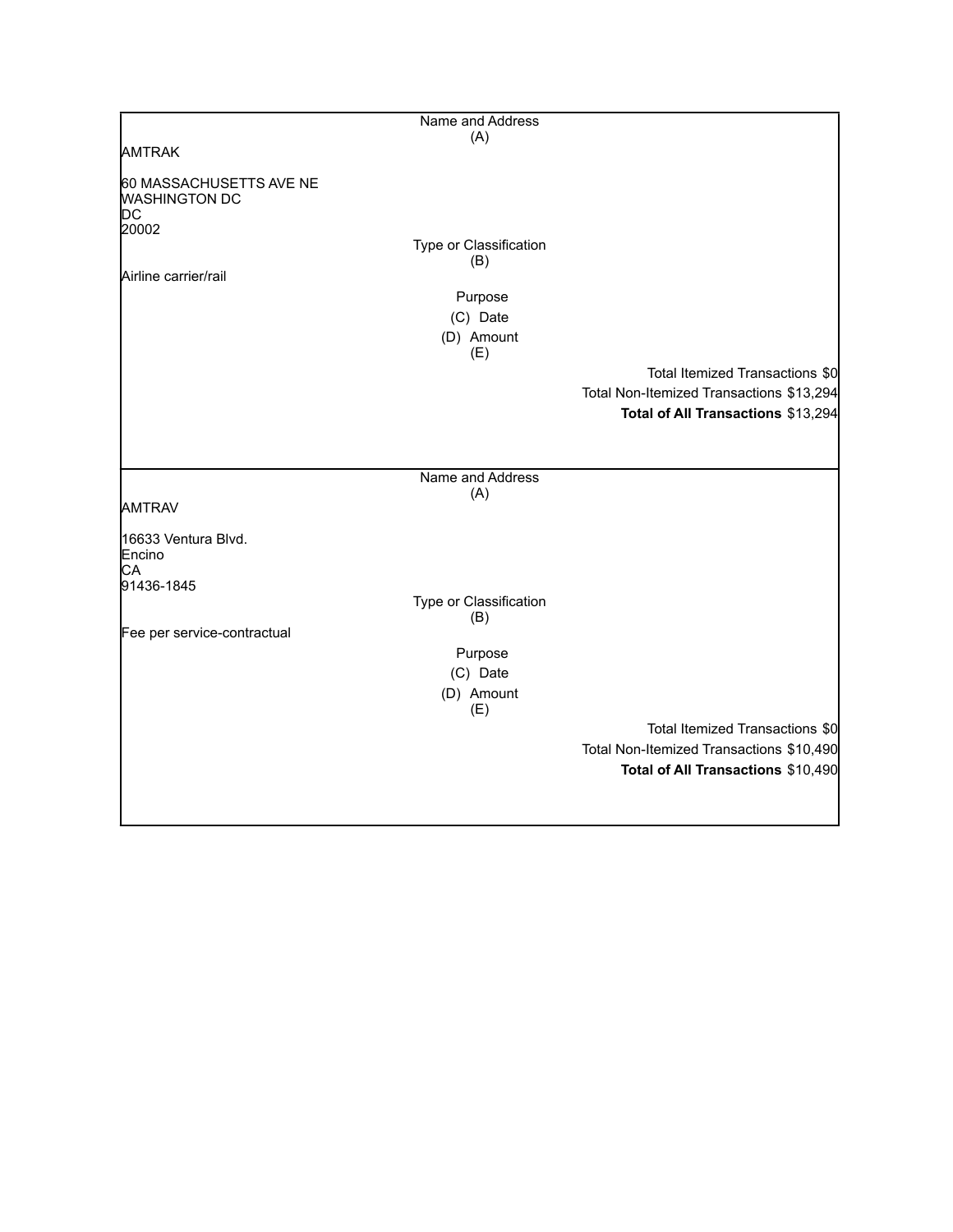Name and Address
(A)

AMTRAK

60 MASSACHUSETTS AVE NE
WASHINGTON DC
DC
20002

Type or Classification
(B)

Airline carrier/rail

Purpose

(C) Date

(D) Amount
(E)

Total Itemized Transactions $0

Total Non-Itemized Transactions $13,294

**Total of All Transactions** $13,294

---

Name and Address
(A)

AMTRAV

16633 Ventura Blvd.
Encino
CA
91436-1845

Type or Classification
(B)

Fee per service-contractual

Purpose

(C) Date

(D) Amount
(E)

Total Itemized Transactions $0

Total Non-Itemized Transactions $10,490

**Total of All Transactions** $10,490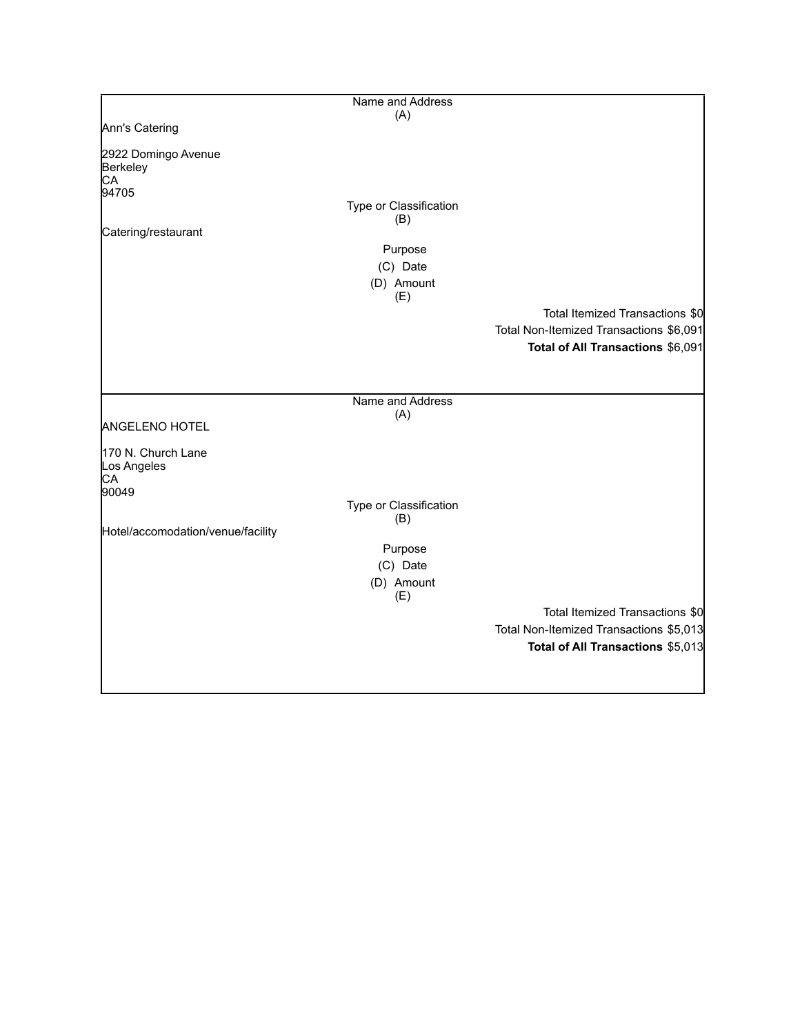| Name and Address (A) |
|---|
| Ann's Catering<br><br>2922 Domingo Avenue<br>Berkeley<br>CA<br>94705 |
| Type or Classification (B) |
| Catering/restaurant |
| Purpose |
| (C) Date |
| (D) Amount |
| (E) |
| Total Itemized Transactions $0 |
| Total Non-Itemized Transactions $6,091 |
| **Total of All Transactions** $6,091 |

| Name and Address (A) |
|---|
| ANGELENO HOTEL<br><br>170 N. Church Lane<br>Los Angeles<br>CA<br>90049 |
| Type or Classification (B) |
| Hotel/accomodation/venue/facility |
| Purpose |
| (C) Date |
| (D) Amount |
| (E) |
| Total Itemized Transactions $0 |
| Total Non-Itemized Transactions $5,013 |
| **Total of All Transactions** $5,013 |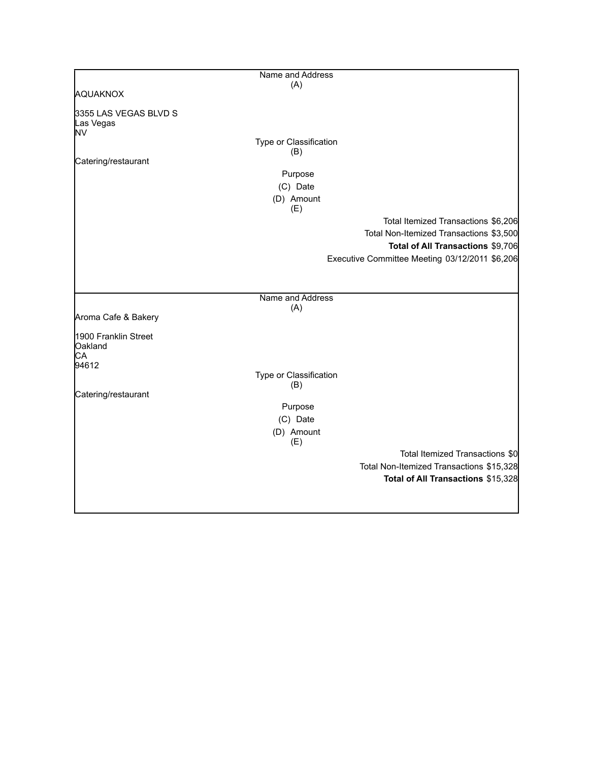| Name and Address (A) |
| --- |
| AQUAKNOX<br><br>3355 LAS VEGAS BLVD S<br>Las Vegas<br>NV |
| **Type or Classification (B)** |
| Catering/restaurant |
| **Purpose (C) Date (D) Amount (E)** |
| Total Itemized Transactions $6,206 |
| Total Non-Itemized Transactions $3,500 |
| **Total of All Transactions** $9,706 |
| Executive Committee Meeting 03/12/2011 $6,206 |

| Name and Address (A) |
| --- |
| Aroma Cafe & Bakery<br><br>1900 Franklin Street<br>Oakland<br>CA<br>94612 |
| **Type or Classification (B)** |
| Catering/restaurant |
| **Purpose (C) Date (D) Amount (E)** |
| Total Itemized Transactions $0 |
| Total Non-Itemized Transactions $15,328 |
| **Total of All Transactions** $15,328 |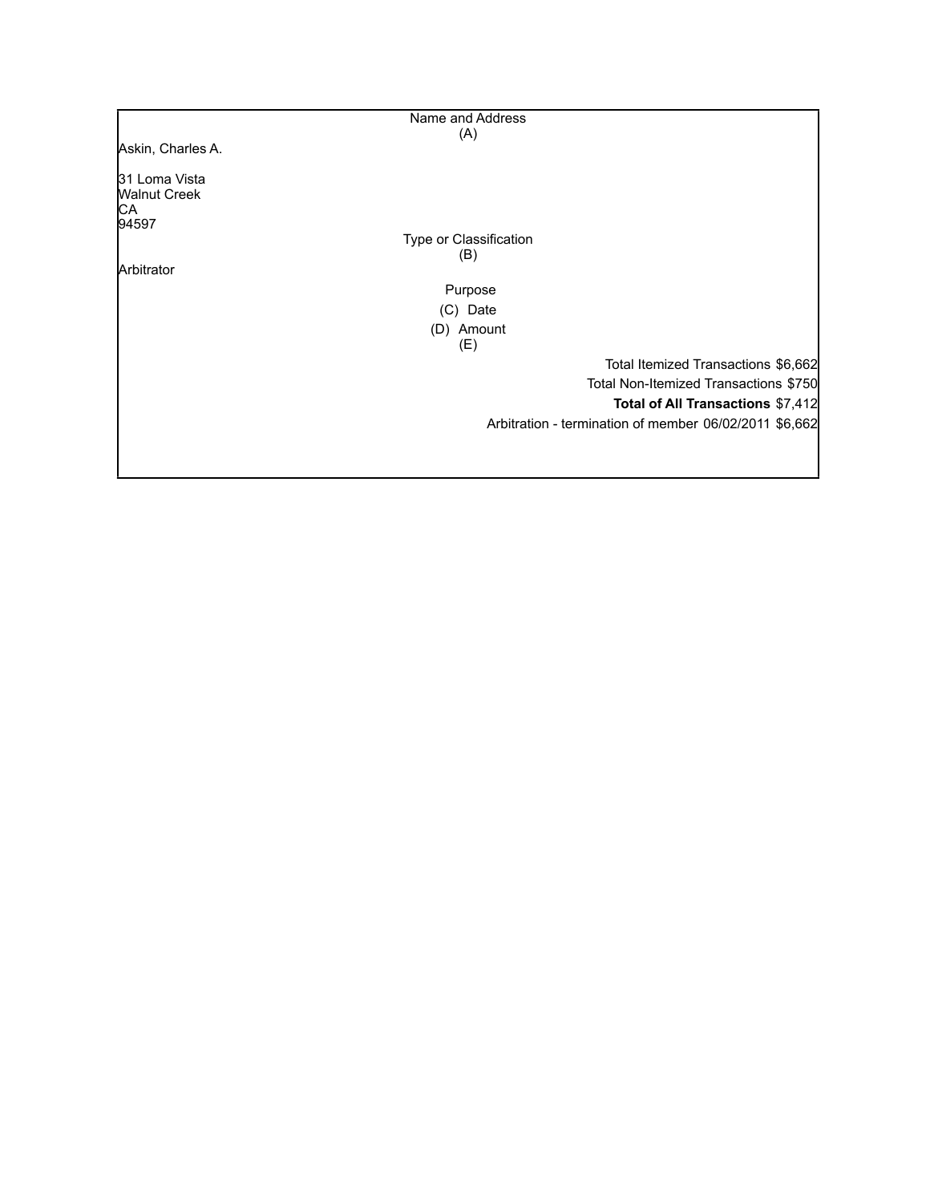Name and Address
(A)

Askin, Charles A.

31 Loma Vista
Walnut Creek
CA
94597

Type or Classification
(B)

Arbitrator

Purpose
(C) Date
(D) Amount
(E)

| | |
|---|---|
| Total Itemized Transactions | $6,662 |
| Total Non-Itemized Transactions | $750 |
| **Total of All Transactions** | $7,412 |

| Purpose | Date | Amount |
|---|---|---|
| Arbitration - termination of member | 06/02/2011 | $6,662 |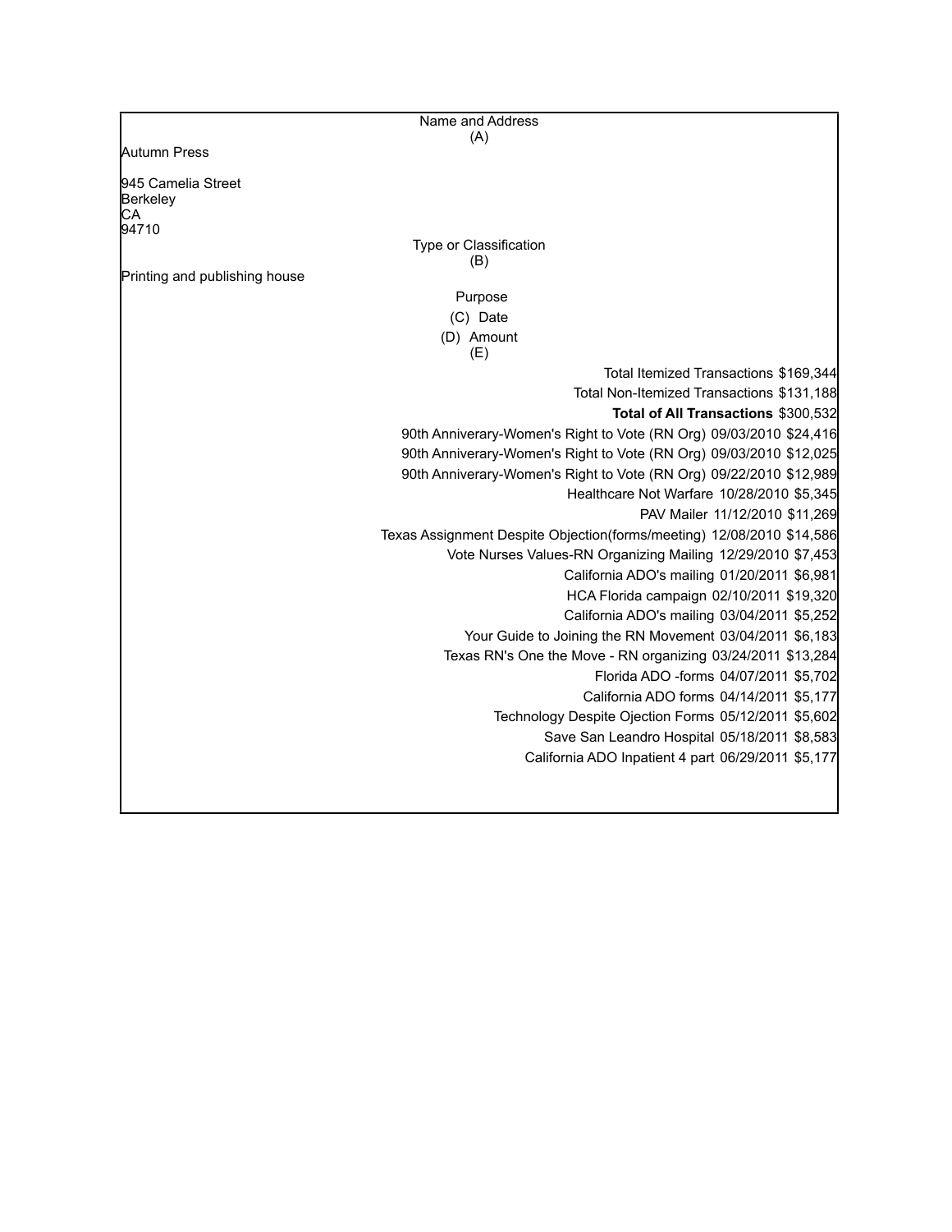| Name and Address (A) | | |
|---|---|---|
| Autumn Press<br><br>945 Camelia Street<br>Berkeley<br>CA<br>94710 | | |
| **Type or Classification (B)** | | |
| Printing and publishing house | | |
| **Purpose (C)** | **Date (D)** | **Amount (E)** |
| Total Itemized Transactions | | $169,344 |
| Total Non-Itemized Transactions | | $131,188 |
| **Total of All Transactions** | | $300,532 |
| 90th Anniverary-Women's Right to Vote (RN Org) | 09/03/2010 | $24,416 |
| 90th Anniverary-Women's Right to Vote (RN Org) | 09/03/2010 | $12,025 |
| 90th Anniverary-Women's Right to Vote (RN Org) | 09/22/2010 | $12,989 |
| Healthcare Not Warfare | 10/28/2010 | $5,345 |
| PAV Mailer | 11/12/2010 | $11,269 |
| Texas Assignment Despite Objection(forms/meeting) | 12/08/2010 | $14,586 |
| Vote Nurses Values-RN Organizing Mailing | 12/29/2010 | $7,453 |
| California ADO's mailing | 01/20/2011 | $6,981 |
| HCA Florida campaign | 02/10/2011 | $19,320 |
| California ADO's mailing | 03/04/2011 | $5,252 |
| Your Guide to Joining the RN Movement | 03/04/2011 | $6,183 |
| Texas RN's One the Move - RN organizing | 03/24/2011 | $13,284 |
| Florida ADO -forms | 04/07/2011 | $5,702 |
| California ADO forms | 04/14/2011 | $5,177 |
| Technology Despite Ojection Forms | 05/12/2011 | $5,602 |
| Save San Leandro Hospital | 05/18/2011 | $8,583 |
| California ADO Inpatient 4 part | 06/29/2011 | $5,177 |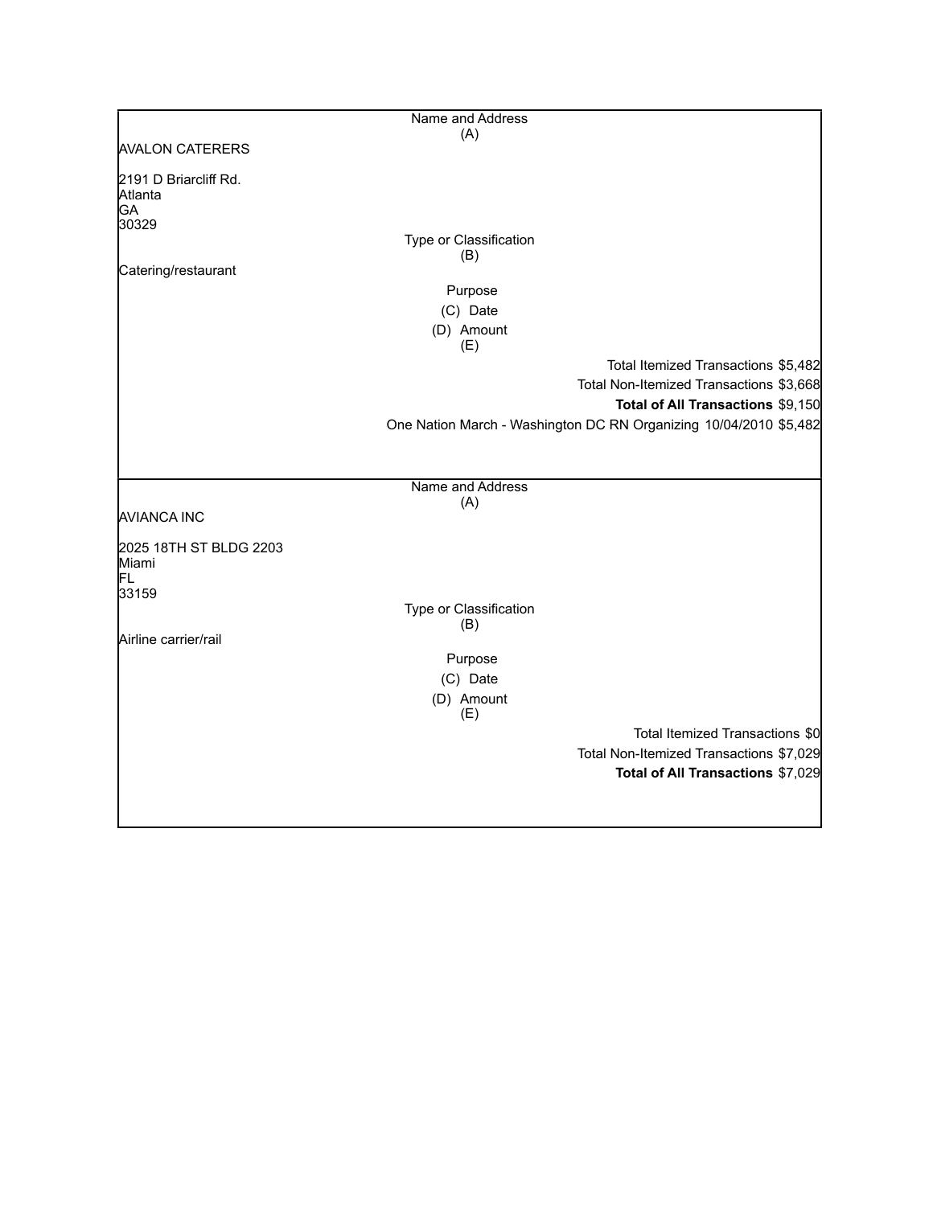Name and Address
(A)

AVALON CATERERS

2191 D Briarcliff Rd.
Atlanta
GA
30329

Type or Classification
(B)

Catering/restaurant

Purpose
(C) Date
(D) Amount
(E)

Total Itemized Transactions $5,482
Total Non-Itemized Transactions $3,668
**Total of All Transactions** $9,150

One Nation March - Washington DC RN Organizing 10/04/2010 $5,482

---

Name and Address
(A)

AVIANCA INC

2025 18TH ST BLDG 2203
Miami
FL
33159

Type or Classification
(B)

Airline carrier/rail

Purpose
(C) Date
(D) Amount
(E)

Total Itemized Transactions $0
Total Non-Itemized Transactions $7,029
**Total of All Transactions** $7,029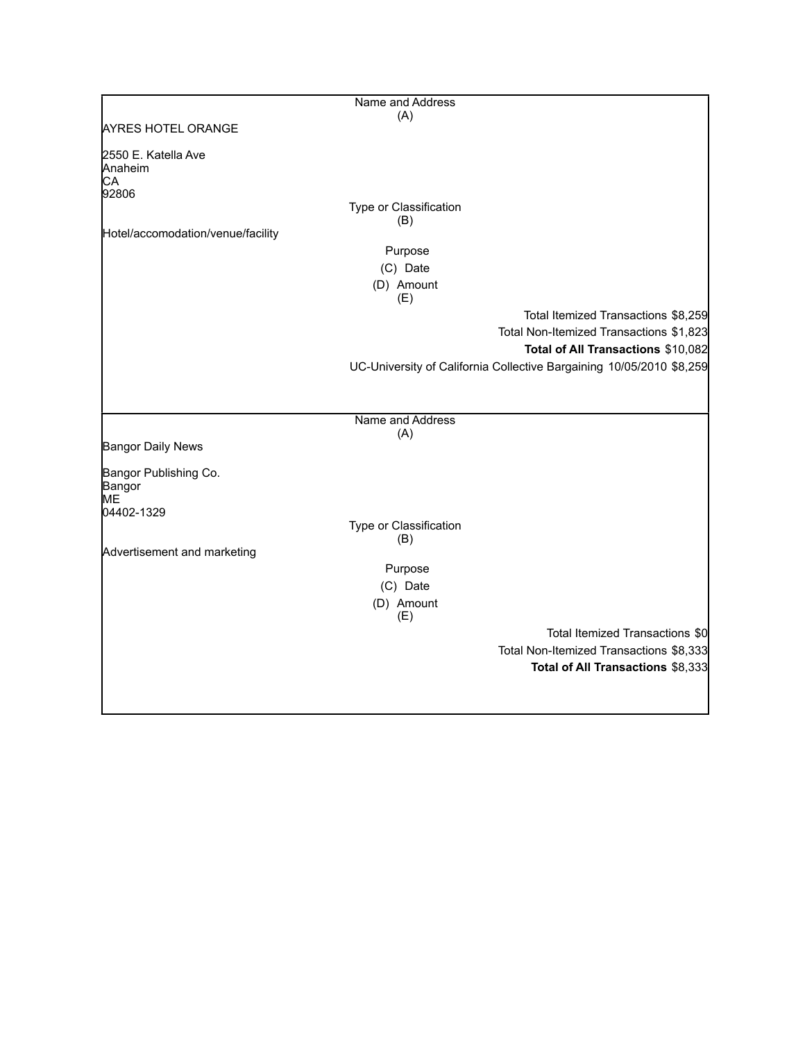Name and Address
(A)

AYRES HOTEL ORANGE

2550 E. Katella Ave
Anaheim
CA
92806

Type or Classification
(B)

Hotel/accomodation/venue/facility

Purpose
(C) Date
(D) Amount
(E)

Total Itemized Transactions $8,259
Total Non-Itemized Transactions $1,823
**Total of All Transactions** $10,082

UC-University of California Collective Bargaining 10/05/2010 $8,259

---

Name and Address
(A)

Bangor Daily News

Bangor Publishing Co.
Bangor
ME
04402-1329

Type or Classification
(B)

Advertisement and marketing

Purpose
(C) Date
(D) Amount
(E)

Total Itemized Transactions $0
Total Non-Itemized Transactions $8,333
**Total of All Transactions** $8,333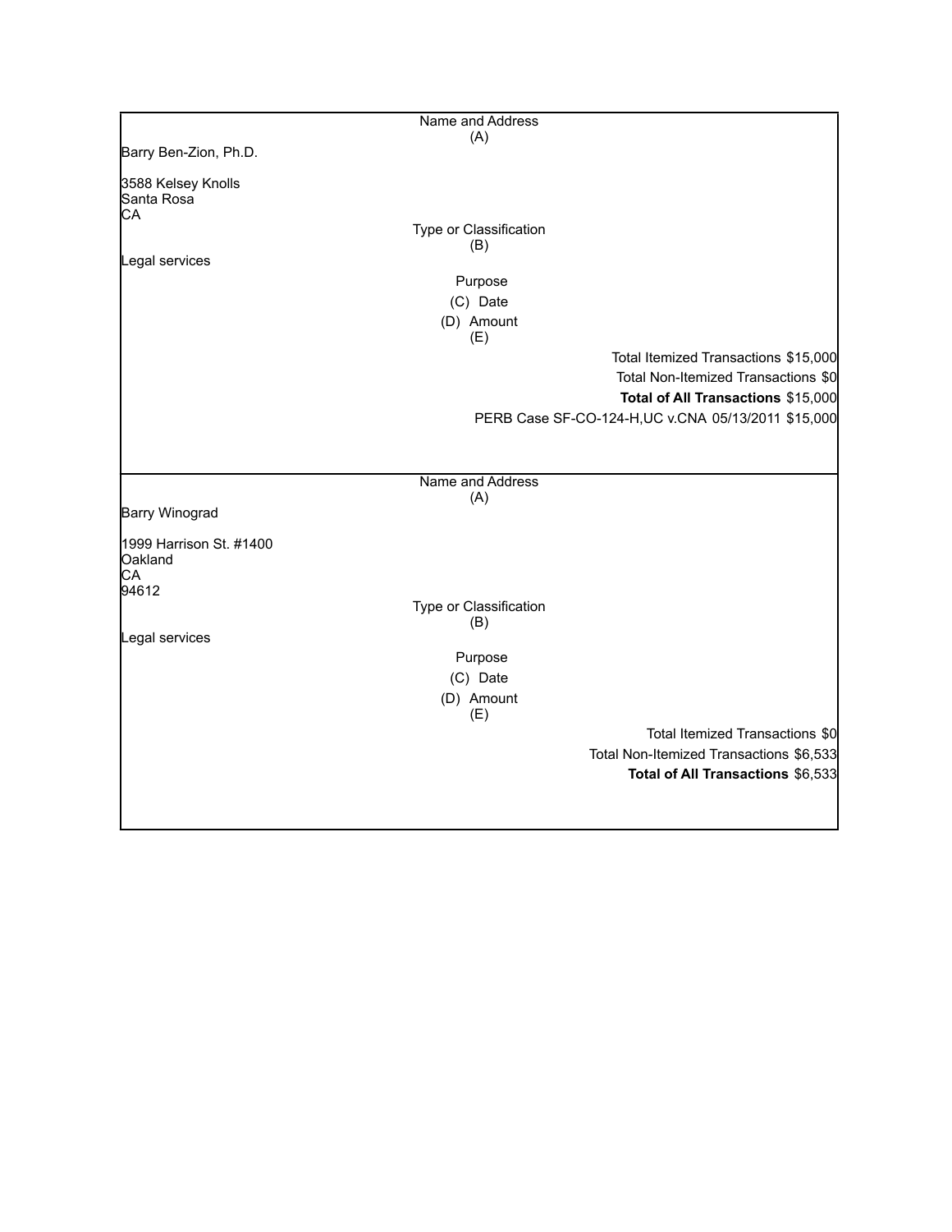| Name and Address (A) |
| --- |
| Barry Ben-Zion, Ph.D.<br><br>3588 Kelsey Knolls<br>Santa Rosa<br>CA |
| Type or Classification (B) |
| Legal services |
| Purpose |
| (C) Date |
| (D) Amount |
| (E) |
| Total Itemized Transactions $15,000 |
| Total Non-Itemized Transactions $0 |
| **Total of All Transactions** $15,000 |
| PERB Case SF-CO-124-H,UC v.CNA 05/13/2011 $15,000 |

| Name and Address (A) |
| --- |
| Barry Winograd<br><br>1999 Harrison St. #1400<br>Oakland<br>CA<br>94612 |
| Type or Classification (B) |
| Legal services |
| Purpose |
| (C) Date |
| (D) Amount |
| (E) |
| Total Itemized Transactions $0 |
| Total Non-Itemized Transactions $6,533 |
| **Total of All Transactions** $6,533 |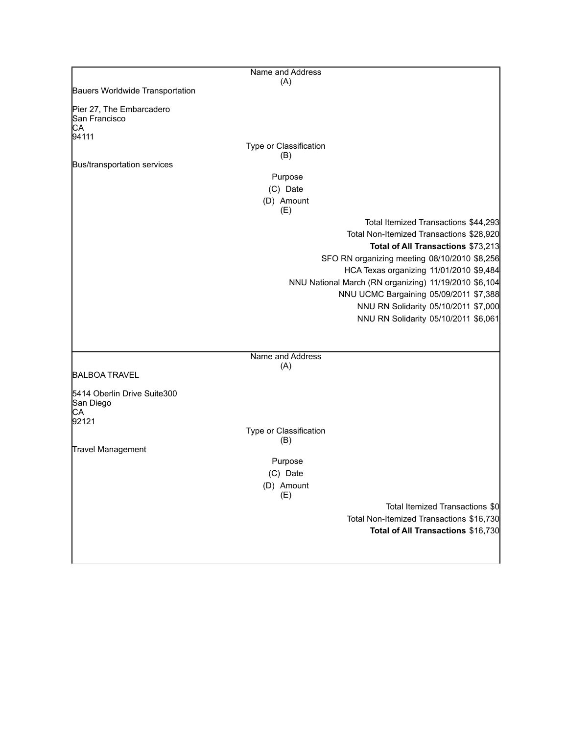| Name and Address (A) | |
|---|---|
| Bauers Worldwide Transportation<br><br>Pier 27, The Embarcadero<br>San Francisco<br>CA<br>94111 | |
| **Type or Classification (B)** | |
| Bus/transportation services | |
| **Purpose (C) Date (D) Amount (E)** | |
| | Total Itemized Transactions $44,293 |
| | Total Non-Itemized Transactions $28,920 |
| | **Total of All Transactions** $73,213 |
| | SFO RN organizing meeting 08/10/2010 $8,256 |
| | HCA Texas organizing 11/01/2010 $9,484 |
| | NNU National March (RN organizing) 11/19/2010 $6,104 |
| | NNU UCMC Bargaining 05/09/2011 $7,388 |
| | NNU RN Solidarity 05/10/2011 $7,000 |
| | NNU RN Solidarity 05/10/2011 $6,061 |

| Name and Address (A) | |
|---|---|
| BALBOA TRAVEL<br><br>5414 Oberlin Drive Suite300<br>San Diego<br>CA<br>92121 | |
| **Type or Classification (B)** | |
| Travel Management | |
| **Purpose (C) Date (D) Amount (E)** | |
| | Total Itemized Transactions $0 |
| | Total Non-Itemized Transactions $16,730 |
| | **Total of All Transactions** $16,730 |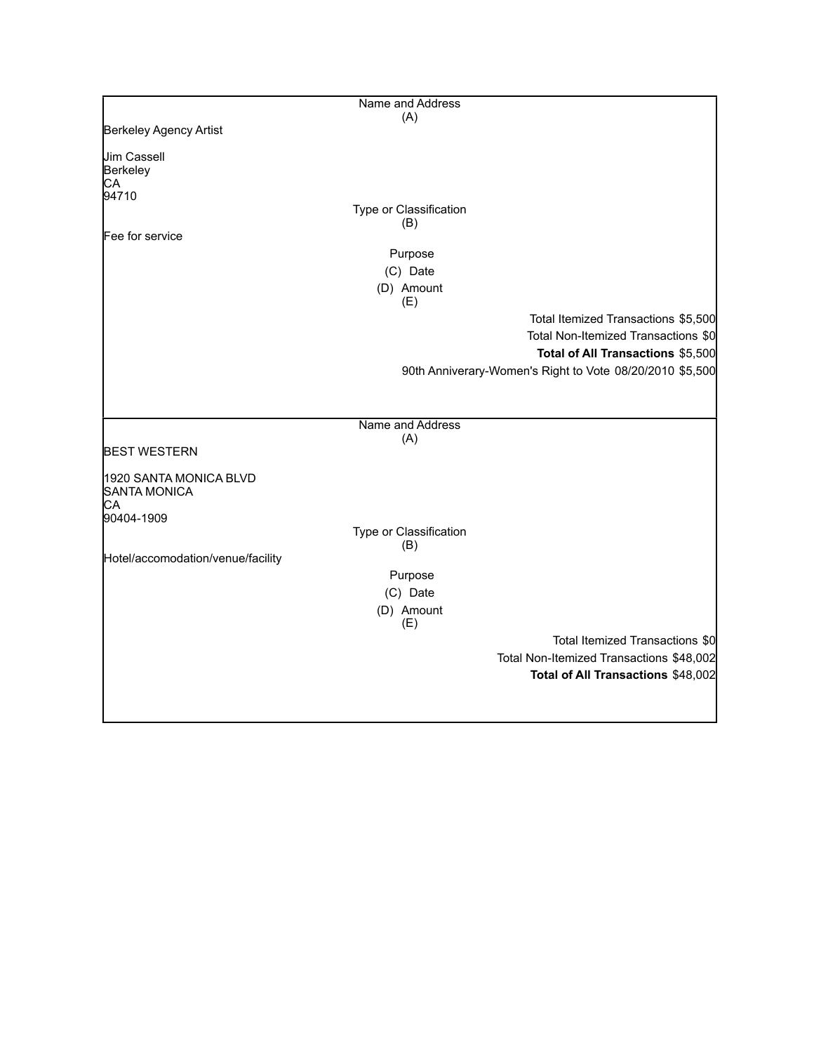| Name and Address (A) | Type or Classification (B) | Purpose (C) | Date (D) | Amount (E) |
|---|---|---|---|---|
| Berkeley Agency Artist<br><br>Jim Cassell<br>Berkeley<br>CA<br>94710 | Fee for service | 90th Anniverary-Women's Right to Vote | 08/20/2010 | $5,500 |
| | | | Total Itemized Transactions | $5,500 |
| | | | Total Non-Itemized Transactions | $0 |
| | | | **Total of All Transactions** | $5,500 |

| Name and Address (A) | Type or Classification (B) | Purpose (C) | Date (D) | Amount (E) |
|---|---|---|---|---|
| BEST WESTERN<br><br>1920 SANTA MONICA BLVD<br>SANTA MONICA<br>CA<br>90404-1909 | Hotel/accomodation/venue/facility | | | |
| | | | Total Itemized Transactions | $0 |
| | | | Total Non-Itemized Transactions | $48,002 |
| | | | **Total of All Transactions** | $48,002 |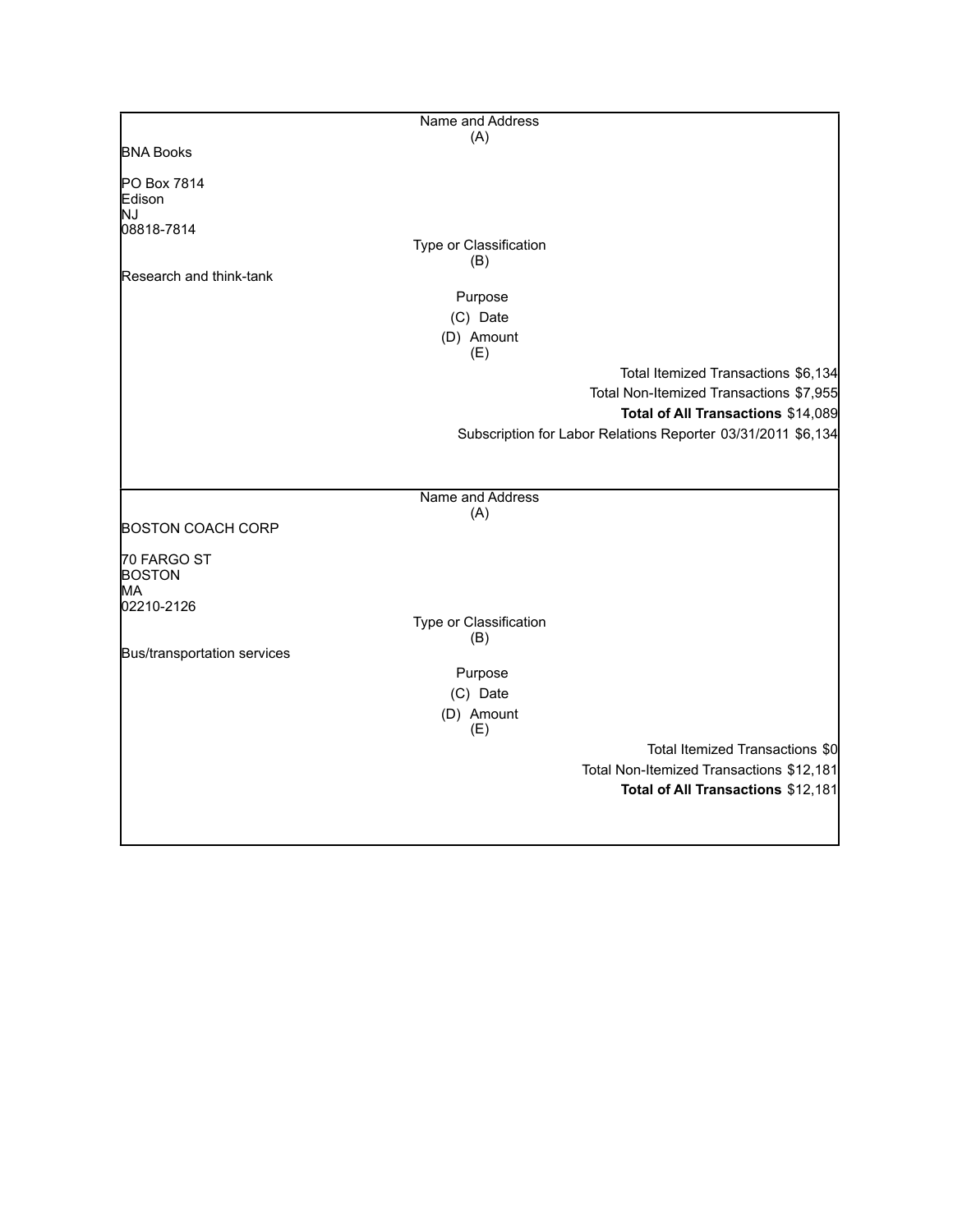| Name and Address (A) | | |
|---|---|---|
| BNA Books<br><br>PO Box 7814<br>Edison<br>NJ<br>08818-7814 | | |
| **Type or Classification (B)** | | |
| Research and think-tank | | |
| **Purpose (C)** | **Date (D)** | **Amount (E)** |
| | Total Itemized Transactions | $6,134 |
| | Total Non-Itemized Transactions | $7,955 |
| | **Total of All Transactions** | $14,089 |
| Subscription for Labor Relations Reporter | 03/31/2011 | $6,134 |

| Name and Address (A) | | |
|---|---|---|
| BOSTON COACH CORP<br><br>70 FARGO ST<br>BOSTON<br>MA<br>02210-2126 | | |
| **Type or Classification (B)** | | |
| Bus/transportation services | | |
| **Purpose (C)** | **Date (D)** | **Amount (E)** |
| | Total Itemized Transactions | $0 |
| | Total Non-Itemized Transactions | $12,181 |
| | **Total of All Transactions** | $12,181 |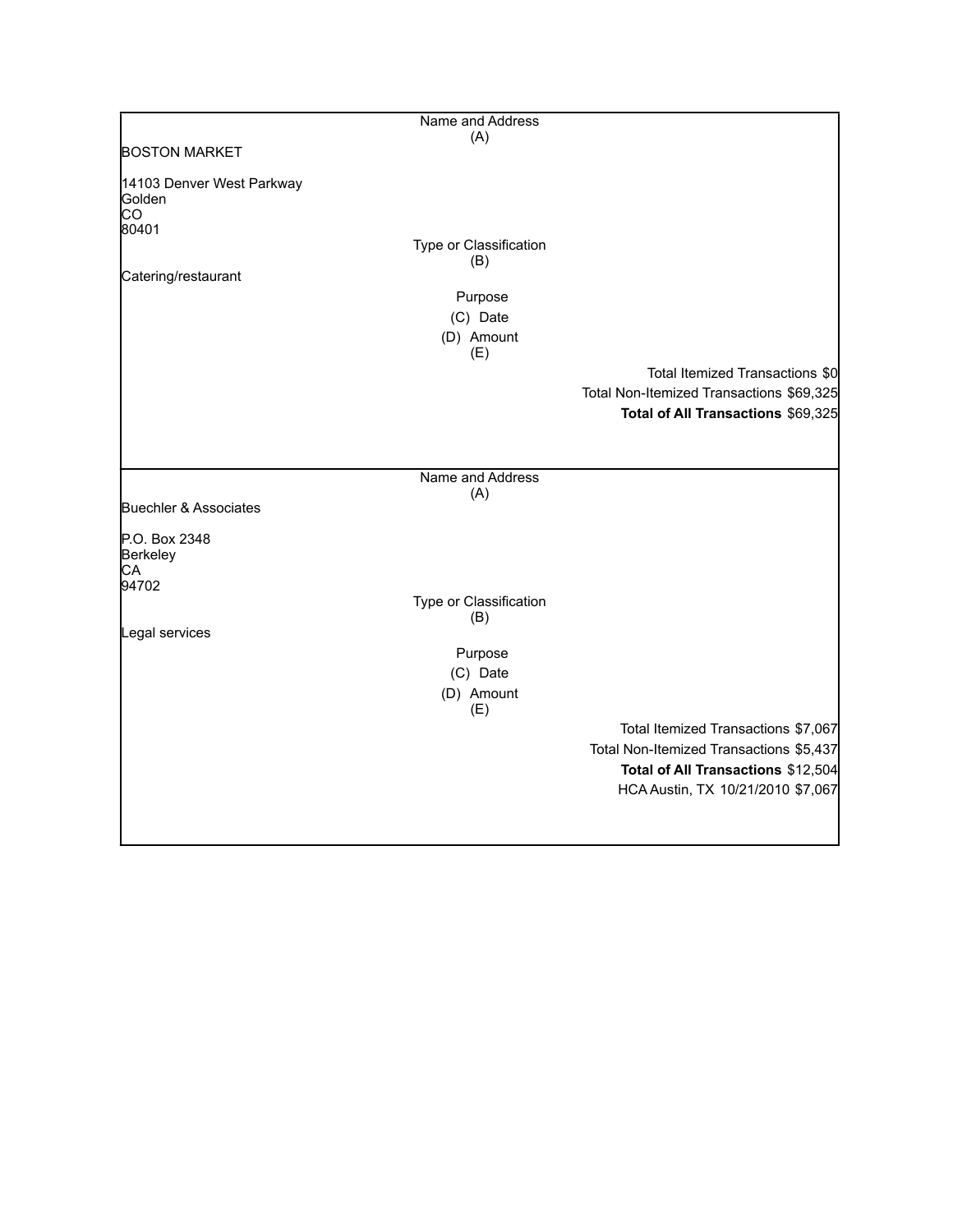| Name and Address (A) |
|---|
| BOSTON MARKET<br><br>14103 Denver West Parkway<br>Golden<br>CO<br>80401 |
| Type or Classification (B) |
| Catering/restaurant |
| Purpose<br>(C) Date<br>(D) Amount<br>(E) |
| Total Itemized Transactions $0 |
| Total Non-Itemized Transactions $69,325 |
| **Total of All Transactions** $69,325 |

| Name and Address (A) |
|---|
| Buechler & Associates<br><br>P.O. Box 2348<br>Berkeley<br>CA<br>94702 |
| Type or Classification (B) |
| Legal services |
| Purpose<br>(C) Date<br>(D) Amount<br>(E) |
| Total Itemized Transactions $7,067 |
| Total Non-Itemized Transactions $5,437 |
| **Total of All Transactions** $12,504 |
| HCA Austin, TX 10/21/2010 $7,067 |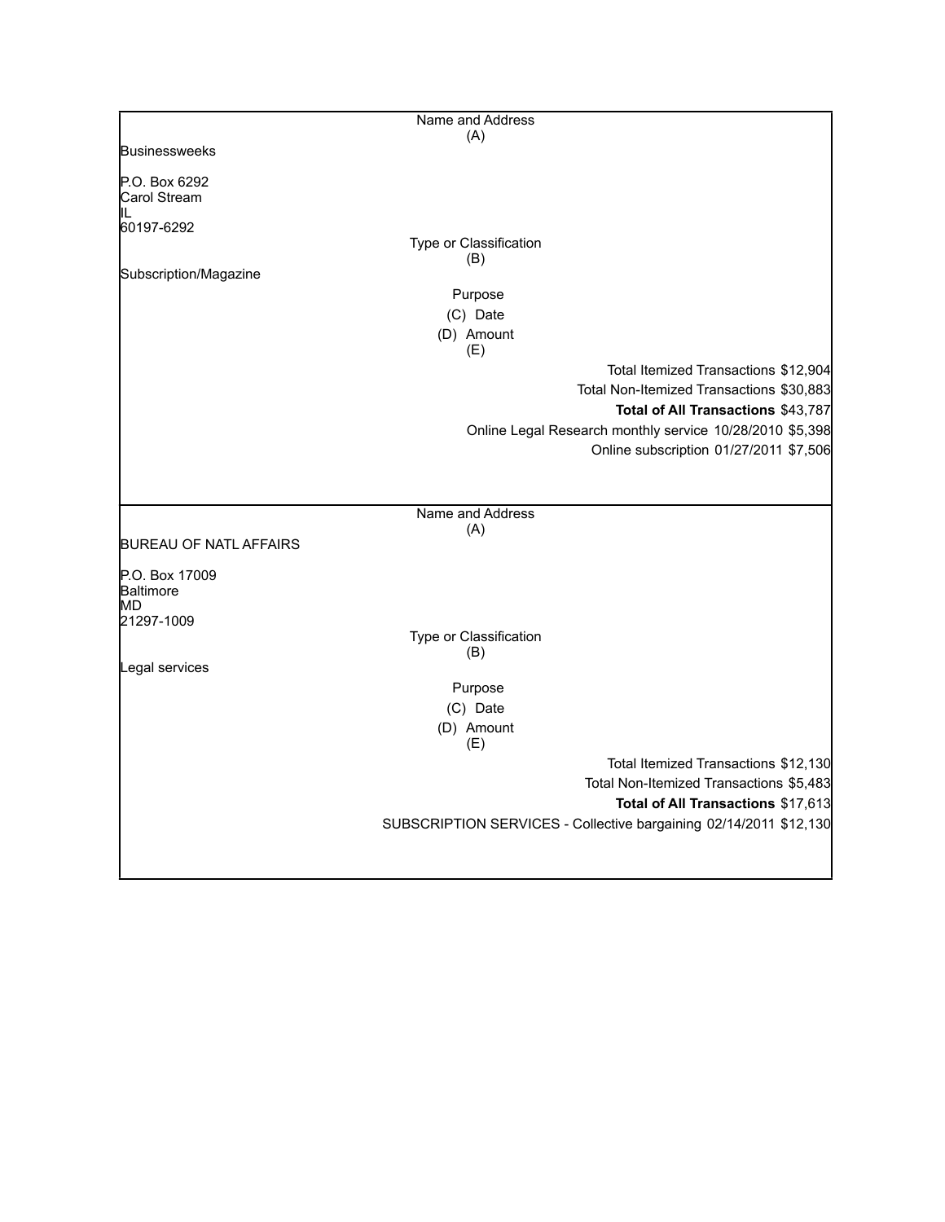| Name and Address (A) |
|---|
| Businessweeks<br><br>P.O. Box 6292<br>Carol Stream<br>IL<br>60197-6292 |
| Type or Classification (B) |
| Subscription/Magazine |
| Purpose (C) Date (D) Amount (E) |
| Total Itemized Transactions $12,904 |
| Total Non-Itemized Transactions $30,883 |
| **Total of All Transactions** $43,787 |
| Online Legal Research monthly service 10/28/2010 $5,398 |
| Online subscription 01/27/2011 $7,506 |

| Name and Address (A) |
|---|
| BUREAU OF NATL AFFAIRS<br><br>P.O. Box 17009<br>Baltimore<br>MD<br>21297-1009 |
| Type or Classification (B) |
| Legal services |
| Purpose (C) Date (D) Amount (E) |
| Total Itemized Transactions $12,130 |
| Total Non-Itemized Transactions $5,483 |
| **Total of All Transactions** $17,613 |
| SUBSCRIPTION SERVICES - Collective bargaining 02/14/2011 $12,130 |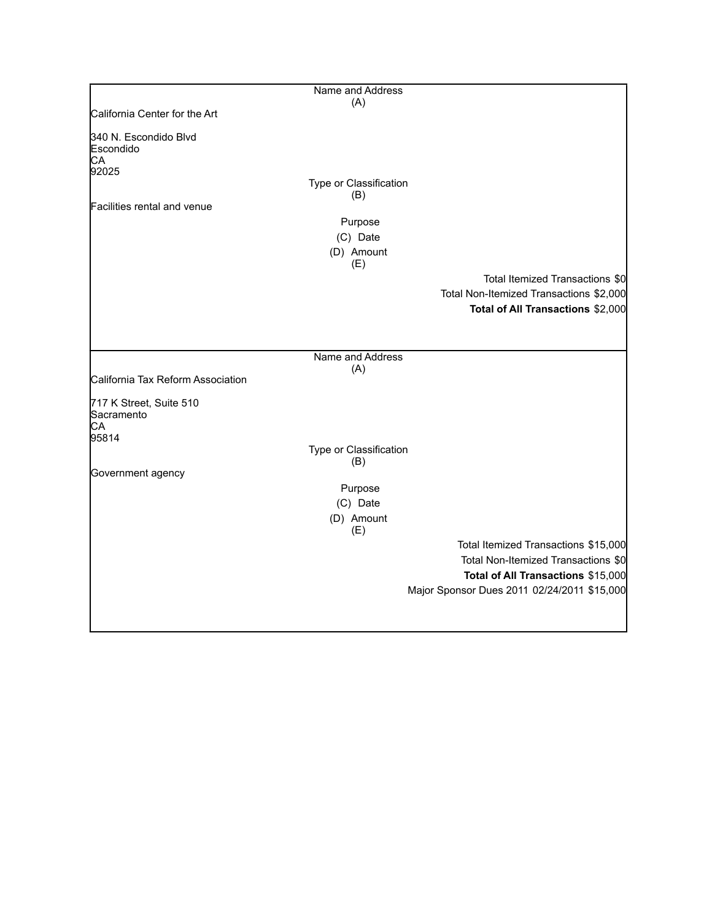| Name and Address (A) |
| --- |
| California Center for the Art |
| 340 N. Escondido Blvd<br>Escondido<br>CA<br>92025 |
| Type or Classification (B) |
| Facilities rental and venue |
| Purpose |
| (C) Date |
| (D) Amount (E) |
| Total Itemized Transactions $0 |
| Total Non-Itemized Transactions $2,000 |
| **Total of All Transactions** $2,000 |

| Name and Address (A) |
| --- |
| California Tax Reform Association |
| 717 K Street, Suite 510<br>Sacramento<br>CA<br>95814 |
| Type or Classification (B) |
| Government agency |
| Purpose |
| (C) Date |
| (D) Amount (E) |
| Total Itemized Transactions $15,000 |
| Total Non-Itemized Transactions $0 |
| **Total of All Transactions** $15,000 |
| Major Sponsor Dues 2011 02/24/2011 $15,000 |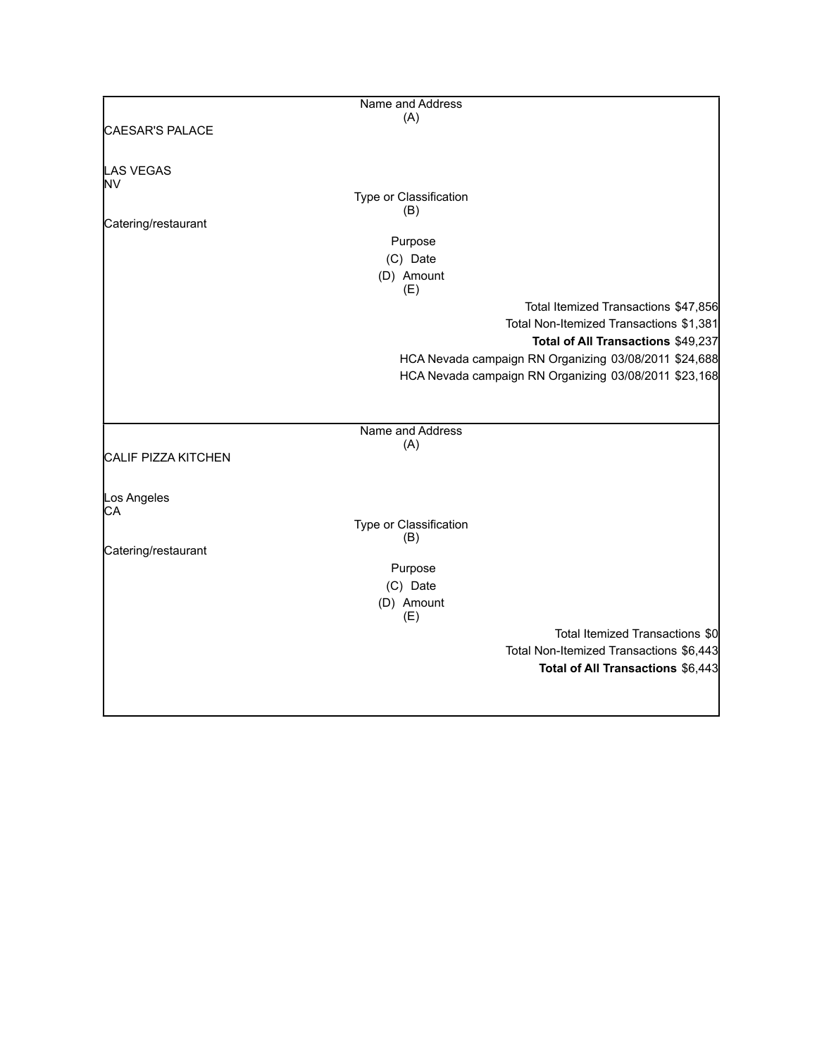| Name and Address (A) |
|---|
| CAESAR'S PALACE<br><br>LAS VEGAS<br>NV |
| **Type or Classification (B)** |
| Catering/restaurant |
| **Purpose (C) Date (D) Amount (E)** |
| Total Itemized Transactions $47,856 |
| Total Non-Itemized Transactions $1,381 |
| **Total of All Transactions** $49,237 |
| HCA Nevada campaign RN Organizing 03/08/2011 $24,688 |
| HCA Nevada campaign RN Organizing 03/08/2011 $23,168 |

| Name and Address (A) |
|---|
| CALIF PIZZA KITCHEN<br><br>Los Angeles<br>CA |
| **Type or Classification (B)** |
| Catering/restaurant |
| **Purpose (C) Date (D) Amount (E)** |
| Total Itemized Transactions $0 |
| Total Non-Itemized Transactions $6,443 |
| **Total of All Transactions** $6,443 |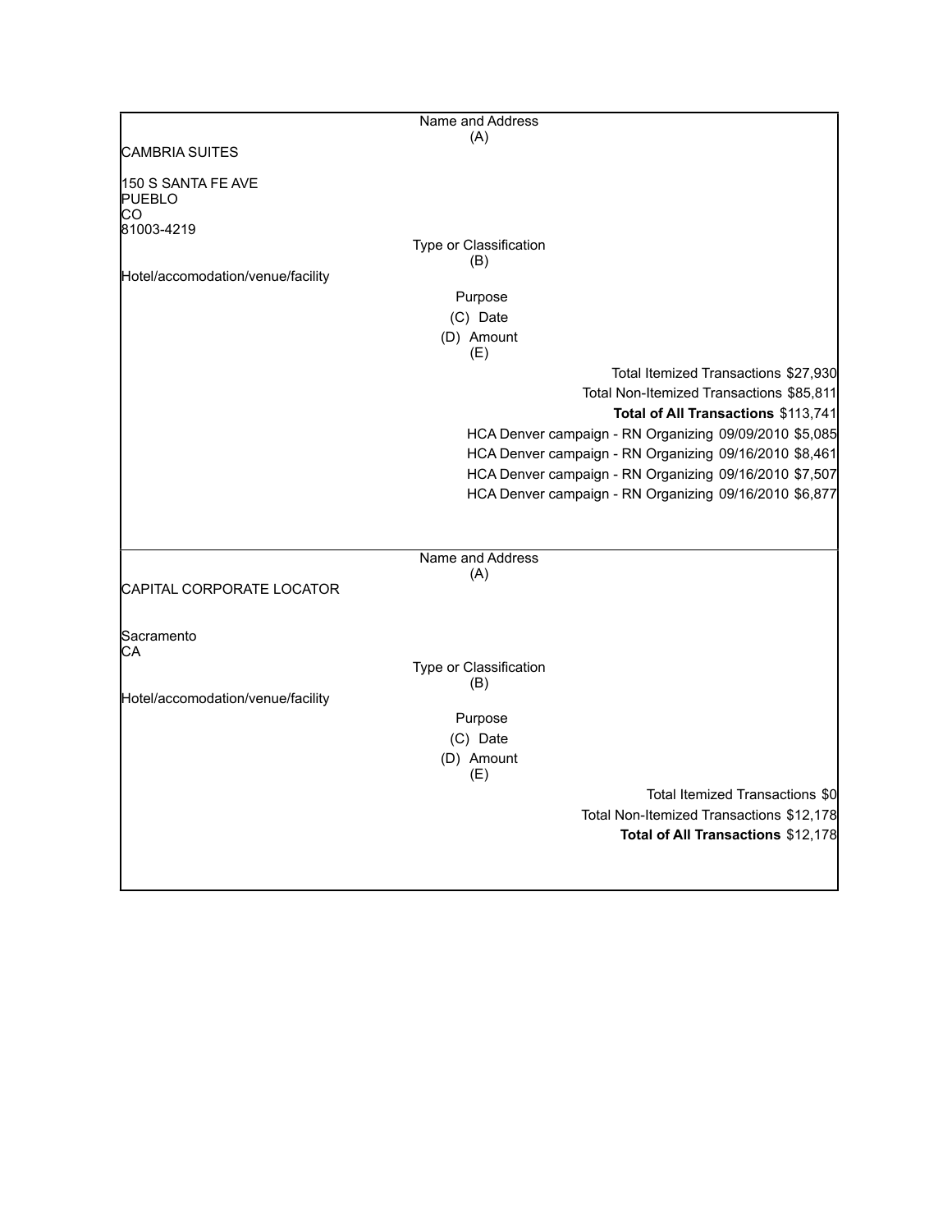Name and Address
(A)

CAMBRIA SUITES

150 S SANTA FE AVE
PUEBLO
CO
81003-4219

Type or Classification
(B)

Hotel/accomodation/venue/facility

Purpose
(C) Date
(D) Amount
(E)

Total Itemized Transactions $27,930
Total Non-Itemized Transactions $85,811
**Total of All Transactions** $113,741

| Purpose | Date | Amount |
|---|---|---|
| HCA Denver campaign - RN Organizing | 09/09/2010 | $5,085 |
| HCA Denver campaign - RN Organizing | 09/16/2010 | $8,461 |
| HCA Denver campaign - RN Organizing | 09/16/2010 | $7,507 |
| HCA Denver campaign - RN Organizing | 09/16/2010 | $6,877 |

---

Name and Address
(A)

CAPITAL CORPORATE LOCATOR

Sacramento
CA

Type or Classification
(B)

Hotel/accomodation/venue/facility

Purpose
(C) Date
(D) Amount
(E)

Total Itemized Transactions $0
Total Non-Itemized Transactions $12,178
**Total of All Transactions** $12,178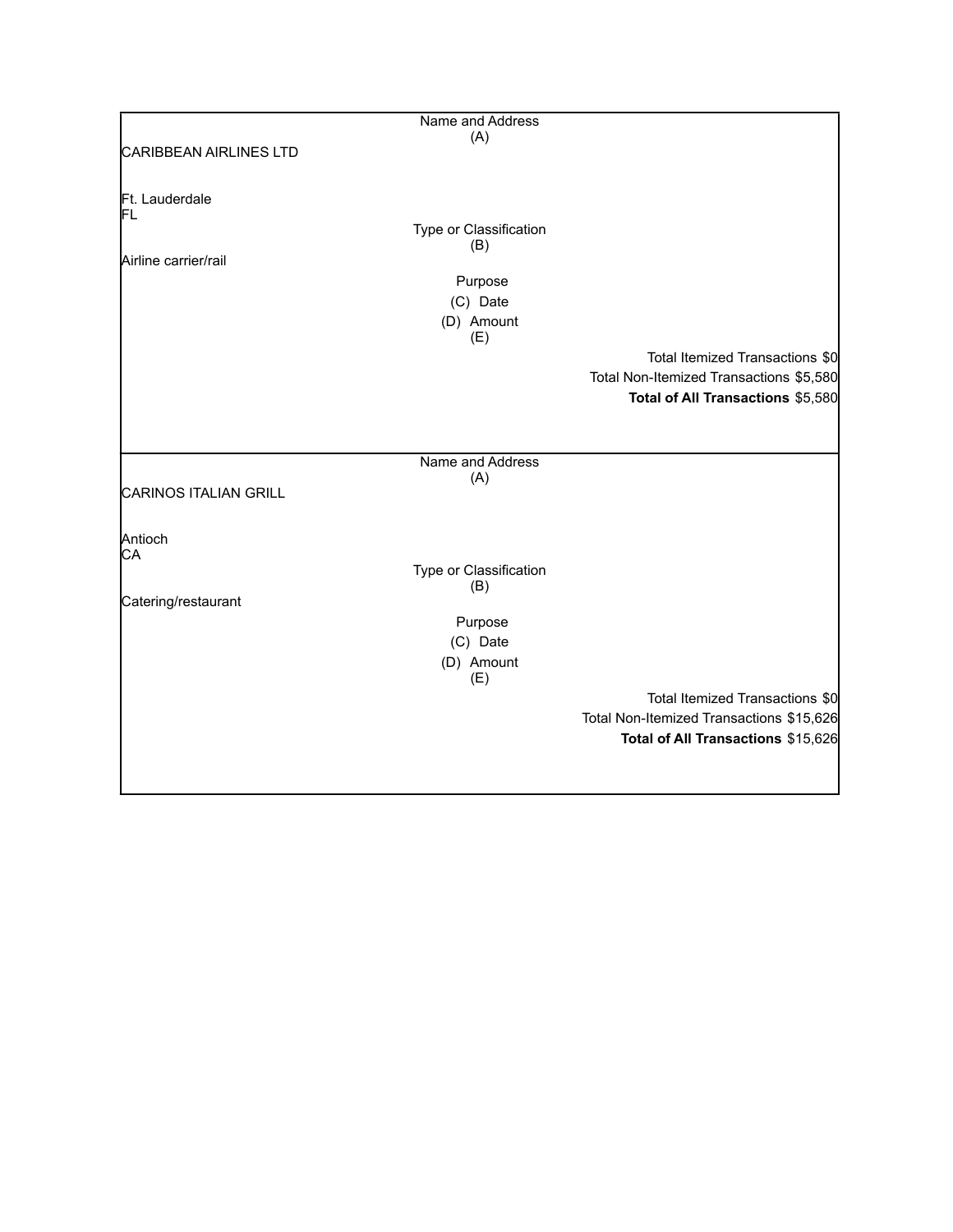| Name and Address (A) |
|---|
| CARIBBEAN AIRLINES LTD |
| |
| Ft. Lauderdale |
| FL |
| Type or Classification (B) |
| Airline carrier/rail |
| Purpose (C) |
| Date (D) |
| Amount (E) |
| Total Itemized Transactions $0 |
| Total Non-Itemized Transactions $5,580 |
| **Total of All Transactions** $5,580 |

| Name and Address (A) |
|---|
| CARINOS ITALIAN GRILL |
| |
| Antioch |
| CA |
| Type or Classification (B) |
| Catering/restaurant |
| Purpose (C) |
| Date (D) |
| Amount (E) |
| Total Itemized Transactions $0 |
| Total Non-Itemized Transactions $15,626 |
| **Total of All Transactions** $15,626 |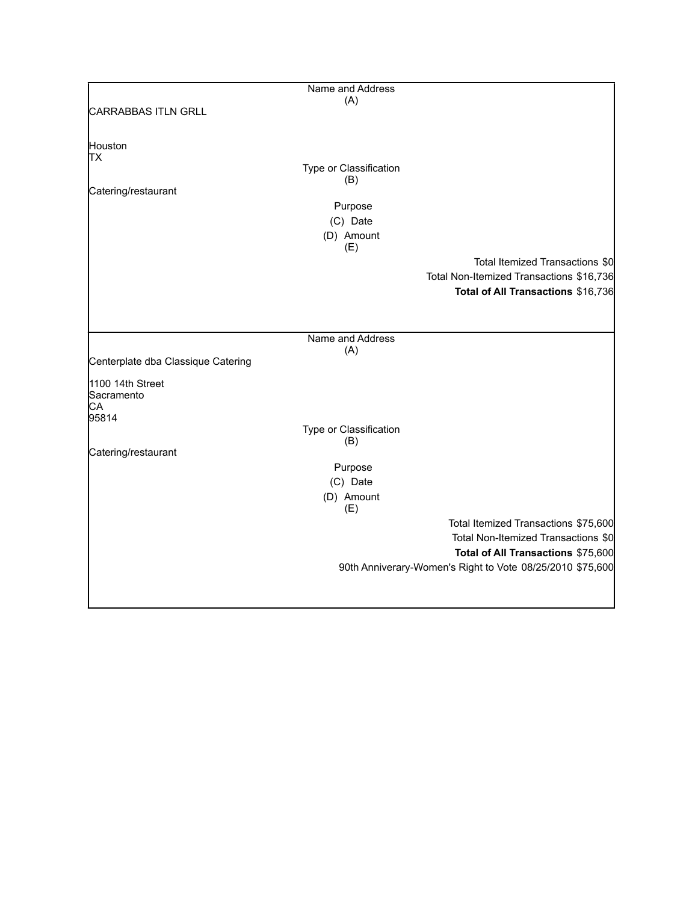| Name and Address (A) | | |
|---|---|---|
| CARRABBAS ITLN GRLL<br><br>Houston<br>TX | | |
| Type or Classification (B) | | |
| Catering/restaurant | | |
| Purpose (C) | Date (D) | Amount (E) |
| | Total Itemized Transactions | $0 |
| | Total Non-Itemized Transactions | $16,736 |
| | **Total of All Transactions** | $16,736 |

| Name and Address (A) | | |
|---|---|---|
| Centerplate dba Classique Catering<br><br>1100 14th Street<br>Sacramento<br>CA<br>95814 | | |
| Type or Classification (B) | | |
| Catering/restaurant | | |
| Purpose (C) | Date (D) | Amount (E) |
| | Total Itemized Transactions | $75,600 |
| | Total Non-Itemized Transactions | $0 |
| | **Total of All Transactions** | $75,600 |
| 90th Anniverary-Women's Right to Vote | 08/25/2010 | $75,600 |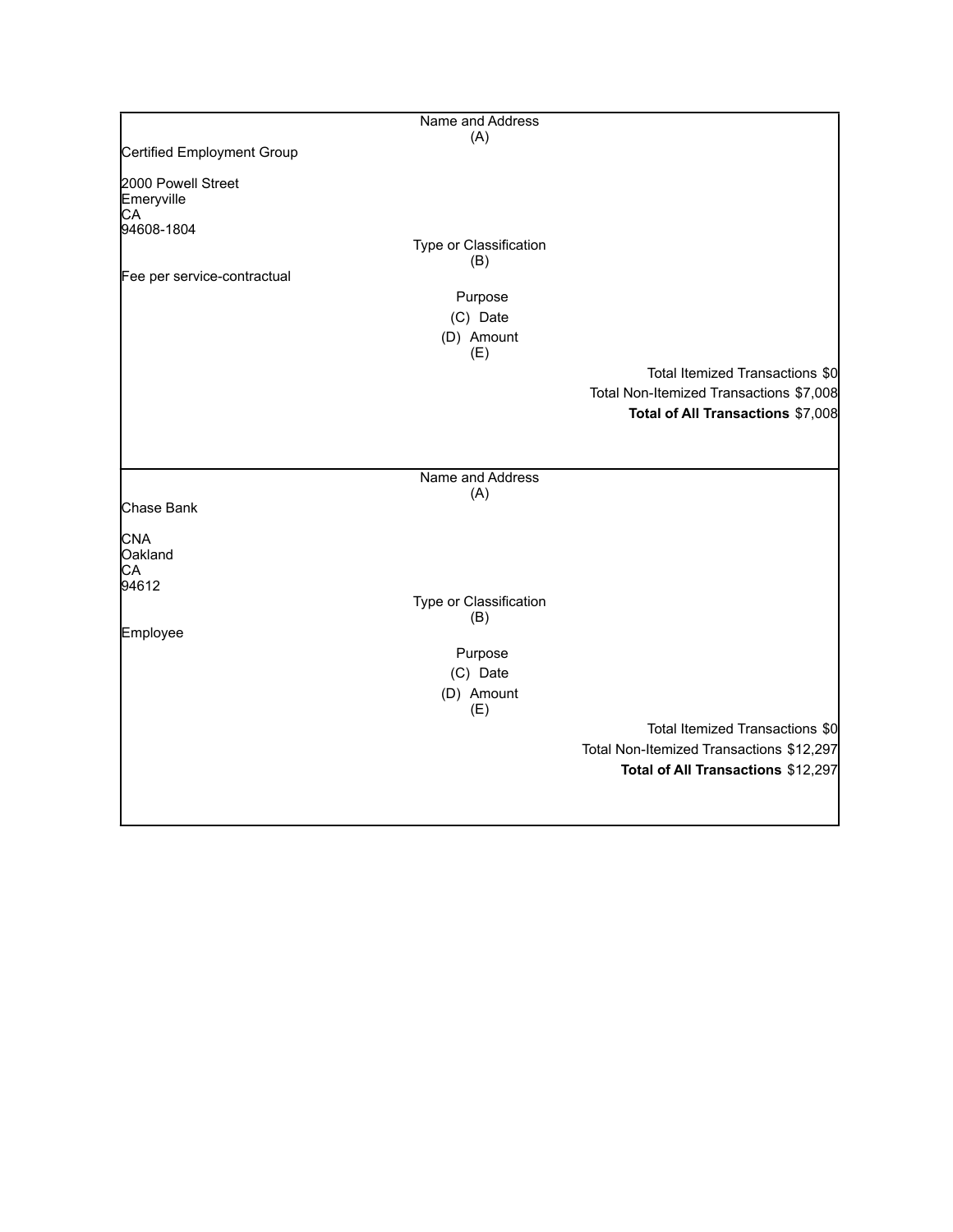Name and Address
(A)

Certified Employment Group

2000 Powell Street
Emeryville
CA
94608-1804

Type or Classification
(B)

Fee per service-contractual

Purpose
(C) Date
(D) Amount
(E)

Total Itemized Transactions $0
Total Non-Itemized Transactions $7,008
**Total of All Transactions** $7,008

---

Name and Address
(A)

Chase Bank

CNA
Oakland
CA
94612

Type or Classification
(B)

Employee

Purpose
(C) Date
(D) Amount
(E)

Total Itemized Transactions $0
Total Non-Itemized Transactions $12,297
**Total of All Transactions** $12,297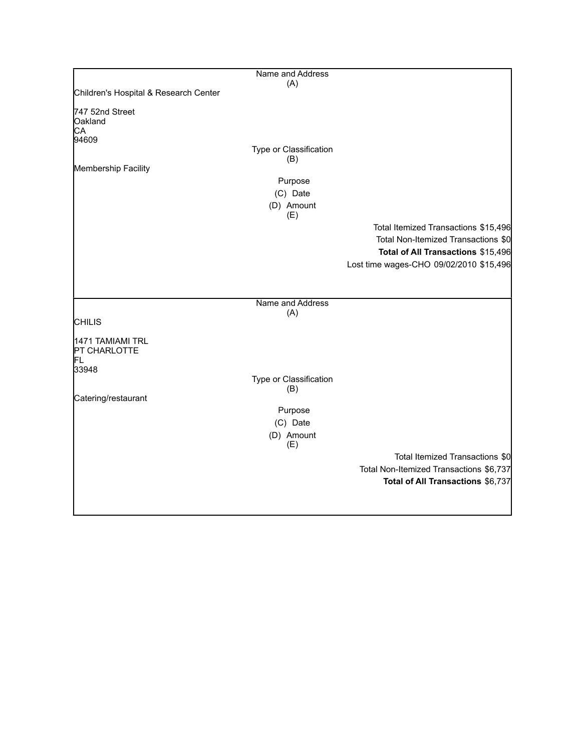| Name and Address (A) | | |
|---|---|---|
| Children's Hospital & Research Center<br><br>747 52nd Street<br>Oakland<br>CA<br>94609 | | |
| Type or Classification (B) | | |
| Membership Facility | | |
| Purpose (C) | Date (D) | Amount (E) |
| | | Total Itemized Transactions $15,496 |
| | | Total Non-Itemized Transactions $0 |
| | | **Total of All Transactions** $15,496 |
| Lost time wages-CHO | 09/02/2010 | $15,496 |

| Name and Address (A) | | |
|---|---|---|
| CHILIS<br><br>1471 TAMIAMI TRL<br>PT CHARLOTTE<br>FL<br>33948 | | |
| Type or Classification (B) | | |
| Catering/restaurant | | |
| Purpose (C) | Date (D) | Amount (E) |
| | | Total Itemized Transactions $0 |
| | | Total Non-Itemized Transactions $6,737 |
| | | **Total of All Transactions** $6,737 |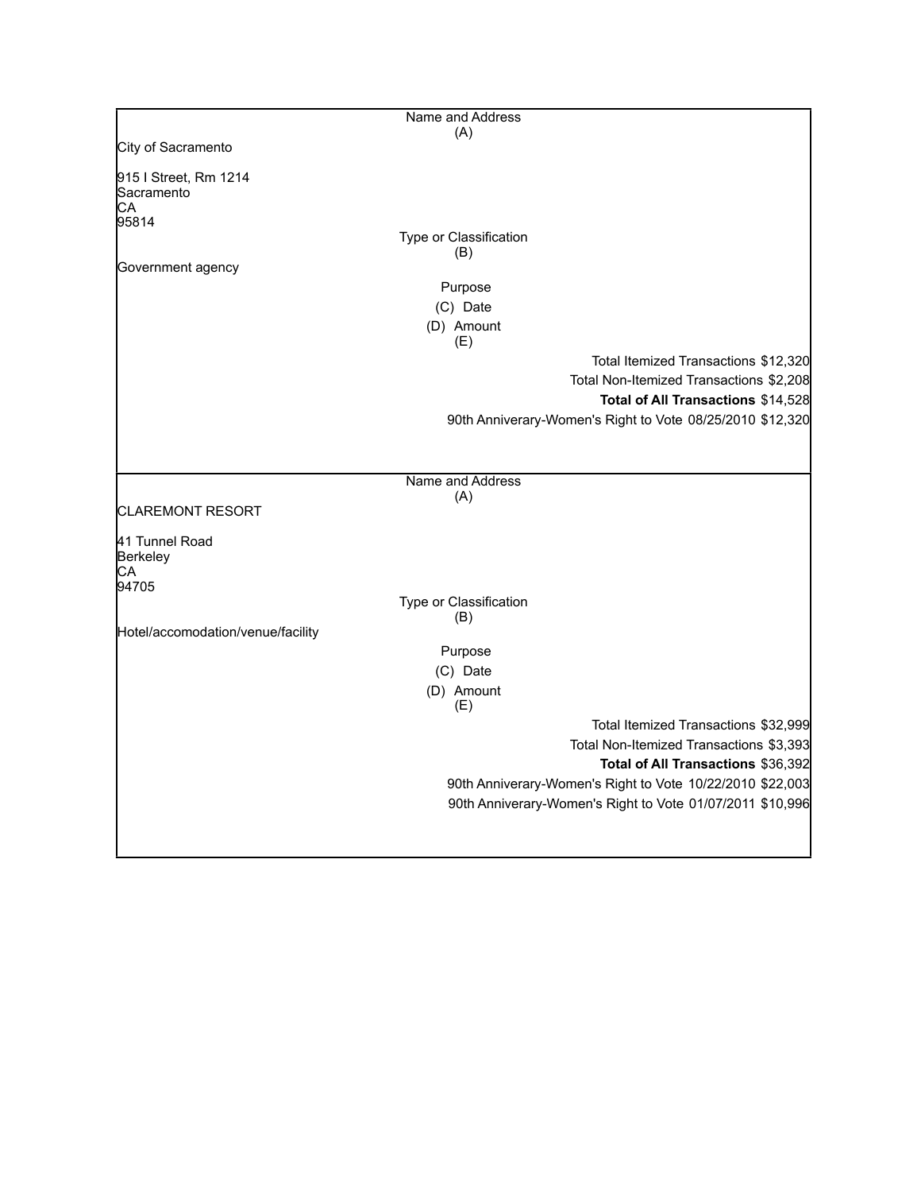| Name and Address (A) | Type or Classification (B) | Purpose | (C) Date | (D) Amount (E) |
|---|---|---|---|---|
| City of Sacramento<br><br>915 I Street, Rm 1214<br>Sacramento<br>CA<br>95814 | Government agency | | | |
| | | | Total Itemized Transactions | $12,320 |
| | | | Total Non-Itemized Transactions | $2,208 |
| | | | **Total of All Transactions** | $14,528 |
| | | 90th Anniverary-Women's Right to Vote | 08/25/2010 | $12,320 |

| Name and Address (A) | Type or Classification (B) | Purpose | (C) Date | (D) Amount (E) |
|---|---|---|---|---|
| CLAREMONT RESORT<br><br>41 Tunnel Road<br>Berkeley<br>CA<br>94705 | Hotel/accomodation/venue/facility | | | |
| | | | Total Itemized Transactions | $32,999 |
| | | | Total Non-Itemized Transactions | $3,393 |
| | | | **Total of All Transactions** | $36,392 |
| | | 90th Anniverary-Women's Right to Vote | 10/22/2010 | $22,003 |
| | | 90th Anniverary-Women's Right to Vote | 01/07/2011 | $10,996 |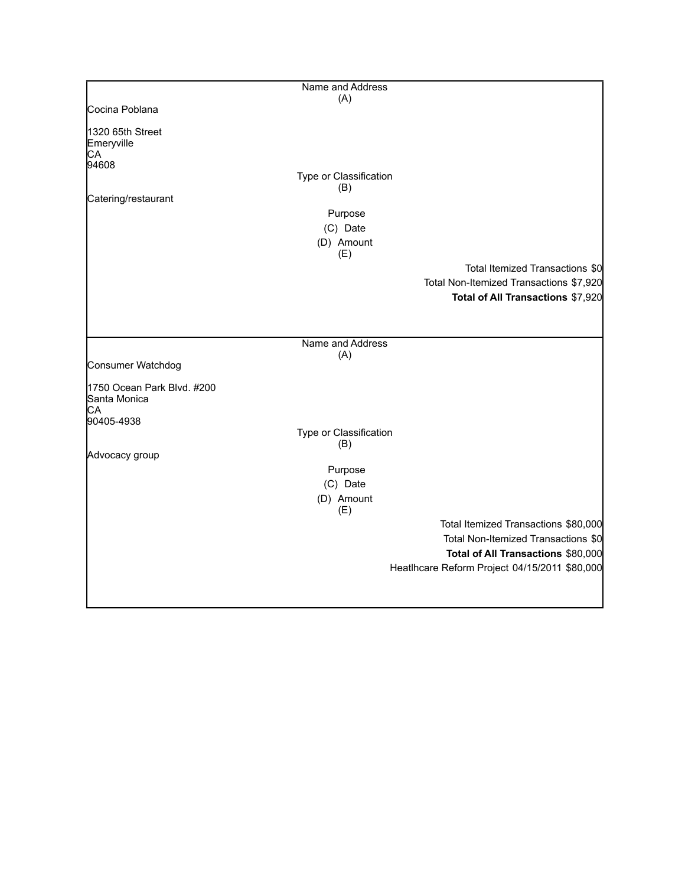Name and Address
(A)

Cocina Poblana

1320 65th Street
Emeryville
CA
94608

Type or Classification
(B)

Catering/restaurant

Purpose
(C) Date
(D) Amount
(E)

Total Itemized Transactions $0
Total Non-Itemized Transactions $7,920
**Total of All Transactions** $7,920

---

Name and Address
(A)

Consumer Watchdog

1750 Ocean Park Blvd. #200
Santa Monica
CA
90405-4938

Type or Classification
(B)

Advocacy group

Purpose
(C) Date
(D) Amount
(E)

Total Itemized Transactions $80,000
Total Non-Itemized Transactions $0
**Total of All Transactions** $80,000

Heatlhcare Reform Project 04/15/2011 $80,000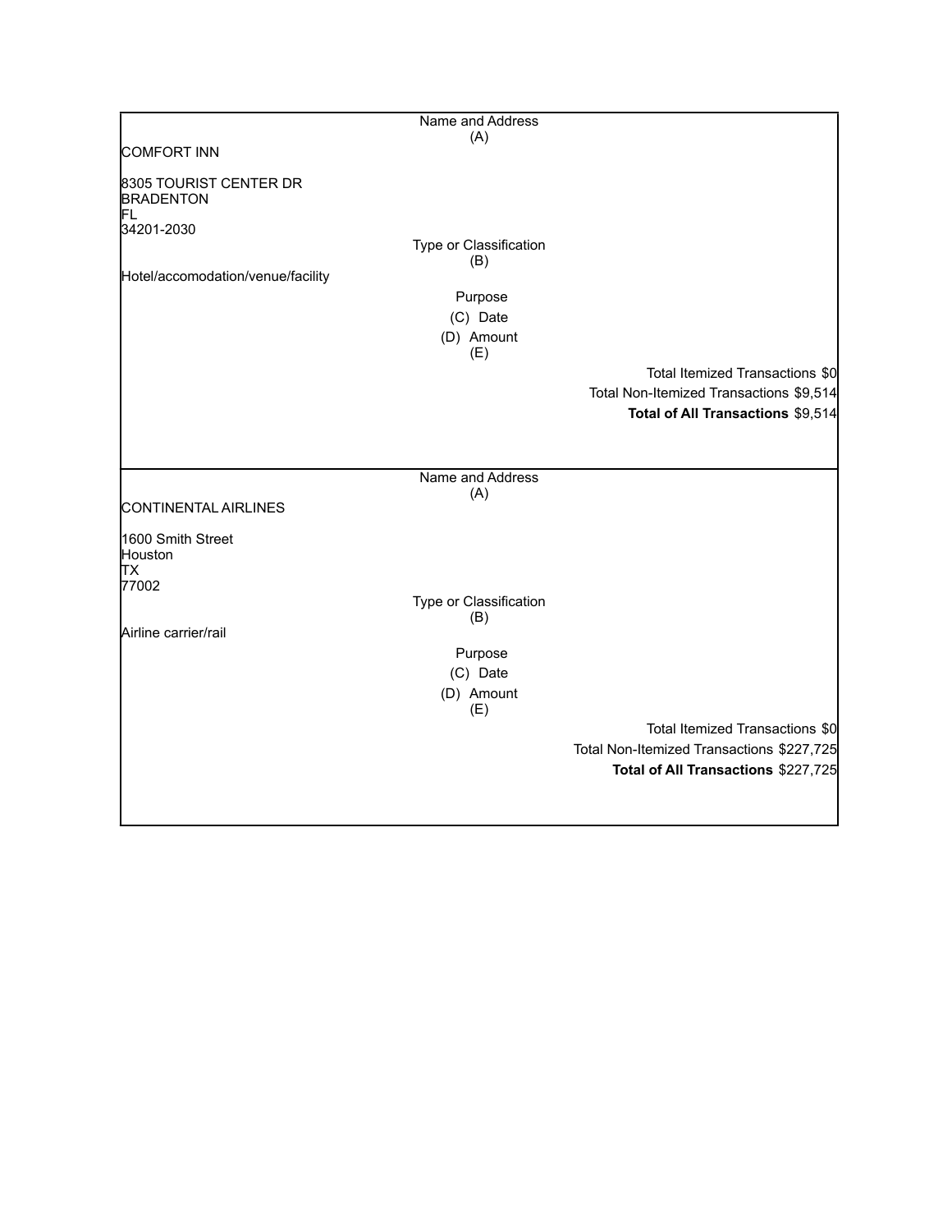| Name and Address (A) |
| --- |
| COMFORT INN<br><br>8305 TOURIST CENTER DR<br>BRADENTON<br>FL<br>34201-2030 |
| Type or Classification (B) |
| Hotel/accomodation/venue/facility |
| Purpose |
| (C) Date |
| (D) Amount (E) |
| Total Itemized Transactions $0 |
| Total Non-Itemized Transactions $9,514 |
| **Total of All Transactions** $9,514 |

| Name and Address (A) |
| --- |
| CONTINENTAL AIRLINES<br><br>1600 Smith Street<br>Houston<br>TX<br>77002 |
| Type or Classification (B) |
| Airline carrier/rail |
| Purpose |
| (C) Date |
| (D) Amount (E) |
| Total Itemized Transactions $0 |
| Total Non-Itemized Transactions $227,725 |
| **Total of All Transactions** $227,725 |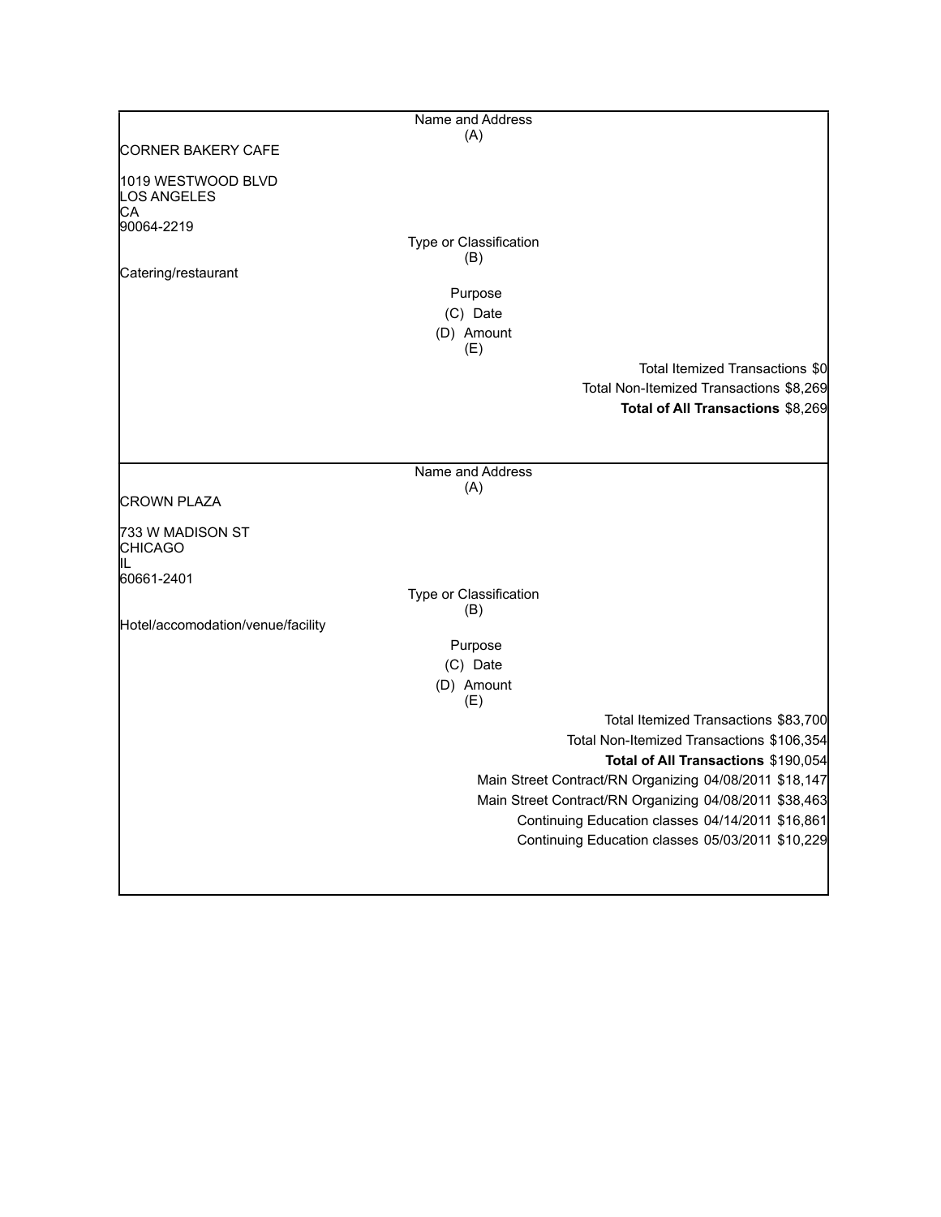| Name and Address (A) | |
|---|---|
| CORNER BAKERY CAFE<br><br>1019 WESTWOOD BLVD<br>LOS ANGELES<br>CA<br>90064-2219 | |
| **Type or Classification (B)** | |
| Catering/restaurant | |
| **Purpose (C) Date (D) Amount (E)** | |
| | Total Itemized Transactions $0 |
| | Total Non-Itemized Transactions $8,269 |
| | **Total of All Transactions** $8,269 |

| Name and Address (A) | |
|---|---|
| CROWN PLAZA<br><br>733 W MADISON ST<br>CHICAGO<br>IL<br>60661-2401 | |
| **Type or Classification (B)** | |
| Hotel/accomodation/venue/facility | |
| **Purpose (C) Date (D) Amount (E)** | |
| | Total Itemized Transactions $83,700 |
| | Total Non-Itemized Transactions $106,354 |
| | **Total of All Transactions** $190,054 |
| | Main Street Contract/RN Organizing 04/08/2011 $18,147 |
| | Main Street Contract/RN Organizing 04/08/2011 $38,463 |
| | Continuing Education classes 04/14/2011 $16,861 |
| | Continuing Education classes 05/03/2011 $10,229 |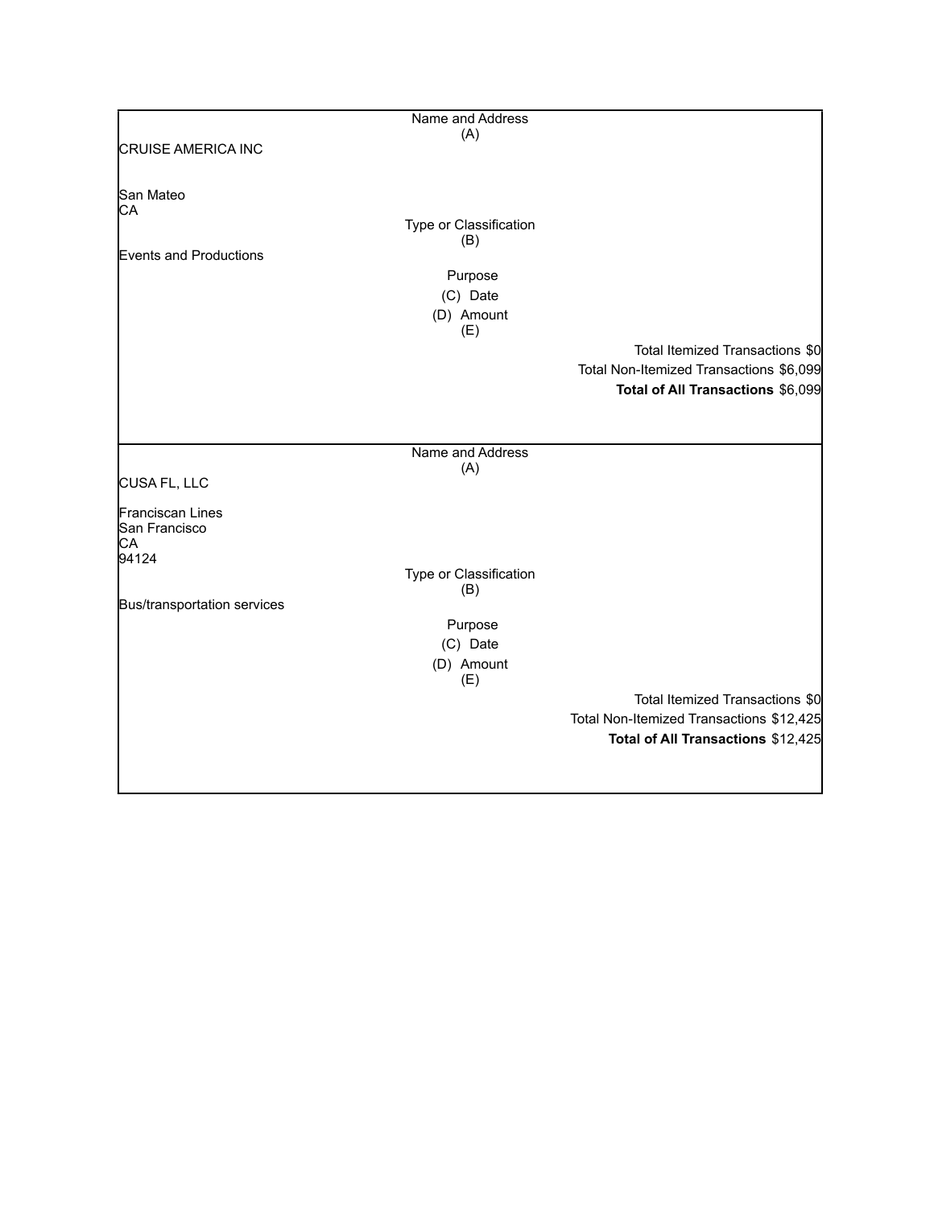| Name and Address (A) | |
|---|---|
| CRUISE AMERICA INC<br><br>San Mateo<br>CA | |
| **Type or Classification (B)** | |
| Events and Productions | |
| **Purpose** | |
| **(C) Date** | |
| **(D) Amount (E)** | |
| | Total Itemized Transactions $0 |
| | Total Non-Itemized Transactions $6,099 |
| | **Total of All Transactions** $6,099 |

| Name and Address (A) | |
|---|---|
| CUSA FL, LLC<br><br>Franciscan Lines<br>San Francisco<br>CA<br>94124 | |
| **Type or Classification (B)** | |
| Bus/transportation services | |
| **Purpose** | |
| **(C) Date** | |
| **(D) Amount (E)** | |
| | Total Itemized Transactions $0 |
| | Total Non-Itemized Transactions $12,425 |
| | **Total of All Transactions** $12,425 |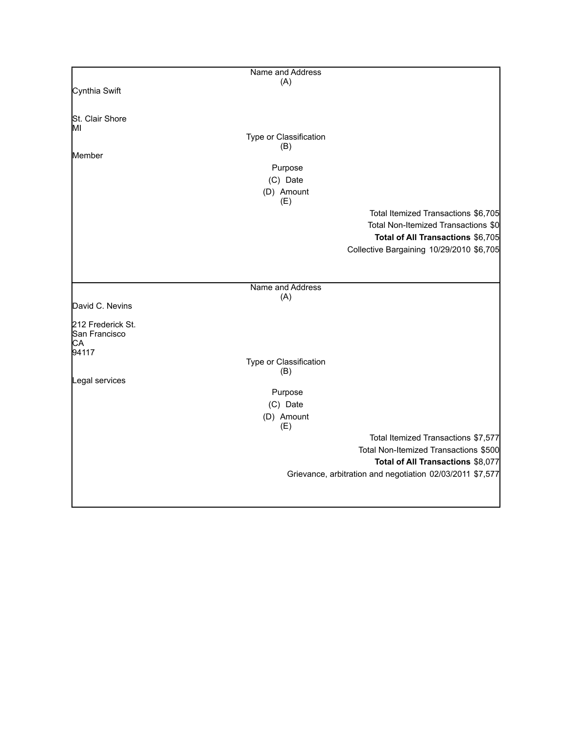| Name and Address (A) |
|---|
| Cynthia Swift |
| |
| St. Clair Shore |
| MI |
| **Type or Classification (B)** |
| Member |
| **Purpose (C) Date (D) Amount (E)** |
| Total Itemized Transactions $6,705 |
| Total Non-Itemized Transactions $0 |
| **Total of All Transactions** $6,705 |
| Collective Bargaining 10/29/2010 $6,705 |

| Name and Address (A) |
|---|
| David C. Nevins |
| 212 Frederick St. |
| San Francisco |
| CA |
| 94117 |
| **Type or Classification (B)** |
| Legal services |
| **Purpose (C) Date (D) Amount (E)** |
| Total Itemized Transactions $7,577 |
| Total Non-Itemized Transactions $500 |
| **Total of All Transactions** $8,077 |
| Grievance, arbitration and negotiation 02/03/2011 $7,577 |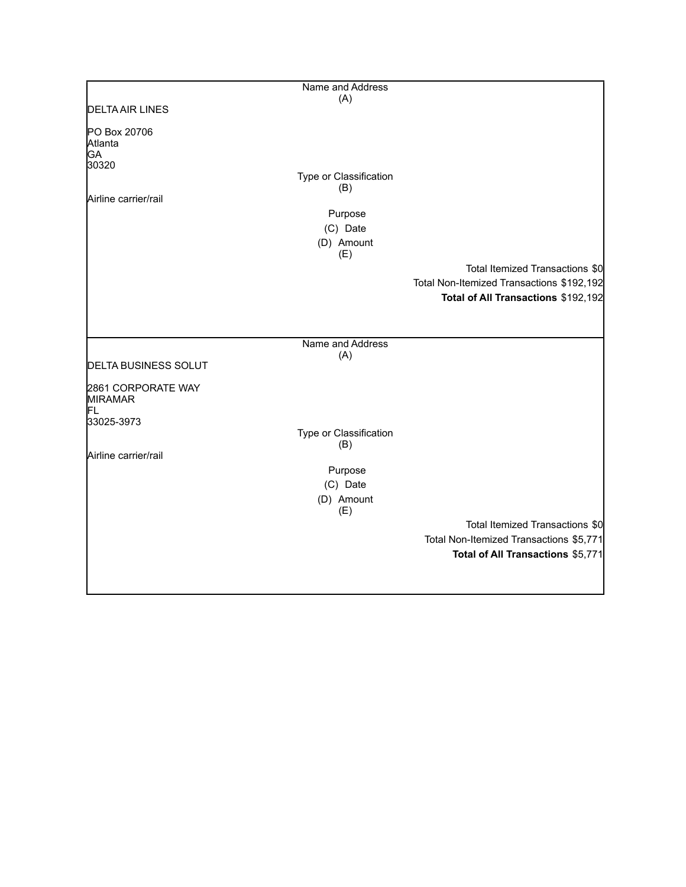Name and Address
(A)

DELTA AIR LINES

PO Box 20706
Atlanta
GA
30320

Type or Classification
(B)

Airline carrier/rail

Purpose
(C) Date
(D) Amount
(E)

Total Itemized Transactions $0
Total Non-Itemized Transactions $192,192
**Total of All Transactions** $192,192

---

Name and Address
(A)

DELTA BUSINESS SOLUT

2861 CORPORATE WAY
MIRAMAR
FL
33025-3973

Type or Classification
(B)

Airline carrier/rail

Purpose
(C) Date
(D) Amount
(E)

Total Itemized Transactions $0
Total Non-Itemized Transactions $5,771
**Total of All Transactions** $5,771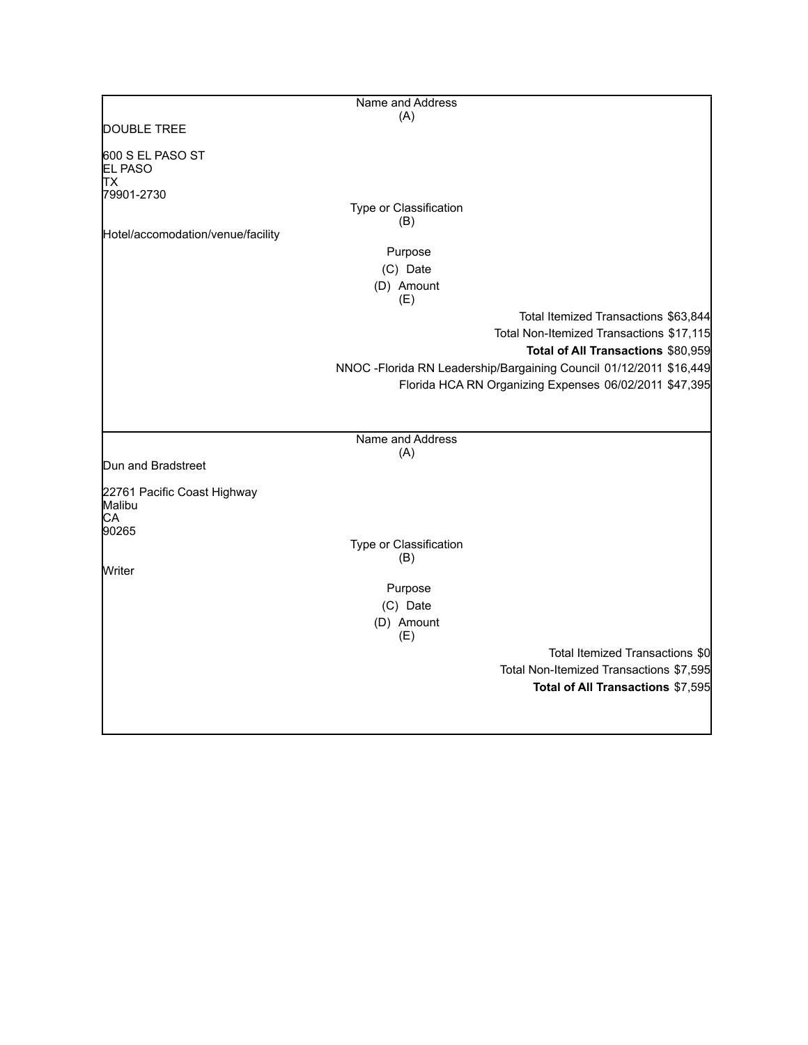| Name and Address (A) |
| --- |
| DOUBLE TREE |
| 600 S EL PASO ST<br>EL PASO<br>TX<br>79901-2730 |

| Type or Classification (B) |
| --- |
| Hotel/accomodation/venue/facility |

| Purpose | (C) Date | (D) Amount (E) |
| --- | --- | --- |
| Total Itemized Transactions | | $63,844 |
| Total Non-Itemized Transactions | | $17,115 |
| **Total of All Transactions** | | $80,959 |
| NNOC -Florida RN Leadership/Bargaining Council | 01/12/2011 | $16,449 |
| Florida HCA RN Organizing Expenses | 06/02/2011 | $47,395 |

| Name and Address (A) |
| --- |
| Dun and Bradstreet |
| 22761 Pacific Coast Highway<br>Malibu<br>CA<br>90265 |

| Type or Classification (B) |
| --- |
| Writer |

| Purpose | (C) Date | (D) Amount (E) |
| --- | --- | --- |
| Total Itemized Transactions | | $0 |
| Total Non-Itemized Transactions | | $7,595 |
| **Total of All Transactions** | | $7,595 |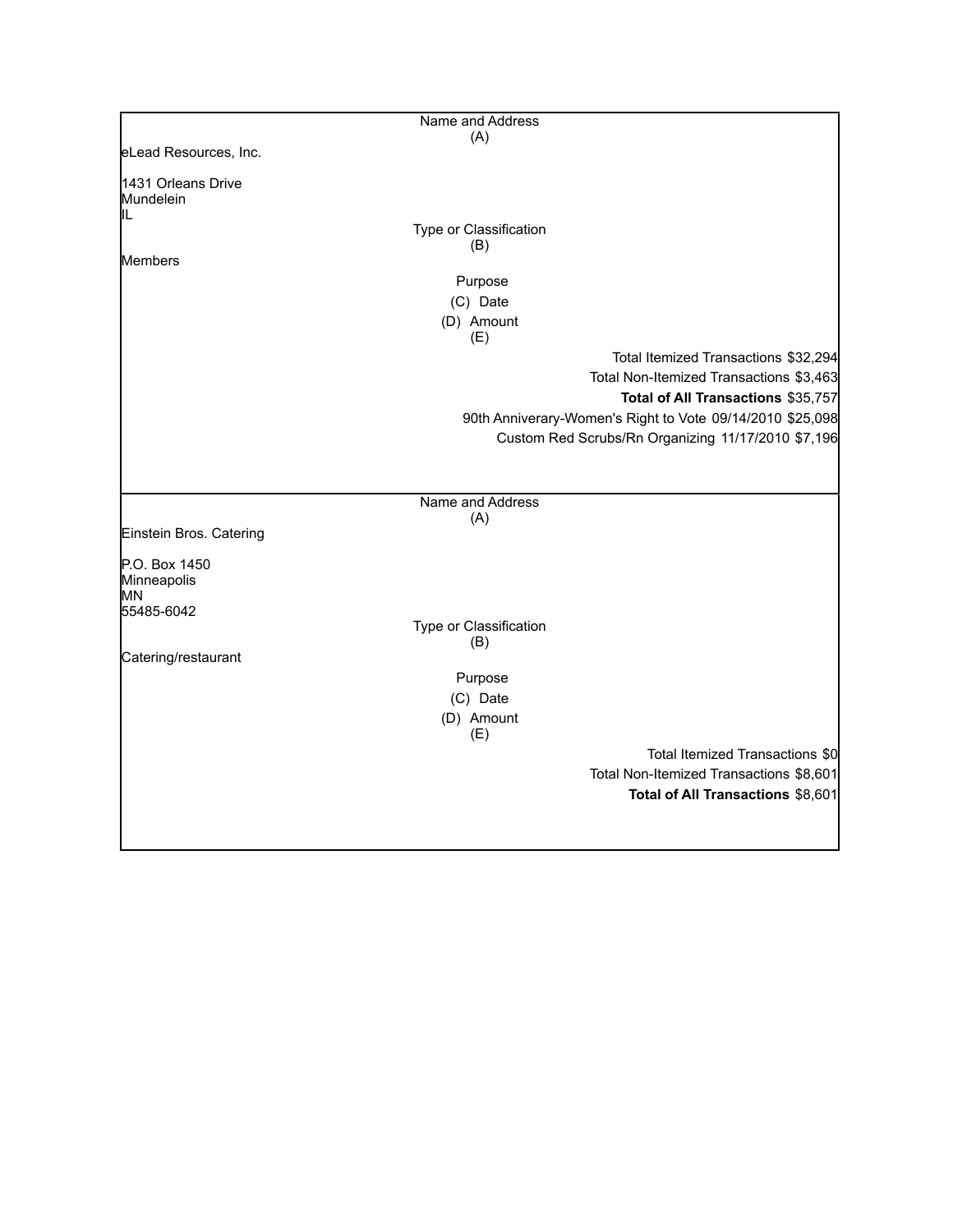| Name and Address (A) | |
|---|---|
| eLead Resources, Inc.<br><br>1431 Orleans Drive<br>Mundelein<br>IL | |
| Type or Classification (B) | |
| Members | |
| Purpose<br>(C) Date<br>(D) Amount<br>(E) | |
| | Total Itemized Transactions $32,294 |
| | Total Non-Itemized Transactions $3,463 |
| | **Total of All Transactions** $35,757 |
| | 90th Anniverary-Women's Right to Vote 09/14/2010 $25,098 |
| | Custom Red Scrubs/Rn Organizing 11/17/2010 $7,196 |

| Name and Address (A) | |
|---|---|
| Einstein Bros. Catering<br><br>P.O. Box 1450<br>Minneapolis<br>MN<br>55485-6042 | |
| Type or Classification (B) | |
| Catering/restaurant | |
| Purpose<br>(C) Date<br>(D) Amount<br>(E) | |
| | Total Itemized Transactions $0 |
| | Total Non-Itemized Transactions $8,601 |
| | **Total of All Transactions** $8,601 |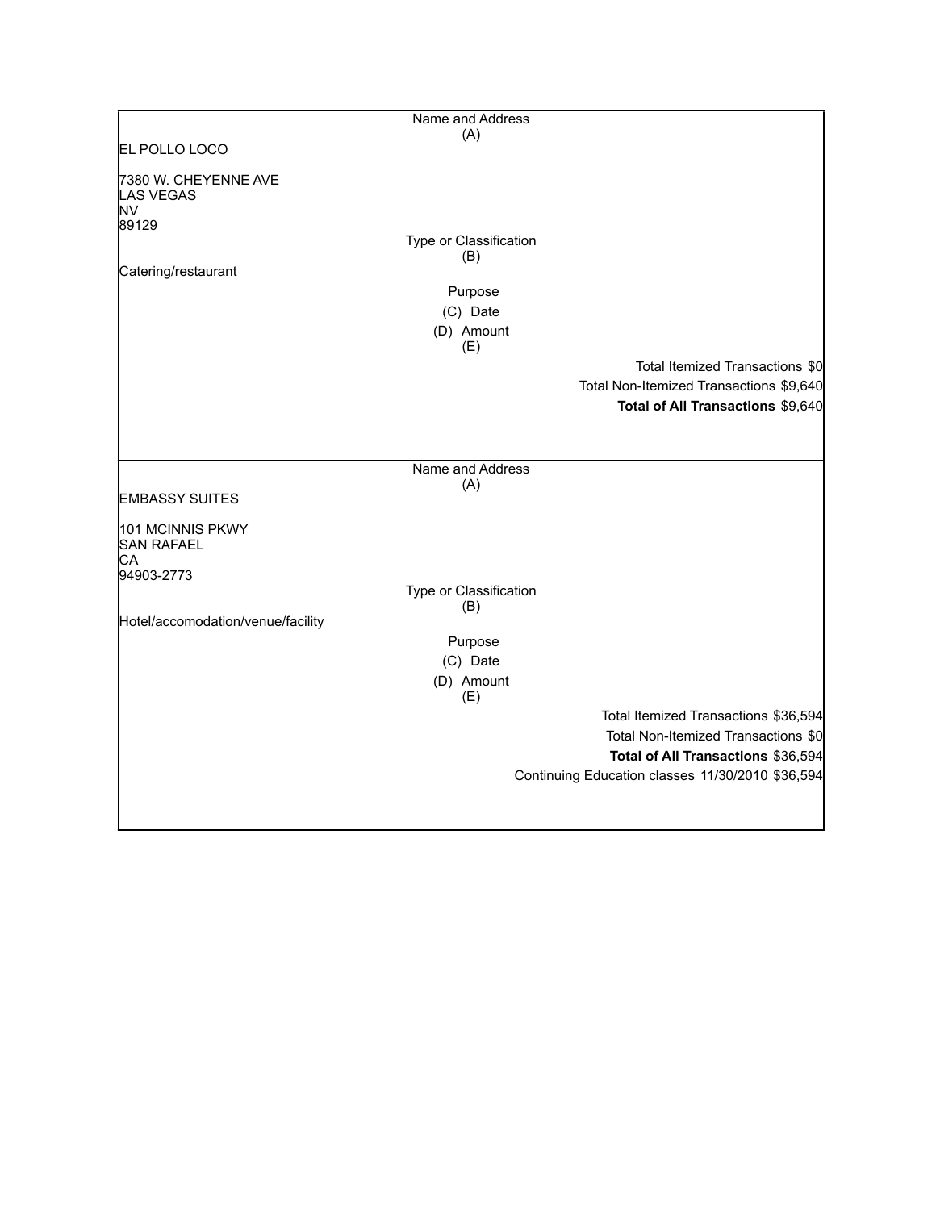Name and Address
(A)

EL POLLO LOCO

7380 W. CHEYENNE AVE
LAS VEGAS
NV
89129

Type or Classification
(B)

Catering/restaurant

Purpose
(C) Date
(D) Amount
(E)

Total Itemized Transactions $0
Total Non-Itemized Transactions $9,640
**Total of All Transactions** $9,640

---

Name and Address
(A)

EMBASSY SUITES

101 MCINNIS PKWY
SAN RAFAEL
CA
94903-2773

Type or Classification
(B)

Hotel/accomodation/venue/facility

Purpose
(C) Date
(D) Amount
(E)

Total Itemized Transactions $36,594
Total Non-Itemized Transactions $0
**Total of All Transactions** $36,594
Continuing Education classes 11/30/2010 $36,594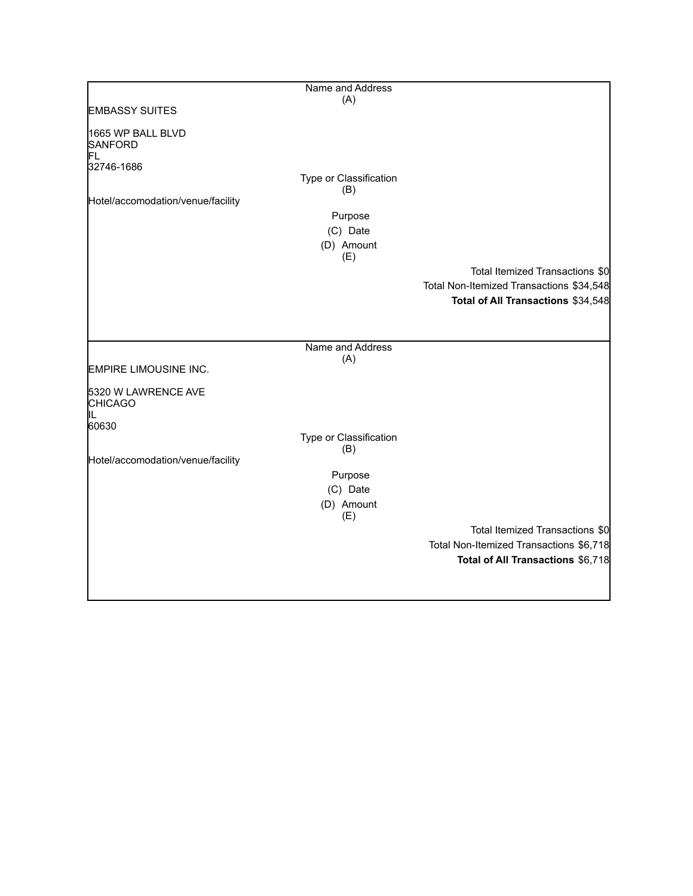| Name and Address (A) | | |
|---|---|---|
| EMBASSY SUITES<br><br>1665 WP BALL BLVD<br>SANFORD<br>FL<br>32746-1686 | | |
| | Type or Classification (B) | |
| Hotel/accomodation/venue/facility | | |
| | Purpose | |
| | (C) Date | |
| | (D) Amount (E) | |
| | | Total Itemized Transactions $0 |
| | | Total Non-Itemized Transactions $34,548 |
| | | **Total of All Transactions** $34,548 |

| Name and Address (A) | | |
|---|---|---|
| EMPIRE LIMOUSINE INC.<br><br>5320 W LAWRENCE AVE<br>CHICAGO<br>IL<br>60630 | | |
| | Type or Classification (B) | |
| Hotel/accomodation/venue/facility | | |
| | Purpose | |
| | (C) Date | |
| | (D) Amount (E) | |
| | | Total Itemized Transactions $0 |
| | | Total Non-Itemized Transactions $6,718 |
| | | **Total of All Transactions** $6,718 |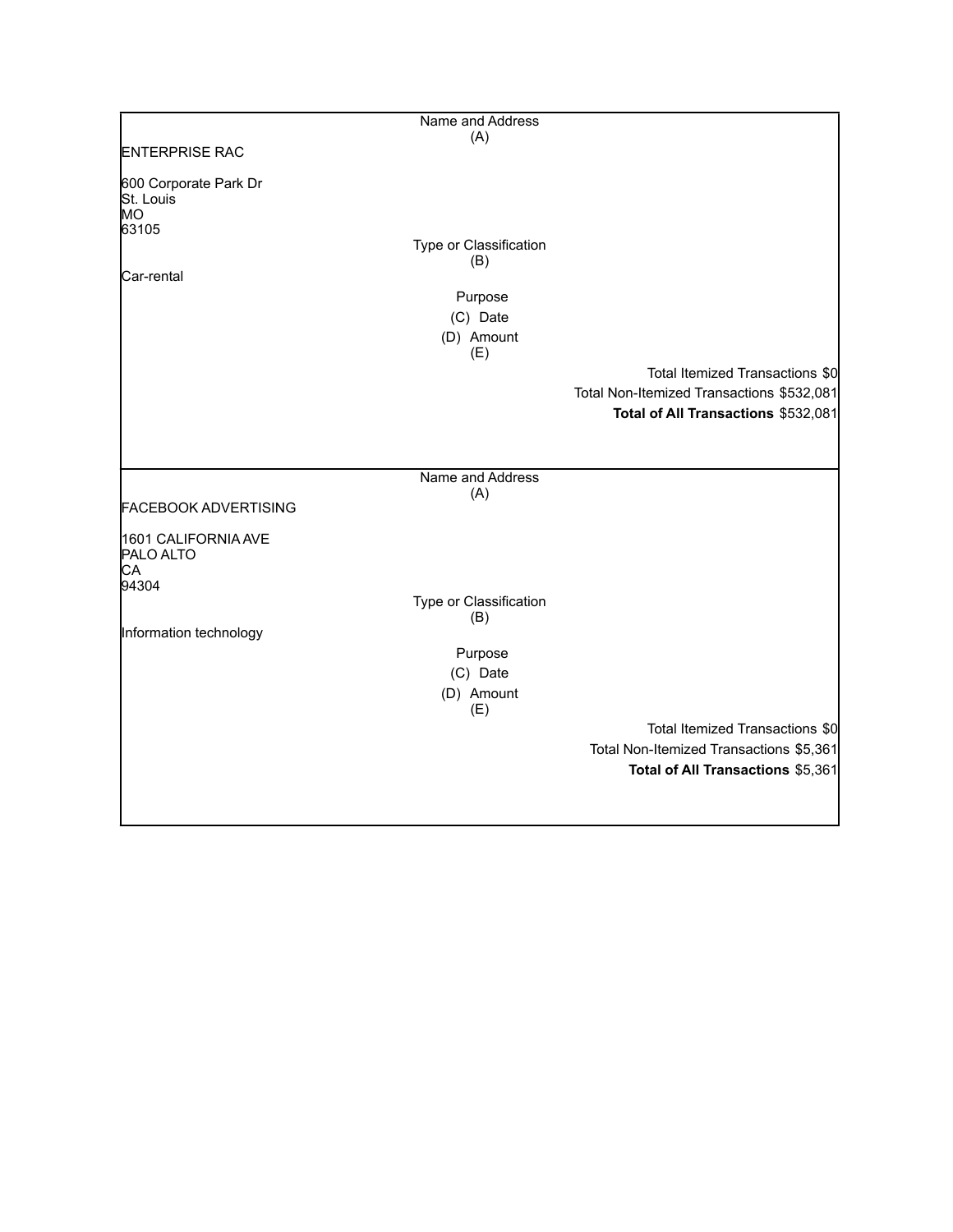Name and Address
(A)

ENTERPRISE RAC

600 Corporate Park Dr
St. Louis
MO
63105

Type or Classification
(B)

Car-rental

Purpose
(C) Date
(D) Amount
(E)

Total Itemized Transactions $0
Total Non-Itemized Transactions $532,081
**Total of All Transactions** $532,081

---

Name and Address
(A)

FACEBOOK ADVERTISING

1601 CALIFORNIA AVE
PALO ALTO
CA
94304

Type or Classification
(B)

Information technology

Purpose
(C) Date
(D) Amount
(E)

Total Itemized Transactions $0
Total Non-Itemized Transactions $5,361
**Total of All Transactions** $5,361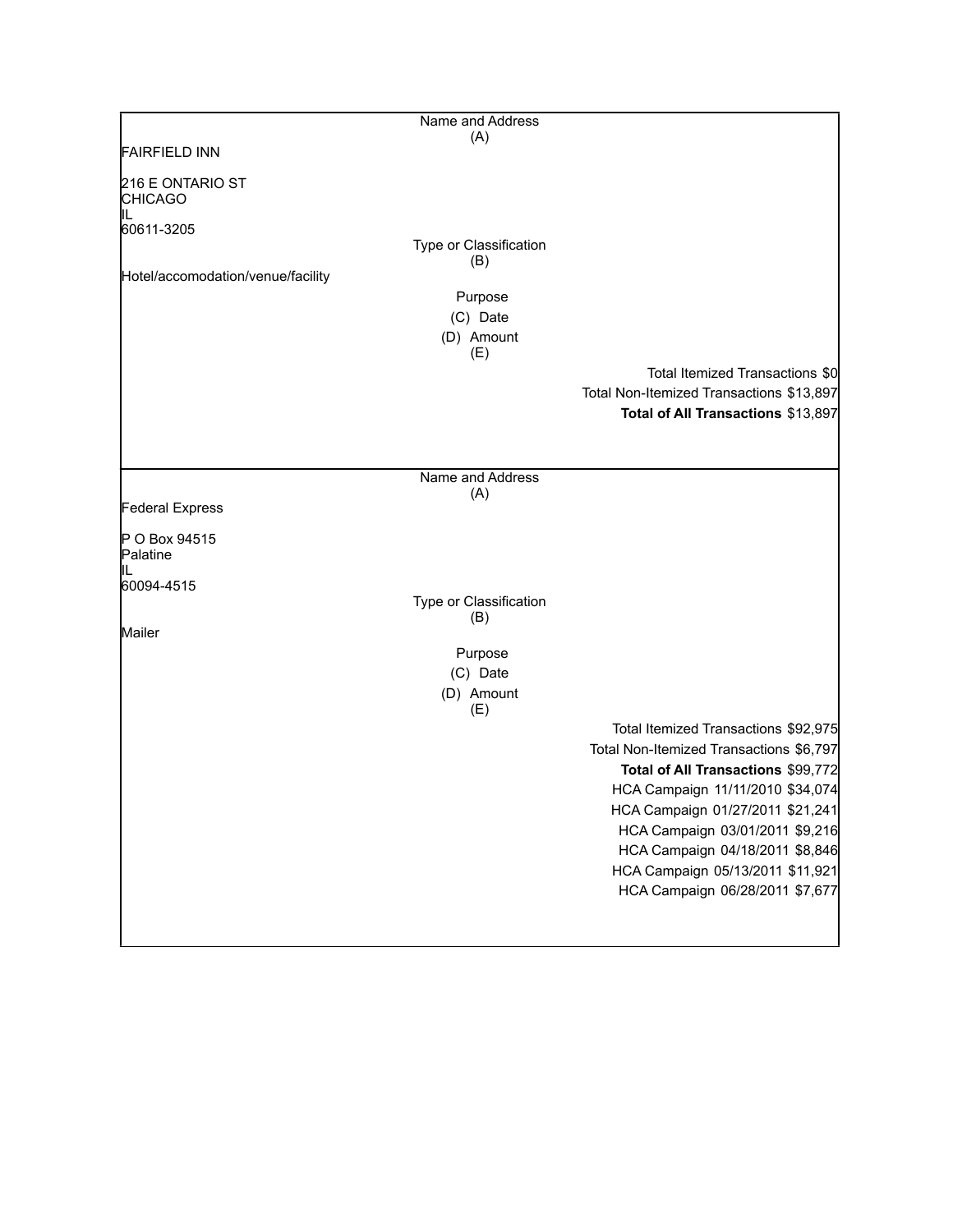| Name and Address (A) | | |
|---|---|---|
| FAIRFIELD INN<br><br>216 E ONTARIO ST<br>CHICAGO<br>IL<br>60611-3205 | | |
| Type or Classification (B) | | |
| Hotel/accomodation/venue/facility | | |
| Purpose | | |
| (C) Date | | |
| (D) Amount | | |
| (E) | | |
| | | Total Itemized Transactions $0 |
| | | Total Non-Itemized Transactions $13,897 |
| | | **Total of All Transactions** $13,897 |

| Name and Address (A) | | |
|---|---|---|
| Federal Express<br><br>P O Box 94515<br>Palatine<br>IL<br>60094-4515 | | |
| Type or Classification (B) | | |
| Mailer | | |
| Purpose | | |
| (C) Date | | |
| (D) Amount | | |
| (E) | | |
| | | Total Itemized Transactions $92,975 |
| | | Total Non-Itemized Transactions $6,797 |
| | | **Total of All Transactions** $99,772 |
| | | HCA Campaign 11/11/2010 $34,074 |
| | | HCA Campaign 01/27/2011 $21,241 |
| | | HCA Campaign 03/01/2011 $9,216 |
| | | HCA Campaign 04/18/2011 $8,846 |
| | | HCA Campaign 05/13/2011 $11,921 |
| | | HCA Campaign 06/28/2011 $7,677 |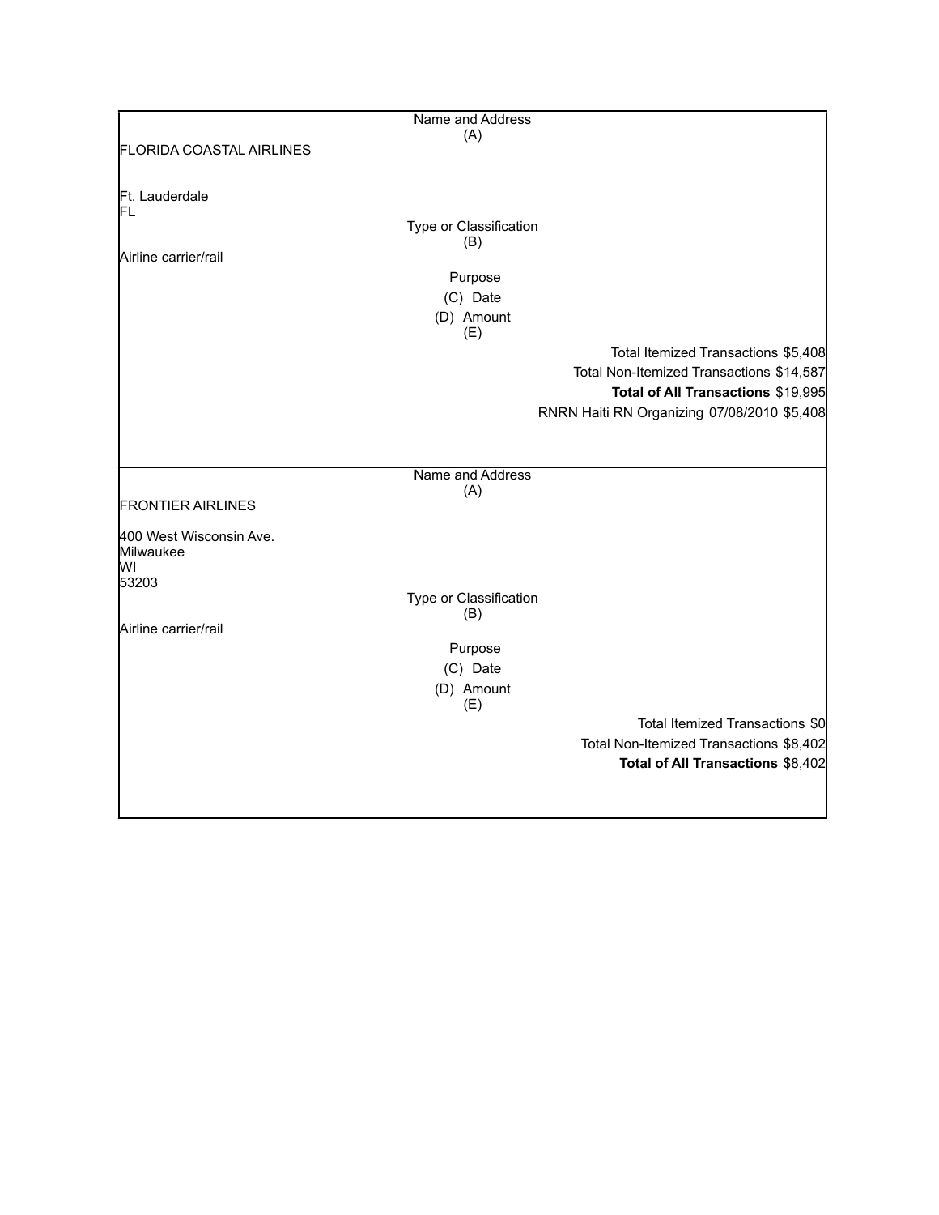| Name and Address (A) |
| --- |
| FLORIDA COASTAL AIRLINES<br><br>Ft. Lauderdale<br>FL |
| Type or Classification (B) |
| Airline carrier/rail |
| Purpose (C) Date (D) Amount (E) |
| Total Itemized Transactions $5,408 |
| Total Non-Itemized Transactions $14,587 |
| **Total of All Transactions** $19,995 |
| RNRN Haiti RN Organizing 07/08/2010 $5,408 |

| Name and Address (A) |
| --- |
| FRONTIER AIRLINES<br><br>400 West Wisconsin Ave.<br>Milwaukee<br>WI<br>53203 |
| Type or Classification (B) |
| Airline carrier/rail |
| Purpose (C) Date (D) Amount (E) |
| Total Itemized Transactions $0 |
| Total Non-Itemized Transactions $8,402 |
| **Total of All Transactions** $8,402 |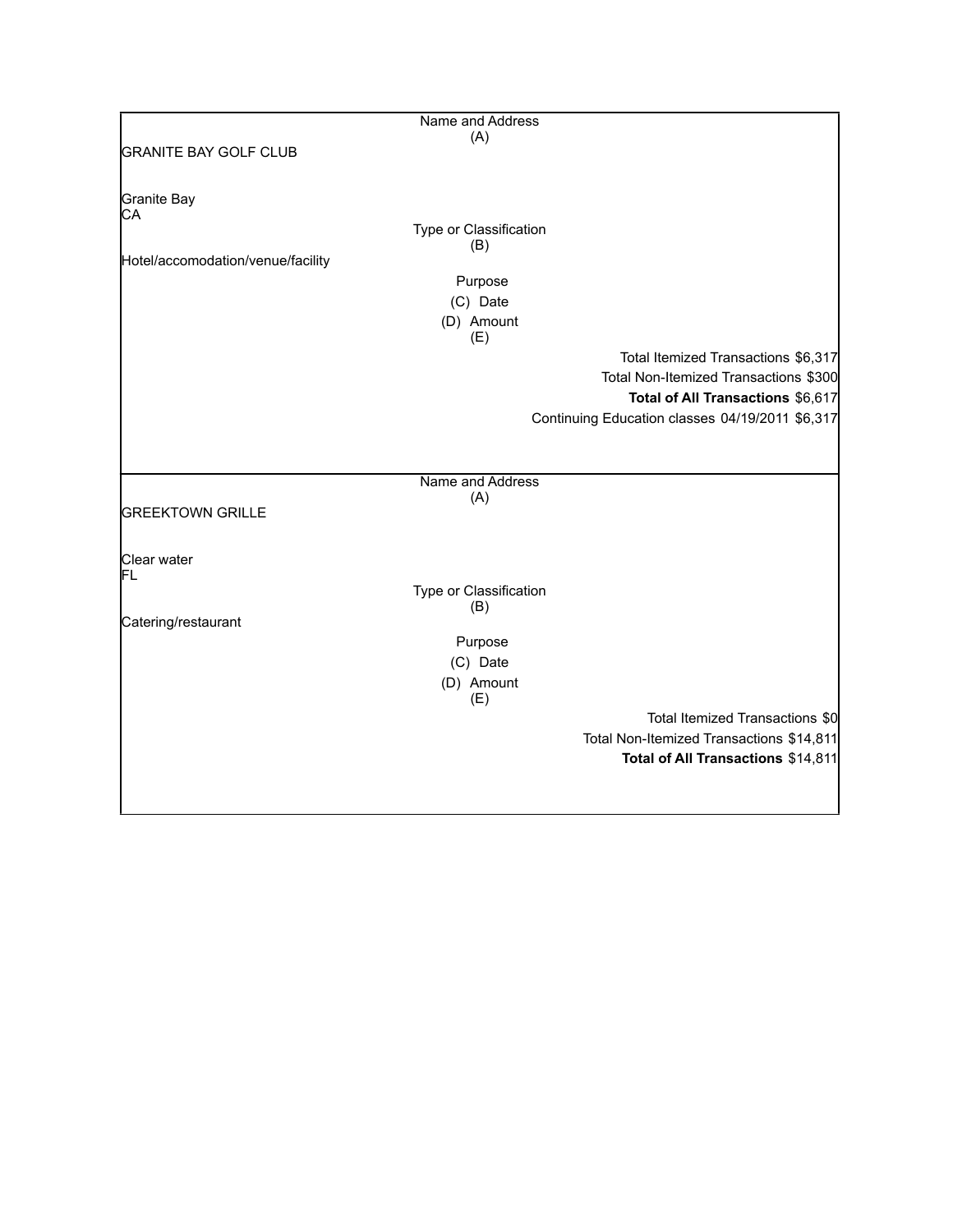| Name and Address (A) |
|---|
| GRANITE BAY GOLF CLUB |
| Granite Bay<br>CA |
| **Type or Classification (B)** |
| Hotel/accomodation/venue/facility |
| **Purpose (C) Date (D) Amount (E)** |
| Total Itemized Transactions $6,317 |
| Total Non-Itemized Transactions $300 |
| **Total of All Transactions** $6,617 |
| Continuing Education classes 04/19/2011 $6,317 |

| Name and Address (A) |
|---|
| GREEKTOWN GRILLE |
| Clear water<br>FL |
| **Type or Classification (B)** |
| Catering/restaurant |
| **Purpose (C) Date (D) Amount (E)** |
| Total Itemized Transactions $0 |
| Total Non-Itemized Transactions $14,811 |
| **Total of All Transactions** $14,811 |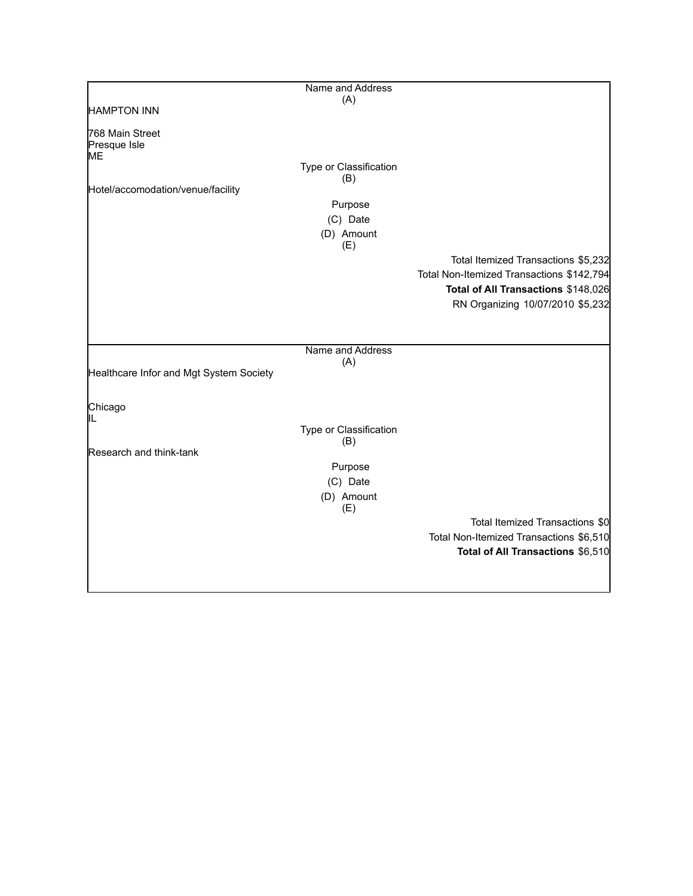| Name and Address (A) | |
|---|---|
| HAMPTON INN<br><br>768 Main Street<br>Presque Isle<br>ME | |
| Type or Classification (B) | |
| Hotel/accomodation/venue/facility | |
| Purpose (C) Date (D) Amount (E) | |
| | Total Itemized Transactions $5,232 |
| | Total Non-Itemized Transactions $142,794 |
| | **Total of All Transactions** $148,026 |
| | RN Organizing 10/07/2010 $5,232 |

| Name and Address (A) | |
|---|---|
| Healthcare Infor and Mgt System Society<br><br>Chicago<br>IL | |
| Type or Classification (B) | |
| Research and think-tank | |
| Purpose (C) Date (D) Amount (E) | |
| | Total Itemized Transactions $0 |
| | Total Non-Itemized Transactions $6,510 |
| | **Total of All Transactions** $6,510 |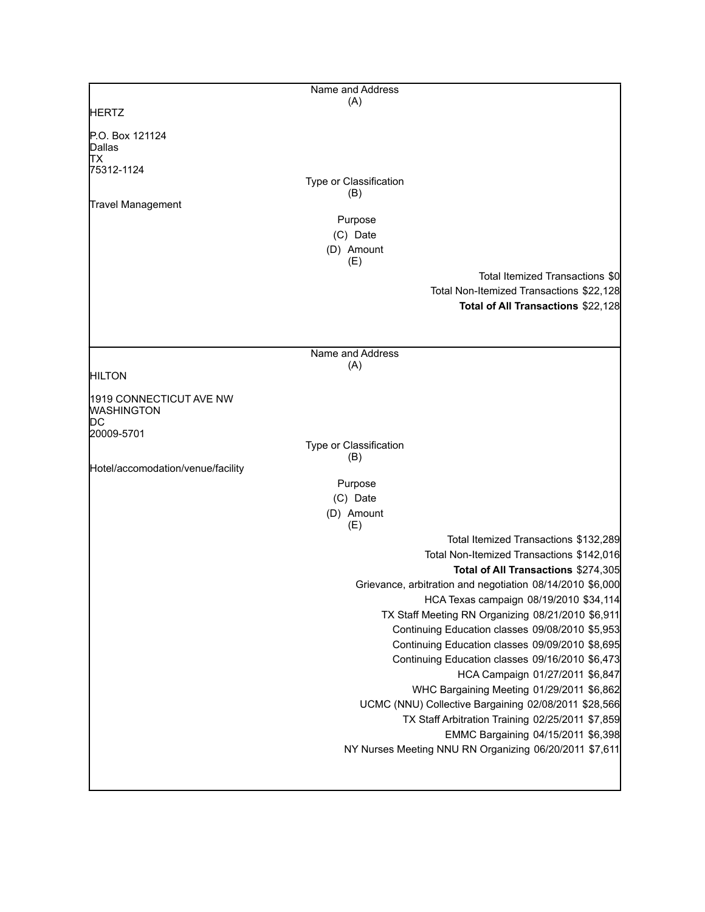| Name and Address (A) |
| --- |
| HERTZ |
| P.O. Box 121124<br>Dallas<br>TX<br>75312-1124 |
| Type or Classification (B) |
| Travel Management |
| Purpose (C) Date (D) Amount (E) |
| Total Itemized Transactions $0 |
| Total Non-Itemized Transactions $22,128 |
| **Total of All Transactions** $22,128 |

| Name and Address (A) |
| --- |
| HILTON |
| 1919 CONNECTICUT AVE NW<br>WASHINGTON<br>DC<br>20009-5701 |
| Type or Classification (B) |
| Hotel/accomodation/venue/facility |
| Purpose (C) Date (D) Amount (E) |
| Total Itemized Transactions $132,289 |
| Total Non-Itemized Transactions $142,016 |
| **Total of All Transactions** $274,305 |
| Grievance, arbitration and negotiation 08/14/2010 $6,000 |
| HCA Texas campaign 08/19/2010 $34,114 |
| TX Staff Meeting RN Organizing 08/21/2010 $6,911 |
| Continuing Education classes 09/08/2010 $5,953 |
| Continuing Education classes 09/09/2010 $8,695 |
| Continuing Education classes 09/16/2010 $6,473 |
| HCA Campaign 01/27/2011 $6,847 |
| WHC Bargaining Meeting 01/29/2011 $6,862 |
| UCMC (NNU) Collective Bargaining 02/08/2011 $28,566 |
| TX Staff Arbitration Training 02/25/2011 $7,859 |
| EMMC Bargaining 04/15/2011 $6,398 |
| NY Nurses Meeting NNU RN Organizing 06/20/2011 $7,611 |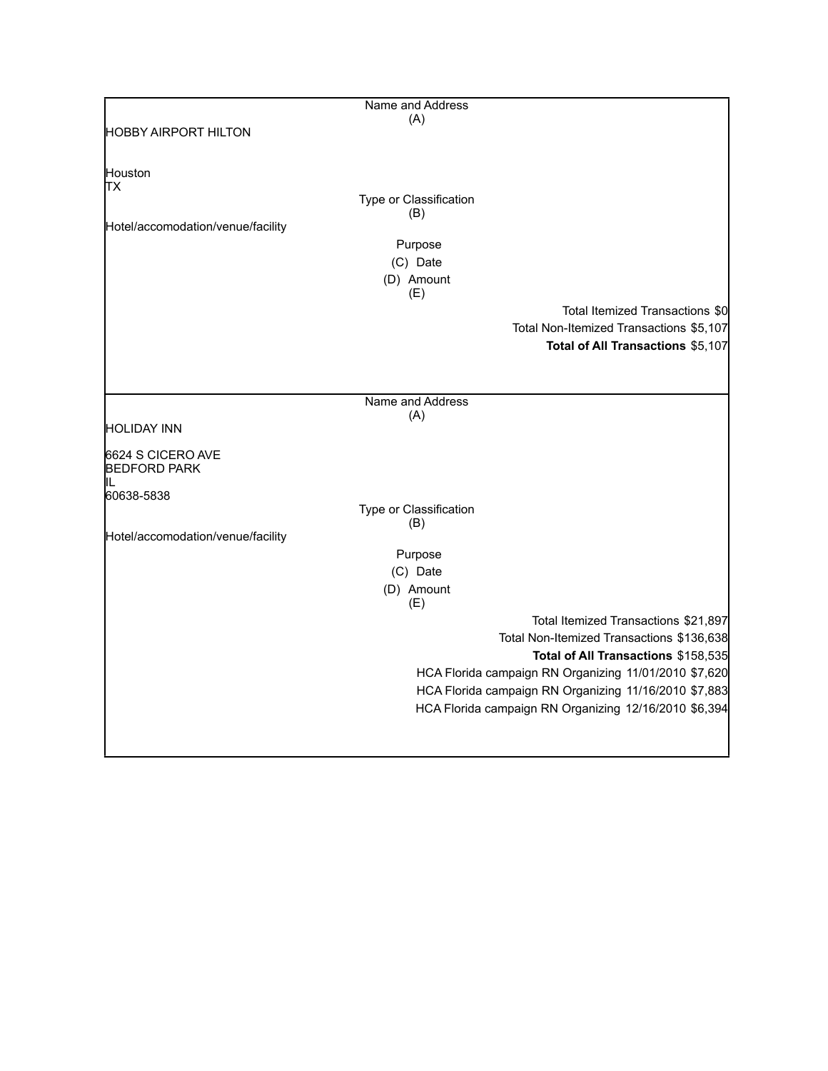Name and Address
(A)

HOBBY AIRPORT HILTON

Houston
TX

Type or Classification
(B)

Hotel/accomodation/venue/facility

Purpose
(C) Date
(D) Amount
(E)

Total Itemized Transactions $0
Total Non-Itemized Transactions $5,107
**Total of All Transactions** $5,107

---

Name and Address
(A)

HOLIDAY INN

6624 S CICERO AVE
BEDFORD PARK
IL
60638-5838

Type or Classification
(B)

Hotel/accomodation/venue/facility

Purpose
(C) Date
(D) Amount
(E)

Total Itemized Transactions $21,897
Total Non-Itemized Transactions $136,638
**Total of All Transactions** $158,535

| Purpose | Date | Amount |
|---|---|---|
| HCA Florida campaign RN Organizing | 11/01/2010 | $7,620 |
| HCA Florida campaign RN Organizing | 11/16/2010 | $7,883 |
| HCA Florida campaign RN Organizing | 12/16/2010 | $6,394 |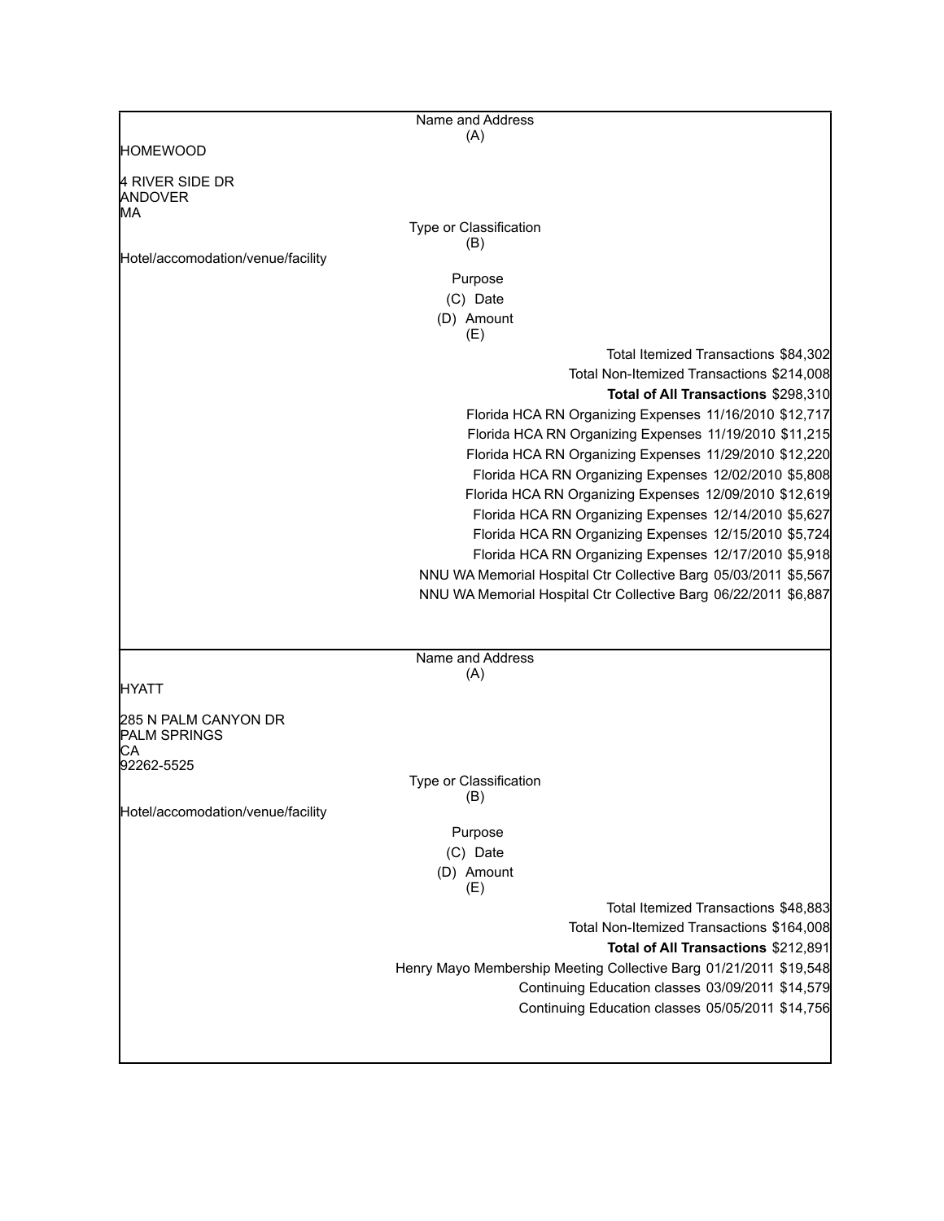| Name and Address (A) | |
|---|---|
| HOMEWOOD<br><br>4 RIVER SIDE DR<br>ANDOVER<br>MA | |
| **Type or Classification (B)** | |
| Hotel/accomodation/venue/facility | |
| **Purpose (C) Date (D) Amount (E)** | |
| | Total Itemized Transactions $84,302 |
| | Total Non-Itemized Transactions $214,008 |
| | **Total of All Transactions** $298,310 |
| | Florida HCA RN Organizing Expenses 11/16/2010 $12,717 |
| | Florida HCA RN Organizing Expenses 11/19/2010 $11,215 |
| | Florida HCA RN Organizing Expenses 11/29/2010 $12,220 |
| | Florida HCA RN Organizing Expenses 12/02/2010 $5,808 |
| | Florida HCA RN Organizing Expenses 12/09/2010 $12,619 |
| | Florida HCA RN Organizing Expenses 12/14/2010 $5,627 |
| | Florida HCA RN Organizing Expenses 12/15/2010 $5,724 |
| | Florida HCA RN Organizing Expenses 12/17/2010 $5,918 |
| | NNU WA Memorial Hospital Ctr Collective Barg 05/03/2011 $5,567 |
| | NNU WA Memorial Hospital Ctr Collective Barg 06/22/2011 $6,887 |

| Name and Address (A) | |
|---|---|
| HYATT<br><br>285 N PALM CANYON DR<br>PALM SPRINGS<br>CA<br>92262-5525 | |
| **Type or Classification (B)** | |
| Hotel/accomodation/venue/facility | |
| **Purpose (C) Date (D) Amount (E)** | |
| | Total Itemized Transactions $48,883 |
| | Total Non-Itemized Transactions $164,008 |
| | **Total of All Transactions** $212,891 |
| | Henry Mayo Membership Meeting Collective Barg 01/21/2011 $19,548 |
| | Continuing Education classes 03/09/2011 $14,579 |
| | Continuing Education classes 05/05/2011 $14,756 |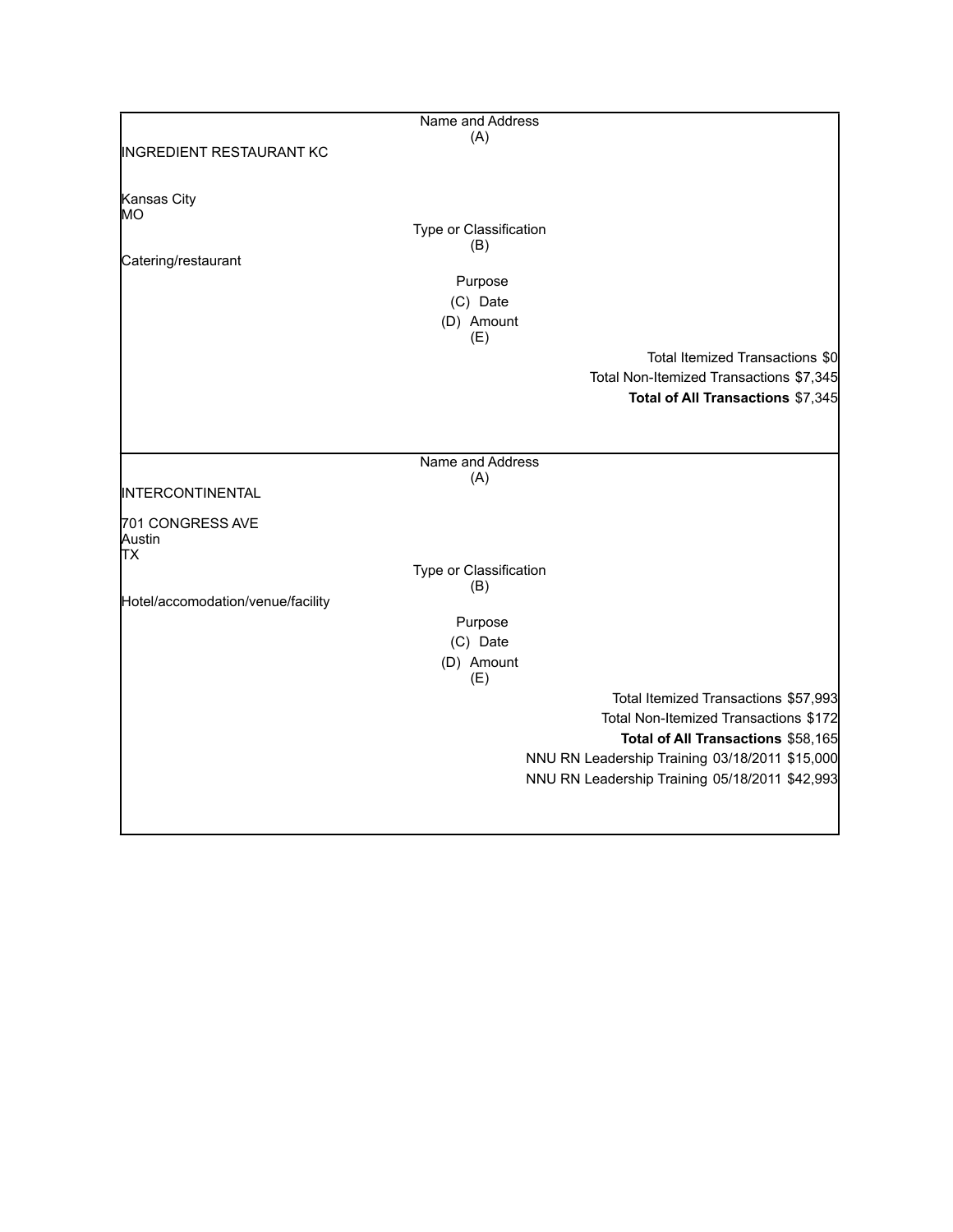Name and Address
(A)

INGREDIENT RESTAURANT KC

Kansas City
MO

Type or Classification
(B)

Catering/restaurant

Purpose
(C) Date
(D) Amount
(E)

Total Itemized Transactions $0
Total Non-Itemized Transactions $7,345
**Total of All Transactions** $7,345

---

Name and Address
(A)

INTERCONTINENTAL

701 CONGRESS AVE
Austin
TX

Type or Classification
(B)

Hotel/accomodation/venue/facility

Purpose
(C) Date
(D) Amount
(E)

Total Itemized Transactions $57,993
Total Non-Itemized Transactions $172
**Total of All Transactions** $58,165

NNU RN Leadership Training 03/18/2011 $15,000
NNU RN Leadership Training 05/18/2011 $42,993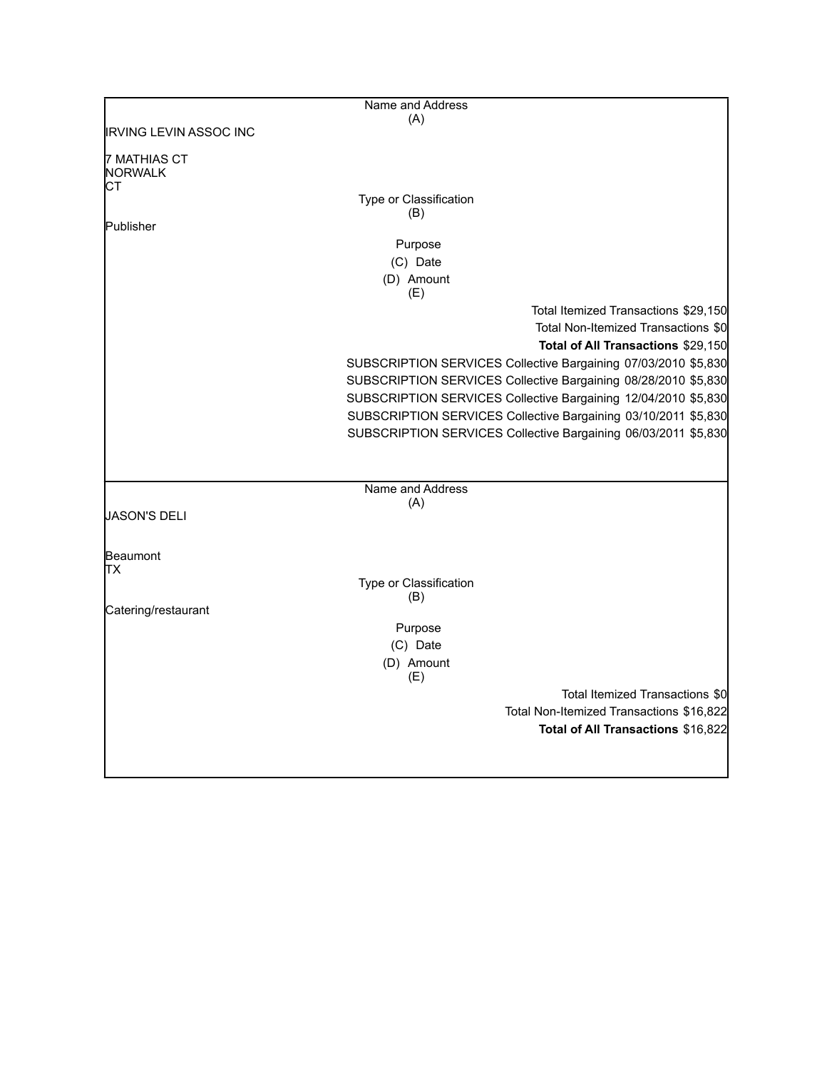| Name and Address (A) |
|---|
| IRVING LEVIN ASSOC INC |
| 7 MATHIAS CT<br>NORWALK<br>CT |

| Type or Classification (B) |
|---|
| Publisher |

Purpose
(C) Date
(D) Amount
(E)

| | |
|---|---|
| Total Itemized Transactions | $29,150 |
| Total Non-Itemized Transactions | $0 |
| **Total of All Transactions** | $29,150 |

| Purpose | Date | Amount |
|---|---|---|
| SUBSCRIPTION SERVICES Collective Bargaining | 07/03/2010 | $5,830 |
| SUBSCRIPTION SERVICES Collective Bargaining | 08/28/2010 | $5,830 |
| SUBSCRIPTION SERVICES Collective Bargaining | 12/04/2010 | $5,830 |
| SUBSCRIPTION SERVICES Collective Bargaining | 03/10/2011 | $5,830 |
| SUBSCRIPTION SERVICES Collective Bargaining | 06/03/2011 | $5,830 |

| Name and Address (A) |
|---|
| JASON'S DELI |
| Beaumont<br>TX |

| Type or Classification (B) |
|---|
| Catering/restaurant |

Purpose
(C) Date
(D) Amount
(E)

| | |
|---|---|
| Total Itemized Transactions | $0 |
| Total Non-Itemized Transactions | $16,822 |
| **Total of All Transactions** | $16,822 |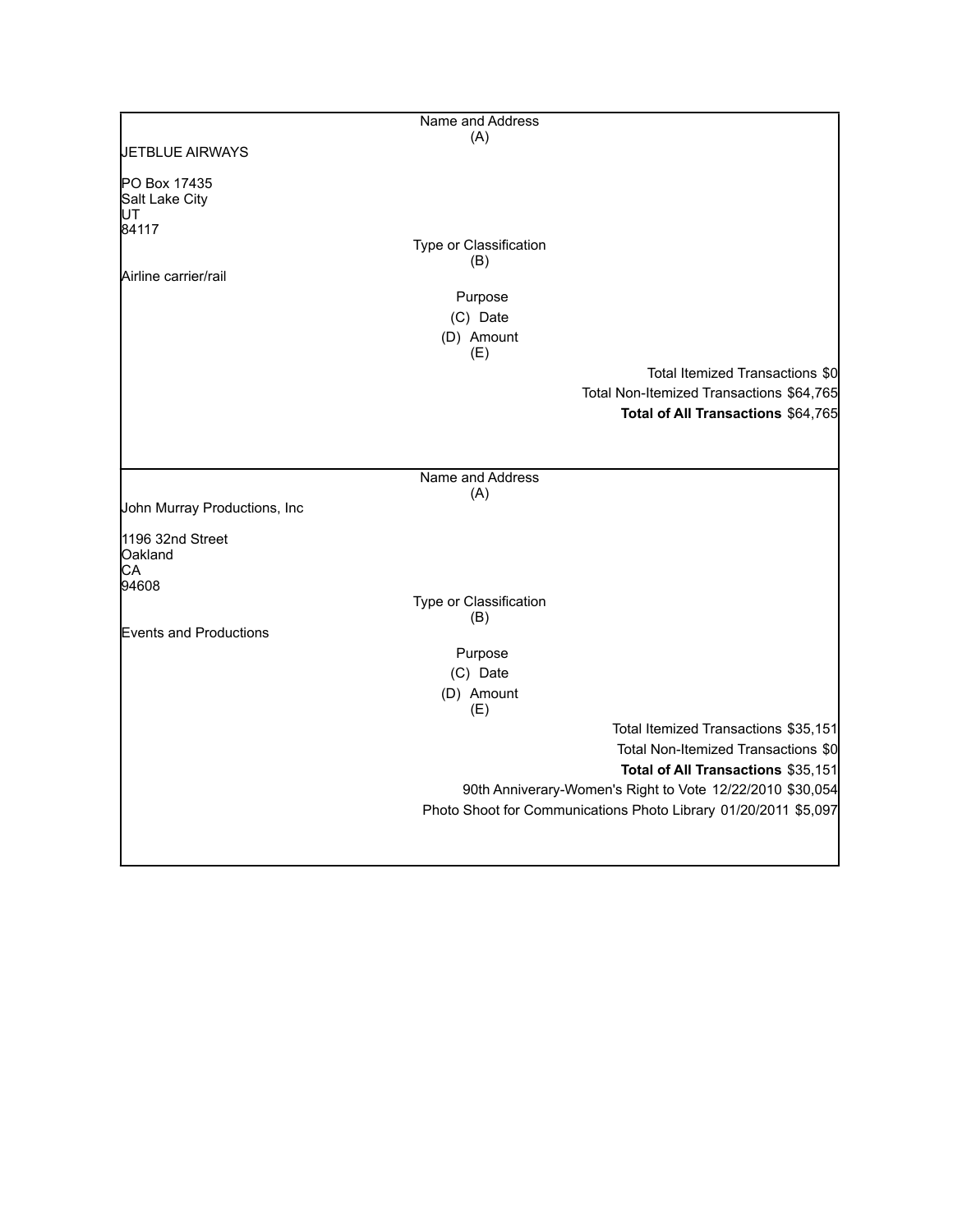Name and Address
(A)

JETBLUE AIRWAYS

PO Box 17435
Salt Lake City
UT
84117

Type or Classification
(B)

Airline carrier/rail

Purpose
(C) Date
(D) Amount
(E)

Total Itemized Transactions $0
Total Non-Itemized Transactions $64,765
**Total of All Transactions** $64,765

---

Name and Address
(A)

John Murray Productions, Inc

1196 32nd Street
Oakland
CA
94608

Type or Classification
(B)

Events and Productions

Purpose
(C) Date
(D) Amount
(E)

Total Itemized Transactions $35,151
Total Non-Itemized Transactions $0
**Total of All Transactions** $35,151

90th Anniverary-Women's Right to Vote 12/22/2010 $30,054
Photo Shoot for Communications Photo Library 01/20/2011 $5,097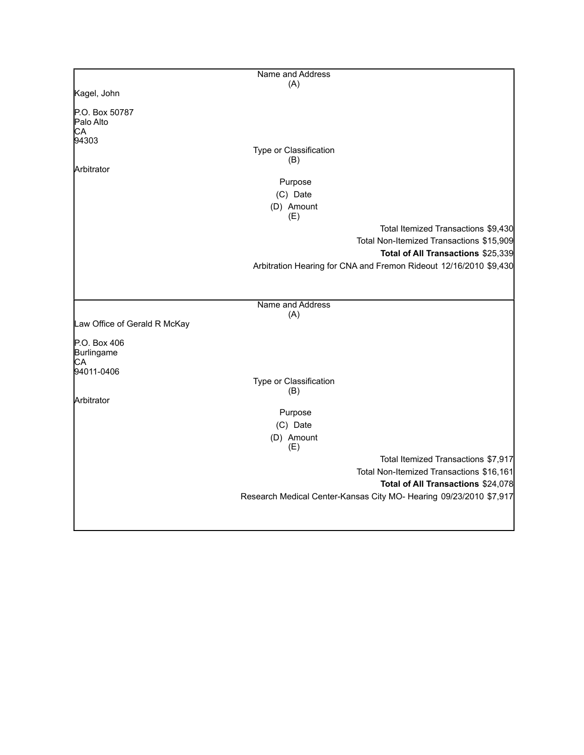| Name and Address (A) | |
|---|---|
| Kagel, John<br><br>P.O. Box 50787<br>Palo Alto<br>CA<br>94303 | |
| **Type or Classification (B)** | |
| Arbitrator | |
| **Purpose (C) Date (D) Amount (E)** | |
| | Total Itemized Transactions $9,430 |
| | Total Non-Itemized Transactions $15,909 |
| | **Total of All Transactions** $25,339 |
| | Arbitration Hearing for CNA and Fremon Rideout 12/16/2010 $9,430 |

| Name and Address (A) | |
|---|---|
| Law Office of Gerald R McKay<br><br>P.O. Box 406<br>Burlingame<br>CA<br>94011-0406 | |
| **Type or Classification (B)** | |
| Arbitrator | |
| **Purpose (C) Date (D) Amount (E)** | |
| | Total Itemized Transactions $7,917 |
| | Total Non-Itemized Transactions $16,161 |
| | **Total of All Transactions** $24,078 |
| | Research Medical Center-Kansas City MO- Hearing 09/23/2010 $7,917 |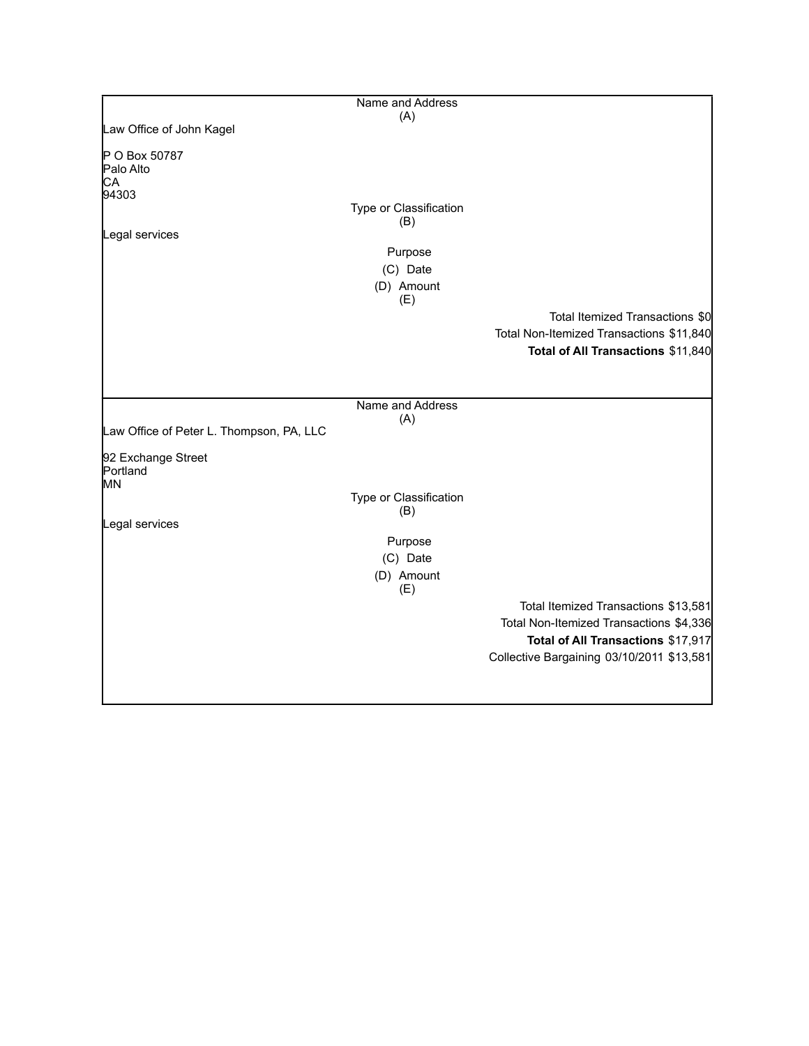Name and Address
(A)

Law Office of John Kagel

P O Box 50787
Palo Alto
CA
94303

Type or Classification
(B)

Legal services

Purpose
(C) Date
(D) Amount
(E)

Total Itemized Transactions $0
Total Non-Itemized Transactions $11,840
**Total of All Transactions** $11,840

---

Name and Address
(A)

Law Office of Peter L. Thompson, PA, LLC

92 Exchange Street
Portland
MN

Type or Classification
(B)

Legal services

Purpose
(C) Date
(D) Amount
(E)

Total Itemized Transactions $13,581
Total Non-Itemized Transactions $4,336
**Total of All Transactions** $17,917
Collective Bargaining 03/10/2011 $13,581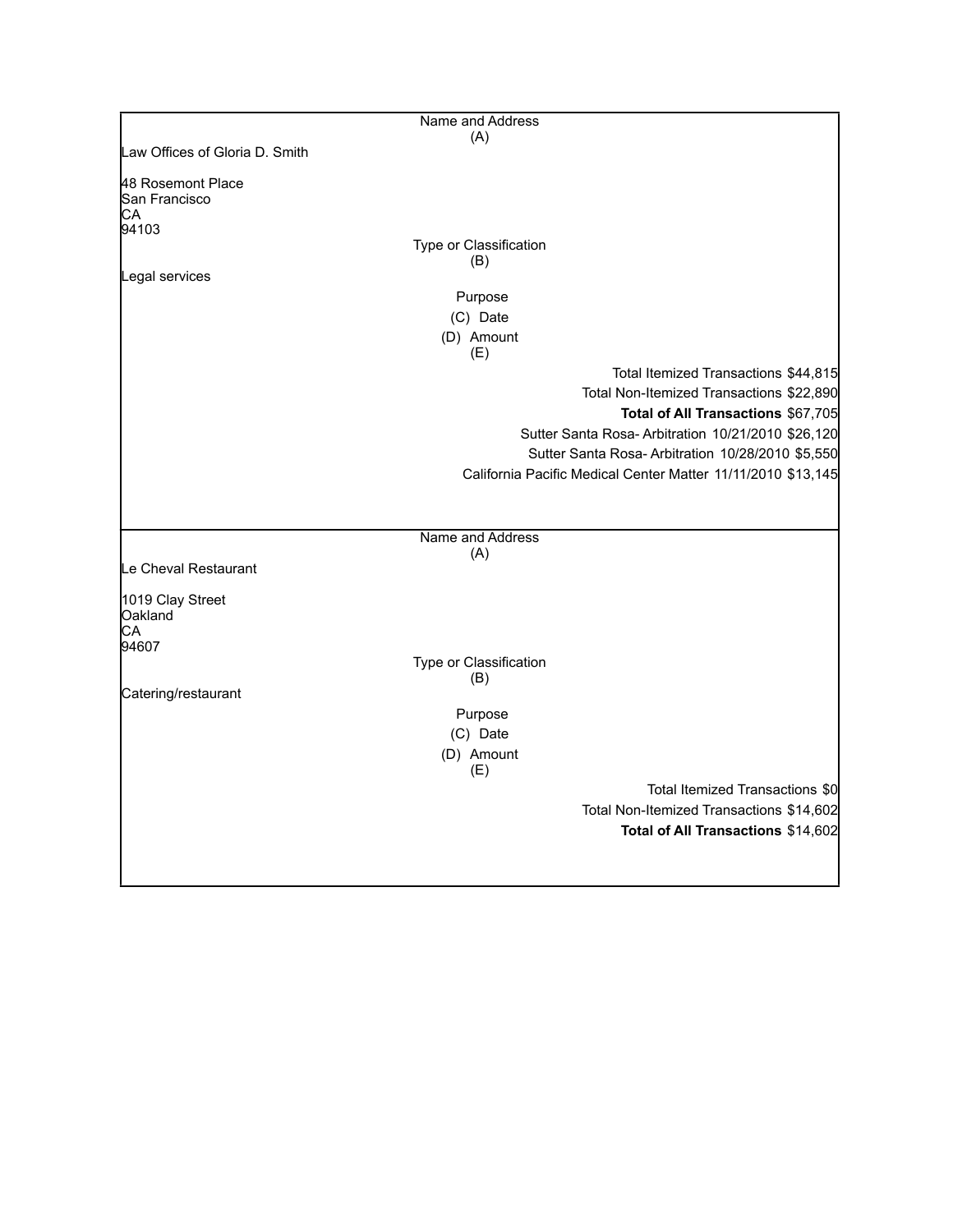| Name and Address (A) |
|---|
| Law Offices of Gloria D. Smith<br><br>48 Rosemont Place<br>San Francisco<br>CA<br>94103 |
| **Type or Classification (B)** |
| Legal services |
| **Purpose** |
| **(C) Date** |
| **(D) Amount** |
| **(E)** |
| Total Itemized Transactions $44,815 |
| Total Non-Itemized Transactions $22,890 |
| **Total of All Transactions** $67,705 |
| Sutter Santa Rosa- Arbitration 10/21/2010 $26,120 |
| Sutter Santa Rosa- Arbitration 10/28/2010 $5,550 |
| California Pacific Medical Center Matter 11/11/2010 $13,145 |

| Name and Address (A) |
|---|
| Le Cheval Restaurant<br><br>1019 Clay Street<br>Oakland<br>CA<br>94607 |
| **Type or Classification (B)** |
| Catering/restaurant |
| **Purpose** |
| **(C) Date** |
| **(D) Amount** |
| **(E)** |
| Total Itemized Transactions $0 |
| Total Non-Itemized Transactions $14,602 |
| **Total of All Transactions** $14,602 |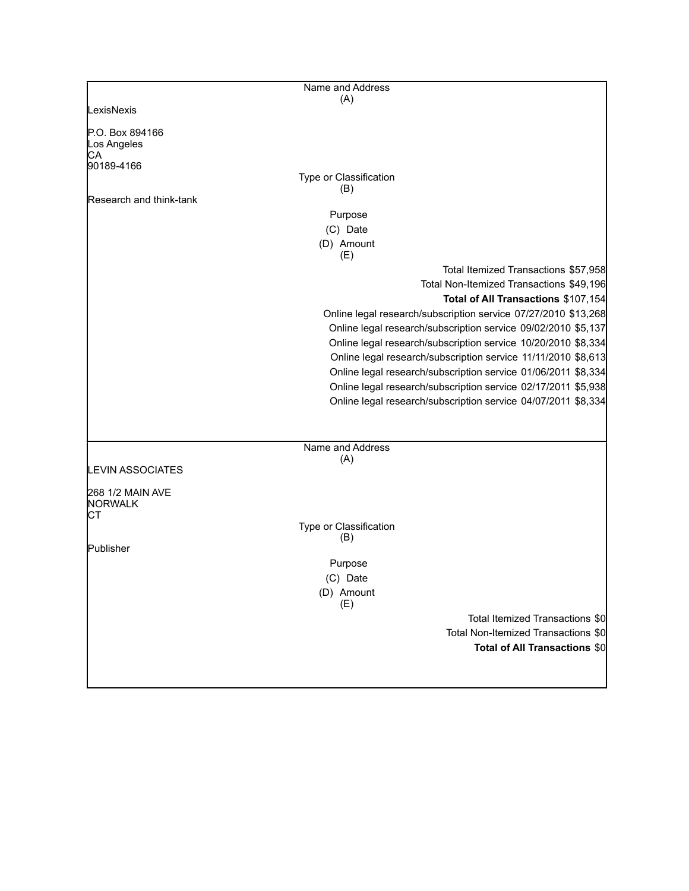Name and Address
(A)

LexisNexis

P.O. Box 894166
Los Angeles
CA
90189-4166

Type or Classification
(B)

Research and think-tank

Purpose
(C) Date
(D) Amount
(E)

Total Itemized Transactions $57,958
Total Non-Itemized Transactions $49,196
**Total of All Transactions** $107,154

| Purpose | Date | Amount |
|---|---|---|
| Online legal research/subscription service | 07/27/2010 | $13,268 |
| Online legal research/subscription service | 09/02/2010 | $5,137 |
| Online legal research/subscription service | 10/20/2010 | $8,334 |
| Online legal research/subscription service | 11/11/2010 | $8,613 |
| Online legal research/subscription service | 01/06/2011 | $8,334 |
| Online legal research/subscription service | 02/17/2011 | $5,938 |
| Online legal research/subscription service | 04/07/2011 | $8,334 |

---

Name and Address
(A)

LEVIN ASSOCIATES

268 1/2 MAIN AVE
NORWALK
CT

Type or Classification
(B)

Publisher

Purpose
(C) Date
(D) Amount
(E)

Total Itemized Transactions $0
Total Non-Itemized Transactions $0
**Total of All Transactions** $0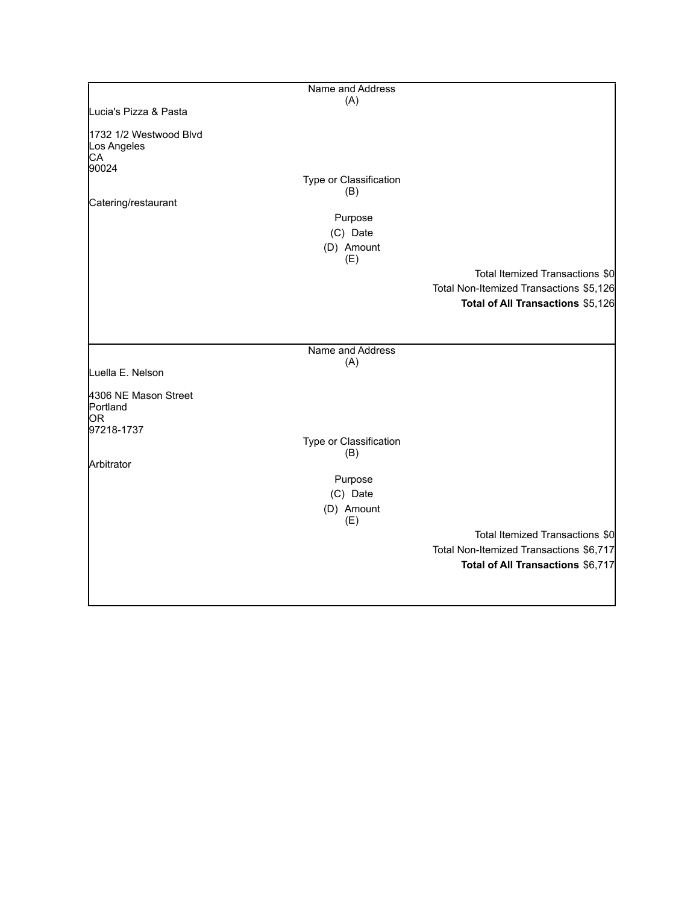Name and Address
(A)

Lucia's Pizza & Pasta

1732 1/2 Westwood Blvd
Los Angeles
CA
90024

Type or Classification
(B)

Catering/restaurant

Purpose
(C) Date
(D) Amount
(E)

Total Itemized Transactions $0
Total Non-Itemized Transactions $5,126
**Total of All Transactions** $5,126

---

Name and Address
(A)

Luella E. Nelson

4306 NE Mason Street
Portland
OR
97218-1737

Type or Classification
(B)

Arbitrator

Purpose
(C) Date
(D) Amount
(E)

Total Itemized Transactions $0
Total Non-Itemized Transactions $6,717
**Total of All Transactions** $6,717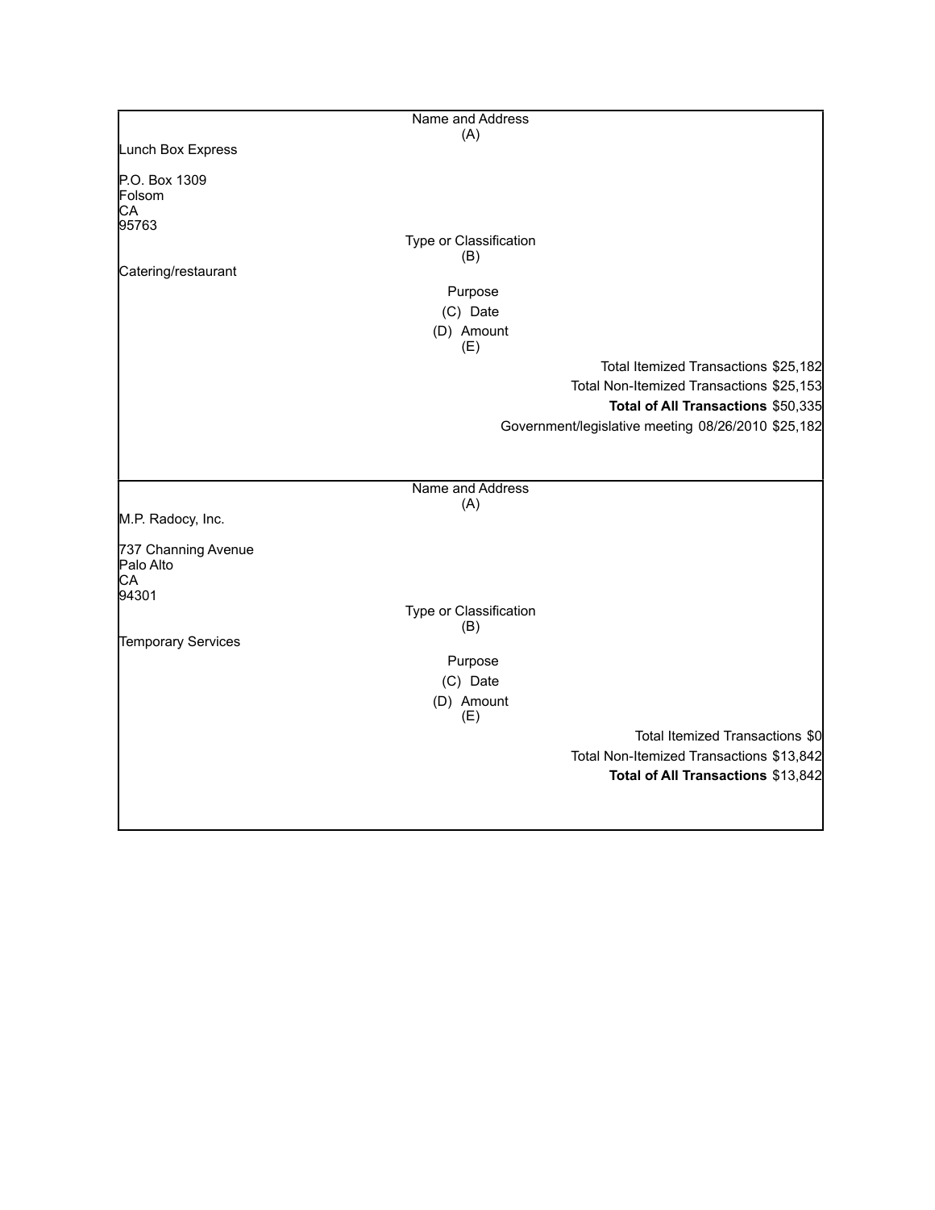| Name and Address (A) |
|---|
| Lunch Box Express<br><br>P.O. Box 1309<br>Folsom<br>CA<br>95763 |
| **Type or Classification (B)** |
| Catering/restaurant |
| **Purpose** |
| **(C) Date** |
| **(D) Amount** |
| **(E)** |
| Total Itemized Transactions $25,182 |
| Total Non-Itemized Transactions $25,153 |
| **Total of All Transactions** $50,335 |
| Government/legislative meeting 08/26/2010 $25,182 |

| Name and Address (A) |
|---|
| M.P. Radocy, Inc.<br><br>737 Channing Avenue<br>Palo Alto<br>CA<br>94301 |
| **Type or Classification (B)** |
| Temporary Services |
| **Purpose** |
| **(C) Date** |
| **(D) Amount** |
| **(E)** |
| Total Itemized Transactions $0 |
| Total Non-Itemized Transactions $13,842 |
| **Total of All Transactions** $13,842 |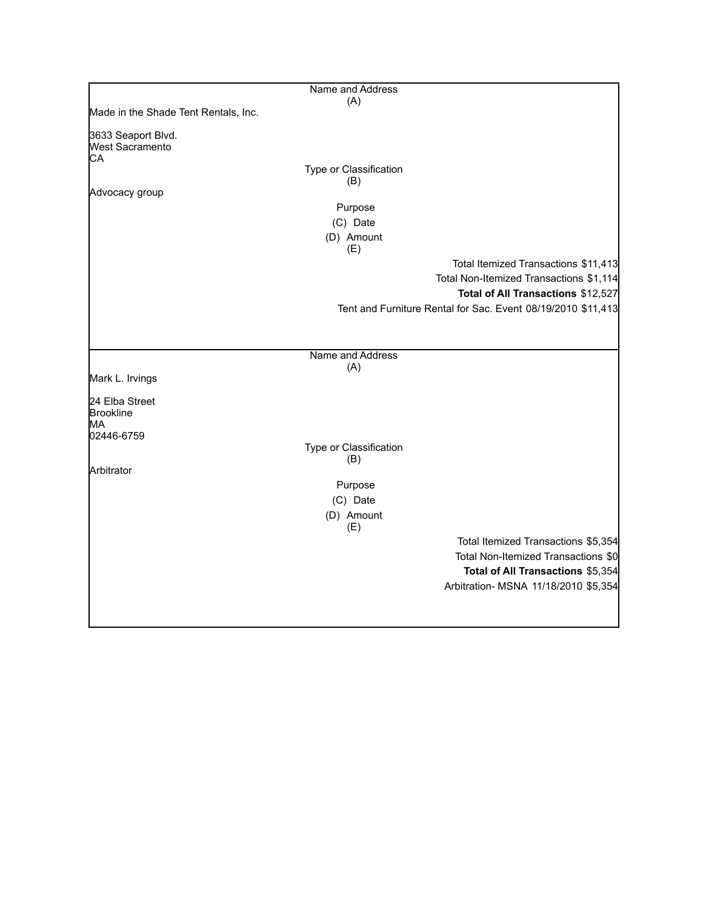| Name and Address (A) |
|---|
| Made in the Shade Tent Rentals, Inc.<br><br>3633 Seaport Blvd.<br>West Sacramento<br>CA |
| Type or Classification (B) |
| Advocacy group |
| Purpose (C) Date (D) Amount (E) |
| Total Itemized Transactions $11,413 |
| Total Non-Itemized Transactions $1,114 |
| **Total of All Transactions** $12,527 |
| Tent and Furniture Rental for Sac. Event 08/19/2010 $11,413 |

| Name and Address (A) |
|---|
| Mark L. Irvings<br><br>24 Elba Street<br>Brookline<br>MA<br>02446-6759 |
| Type or Classification (B) |
| Arbitrator |
| Purpose (C) Date (D) Amount (E) |
| Total Itemized Transactions $5,354 |
| Total Non-Itemized Transactions $0 |
| **Total of All Transactions** $5,354 |
| Arbitration- MSNA 11/18/2010 $5,354 |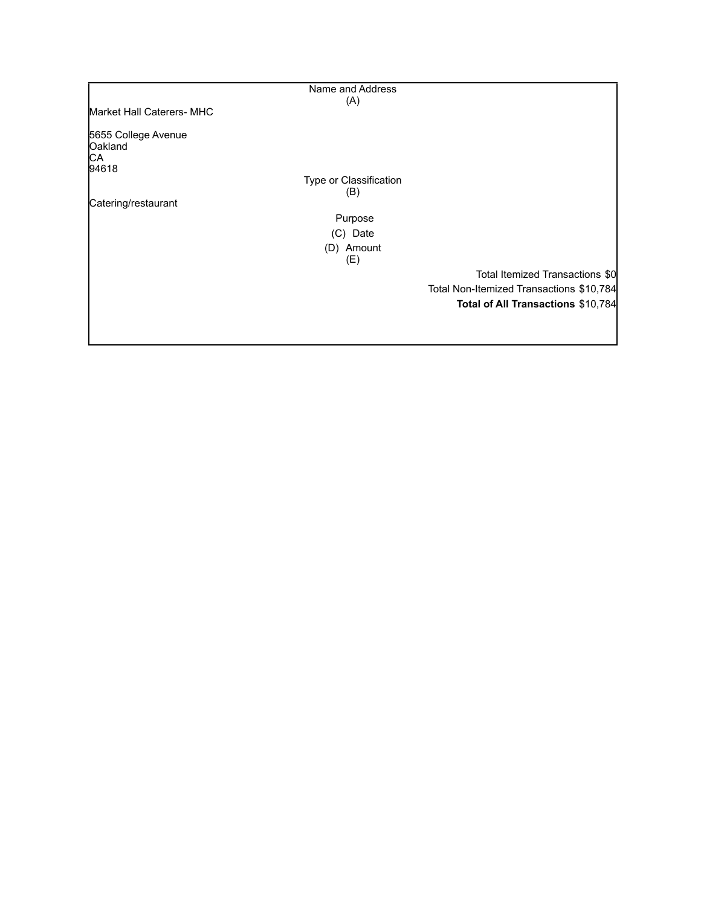Name and Address
(A)

Market Hall Caterers- MHC

5655 College Avenue
Oakland
CA
94618

Type or Classification
(B)

Catering/restaurant

Purpose
(C) Date
(D) Amount
(E)

Total Itemized Transactions $0
Total Non-Itemized Transactions $10,784
**Total of All Transactions** $10,784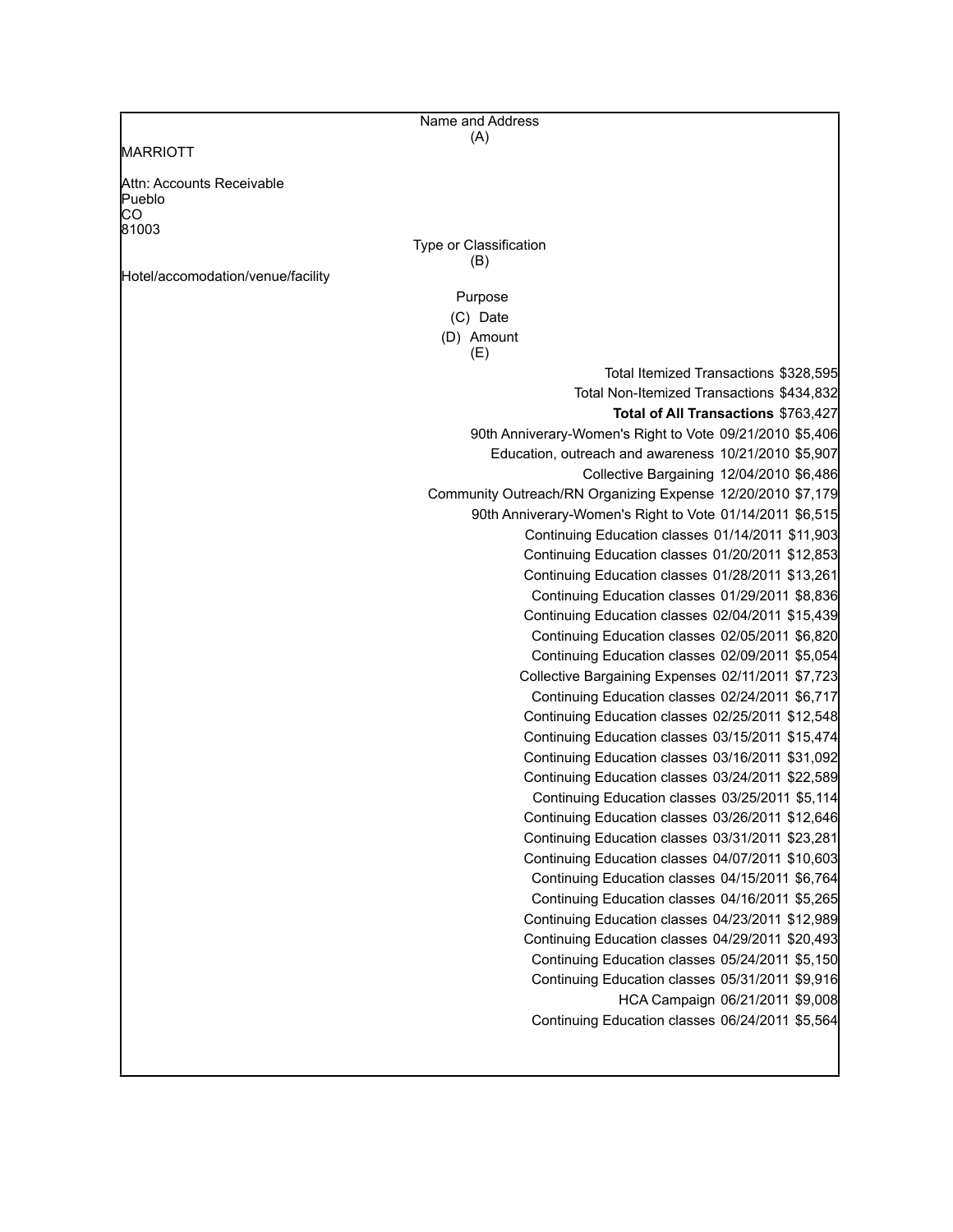Name and Address
(A)

MARRIOTT

Attn: Accounts Receivable
Pueblo
CO
81003

Type or Classification
(B)

Hotel/accomodation/venue/facility

Purpose
(C) Date
(D) Amount
(E)

Total Itemized Transactions $328,595
Total Non-Itemized Transactions $434,832
**Total of All Transactions** $763,427

| Purpose | Date | Amount |
|---|---|---|
| 90th Anniverary-Women's Right to Vote | 09/21/2010 | $5,406 |
| Education, outreach and awareness | 10/21/2010 | $5,907 |
| Collective Bargaining | 12/04/2010 | $6,486 |
| Community Outreach/RN Organizing Expense | 12/20/2010 | $7,179 |
| 90th Anniverary-Women's Right to Vote | 01/14/2011 | $6,515 |
| Continuing Education classes | 01/14/2011 | $11,903 |
| Continuing Education classes | 01/20/2011 | $12,853 |
| Continuing Education classes | 01/28/2011 | $13,261 |
| Continuing Education classes | 01/29/2011 | $8,836 |
| Continuing Education classes | 02/04/2011 | $15,439 |
| Continuing Education classes | 02/05/2011 | $6,820 |
| Continuing Education classes | 02/09/2011 | $5,054 |
| Collective Bargaining Expenses | 02/11/2011 | $7,723 |
| Continuing Education classes | 02/24/2011 | $6,717 |
| Continuing Education classes | 02/25/2011 | $12,548 |
| Continuing Education classes | 03/15/2011 | $15,474 |
| Continuing Education classes | 03/16/2011 | $31,092 |
| Continuing Education classes | 03/24/2011 | $22,589 |
| Continuing Education classes | 03/25/2011 | $5,114 |
| Continuing Education classes | 03/26/2011 | $12,646 |
| Continuing Education classes | 03/31/2011 | $23,281 |
| Continuing Education classes | 04/07/2011 | $10,603 |
| Continuing Education classes | 04/15/2011 | $6,764 |
| Continuing Education classes | 04/16/2011 | $5,265 |
| Continuing Education classes | 04/23/2011 | $12,989 |
| Continuing Education classes | 04/29/2011 | $20,493 |
| Continuing Education classes | 05/24/2011 | $5,150 |
| Continuing Education classes | 05/31/2011 | $9,916 |
| HCA Campaign | 06/21/2011 | $9,008 |
| Continuing Education classes | 06/24/2011 | $5,564 |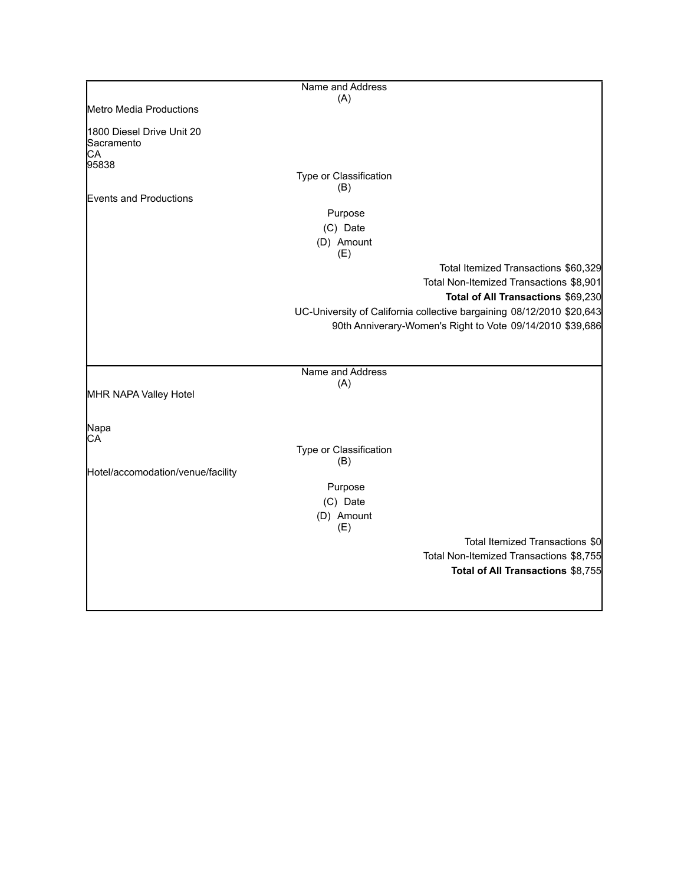Name and Address
(A)

Metro Media Productions

1800 Diesel Drive Unit 20
Sacramento
CA
95838

Type or Classification
(B)

Events and Productions

Purpose
(C) Date
(D) Amount
(E)

Total Itemized Transactions $60,329
Total Non-Itemized Transactions $8,901
**Total of All Transactions** $69,230

| Purpose | Date | Amount |
| --- | --- | --- |
| UC-University of California collective bargaining | 08/12/2010 | $20,643 |
| 90th Anniverary-Women's Right to Vote | 09/14/2010 | $39,686 |

---

Name and Address
(A)

MHR NAPA Valley Hotel

Napa
CA

Type or Classification
(B)

Hotel/accomodation/venue/facility

Purpose
(C) Date
(D) Amount
(E)

Total Itemized Transactions $0
Total Non-Itemized Transactions $8,755
**Total of All Transactions** $8,755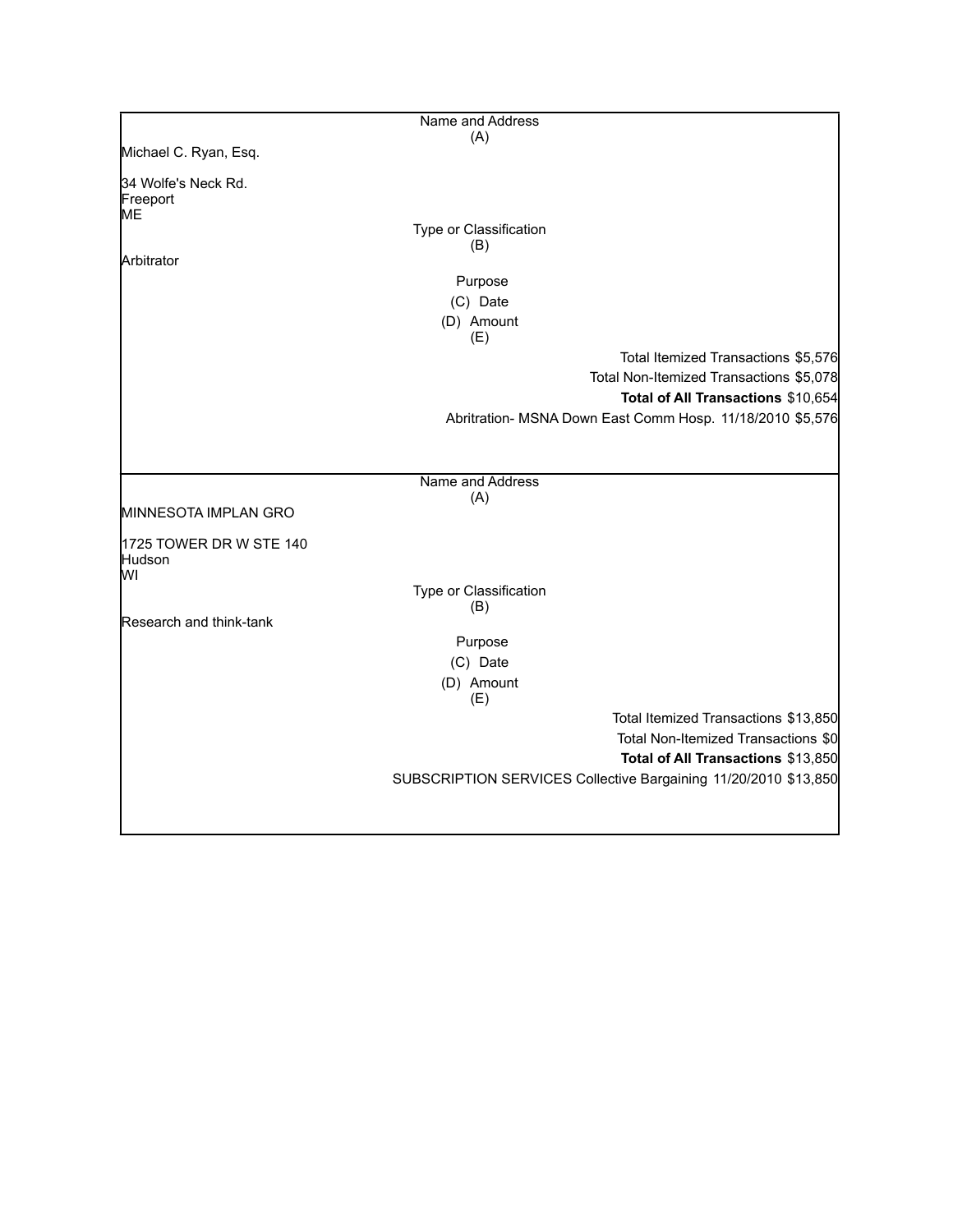| Name and Address (A) |
|---|
| Michael C. Ryan, Esq.<br><br>34 Wolfe's Neck Rd.<br>Freeport<br>ME |
| **Type or Classification (B)** |
| Arbitrator |
| **Purpose (C) Date (D) Amount (E)** |
| Total Itemized Transactions $5,576 |
| Total Non-Itemized Transactions $5,078 |
| **Total of All Transactions** $10,654 |
| Abritration- MSNA Down East Comm Hosp. 11/18/2010 $5,576 |

| Name and Address (A) |
|---|
| MINNESOTA IMPLAN GRO<br><br>1725 TOWER DR W STE 140<br>Hudson<br>WI |
| **Type or Classification (B)** |
| Research and think-tank |
| **Purpose (C) Date (D) Amount (E)** |
| Total Itemized Transactions $13,850 |
| Total Non-Itemized Transactions $0 |
| **Total of All Transactions** $13,850 |
| SUBSCRIPTION SERVICES Collective Bargaining 11/20/2010 $13,850 |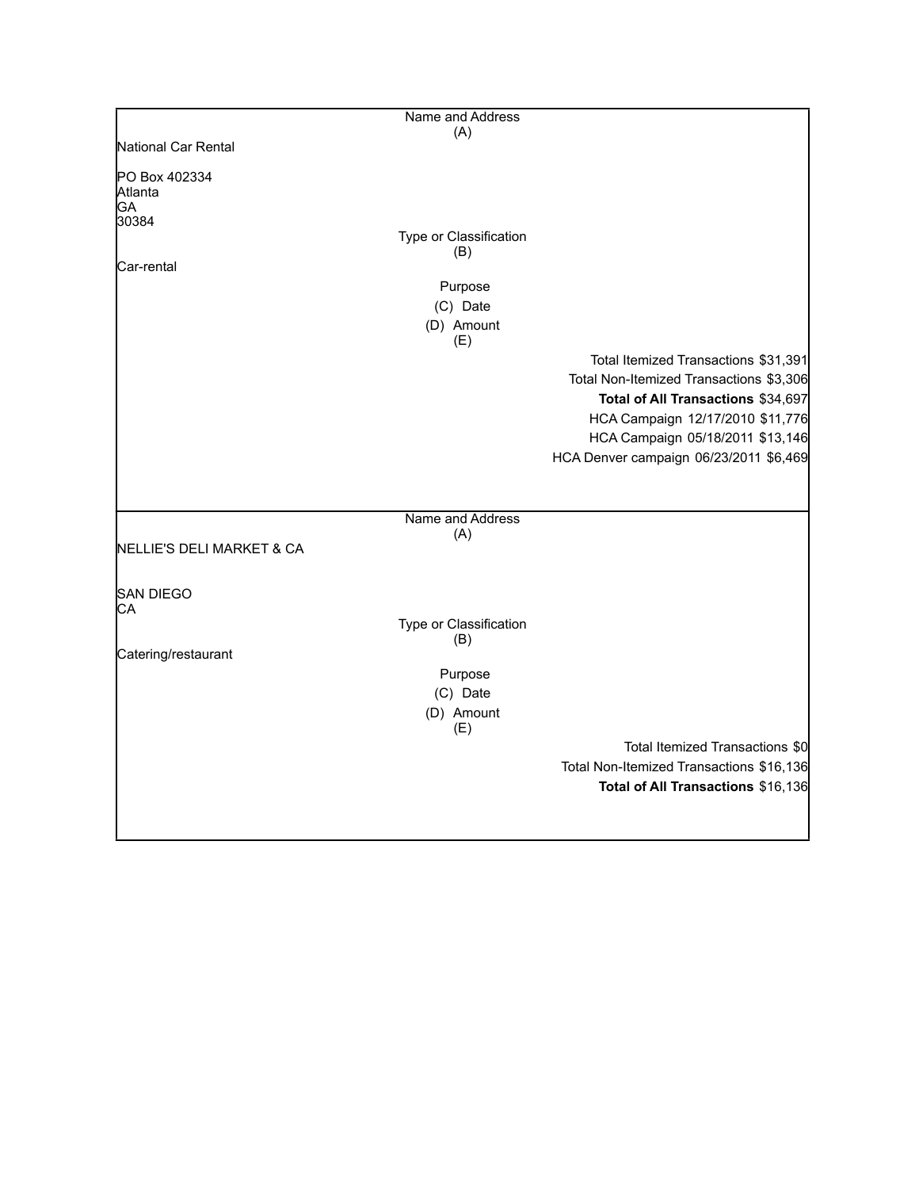| Name and Address (A) | |
|---|---|
| National Car Rental<br><br>PO Box 402334<br>Atlanta<br>GA<br>30384 | |
| Type or Classification (B) | |
| Car-rental | |
| Purpose<br>(C) Date<br>(D) Amount<br>(E) | |
| | Total Itemized Transactions $31,391 |
| | Total Non-Itemized Transactions $3,306 |
| | **Total of All Transactions** $34,697 |
| | HCA Campaign 12/17/2010 $11,776 |
| | HCA Campaign 05/18/2011 $13,146 |
| | HCA Denver campaign 06/23/2011 $6,469 |

| Name and Address (A) | |
|---|---|
| NELLIE'S DELI MARKET & CA<br><br>SAN DIEGO<br>CA | |
| Type or Classification (B) | |
| Catering/restaurant | |
| Purpose<br>(C) Date<br>(D) Amount<br>(E) | |
| | Total Itemized Transactions $0 |
| | Total Non-Itemized Transactions $16,136 |
| | **Total of All Transactions** $16,136 |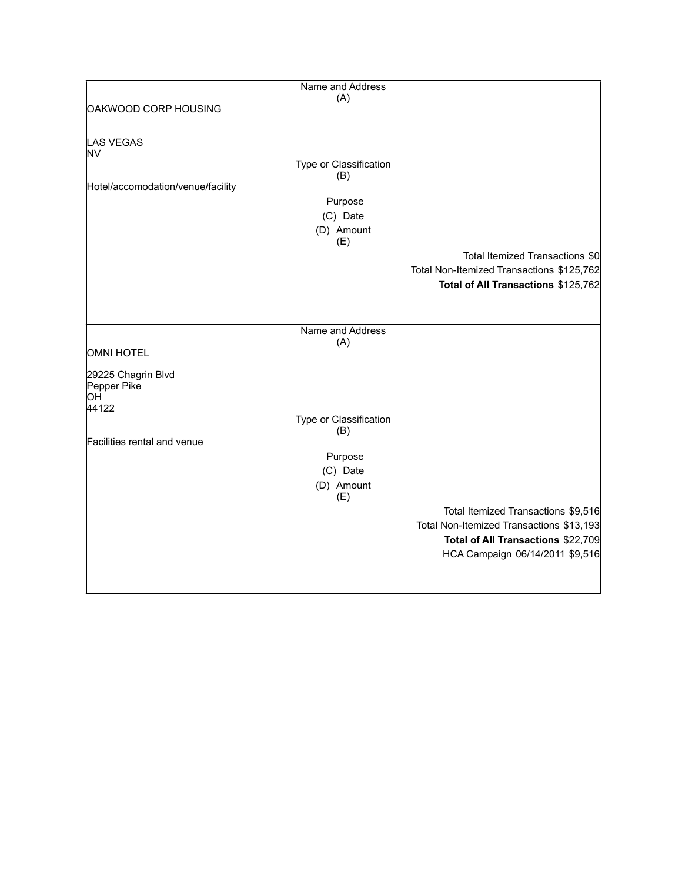Name and Address
(A)

OAKWOOD CORP HOUSING

LAS VEGAS
NV

Type or Classification
(B)

Hotel/accomodation/venue/facility

Purpose
(C) Date
(D) Amount
(E)

Total Itemized Transactions $0
Total Non-Itemized Transactions $125,762
**Total of All Transactions** $125,762

---

Name and Address
(A)

OMNI HOTEL

29225 Chagrin Blvd
Pepper Pike
OH
44122

Type or Classification
(B)

Facilities rental and venue

Purpose
(C) Date
(D) Amount
(E)

Total Itemized Transactions $9,516
Total Non-Itemized Transactions $13,193
**Total of All Transactions** $22,709
HCA Campaign 06/14/2011 $9,516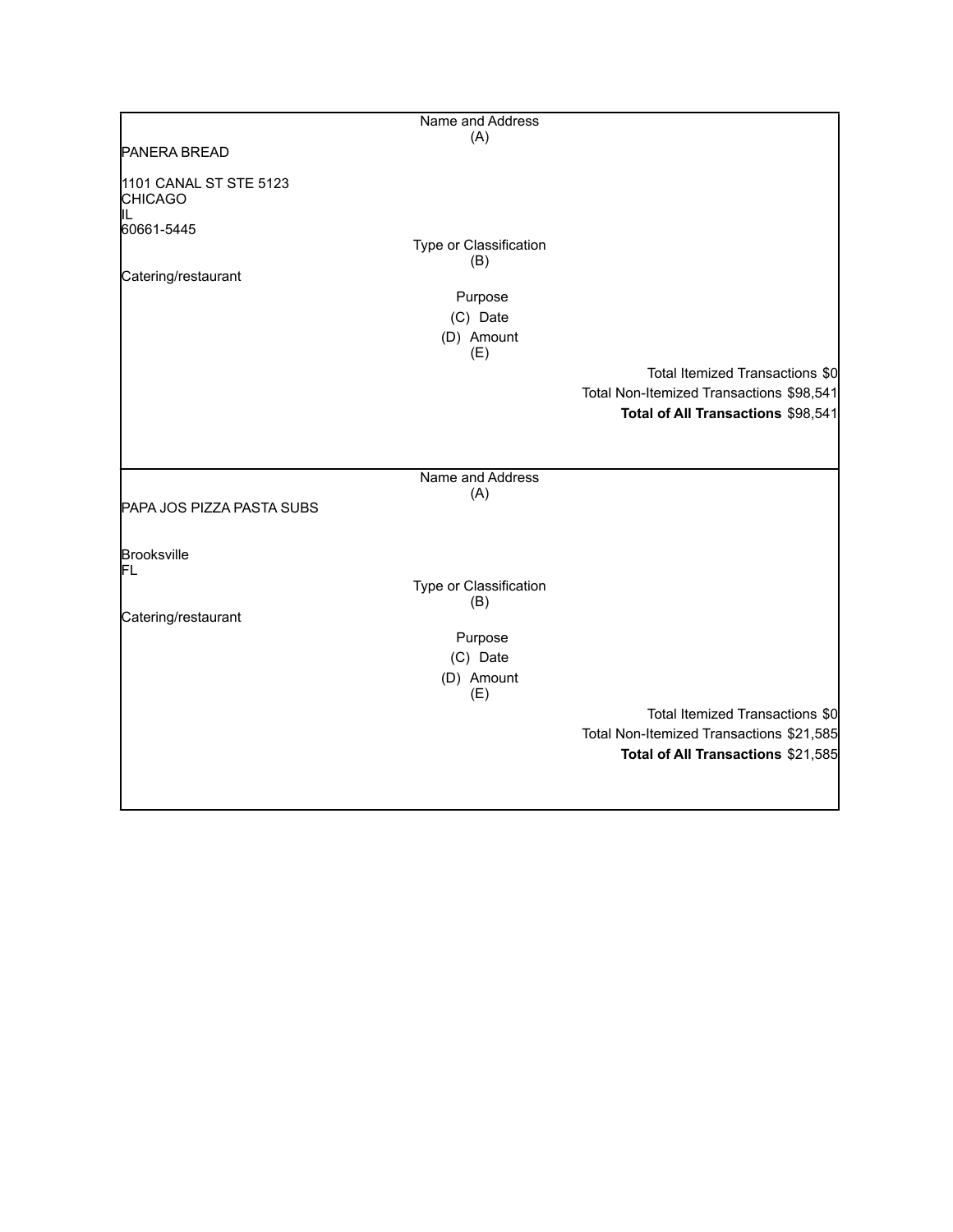Name and Address
(A)

PANERA BREAD

1101 CANAL ST STE 5123
CHICAGO
IL
60661-5445

Type or Classification
(B)

Catering/restaurant

Purpose

(C) Date

(D) Amount
(E)

Total Itemized Transactions $0

Total Non-Itemized Transactions $98,541

**Total of All Transactions** $98,541

---

Name and Address
(A)

PAPA JOS PIZZA PASTA SUBS

Brooksville
FL

Type or Classification
(B)

Catering/restaurant

Purpose

(C) Date

(D) Amount
(E)

Total Itemized Transactions $0

Total Non-Itemized Transactions $21,585

**Total of All Transactions** $21,585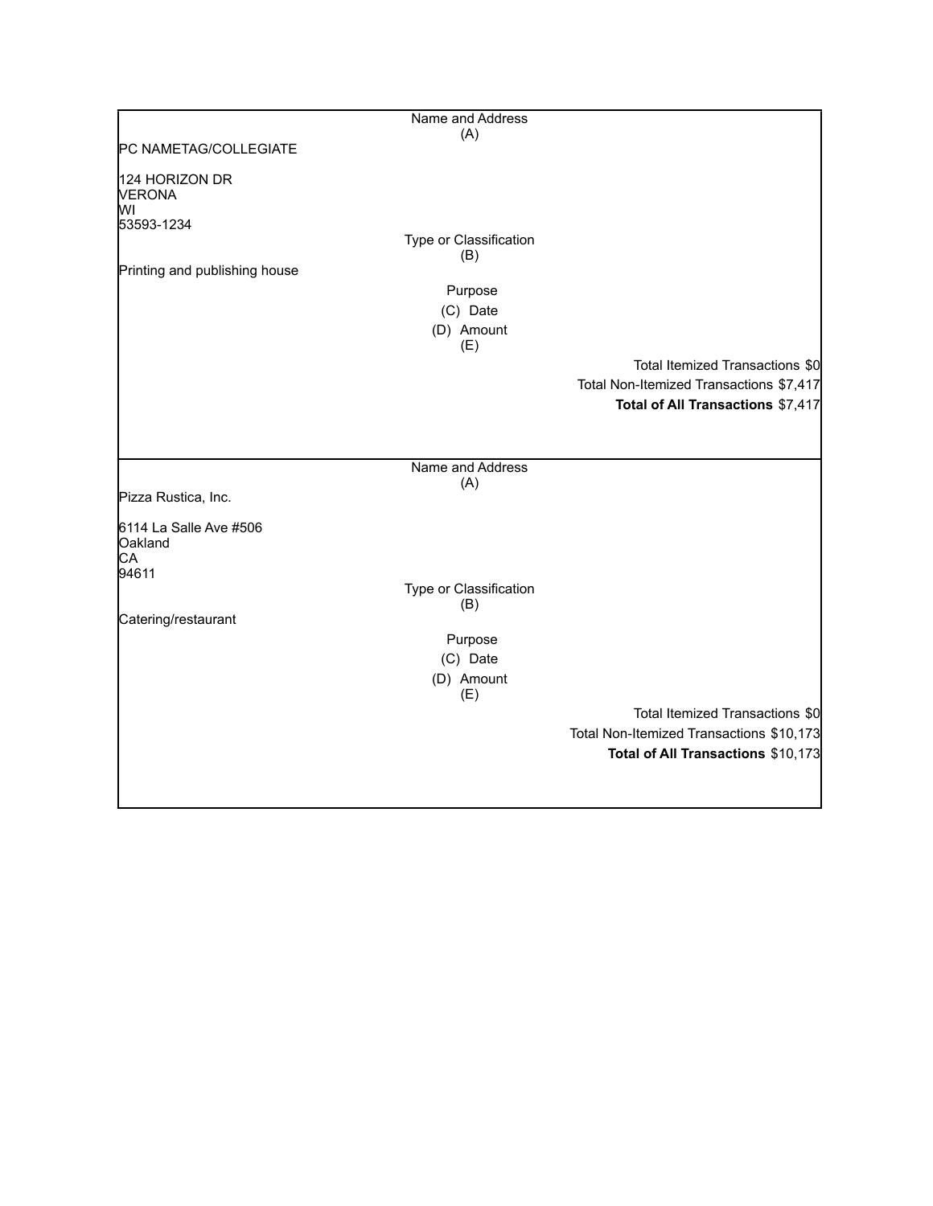Name and Address
(A)

PC NAMETAG/COLLEGIATE

124 HORIZON DR
VERONA
WI
53593-1234

Type or Classification
(B)

Printing and publishing house

Purpose
(C) Date
(D) Amount
(E)

Total Itemized Transactions $0
Total Non-Itemized Transactions $7,417
**Total of All Transactions** $7,417

---

Name and Address
(A)

Pizza Rustica, Inc.

6114 La Salle Ave #506
Oakland
CA
94611

Type or Classification
(B)

Catering/restaurant

Purpose
(C) Date
(D) Amount
(E)

Total Itemized Transactions $0
Total Non-Itemized Transactions $10,173
**Total of All Transactions** $10,173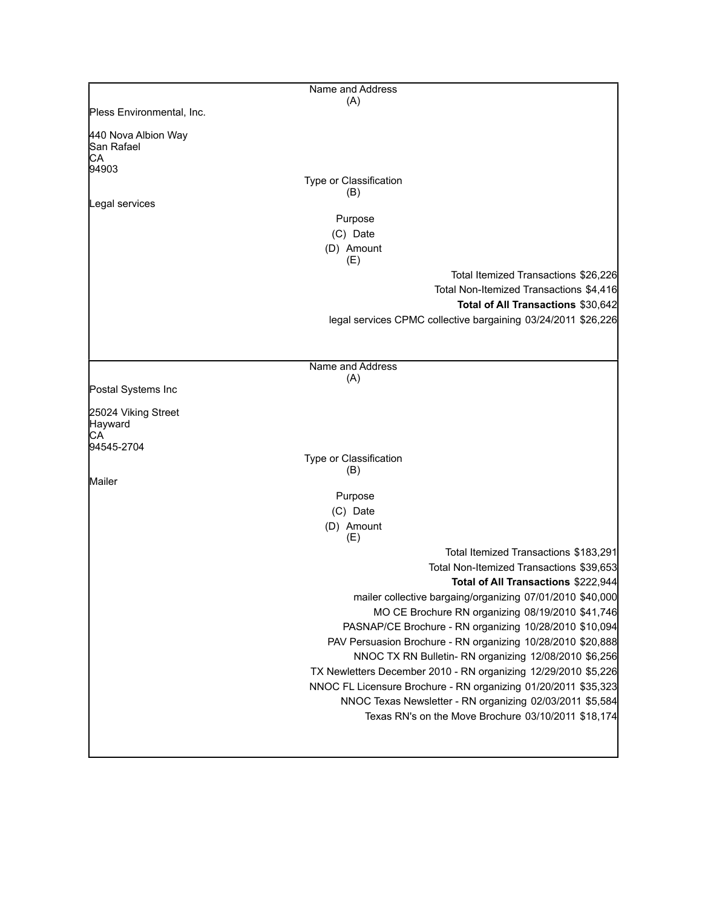| Name and Address (A) |
| --- |
| Pless Environmental, Inc. |
| 440 Nova Albion Way<br>San Rafael<br>CA<br>94903 |

| Type or Classification (B) |
| --- |
| Legal services |

| Purpose (C) | Date (D) | Amount (E) |
| --- | --- | --- |
| Total Itemized Transactions | | $26,226 |
| Total Non-Itemized Transactions | | $4,416 |
| **Total of All Transactions** | | $30,642 |
| legal services CPMC collective bargaining | 03/24/2011 | $26,226 |

| Name and Address (A) |
| --- |
| Postal Systems Inc |
| 25024 Viking Street<br>Hayward<br>CA<br>94545-2704 |

| Type or Classification (B) |
| --- |
| Mailer |

| Purpose (C) | Date (D) | Amount (E) |
| --- | --- | --- |
| Total Itemized Transactions | | $183,291 |
| Total Non-Itemized Transactions | | $39,653 |
| **Total of All Transactions** | | $222,944 |
| mailer collective bargaing/organizing | 07/01/2010 | $40,000 |
| MO CE Brochure RN organizing | 08/19/2010 | $41,746 |
| PASNAP/CE Brochure - RN organizing | 10/28/2010 | $10,094 |
| PAV Persuasion Brochure - RN organizing | 10/28/2010 | $20,888 |
| NNOC TX RN Bulletin- RN organizing | 12/08/2010 | $6,256 |
| TX Newletters December 2010 - RN organizing | 12/29/2010 | $5,226 |
| NNOC FL Licensure Brochure - RN organizing | 01/20/2011 | $35,323 |
| NNOC Texas Newsletter - RN organizing | 02/03/2011 | $5,584 |
| Texas RN's on the Move Brochure | 03/10/2011 | $18,174 |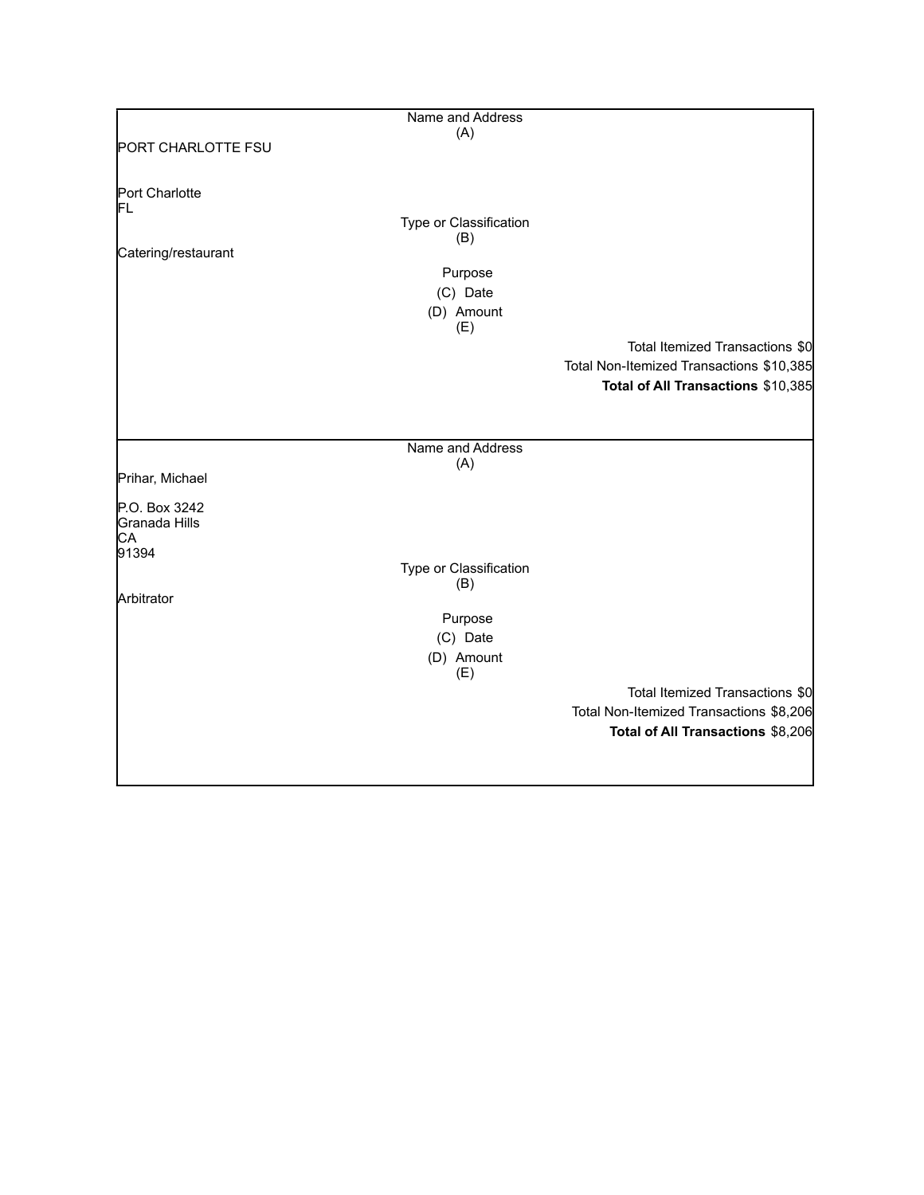Name and Address
(A)

PORT CHARLOTTE FSU

Port Charlotte
FL

Type or Classification
(B)

Catering/restaurant

Purpose
(C) Date
(D) Amount
(E)

Total Itemized Transactions $0
Total Non-Itemized Transactions $10,385
**Total of All Transactions** $10,385

---

Name and Address
(A)

Prihar, Michael

P.O. Box 3242
Granada Hills
CA
91394

Type or Classification
(B)

Arbitrator

Purpose
(C) Date
(D) Amount
(E)

Total Itemized Transactions $0
Total Non-Itemized Transactions $8,206
**Total of All Transactions** $8,206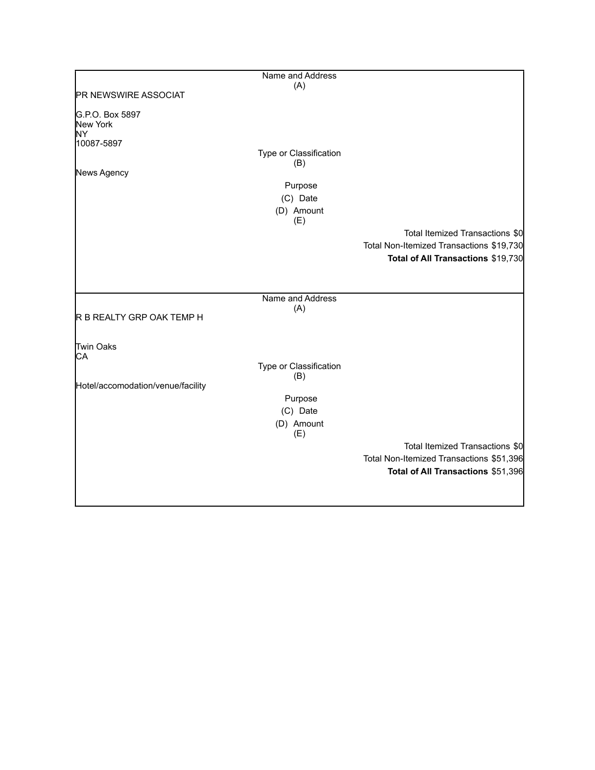Name and Address
(A)

PR NEWSWIRE ASSOCIAT

G.P.O. Box 5897
New York
NY
10087-5897

Type or Classification
(B)

News Agency

Purpose

(C) Date

(D) Amount
(E)

Total Itemized Transactions $0

Total Non-Itemized Transactions $19,730

**Total of All Transactions** $19,730

---

Name and Address
(A)

R B REALTY GRP OAK TEMP H

Twin Oaks
CA

Type or Classification
(B)

Hotel/accomodation/venue/facility

Purpose

(C) Date

(D) Amount
(E)

Total Itemized Transactions $0

Total Non-Itemized Transactions $51,396

**Total of All Transactions** $51,396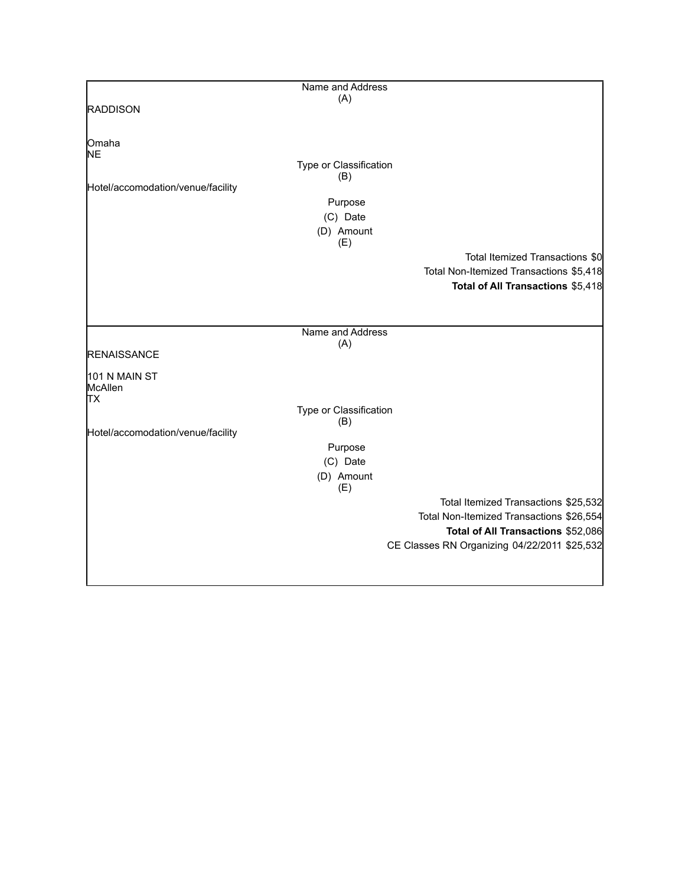| Name and Address (A) |
|---|
| RADDISON<br><br>Omaha<br>NE |
| Type or Classification (B) |
| Hotel/accomodation/venue/facility |
| Purpose (C) Date (D) Amount (E) |
| Total Itemized Transactions $0 |
| Total Non-Itemized Transactions $5,418 |
| **Total of All Transactions** $5,418 |

| Name and Address (A) |
|---|
| RENAISSANCE<br><br>101 N MAIN ST<br>McAllen<br>TX |
| Type or Classification (B) |
| Hotel/accomodation/venue/facility |
| Purpose (C) Date (D) Amount (E) |
| Total Itemized Transactions $25,532 |
| Total Non-Itemized Transactions $26,554 |
| **Total of All Transactions** $52,086 |
| CE Classes RN Organizing 04/22/2011 $25,532 |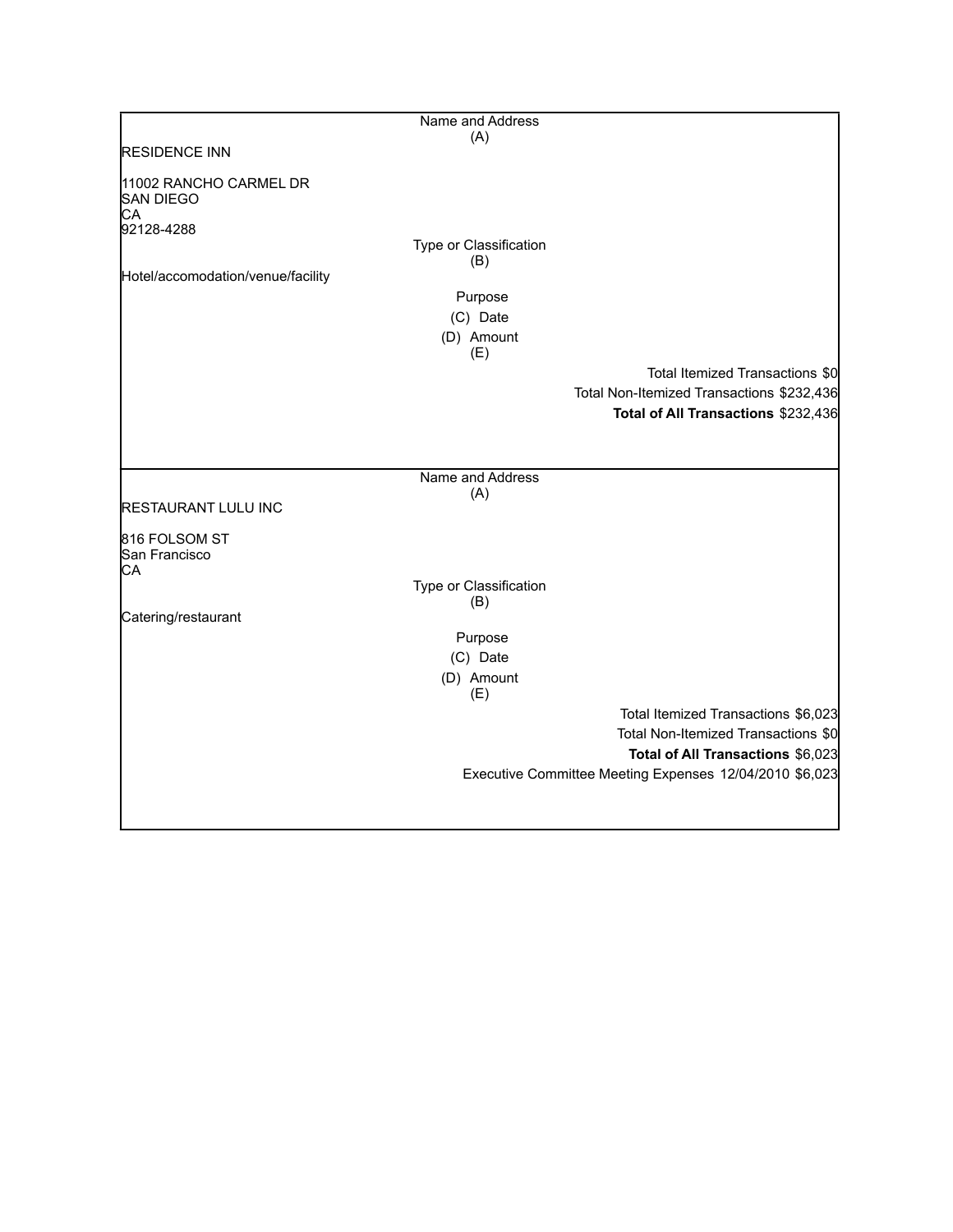| Name and Address (A) |
|---|
| RESIDENCE INN<br><br>11002 RANCHO CARMEL DR<br>SAN DIEGO<br>CA<br>92128-4288 |
| Type or Classification (B) |
| Hotel/accomodation/venue/facility |
| Purpose (C) Date (D) Amount (E) |
| Total Itemized Transactions $0 |
| Total Non-Itemized Transactions $232,436 |
| **Total of All Transactions** $232,436 |

| Name and Address (A) |
|---|
| RESTAURANT LULU INC<br><br>816 FOLSOM ST<br>San Francisco<br>CA |
| Type or Classification (B) |
| Catering/restaurant |
| Purpose (C) Date (D) Amount (E) |
| Total Itemized Transactions $6,023 |
| Total Non-Itemized Transactions $0 |
| **Total of All Transactions** $6,023 |
| Executive Committee Meeting Expenses 12/04/2010 $6,023 |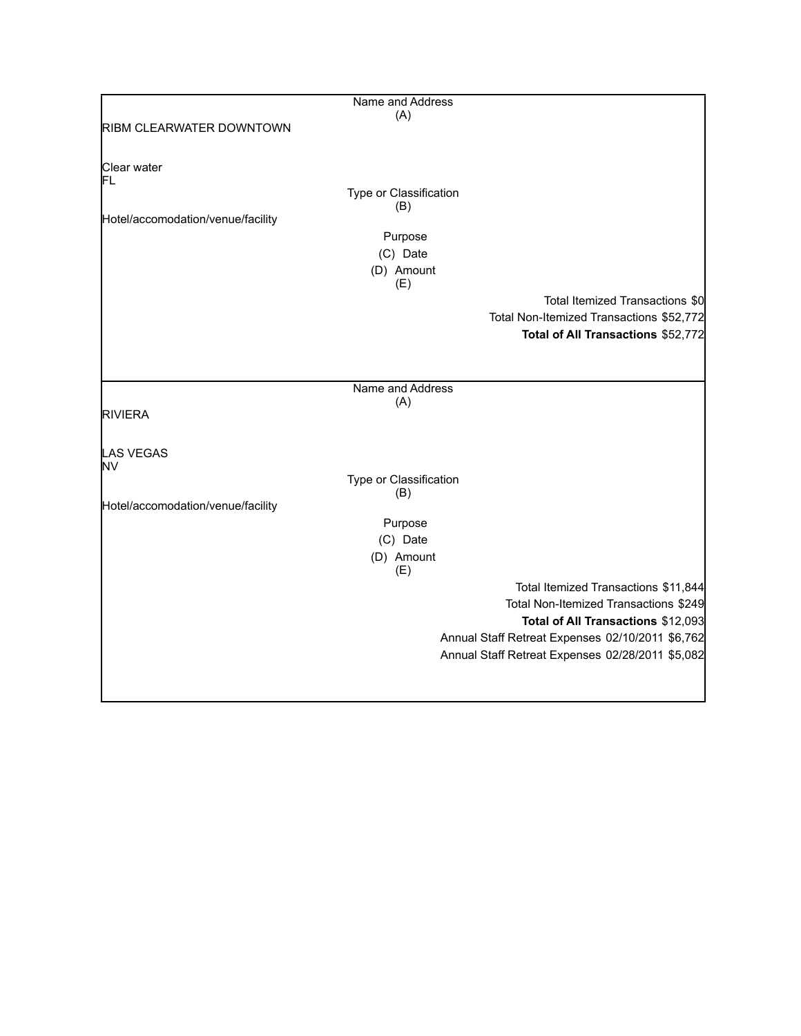Name and Address
(A)

RIBM CLEARWATER DOWNTOWN

Clear water
FL

Type or Classification
(B)

Hotel/accomodation/venue/facility

Purpose
(C) Date
(D) Amount
(E)

Total Itemized Transactions $0
Total Non-Itemized Transactions $52,772
**Total of All Transactions** $52,772

---

Name and Address
(A)

RIVIERA

LAS VEGAS
NV

Type or Classification
(B)

Hotel/accomodation/venue/facility

Purpose
(C) Date
(D) Amount
(E)

Total Itemized Transactions $11,844
Total Non-Itemized Transactions $249
**Total of All Transactions** $12,093

| Purpose | Date | Amount |
|---|---|---|
| Annual Staff Retreat Expenses | 02/10/2011 | $6,762 |
| Annual Staff Retreat Expenses | 02/28/2011 | $5,082 |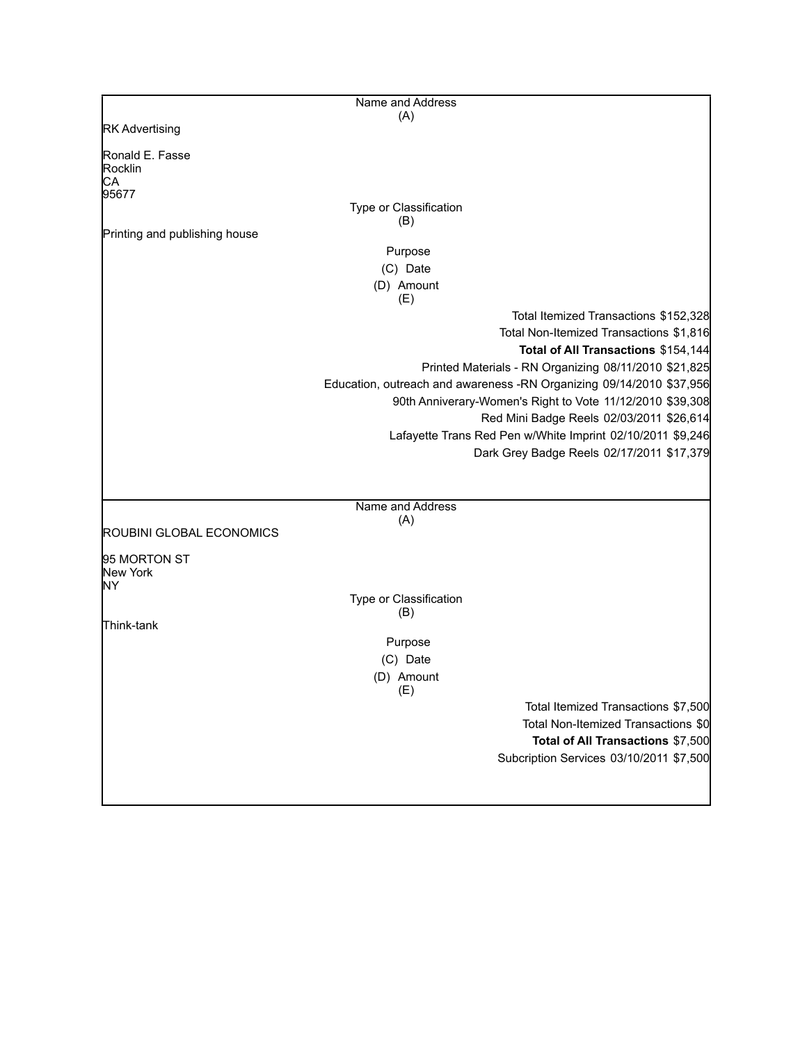| Name and Address (A) |
|---|
| RK Advertising<br><br>Ronald E. Fasse<br>Rocklin<br>CA<br>95677 |
| **Type or Classification (B)** |
| Printing and publishing house |
| **Purpose (C) Date (D) Amount (E)** |
| Total Itemized Transactions $152,328 |
| Total Non-Itemized Transactions $1,816 |
| **Total of All Transactions** $154,144 |
| Printed Materials - RN Organizing 08/11/2010 $21,825 |
| Education, outreach and awareness -RN Organizing 09/14/2010 $37,956 |
| 90th Anniverary-Women's Right to Vote 11/12/2010 $39,308 |
| Red Mini Badge Reels 02/03/2011 $26,614 |
| Lafayette Trans Red Pen w/White Imprint 02/10/2011 $9,246 |
| Dark Grey Badge Reels 02/17/2011 $17,379 |

| Name and Address (A) |
|---|
| ROUBINI GLOBAL ECONOMICS<br><br>95 MORTON ST<br>New York<br>NY |
| **Type or Classification (B)** |
| Think-tank |
| **Purpose (C) Date (D) Amount (E)** |
| Total Itemized Transactions $7,500 |
| Total Non-Itemized Transactions $0 |
| **Total of All Transactions** $7,500 |
| Subcription Services 03/10/2011 $7,500 |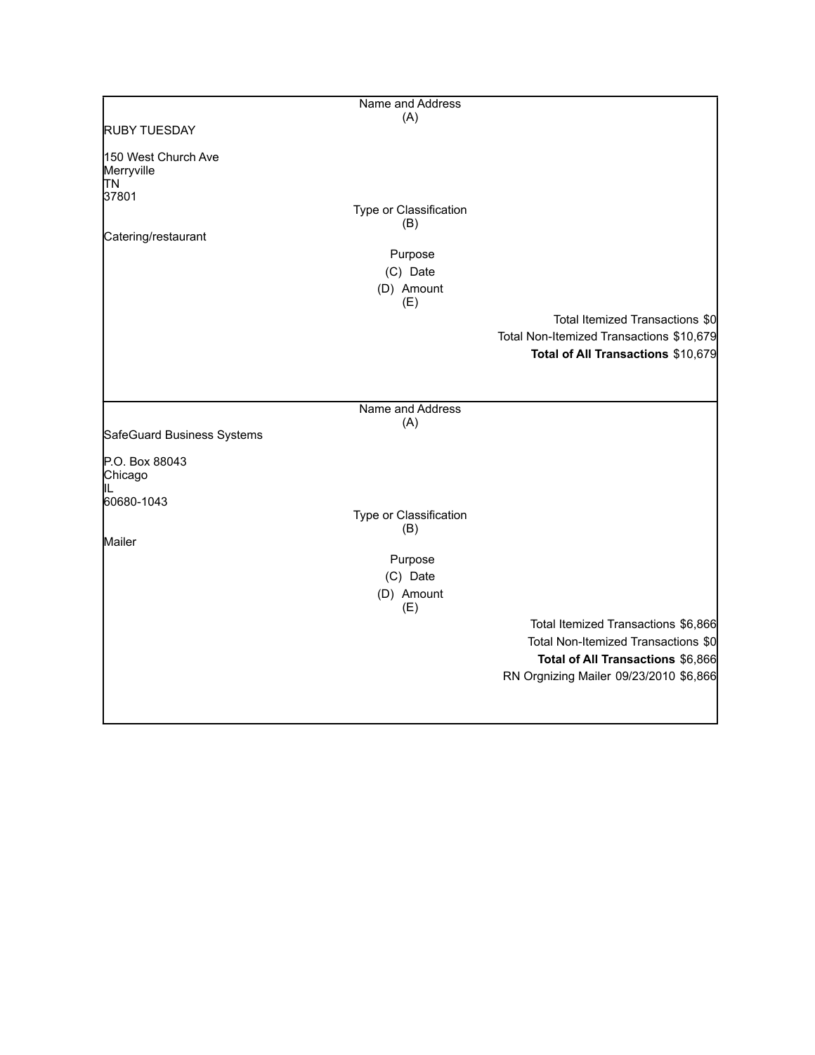Name and Address
(A)

RUBY TUESDAY

150 West Church Ave
Merryville
TN
37801

Type or Classification
(B)

Catering/restaurant

Purpose
(C) Date
(D) Amount
(E)

Total Itemized Transactions $0
Total Non-Itemized Transactions $10,679
**Total of All Transactions** $10,679

---

Name and Address
(A)

SafeGuard Business Systems

P.O. Box 88043
Chicago
IL
60680-1043

Type or Classification
(B)

Mailer

Purpose
(C) Date
(D) Amount
(E)

Total Itemized Transactions $6,866
Total Non-Itemized Transactions $0
**Total of All Transactions** $6,866

| Purpose | Date | Amount |
| --- | --- | --- |
| RN Orgnizing Mailer | 09/23/2010 | $6,866 |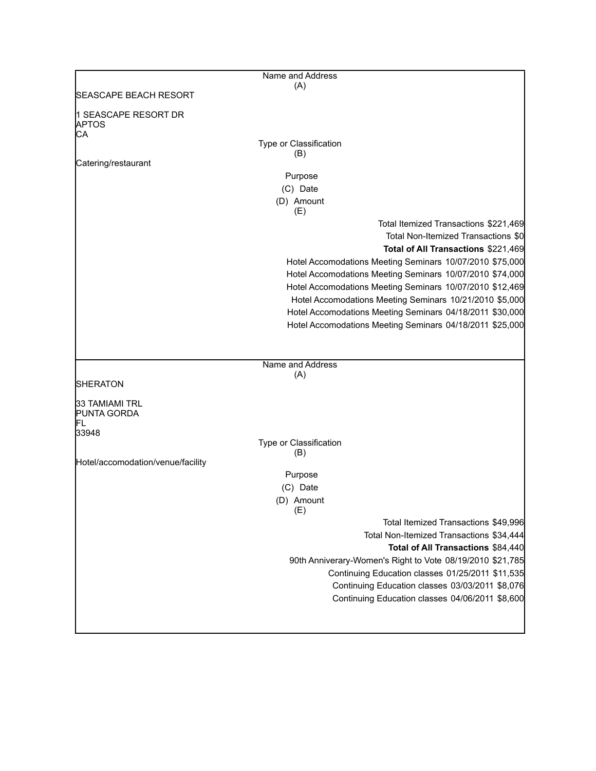Name and Address
(A)

SEASCAPE BEACH RESORT

1 SEASCAPE RESORT DR
APTOS
CA

Type or Classification
(B)

Catering/restaurant

Purpose
(C) Date
(D) Amount
(E)

Total Itemized Transactions $221,469
Total Non-Itemized Transactions $0
**Total of All Transactions** $221,469

| Purpose | Date | Amount |
|---|---|---|
| Hotel Accomodations Meeting Seminars | 10/07/2010 | $75,000 |
| Hotel Accomodations Meeting Seminars | 10/07/2010 | $74,000 |
| Hotel Accomodations Meeting Seminars | 10/07/2010 | $12,469 |
| Hotel Accomodations Meeting Seminars | 10/21/2010 | $5,000 |
| Hotel Accomodations Meeting Seminars | 04/18/2011 | $30,000 |
| Hotel Accomodations Meeting Seminars | 04/18/2011 | $25,000 |

Name and Address
(A)

SHERATON

33 TAMIAMI TRL
PUNTA GORDA
FL
33948

Type or Classification
(B)

Hotel/accomodation/venue/facility

Purpose
(C) Date
(D) Amount
(E)

Total Itemized Transactions $49,996
Total Non-Itemized Transactions $34,444
**Total of All Transactions** $84,440

| Purpose | Date | Amount |
|---|---|---|
| 90th Anniverary-Women's Right to Vote | 08/19/2010 | $21,785 |
| Continuing Education classes | 01/25/2011 | $11,535 |
| Continuing Education classes | 03/03/2011 | $8,076 |
| Continuing Education classes | 04/06/2011 | $8,600 |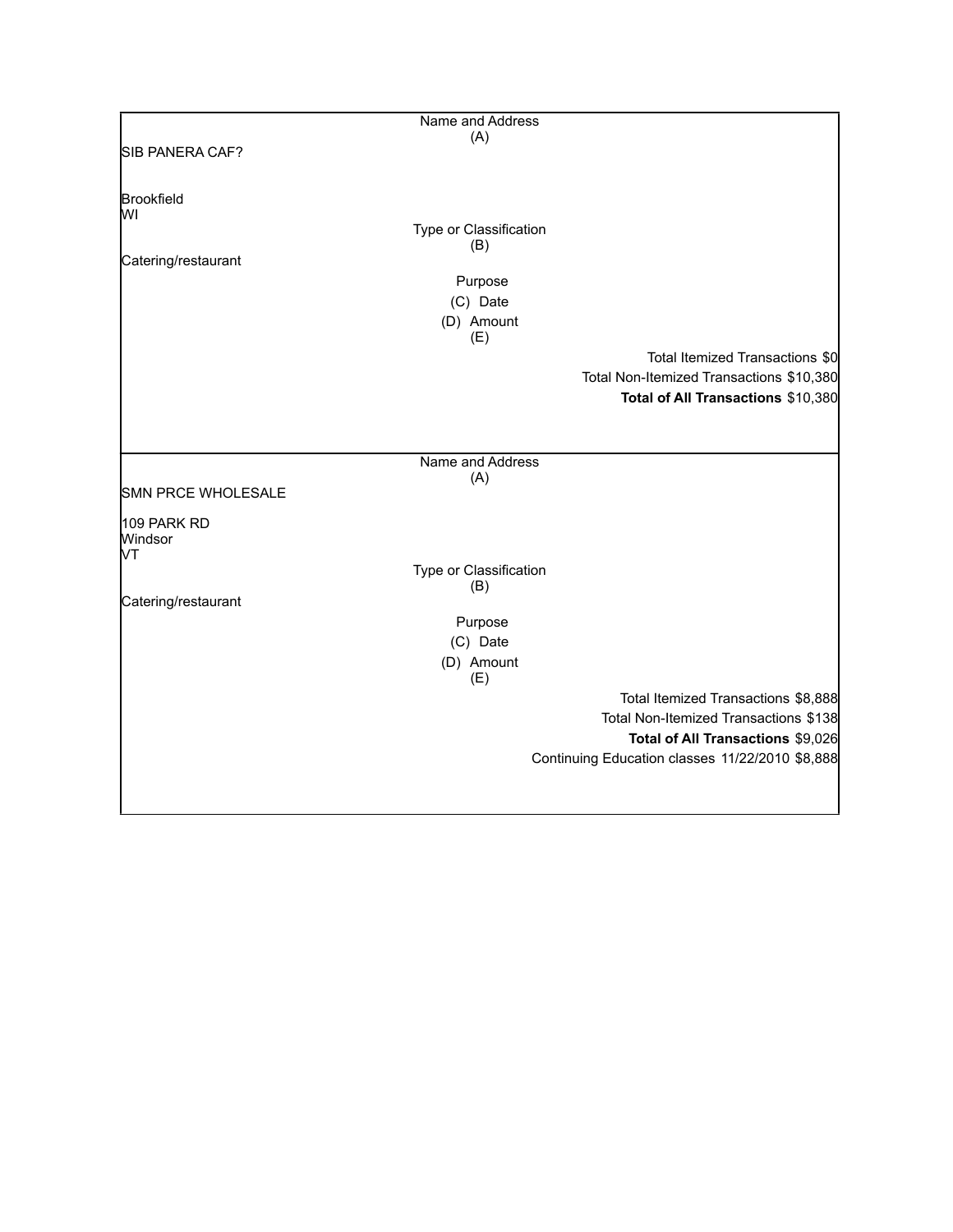| Name and Address (A) | |
|---|---|
| SIB PANERA CAF? | |
| | |
| Brookfield | |
| WI | |
| **Type or Classification (B)** | |
| Catering/restaurant | |
| **Purpose (C) Date (D) Amount (E)** | |
| | Total Itemized Transactions $0 |
| | Total Non-Itemized Transactions $10,380 |
| | **Total of All Transactions** $10,380 |

| Name and Address (A) | |
|---|---|
| SMN PRCE WHOLESALE | |
| 109 PARK RD | |
| Windsor | |
| VT | |
| **Type or Classification (B)** | |
| Catering/restaurant | |
| **Purpose (C) Date (D) Amount (E)** | |
| | Total Itemized Transactions $8,888 |
| | Total Non-Itemized Transactions $138 |
| | **Total of All Transactions** $9,026 |
| | Continuing Education classes 11/22/2010 $8,888 |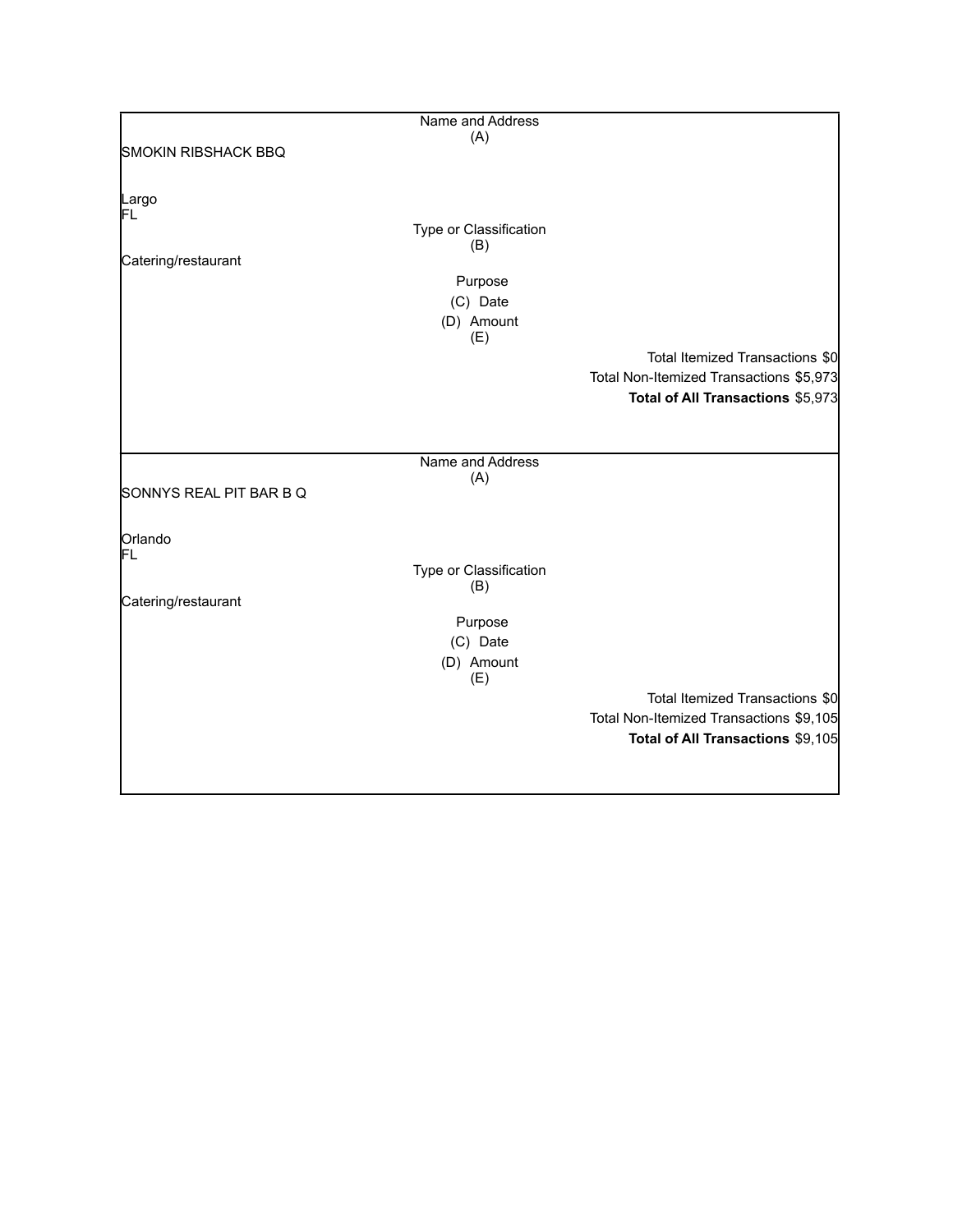| Name and Address (A) |
|---|
| SMOKIN RIBSHACK BBQ |
| Largo |
| FL |

| Type or Classification (B) |
|---|
| Catering/restaurant |

| Purpose (C) | Date (D) | Amount (E) |
|---|---|---|

Total Itemized Transactions $0
Total Non-Itemized Transactions $5,973
**Total of All Transactions** $5,973

| Name and Address (A) |
|---|
| SONNYS REAL PIT BAR B Q |
| Orlando |
| FL |

| Type or Classification (B) |
|---|
| Catering/restaurant |

| Purpose (C) | Date (D) | Amount (E) |
|---|---|---|

Total Itemized Transactions $0
Total Non-Itemized Transactions $9,105
**Total of All Transactions** $9,105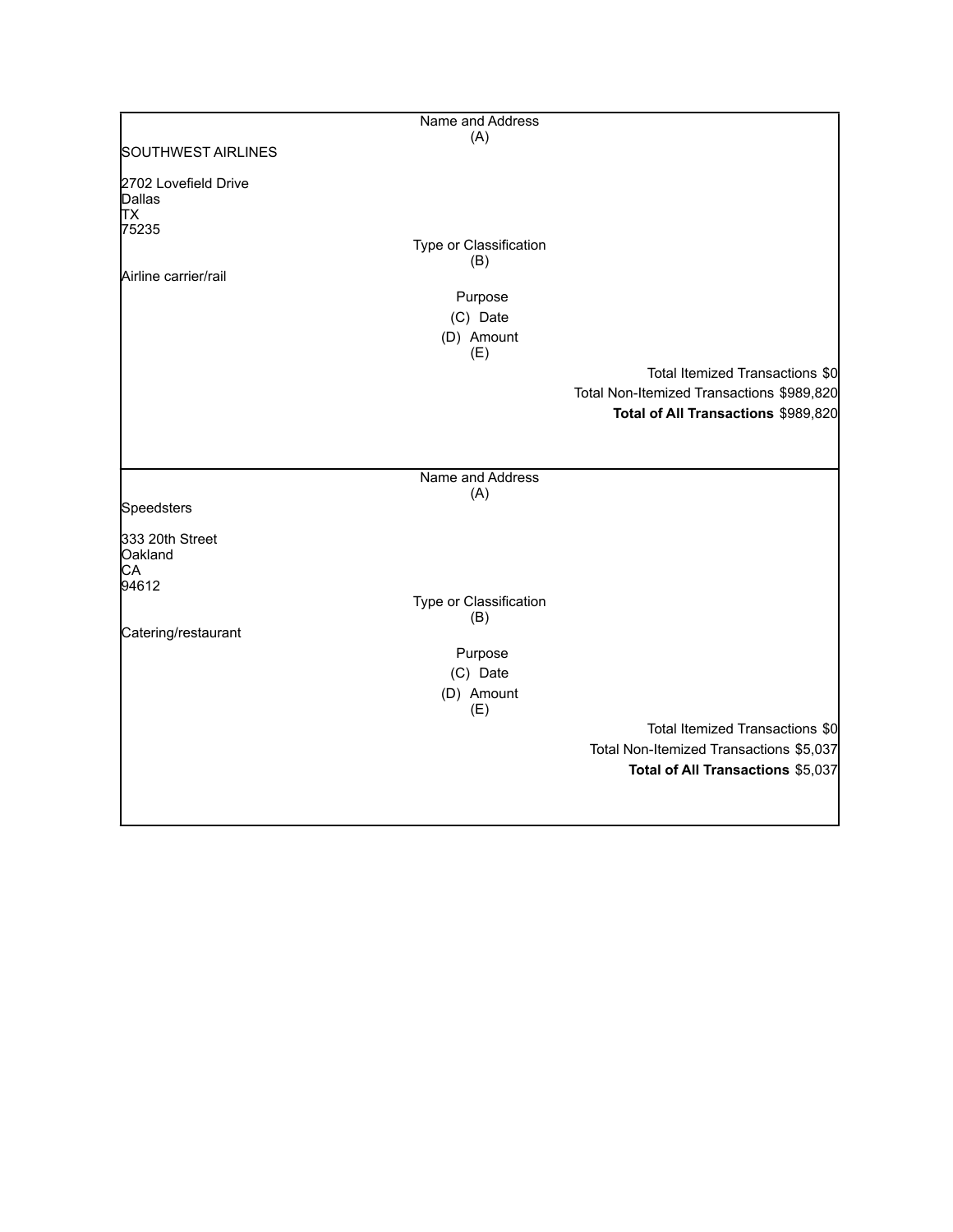| Name and Address (A) |
|---|
| SOUTHWEST AIRLINES<br><br>2702 Lovefield Drive<br>Dallas<br>TX<br>75235 |
| Type or Classification (B) |
| Airline carrier/rail |
| Purpose |
| (C) Date |
| (D) Amount |
| (E) |
| Total Itemized Transactions $0 |
| Total Non-Itemized Transactions $989,820 |
| **Total of All Transactions** $989,820 |

| Name and Address (A) |
|---|
| Speedsters<br><br>333 20th Street<br>Oakland<br>CA<br>94612 |
| Type or Classification (B) |
| Catering/restaurant |
| Purpose |
| (C) Date |
| (D) Amount |
| (E) |
| Total Itemized Transactions $0 |
| Total Non-Itemized Transactions $5,037 |
| **Total of All Transactions** $5,037 |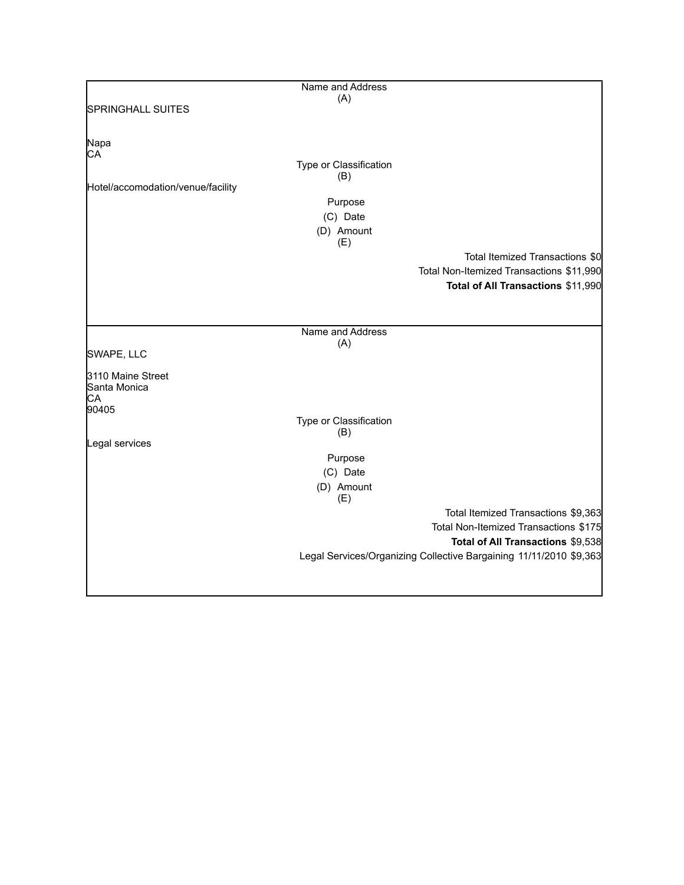Name and Address
(A)

SPRINGHALL SUITES

Napa
CA

Type or Classification
(B)

Hotel/accomodation/venue/facility

Purpose
(C) Date
(D) Amount
(E)

Total Itemized Transactions $0
Total Non-Itemized Transactions $11,990
**Total of All Transactions** $11,990

---

Name and Address
(A)

SWAPE, LLC

3110 Maine Street
Santa Monica
CA
90405

Type or Classification
(B)

Legal services

Purpose
(C) Date
(D) Amount
(E)

Total Itemized Transactions $9,363
Total Non-Itemized Transactions $175
**Total of All Transactions** $9,538

Legal Services/Organizing Collective Bargaining 11/11/2010 $9,363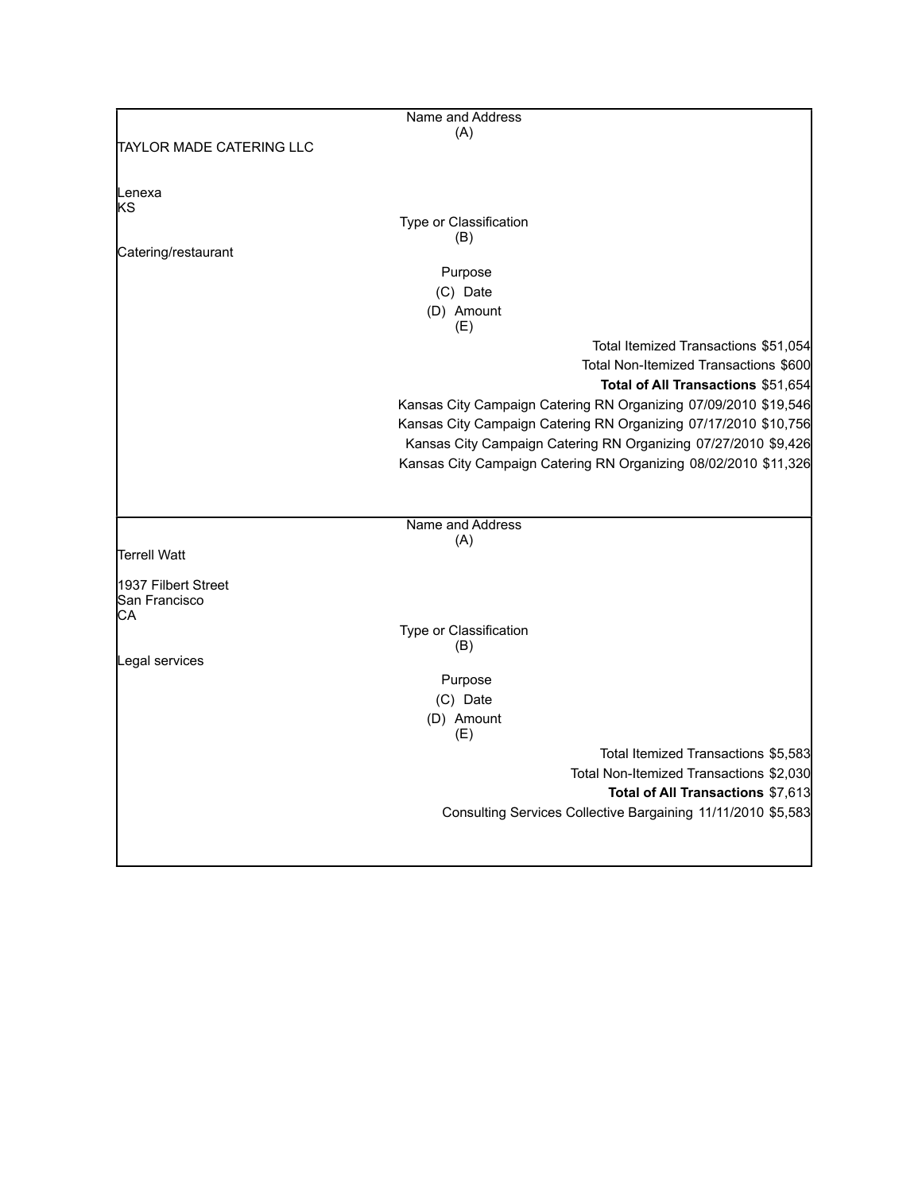Name and Address
(A)

TAYLOR MADE CATERING LLC

Lenexa
KS

Type or Classification
(B)

Catering/restaurant

Purpose
(C) Date
(D) Amount
(E)

Total Itemized Transactions $51,054

Total Non-Itemized Transactions $600

**Total of All Transactions** $51,654

Kansas City Campaign Catering RN Organizing 07/09/2010 $19,546

Kansas City Campaign Catering RN Organizing 07/17/2010 $10,756

Kansas City Campaign Catering RN Organizing 07/27/2010 $9,426

Kansas City Campaign Catering RN Organizing 08/02/2010 $11,326

---

Name and Address
(A)

Terrell Watt

1937 Filbert Street
San Francisco
CA

Type or Classification
(B)

Legal services

Purpose
(C) Date
(D) Amount
(E)

Total Itemized Transactions $5,583

Total Non-Itemized Transactions $2,030

**Total of All Transactions** $7,613

Consulting Services Collective Bargaining 11/11/2010 $5,583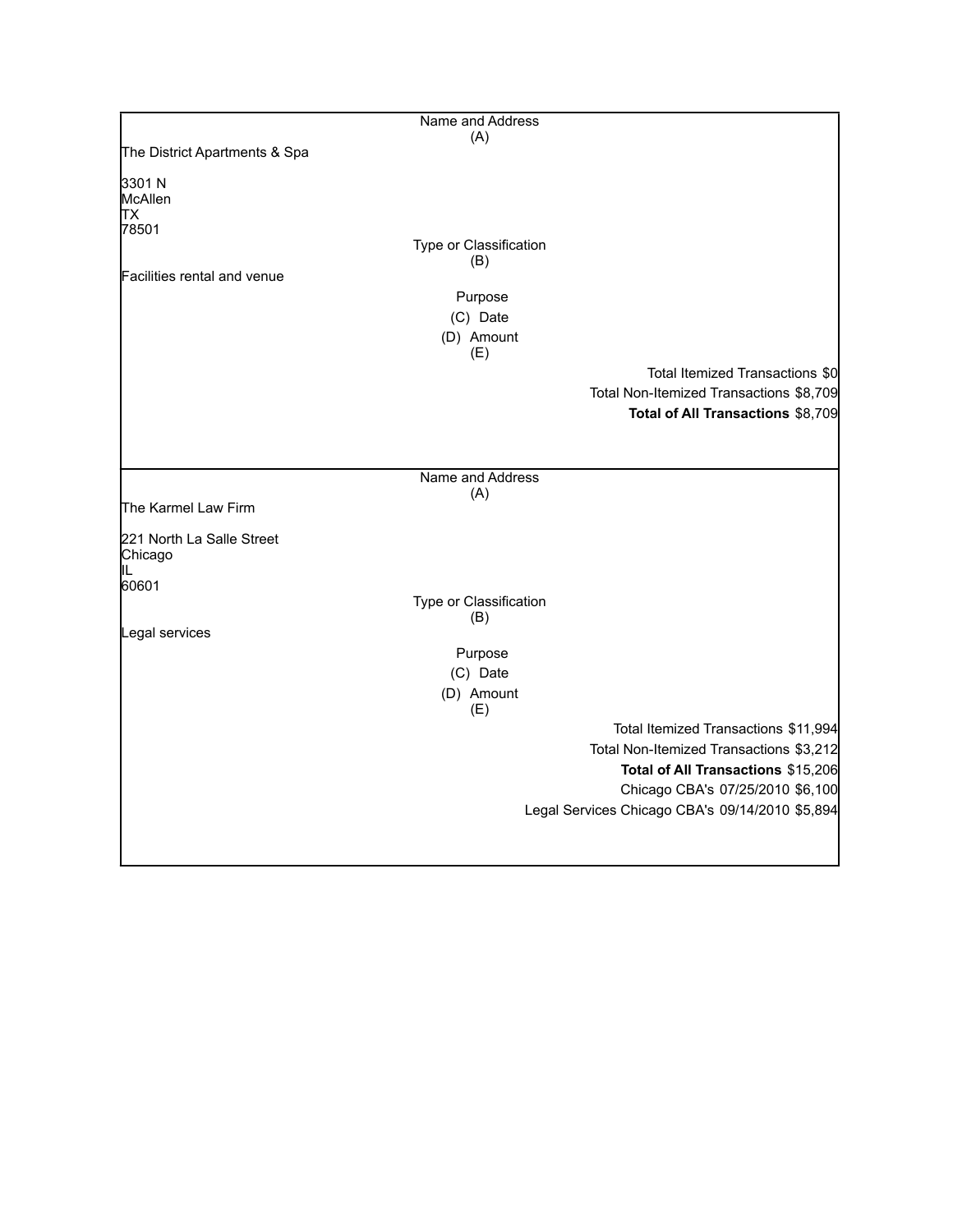Name and Address
(A)

The District Apartments & Spa

3301 N
McAllen
TX
78501

Type or Classification
(B)

Facilities rental and venue

Purpose
(C) Date
(D) Amount
(E)

Total Itemized Transactions $0

Total Non-Itemized Transactions $8,709

**Total of All Transactions** $8,709

---

Name and Address
(A)

The Karmel Law Firm

221 North La Salle Street
Chicago
IL
60601

Type or Classification
(B)

Legal services

Purpose
(C) Date
(D) Amount
(E)

Total Itemized Transactions $11,994

Total Non-Itemized Transactions $3,212

**Total of All Transactions** $15,206

Chicago CBA's 07/25/2010 $6,100

Legal Services Chicago CBA's 09/14/2010 $5,894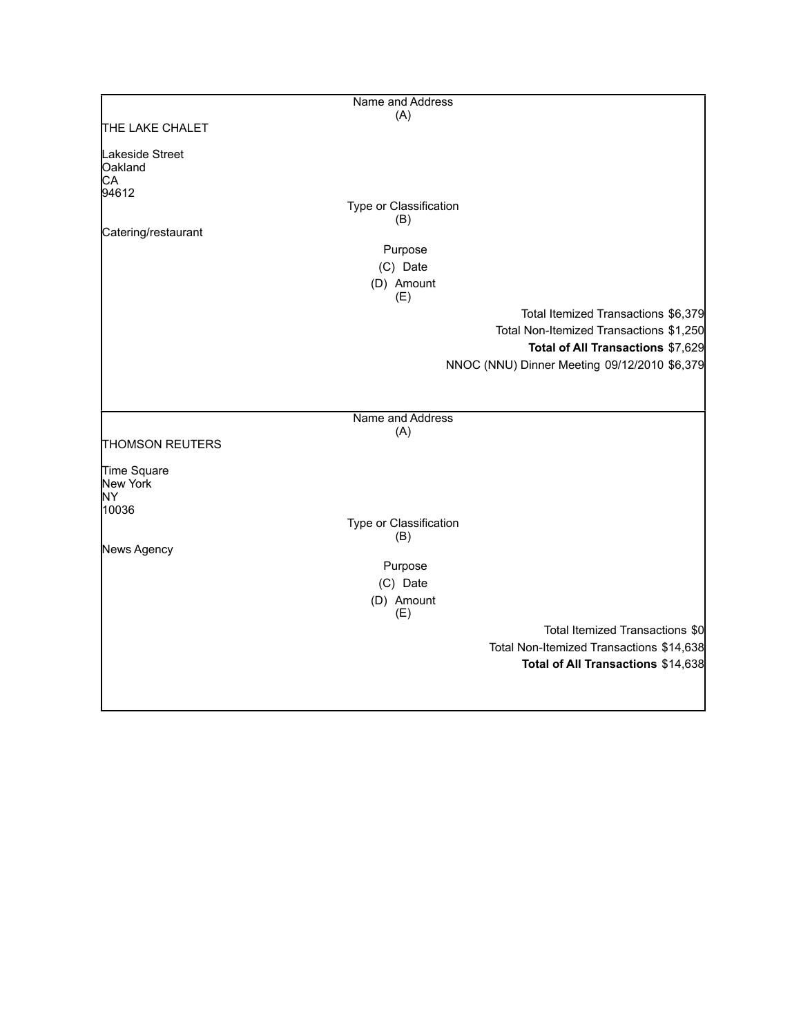| Name and Address (A) |
|---|
| THE LAKE CHALET<br><br>Lakeside Street<br>Oakland<br>CA<br>94612 |
| **Type or Classification (B)** |
| Catering/restaurant |
| **Purpose (C) Date (D) Amount (E)** |
| Total Itemized Transactions $6,379 |
| Total Non-Itemized Transactions $1,250 |
| **Total of All Transactions** $7,629 |
| NNOC (NNU) Dinner Meeting 09/12/2010 $6,379 |

| Name and Address (A) |
|---|
| THOMSON REUTERS<br><br>Time Square<br>New York<br>NY<br>10036 |
| **Type or Classification (B)** |
| News Agency |
| **Purpose (C) Date (D) Amount (E)** |
| Total Itemized Transactions $0 |
| Total Non-Itemized Transactions $14,638 |
| **Total of All Transactions** $14,638 |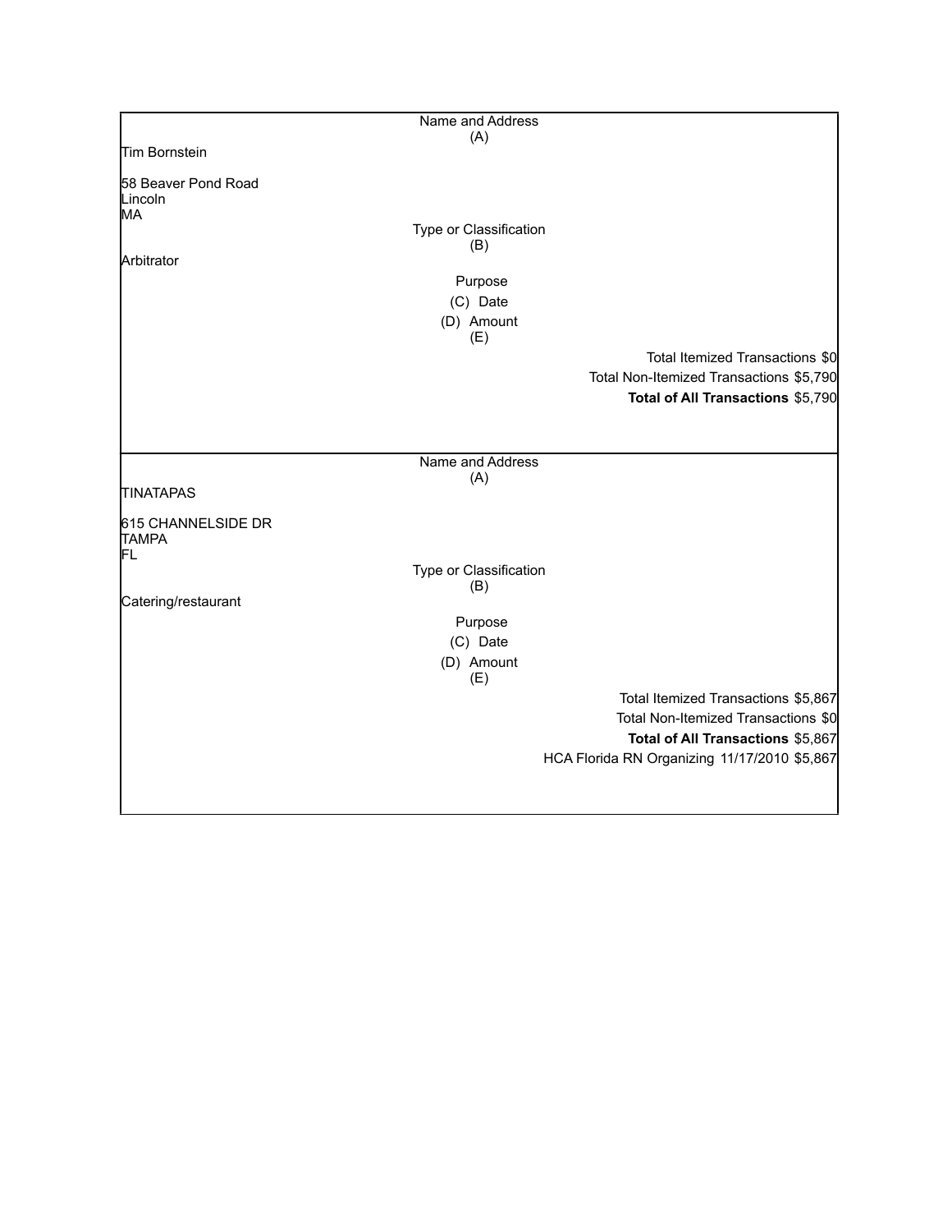| Name and Address (A) |
|---|
| Tim Bornstein<br><br>58 Beaver Pond Road<br>Lincoln<br>MA |
| Type or Classification (B) |
| Arbitrator |
| Purpose (C) Date (D) Amount (E) |
| Total Itemized Transactions $0 |
| Total Non-Itemized Transactions $5,790 |
| **Total of All Transactions** $5,790 |

| Name and Address (A) |
|---|
| TINATAPAS<br><br>615 CHANNELSIDE DR<br>TAMPA<br>FL |
| Type or Classification (B) |
| Catering/restaurant |
| Purpose (C) Date (D) Amount (E) |
| Total Itemized Transactions $5,867 |
| Total Non-Itemized Transactions $0 |
| **Total of All Transactions** $5,867 |
| HCA Florida RN Organizing 11/17/2010 $5,867 |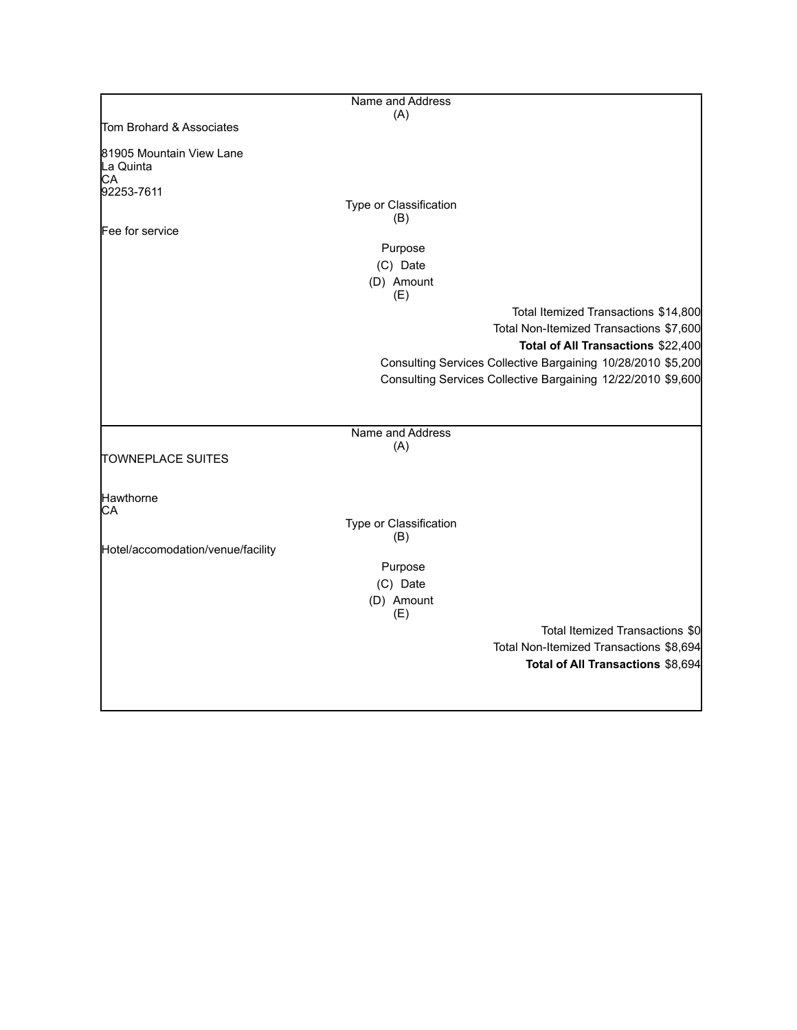| Name and Address (A) |
|---|
| Tom Brohard & Associates<br><br>81905 Mountain View Lane<br>La Quinta<br>CA<br>92253-7611 |
| Type or Classification (B) |
| Fee for service |
| Purpose<br>(C) Date<br>(D) Amount<br>(E) |
| Total Itemized Transactions $14,800 |
| Total Non-Itemized Transactions $7,600 |
| **Total of All Transactions** $22,400 |
| Consulting Services Collective Bargaining 10/28/2010 $5,200 |
| Consulting Services Collective Bargaining 12/22/2010 $9,600 |

| Name and Address (A) |
|---|
| TOWNEPLACE SUITES<br><br>Hawthorne<br>CA |
| Type or Classification (B) |
| Hotel/accomodation/venue/facility |
| Purpose<br>(C) Date<br>(D) Amount<br>(E) |
| Total Itemized Transactions $0 |
| Total Non-Itemized Transactions $8,694 |
| **Total of All Transactions** $8,694 |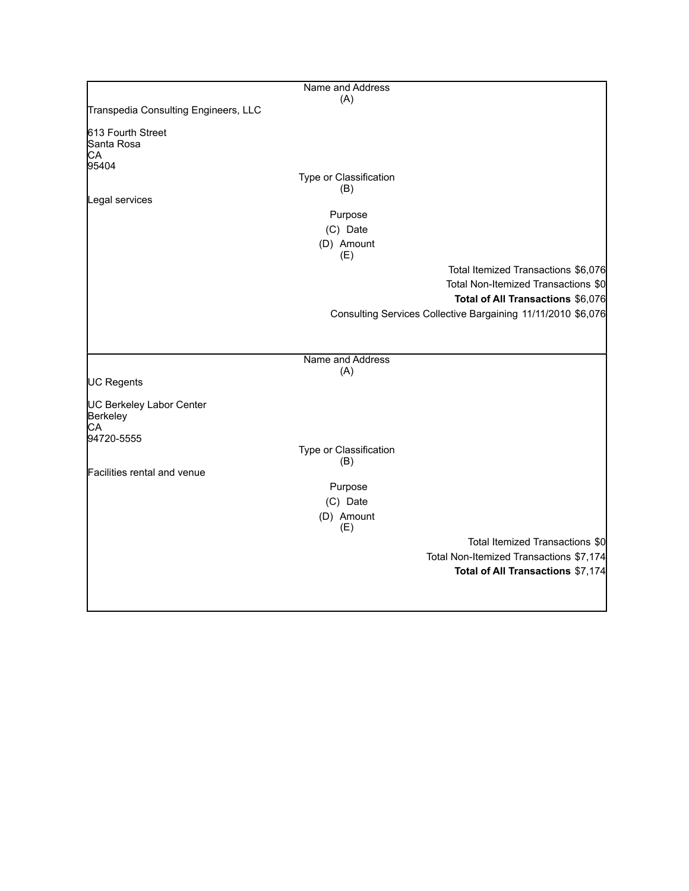| Name and Address (A) |
|---|
| Transpedia Consulting Engineers, LLC |
| 613 Fourth Street<br>Santa Rosa<br>CA<br>95404 |
| **Type or Classification (B)** |
| Legal services |
| Purpose<br>(C) Date<br>(D) Amount<br>(E) |
| Total Itemized Transactions $6,076 |
| Total Non-Itemized Transactions $0 |
| **Total of All Transactions** $6,076 |
| Consulting Services Collective Bargaining 11/11/2010 $6,076 |

| Name and Address (A) |
|---|
| UC Regents |
| UC Berkeley Labor Center<br>Berkeley<br>CA<br>94720-5555 |
| **Type or Classification (B)** |
| Facilities rental and venue |
| Purpose<br>(C) Date<br>(D) Amount<br>(E) |
| Total Itemized Transactions $0 |
| Total Non-Itemized Transactions $7,174 |
| **Total of All Transactions** $7,174 |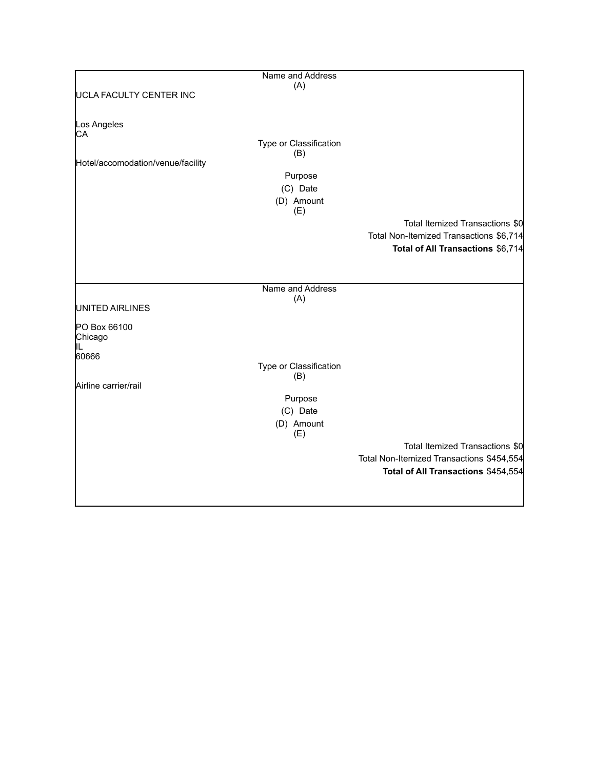Name and Address
(A)

UCLA FACULTY CENTER INC

Los Angeles
CA

Type or Classification
(B)

Hotel/accomodation/venue/facility

Purpose
(C) Date
(D) Amount
(E)

Total Itemized Transactions $0
Total Non-Itemized Transactions $6,714
**Total of All Transactions** $6,714

---

Name and Address
(A)

UNITED AIRLINES

PO Box 66100
Chicago
IL
60666

Type or Classification
(B)

Airline carrier/rail

Purpose
(C) Date
(D) Amount
(E)

Total Itemized Transactions $0
Total Non-Itemized Transactions $454,554
**Total of All Transactions** $454,554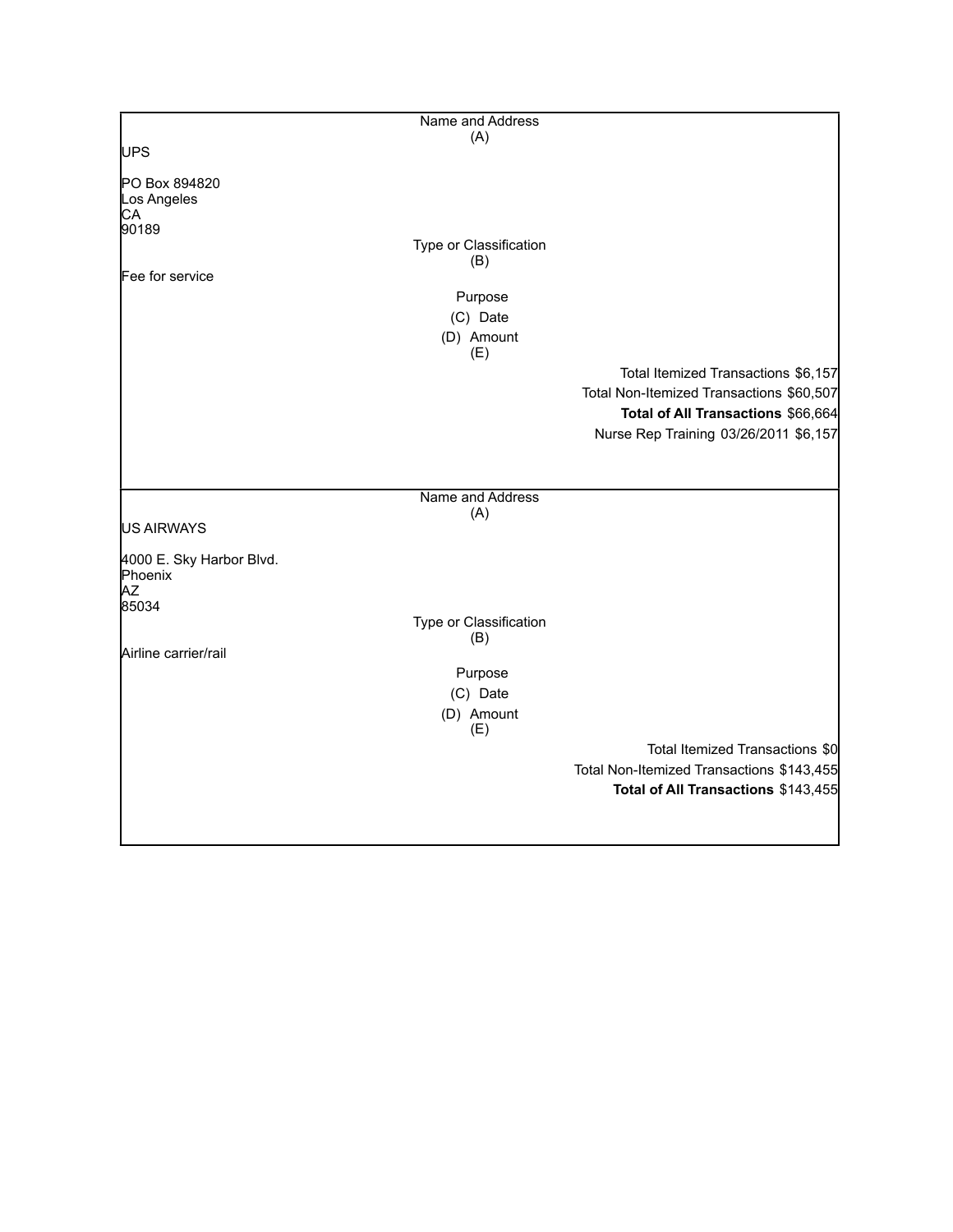Name and Address
(A)

UPS

PO Box 894820
Los Angeles
CA
90189

Type or Classification
(B)

Fee for service

Purpose
(C) Date
(D) Amount
(E)

Total Itemized Transactions $6,157
Total Non-Itemized Transactions $60,507
**Total of All Transactions** $66,664
Nurse Rep Training 03/26/2011 $6,157

---

Name and Address
(A)

US AIRWAYS

4000 E. Sky Harbor Blvd.
Phoenix
AZ
85034

Type or Classification
(B)

Airline carrier/rail

Purpose
(C) Date
(D) Amount
(E)

Total Itemized Transactions $0
Total Non-Itemized Transactions $143,455
**Total of All Transactions** $143,455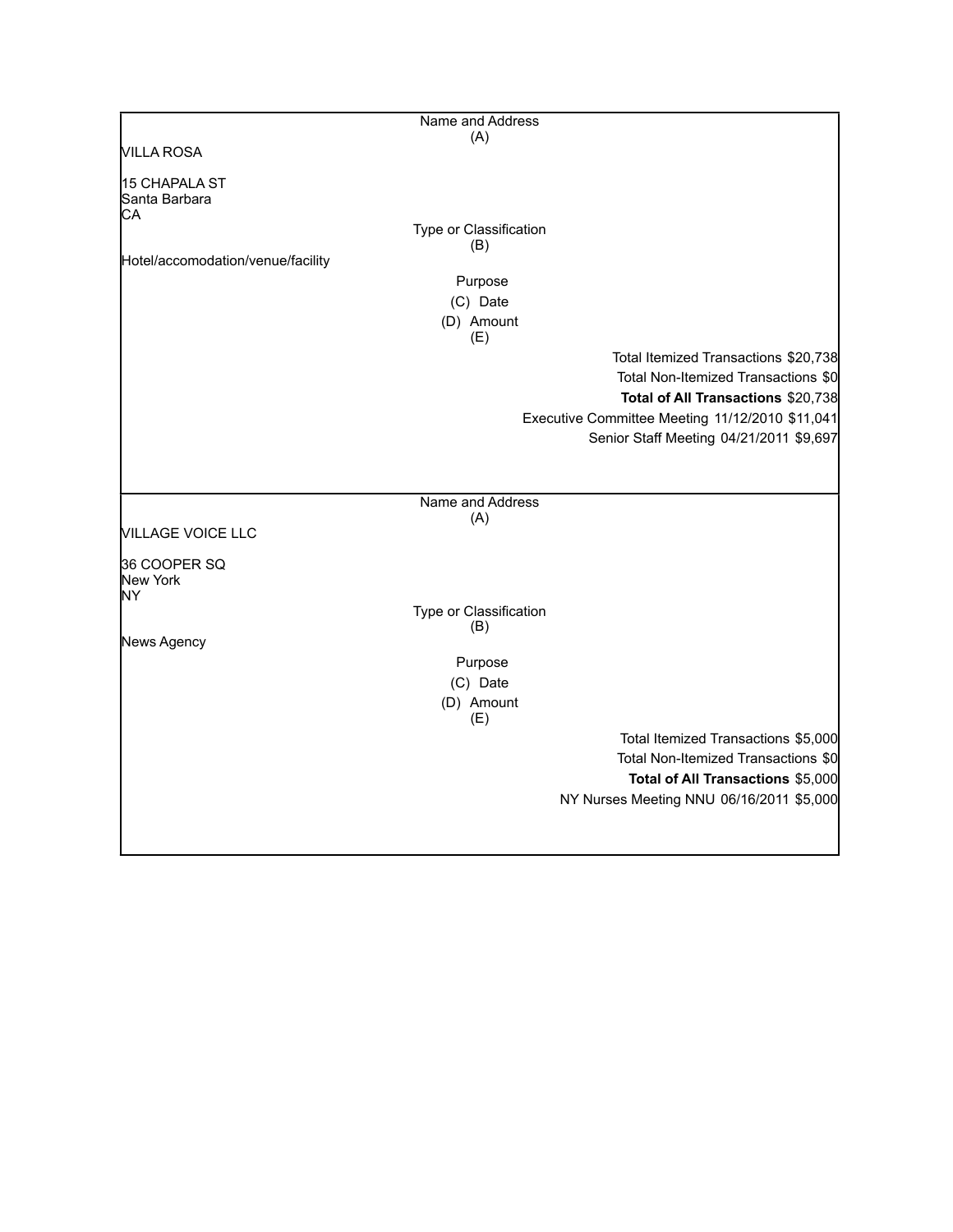| Name and Address (A) |
|---|
| VILLA ROSA<br><br>15 CHAPALA ST<br>Santa Barbara<br>CA |
| **Type or Classification (B)** |
| Hotel/accomodation/venue/facility |
| **Purpose (C) Date (D) Amount (E)** |
| Total Itemized Transactions $20,738 |
| Total Non-Itemized Transactions $0 |
| **Total of All Transactions** $20,738 |
| Executive Committee Meeting 11/12/2010 $11,041 |
| Senior Staff Meeting 04/21/2011 $9,697 |

| Name and Address (A) |
|---|
| VILLAGE VOICE LLC<br><br>36 COOPER SQ<br>New York<br>NY |
| **Type or Classification (B)** |
| News Agency |
| **Purpose (C) Date (D) Amount (E)** |
| Total Itemized Transactions $5,000 |
| Total Non-Itemized Transactions $0 |
| **Total of All Transactions** $5,000 |
| NY Nurses Meeting NNU 06/16/2011 $5,000 |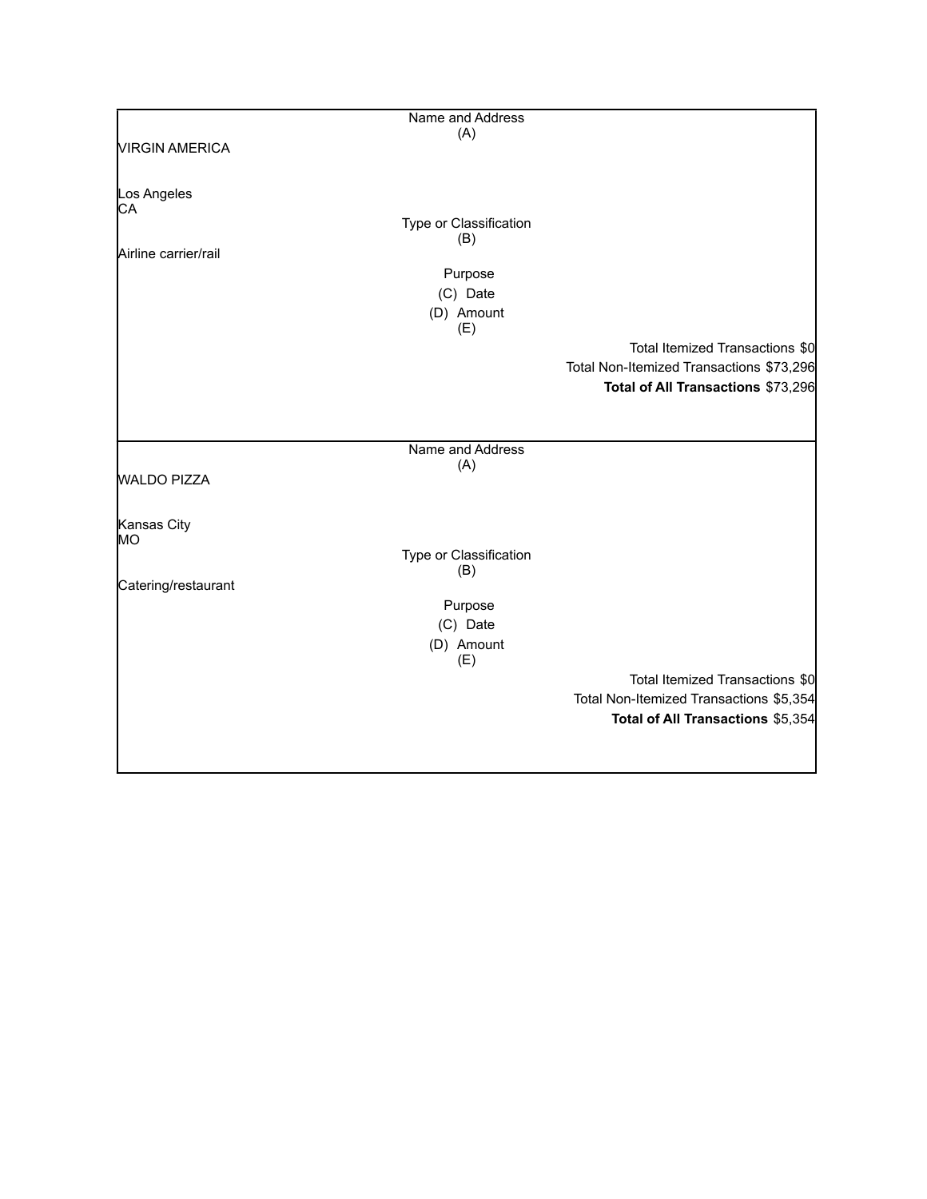| Name and Address (A) |
|---|
| VIRGIN AMERICA<br><br>Los Angeles<br>CA |
| Type or Classification (B) |
| Airline carrier/rail |
| Purpose |
| (C) Date |
| (D) Amount |
| (E) |
| Total Itemized Transactions $0 |
| Total Non-Itemized Transactions $73,296 |
| **Total of All Transactions** $73,296 |

| Name and Address (A) |
|---|
| WALDO PIZZA<br><br>Kansas City<br>MO |
| Type or Classification (B) |
| Catering/restaurant |
| Purpose |
| (C) Date |
| (D) Amount |
| (E) |
| Total Itemized Transactions $0 |
| Total Non-Itemized Transactions $5,354 |
| **Total of All Transactions** $5,354 |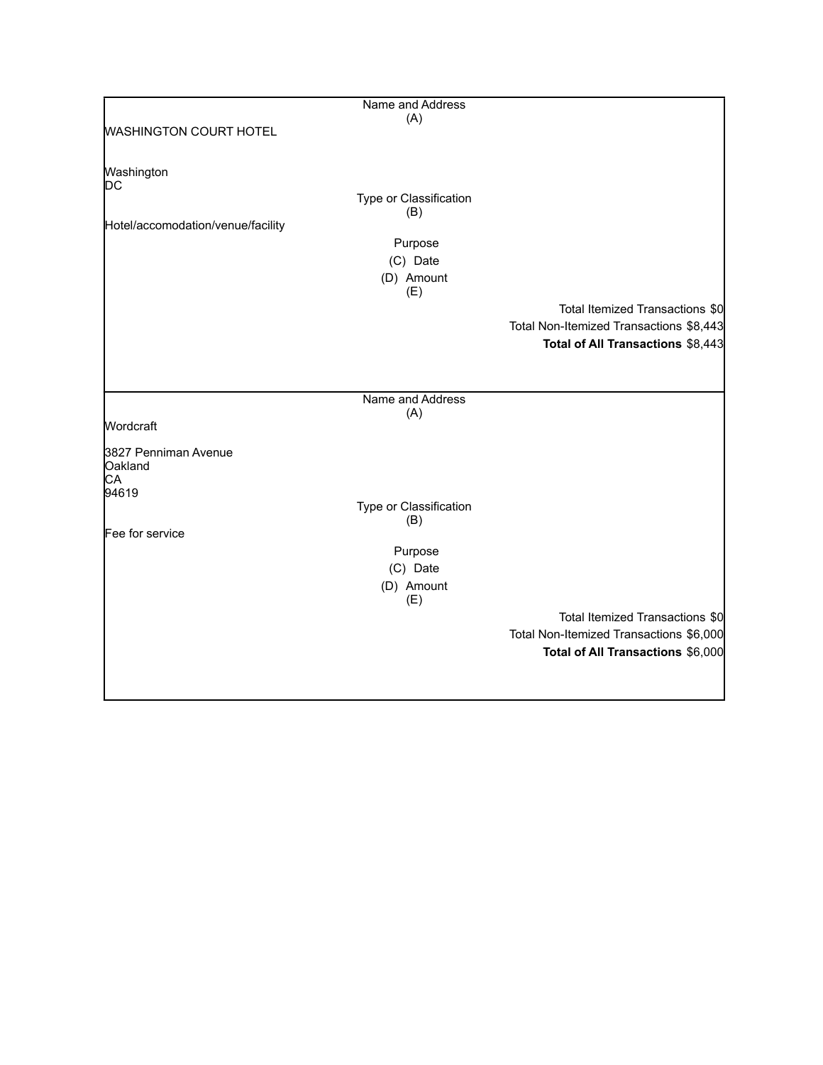| Name and Address (A) |
|---|
| WASHINGTON COURT HOTEL<br><br>Washington<br>DC |
| **Type or Classification (B)** |
| Hotel/accomodation/venue/facility |
| **Purpose (C) Date (D) Amount (E)** |
| Total Itemized Transactions $0 |
| Total Non-Itemized Transactions $8,443 |
| **Total of All Transactions** $8,443 |

| Name and Address (A) |
|---|
| Wordcraft<br><br>3827 Penniman Avenue<br>Oakland<br>CA<br>94619 |
| **Type or Classification (B)** |
| Fee for service |
| **Purpose (C) Date (D) Amount (E)** |
| Total Itemized Transactions $0 |
| Total Non-Itemized Transactions $6,000 |
| **Total of All Transactions** $6,000 |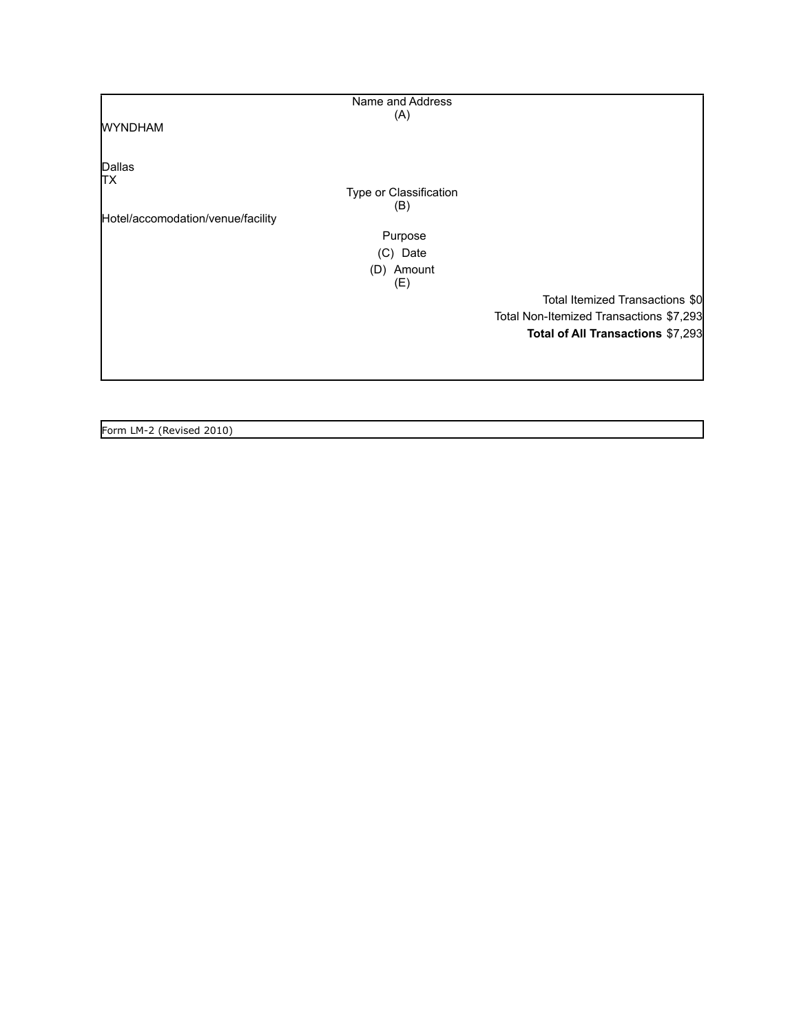Name and Address
(A)

WYNDHAM

Dallas
TX

Type or Classification
(B)

Hotel/accomodation/venue/facility

Purpose
(C) Date
(D) Amount
(E)

Total Itemized Transactions $0

Total Non-Itemized Transactions $7,293

**Total of All Transactions** $7,293

Form LM-2 (Revised 2010)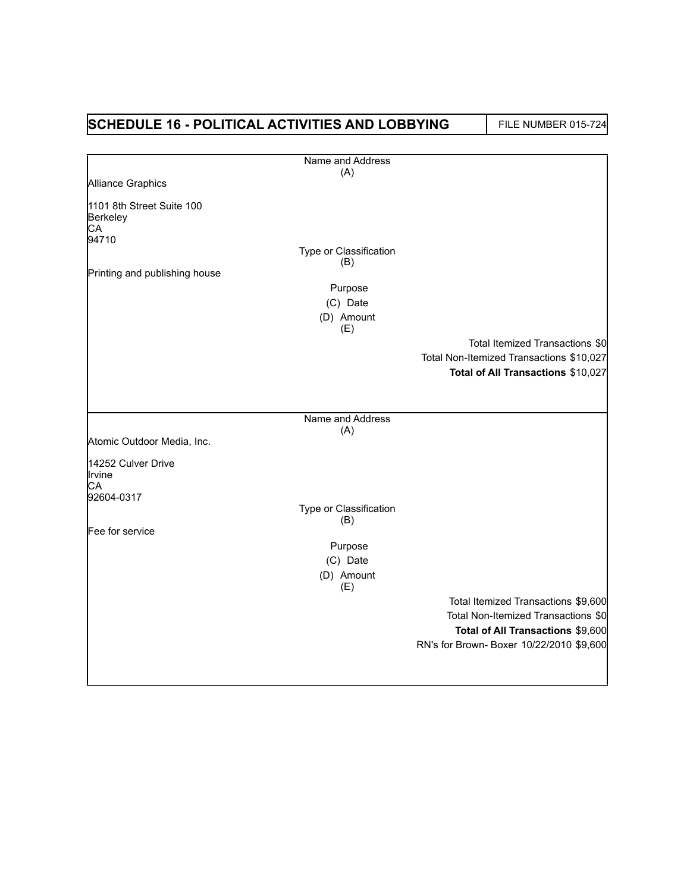# SCHEDULE 16 - POLITICAL ACTIVITIES AND LOBBYING

FILE NUMBER 015-724

Name and Address
(A)

Alliance Graphics

1101 8th Street Suite 100
Berkeley
CA
94710

Type or Classification
(B)

Printing and publishing house

Purpose
(C) Date
(D) Amount
(E)

Total Itemized Transactions $0
Total Non-Itemized Transactions $10,027
**Total of All Transactions** $10,027

---

Name and Address
(A)

Atomic Outdoor Media, Inc.

14252 Culver Drive
Irvine
CA
92604-0317

Type or Classification
(B)

Fee for service

Purpose
(C) Date
(D) Amount
(E)

Total Itemized Transactions $9,600
Total Non-Itemized Transactions $0
**Total of All Transactions** $9,600
RN's for Brown- Boxer 10/22/2010 $9,600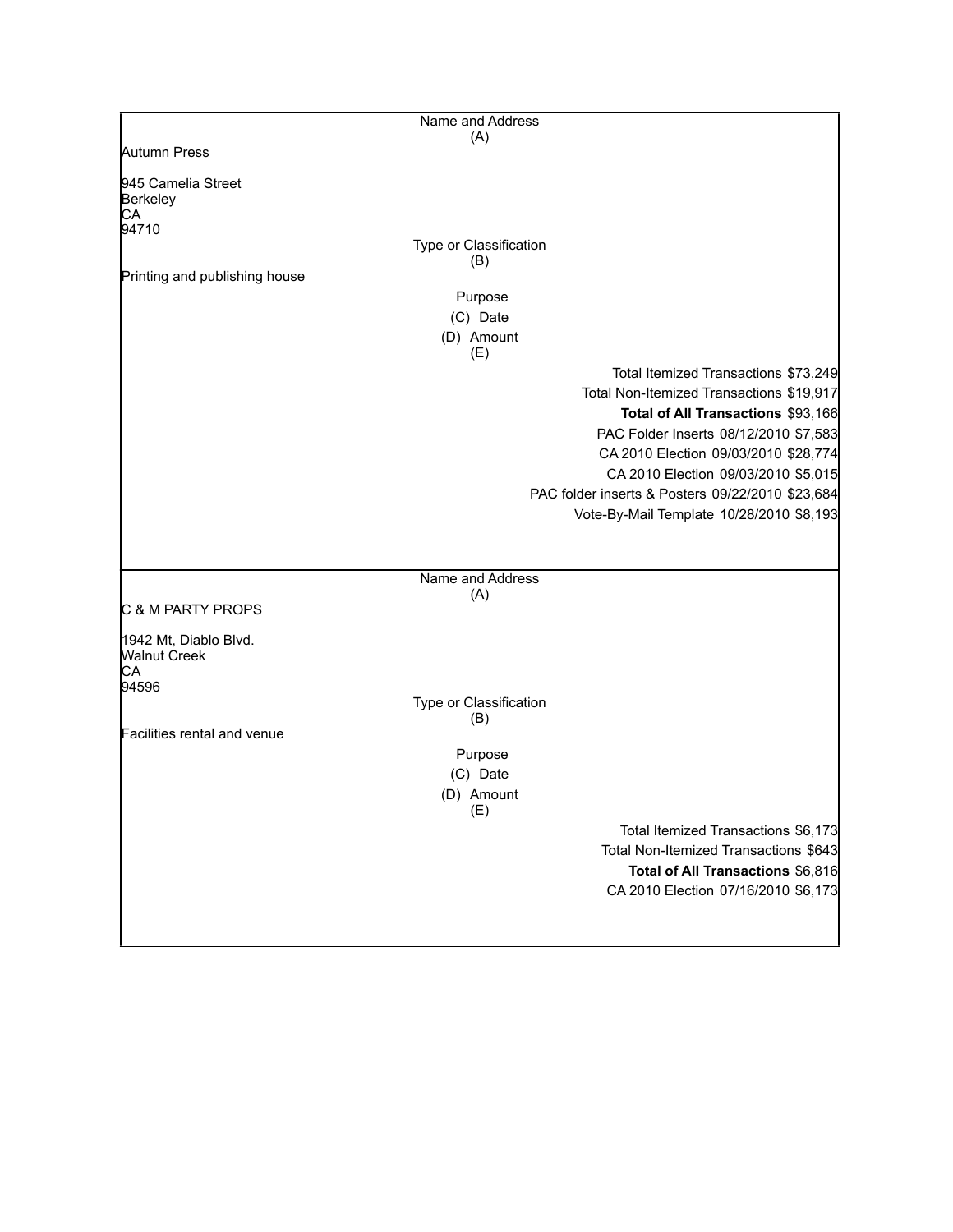Name and Address
(A)

Autumn Press

945 Camelia Street
Berkeley
CA
94710

Type or Classification
(B)

Printing and publishing house

Purpose
(C) Date
(D) Amount
(E)

Total Itemized Transactions $73,249
Total Non-Itemized Transactions $19,917
**Total of All Transactions** $93,166

| Purpose | Date | Amount |
|---|---|---|
| PAC Folder Inserts | 08/12/2010 | $7,583 |
| CA 2010 Election | 09/03/2010 | $28,774 |
| CA 2010 Election | 09/03/2010 | $5,015 |
| PAC folder inserts & Posters | 09/22/2010 | $23,684 |
| Vote-By-Mail Template | 10/28/2010 | $8,193 |

---

Name and Address
(A)

C & M PARTY PROPS

1942 Mt, Diablo Blvd.
Walnut Creek
CA
94596

Type or Classification
(B)

Facilities rental and venue

Purpose
(C) Date
(D) Amount
(E)

Total Itemized Transactions $6,173
Total Non-Itemized Transactions $643
**Total of All Transactions** $6,816

| Purpose | Date | Amount |
|---|---|---|
| CA 2010 Election | 07/16/2010 | $6,173 |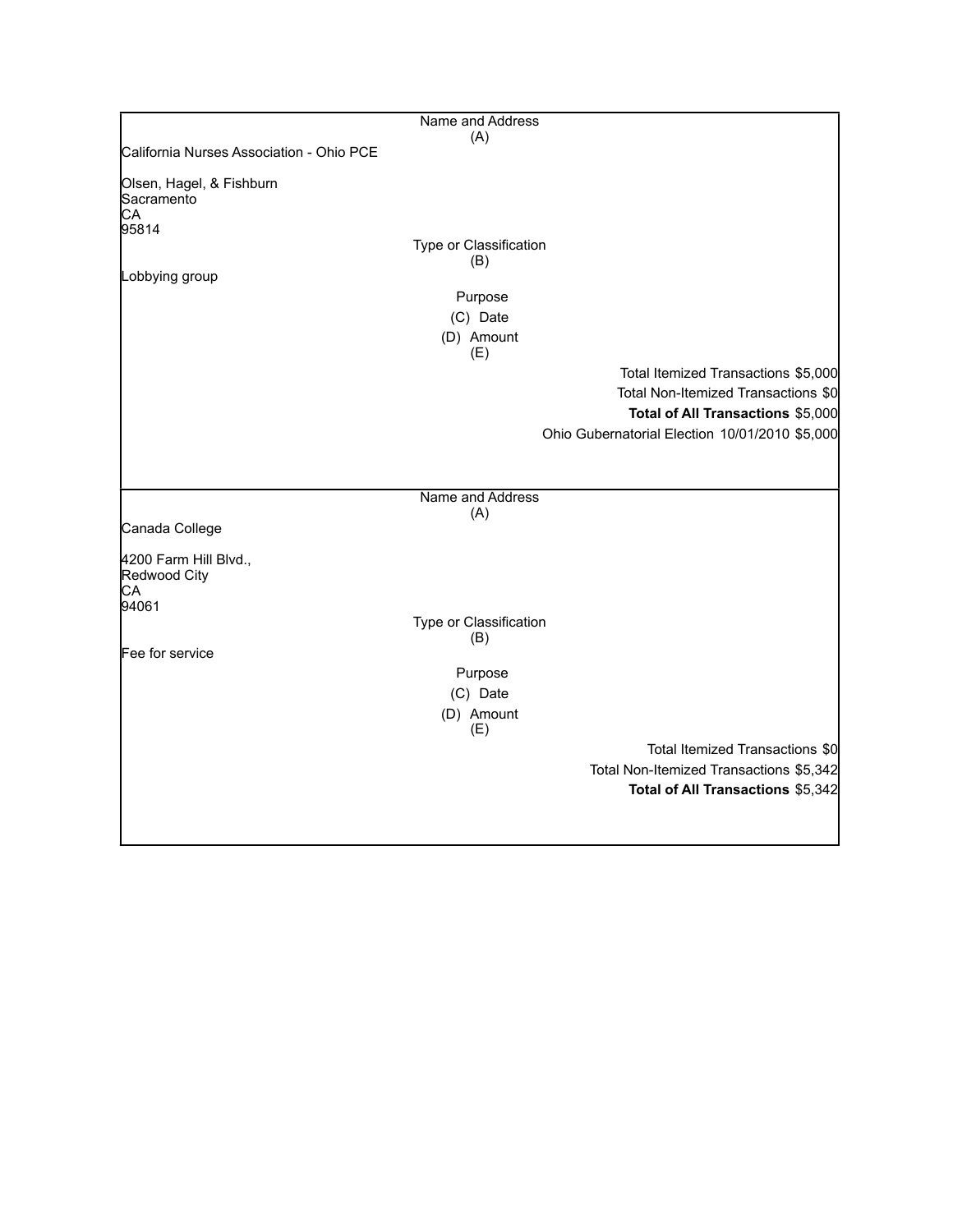| Name and Address (A) |
|---|
| California Nurses Association - Ohio PCE |
| |
| Olsen, Hagel, & Fishburn |
| Sacramento |
| CA |
| 95814 |
| **Type or Classification (B)** |
| Lobbying group |
| **Purpose** |
| **(C) Date** |
| **(D) Amount** |
| **(E)** |
| Total Itemized Transactions $5,000 |
| Total Non-Itemized Transactions $0 |
| **Total of All Transactions** $5,000 |
| Ohio Gubernatorial Election 10/01/2010 $5,000 |

| Name and Address (A) |
|---|
| Canada College |
| |
| 4200 Farm Hill Blvd., |
| Redwood City |
| CA |
| 94061 |
| **Type or Classification (B)** |
| Fee for service |
| **Purpose** |
| **(C) Date** |
| **(D) Amount** |
| **(E)** |
| Total Itemized Transactions $0 |
| Total Non-Itemized Transactions $5,342 |
| **Total of All Transactions** $5,342 |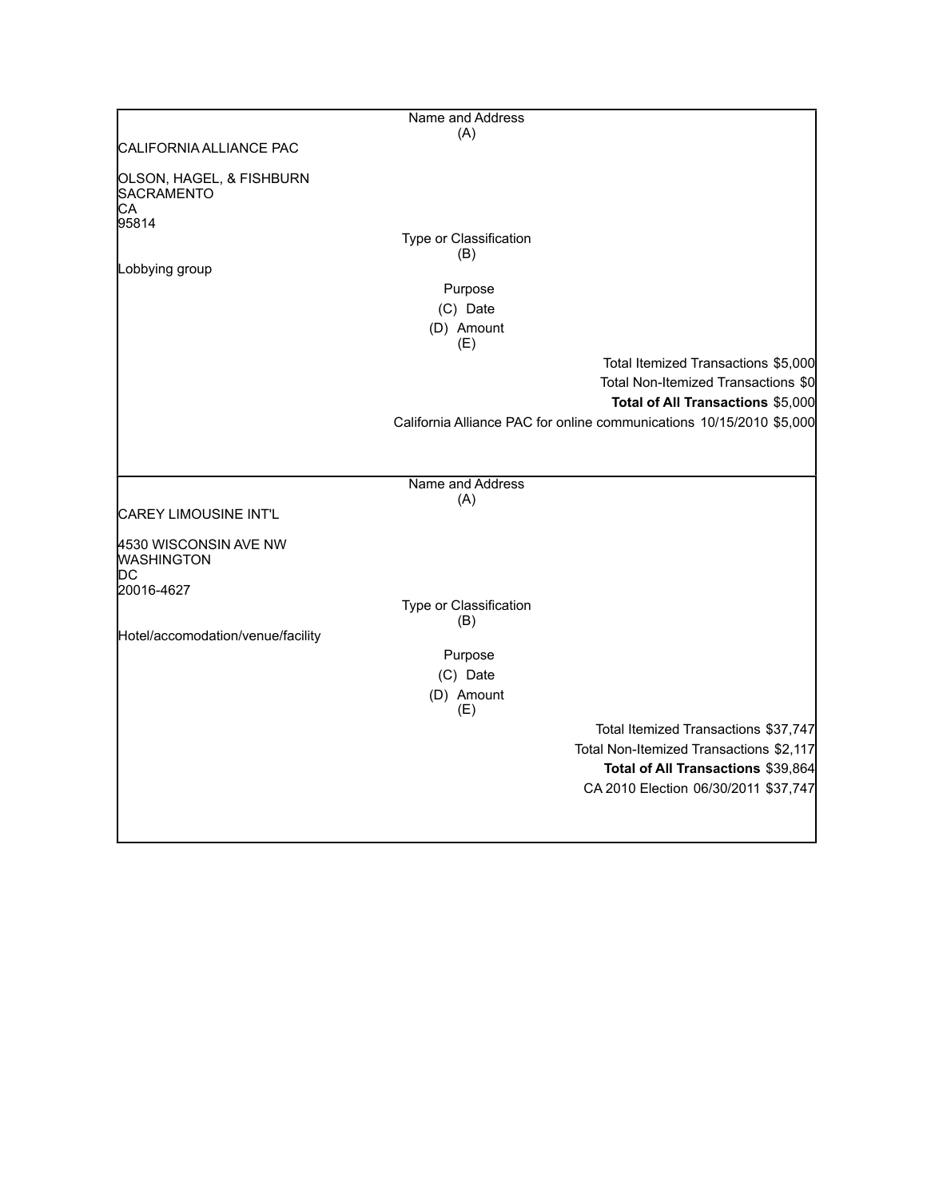| Name and Address (A) | |
|---|---|
| CALIFORNIA ALLIANCE PAC<br><br>OLSON, HAGEL, & FISHBURN<br>SACRAMENTO<br>CA<br>95814 | |
| Type or Classification (B) | |
| Lobbying group | |
| Purpose (C) Date (D) Amount (E) | |
| | Total Itemized Transactions $5,000 |
| | Total Non-Itemized Transactions $0 |
| | **Total of All Transactions** $5,000 |
| | California Alliance PAC for online communications 10/15/2010 $5,000 |

| Name and Address (A) | |
|---|---|
| CAREY LIMOUSINE INT'L<br><br>4530 WISCONSIN AVE NW<br>WASHINGTON<br>DC<br>20016-4627 | |
| Type or Classification (B) | |
| Hotel/accomodation/venue/facility | |
| Purpose (C) Date (D) Amount (E) | |
| | Total Itemized Transactions $37,747 |
| | Total Non-Itemized Transactions $2,117 |
| | **Total of All Transactions** $39,864 |
| | CA 2010 Election 06/30/2011 $37,747 |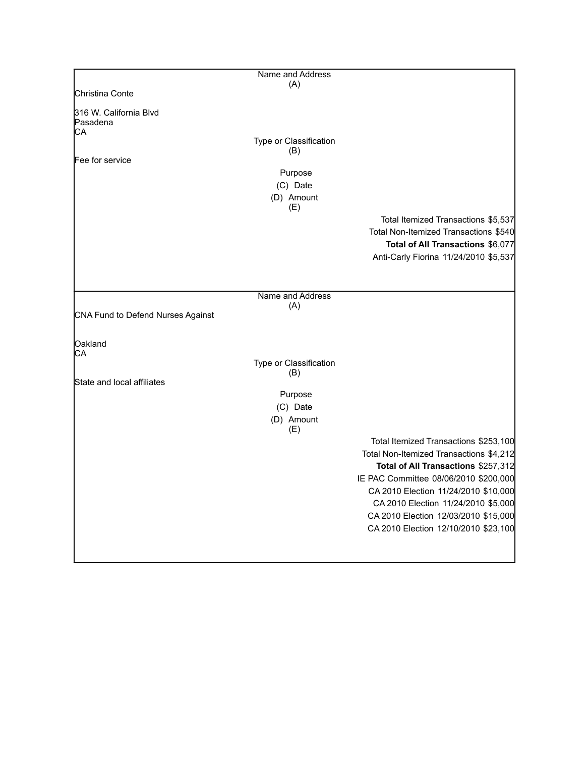| Name and Address (A) |
| --- |
| Christina Conte |
| 316 W. California Blvd |
| Pasadena |
| CA |
| Type or Classification (B) |
| Fee for service |
| Purpose (C) Date (D) Amount (E) |
| Total Itemized Transactions $5,537 |
| Total Non-Itemized Transactions $540 |
| **Total of All Transactions** $6,077 |
| Anti-Carly Fiorina 11/24/2010 $5,537 |

| Name and Address (A) |
| --- |
| CNA Fund to Defend Nurses Against |
| Oakland |
| CA |
| Type or Classification (B) |
| State and local affiliates |
| Purpose (C) Date (D) Amount (E) |
| Total Itemized Transactions $253,100 |
| Total Non-Itemized Transactions $4,212 |
| **Total of All Transactions** $257,312 |
| IE PAC Committee 08/06/2010 $200,000 |
| CA 2010 Election 11/24/2010 $10,000 |
| CA 2010 Election 11/24/2010 $5,000 |
| CA 2010 Election 12/03/2010 $15,000 |
| CA 2010 Election 12/10/2010 $23,100 |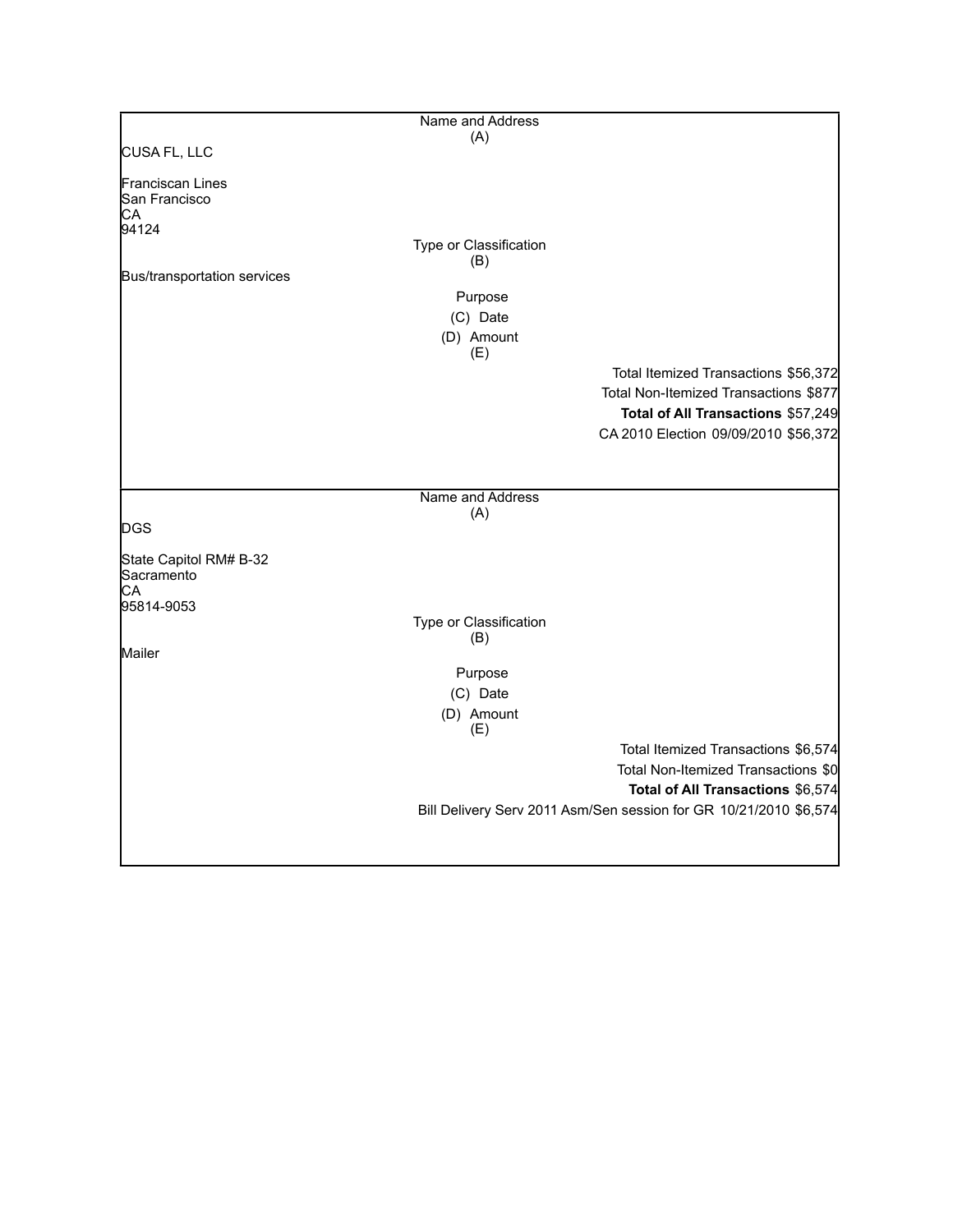| Name and Address (A) |
| --- |
| CUSA FL, LLC<br><br>Franciscan Lines<br>San Francisco<br>CA<br>94124 |
| **Type or Classification (B)** |
| Bus/transportation services |
| **Purpose (C) Date (D) Amount (E)** |
| Total Itemized Transactions $56,372 |
| Total Non-Itemized Transactions $877 |
| **Total of All Transactions** $57,249 |
| CA 2010 Election 09/09/2010 $56,372 |

| Name and Address (A) |
| --- |
| DGS<br><br>State Capitol RM# B-32<br>Sacramento<br>CA<br>95814-9053 |
| **Type or Classification (B)** |
| Mailer |
| **Purpose (C) Date (D) Amount (E)** |
| Total Itemized Transactions $6,574 |
| Total Non-Itemized Transactions $0 |
| **Total of All Transactions** $6,574 |
| Bill Delivery Serv 2011 Asm/Sen session for GR 10/21/2010 $6,574 |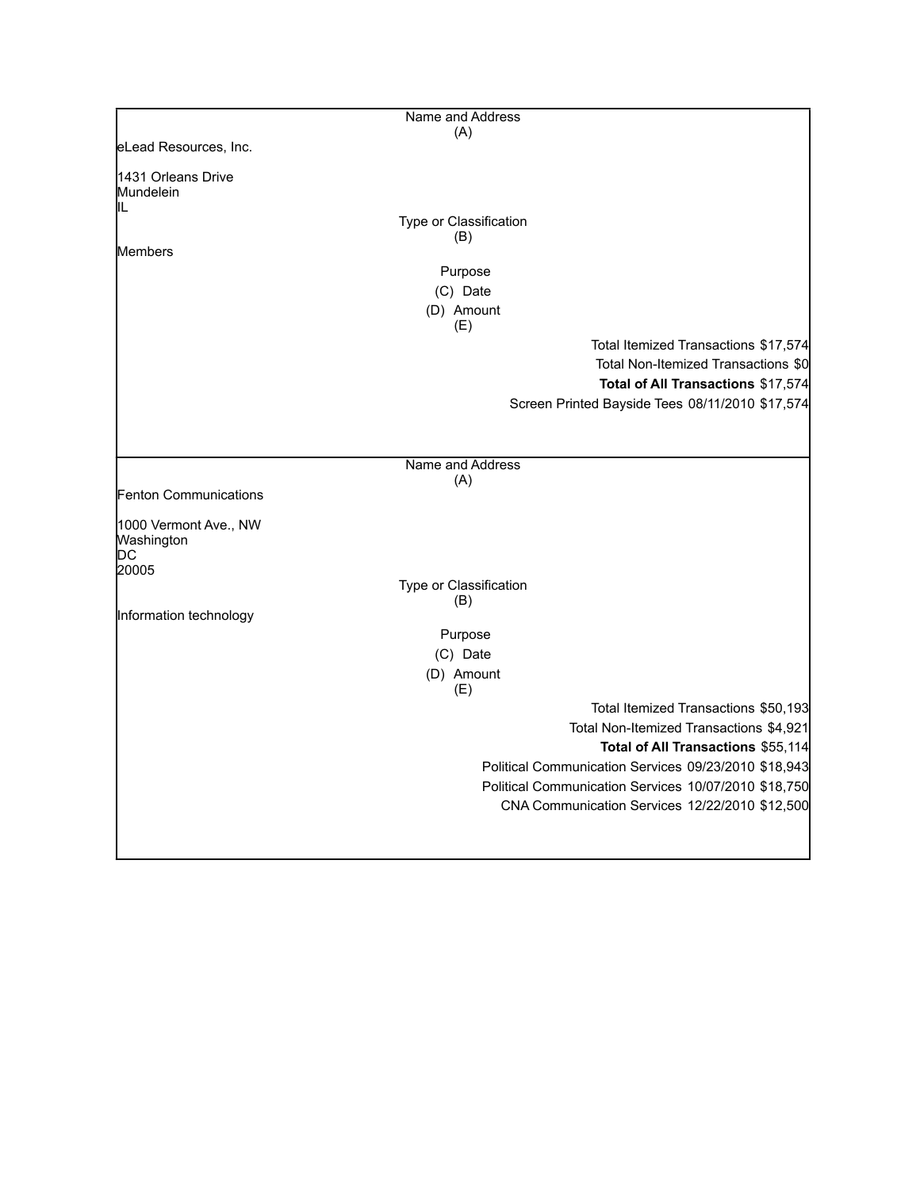| Name and Address (A) | | | |
|---|---|---|---|
| eLead Resources, Inc.<br><br>1431 Orleans Drive<br>Mundelein<br>IL | | | |
| **Type or Classification (B)** | | | |
| Members | | | |
| **Purpose (C)** | **Date (D)** | **Amount (E)** | |
| | | Total Itemized Transactions | $17,574 |
| | | Total Non-Itemized Transactions | $0 |
| | | **Total of All Transactions** | $17,574 |
| Screen Printed Bayside Tees | 08/11/2010 | $17,574 | |

| Name and Address (A) | | | |
|---|---|---|---|
| Fenton Communications<br><br>1000 Vermont Ave., NW<br>Washington<br>DC<br>20005 | | | |
| **Type or Classification (B)** | | | |
| Information technology | | | |
| **Purpose (C)** | **Date (D)** | **Amount (E)** | |
| | | Total Itemized Transactions | $50,193 |
| | | Total Non-Itemized Transactions | $4,921 |
| | | **Total of All Transactions** | $55,114 |
| Political Communication Services | 09/23/2010 | $18,943 | |
| Political Communication Services | 10/07/2010 | $18,750 | |
| CNA Communication Services | 12/22/2010 | $12,500 | |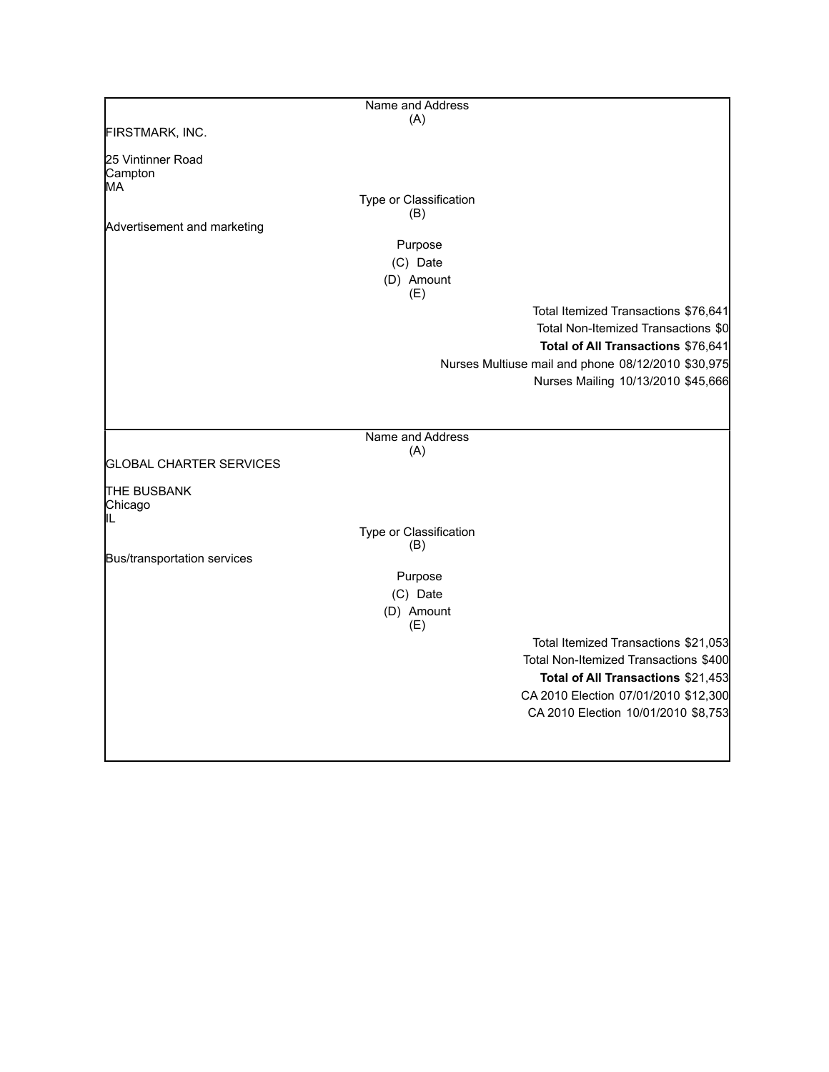Name and Address
(A)

FIRSTMARK, INC.

25 Vintinner Road
Campton
MA

Type or Classification
(B)

Advertisement and marketing

Purpose
(C) Date
(D) Amount
(E)

Total Itemized Transactions $76,641
Total Non-Itemized Transactions $0
**Total of All Transactions** $76,641

| Purpose | Date | Amount |
|---|---|---|
| Nurses Multiuse mail and phone | 08/12/2010 | $30,975 |
| Nurses Mailing | 10/13/2010 | $45,666 |

Name and Address
(A)

GLOBAL CHARTER SERVICES

THE BUSBANK
Chicago
IL

Type or Classification
(B)

Bus/transportation services

Purpose
(C) Date
(D) Amount
(E)

Total Itemized Transactions $21,053
Total Non-Itemized Transactions $400
**Total of All Transactions** $21,453

| Purpose | Date | Amount |
|---|---|---|
| CA 2010 Election | 07/01/2010 | $12,300 |
| CA 2010 Election | 10/01/2010 | $8,753 |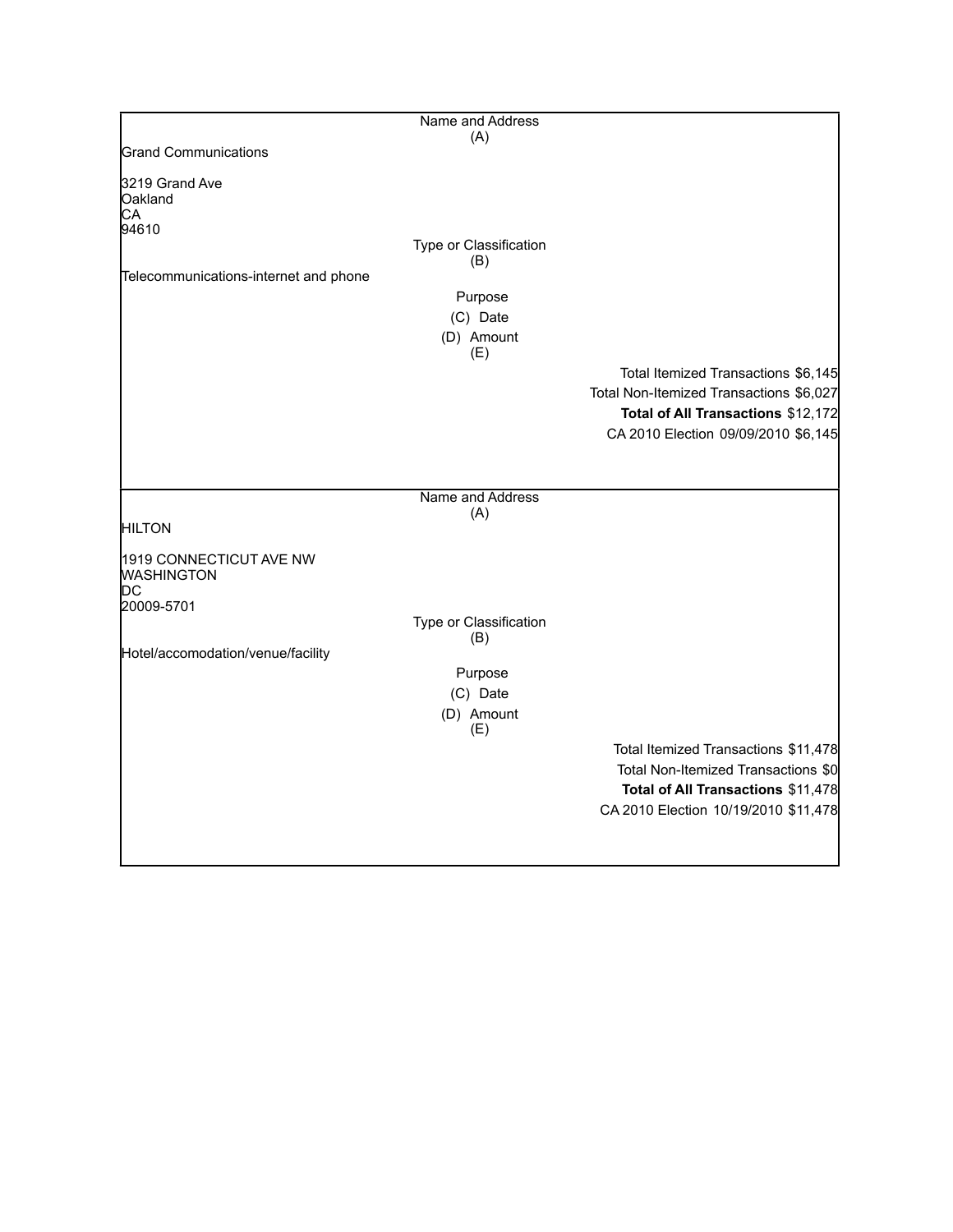| Name and Address (A) | | |
|---|---|---|
| Grand Communications<br><br>3219 Grand Ave<br>Oakland<br>CA<br>94610 | | |
| | Type or Classification (B) | |
| Telecommunications-internet and phone | | |
| | Purpose | |
| | (C) Date | |
| | (D) Amount (E) | |
| | | Total Itemized Transactions $6,145 |
| | | Total Non-Itemized Transactions $6,027 |
| | | **Total of All Transactions** $12,172 |
| | | CA 2010 Election 09/09/2010 $6,145 |

| Name and Address (A) | | |
|---|---|---|
| HILTON<br><br>1919 CONNECTICUT AVE NW<br>WASHINGTON<br>DC<br>20009-5701 | | |
| | Type or Classification (B) | |
| Hotel/accomodation/venue/facility | | |
| | Purpose | |
| | (C) Date | |
| | (D) Amount (E) | |
| | | Total Itemized Transactions $11,478 |
| | | Total Non-Itemized Transactions $0 |
| | | **Total of All Transactions** $11,478 |
| | | CA 2010 Election 10/19/2010 $11,478 |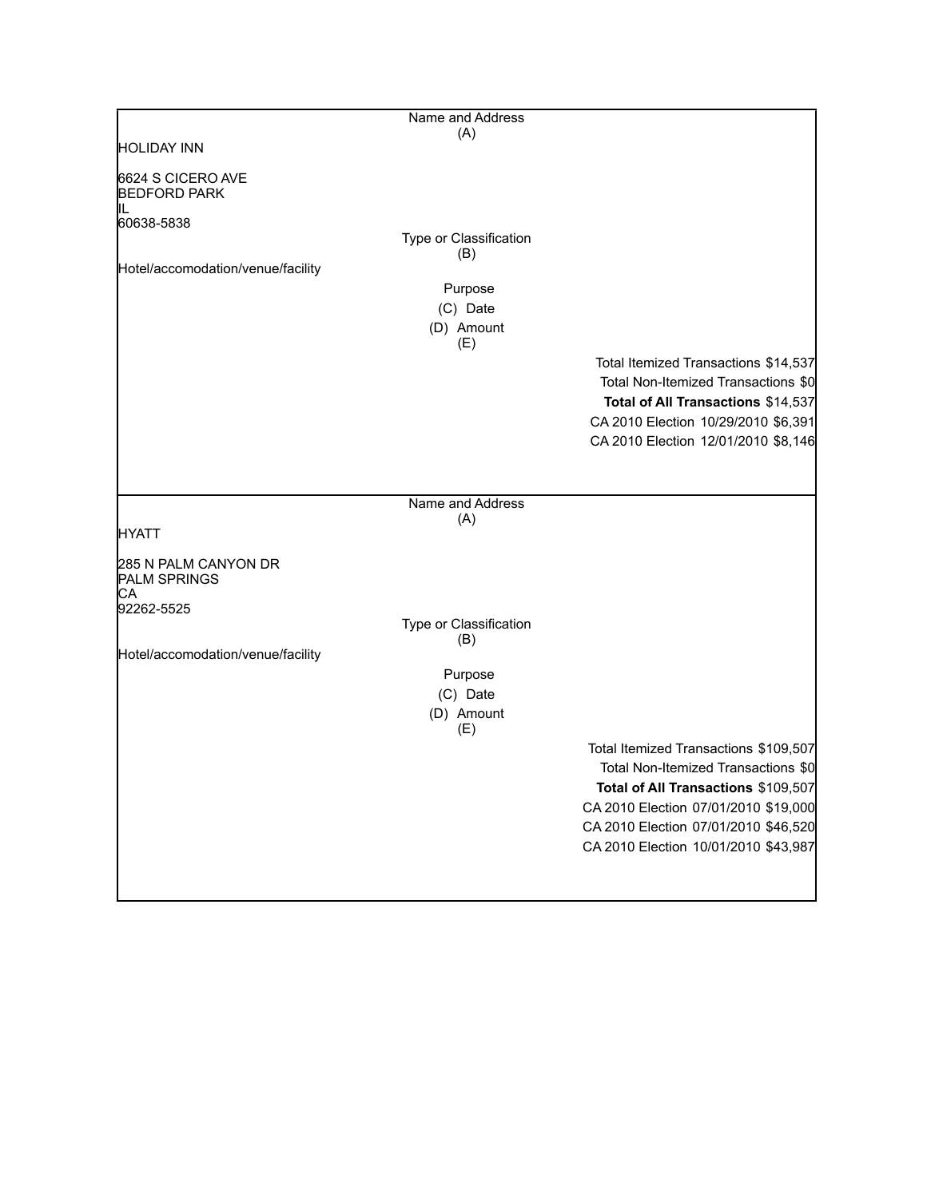| Name and Address (A) | | |
|---|---|---|
| HOLIDAY INN<br><br>6624 S CICERO AVE<br>BEDFORD PARK<br>IL<br>60638-5838 | | |
| | Type or Classification (B) | |
| Hotel/accomodation/venue/facility | | |
| | Purpose | |
| | (C) Date | |
| | (D) Amount | |
| | (E) | |
| | | Total Itemized Transactions $14,537 |
| | | Total Non-Itemized Transactions $0 |
| | | **Total of All Transactions** $14,537 |
| | | CA 2010 Election 10/29/2010 $6,391 |
| | | CA 2010 Election 12/01/2010 $8,146 |

| Name and Address (A) | | |
|---|---|---|
| HYATT<br><br>285 N PALM CANYON DR<br>PALM SPRINGS<br>CA<br>92262-5525 | | |
| | Type or Classification (B) | |
| Hotel/accomodation/venue/facility | | |
| | Purpose | |
| | (C) Date | |
| | (D) Amount | |
| | (E) | |
| | | Total Itemized Transactions $109,507 |
| | | Total Non-Itemized Transactions $0 |
| | | **Total of All Transactions** $109,507 |
| | | CA 2010 Election 07/01/2010 $19,000 |
| | | CA 2010 Election 07/01/2010 $46,520 |
| | | CA 2010 Election 10/01/2010 $43,987 |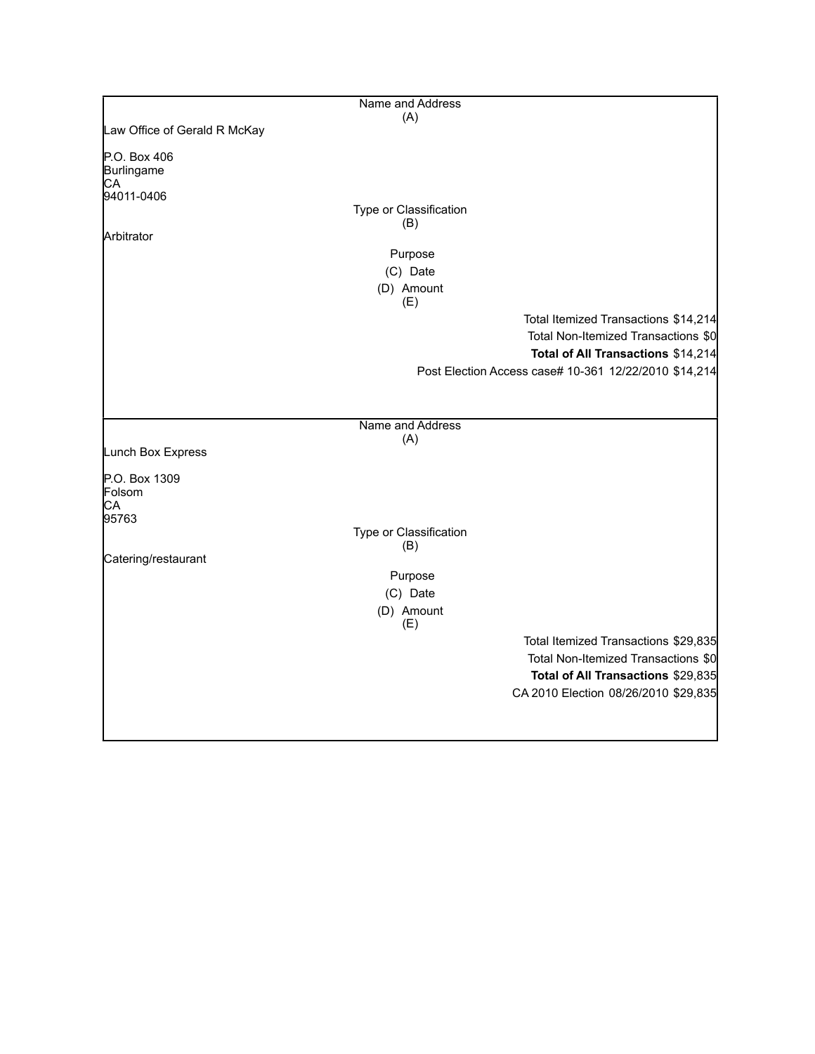Name and Address
(A)

Law Office of Gerald R McKay

P.O. Box 406
Burlingame
CA
94011-0406

Type or Classification
(B)

Arbitrator

Purpose
(C) Date
(D) Amount
(E)

Total Itemized Transactions $14,214
Total Non-Itemized Transactions $0
**Total of All Transactions** $14,214
Post Election Access case# 10-361 12/22/2010 $14,214

---

Name and Address
(A)

Lunch Box Express

P.O. Box 1309
Folsom
CA
95763

Type or Classification
(B)

Catering/restaurant

Purpose
(C) Date
(D) Amount
(E)

Total Itemized Transactions $29,835
Total Non-Itemized Transactions $0
**Total of All Transactions** $29,835
CA 2010 Election 08/26/2010 $29,835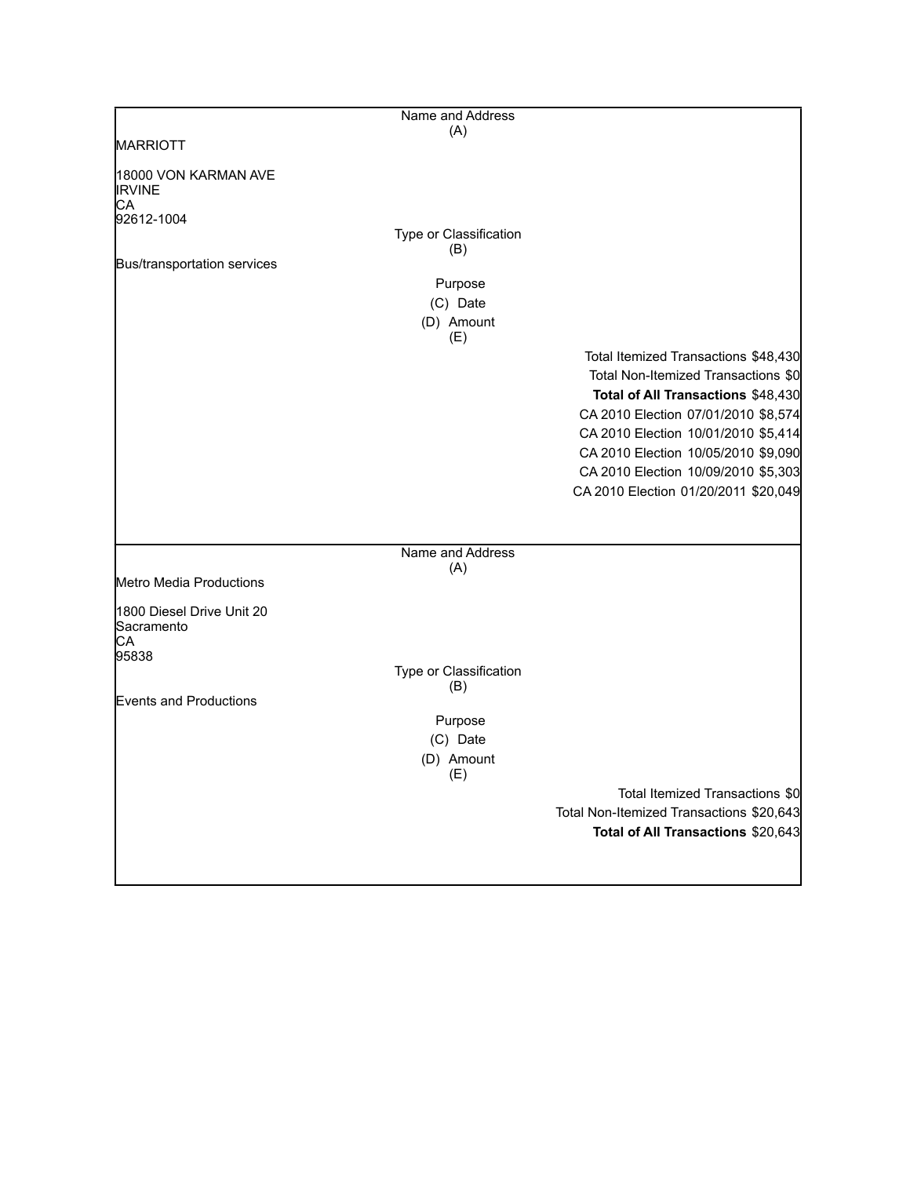Name and Address
(A)

MARRIOTT

18000 VON KARMAN AVE
IRVINE
CA
92612-1004

Type or Classification
(B)

Bus/transportation services

Purpose
(C) Date
(D) Amount
(E)

Total Itemized Transactions $48,430
Total Non-Itemized Transactions $0
**Total of All Transactions** $48,430

| Purpose | Date | Amount |
|---|---|---|
| CA 2010 Election | 07/01/2010 | $8,574 |
| CA 2010 Election | 10/01/2010 | $5,414 |
| CA 2010 Election | 10/05/2010 | $9,090 |
| CA 2010 Election | 10/09/2010 | $5,303 |
| CA 2010 Election | 01/20/2011 | $20,049 |

---

Name and Address
(A)

Metro Media Productions

1800 Diesel Drive Unit 20
Sacramento
CA
95838

Type or Classification
(B)

Events and Productions

Purpose
(C) Date
(D) Amount
(E)

Total Itemized Transactions $0
Total Non-Itemized Transactions $20,643
**Total of All Transactions** $20,643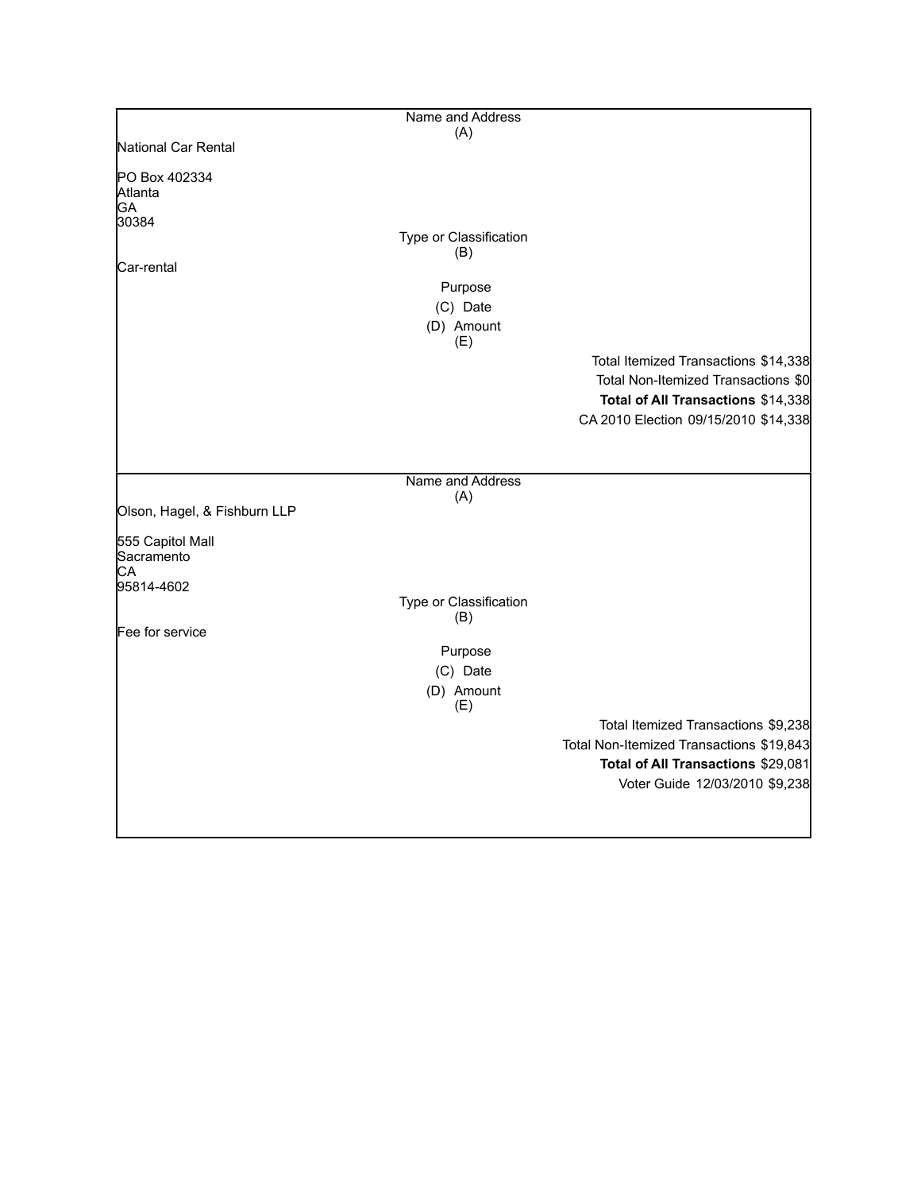| Name and Address (A) | | |
|---|---|---|
| National Car Rental<br><br>PO Box 402334<br>Atlanta<br>GA<br>30384 | | |
| | Type or Classification (B) | |
| Car-rental | | |
| | Purpose<br>(C) Date<br>(D) Amount<br>(E) | |
| | | Total Itemized Transactions $14,338 |
| | | Total Non-Itemized Transactions $0 |
| | | **Total of All Transactions** $14,338 |
| | | CA 2010 Election 09/15/2010 $14,338 |

| Name and Address (A) | | |
|---|---|---|
| Olson, Hagel, & Fishburn LLP<br><br>555 Capitol Mall<br>Sacramento<br>CA<br>95814-4602 | | |
| | Type or Classification (B) | |
| Fee for service | | |
| | Purpose<br>(C) Date<br>(D) Amount<br>(E) | |
| | | Total Itemized Transactions $9,238 |
| | | Total Non-Itemized Transactions $19,843 |
| | | **Total of All Transactions** $29,081 |
| | | Voter Guide 12/03/2010 $9,238 |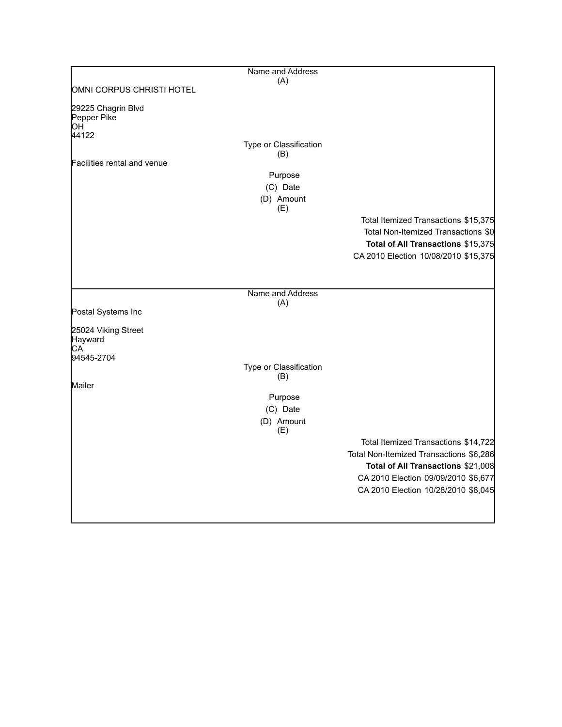Name and Address
(A)

OMNI CORPUS CHRISTI HOTEL

29225 Chagrin Blvd
Pepper Pike
OH
44122

Type or Classification
(B)

Facilities rental and venue

Purpose
(C) Date
(D) Amount
(E)

Total Itemized Transactions $15,375
Total Non-Itemized Transactions $0
**Total of All Transactions** $15,375
CA 2010 Election 10/08/2010 $15,375

---

Name and Address
(A)

Postal Systems Inc

25024 Viking Street
Hayward
CA
94545-2704

Type or Classification
(B)

Mailer

Purpose
(C) Date
(D) Amount
(E)

Total Itemized Transactions $14,722
Total Non-Itemized Transactions $6,286
**Total of All Transactions** $21,008
CA 2010 Election 09/09/2010 $6,677
CA 2010 Election 10/28/2010 $8,045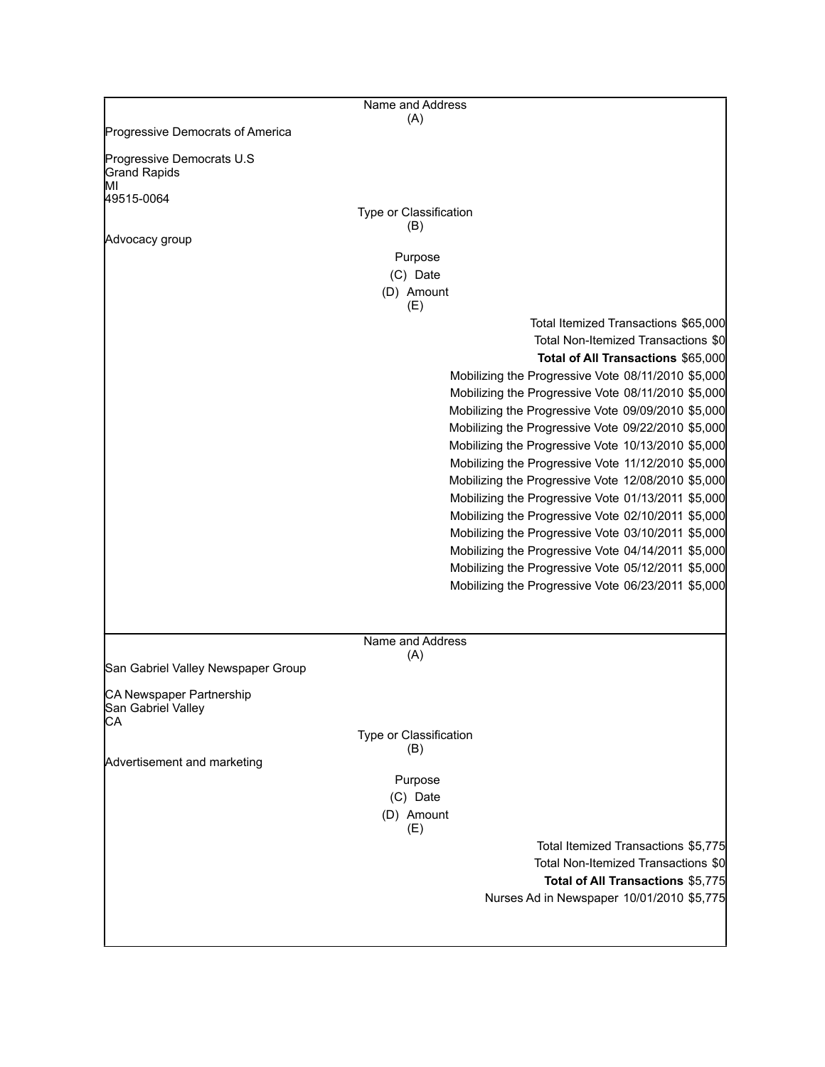| Name and Address (A) |
|---|
| Progressive Democrats of America<br><br>Progressive Democrats U.S<br>Grand Rapids<br>MI<br>49515-0064 |

| Type or Classification (B) |
|---|
| Advocacy group |

| Purpose (C) | Date (D) | Amount (E) |
|---|---|---|
| Total Itemized Transactions | | $65,000 |
| Total Non-Itemized Transactions | | $0 |
| **Total of All Transactions** | | $65,000 |
| Mobilizing the Progressive Vote | 08/11/2010 | $5,000 |
| Mobilizing the Progressive Vote | 08/11/2010 | $5,000 |
| Mobilizing the Progressive Vote | 09/09/2010 | $5,000 |
| Mobilizing the Progressive Vote | 09/22/2010 | $5,000 |
| Mobilizing the Progressive Vote | 10/13/2010 | $5,000 |
| Mobilizing the Progressive Vote | 11/12/2010 | $5,000 |
| Mobilizing the Progressive Vote | 12/08/2010 | $5,000 |
| Mobilizing the Progressive Vote | 01/13/2011 | $5,000 |
| Mobilizing the Progressive Vote | 02/10/2011 | $5,000 |
| Mobilizing the Progressive Vote | 03/10/2011 | $5,000 |
| Mobilizing the Progressive Vote | 04/14/2011 | $5,000 |
| Mobilizing the Progressive Vote | 05/12/2011 | $5,000 |
| Mobilizing the Progressive Vote | 06/23/2011 | $5,000 |

| Name and Address (A) |
|---|
| San Gabriel Valley Newspaper Group<br><br>CA Newspaper Partnership<br>San Gabriel Valley<br>CA |

| Type or Classification (B) |
|---|
| Advertisement and marketing |

| Purpose (C) | Date (D) | Amount (E) |
|---|---|---|
| Total Itemized Transactions | | $5,775 |
| Total Non-Itemized Transactions | | $0 |
| **Total of All Transactions** | | $5,775 |
| Nurses Ad in Newspaper | 10/01/2010 | $5,775 |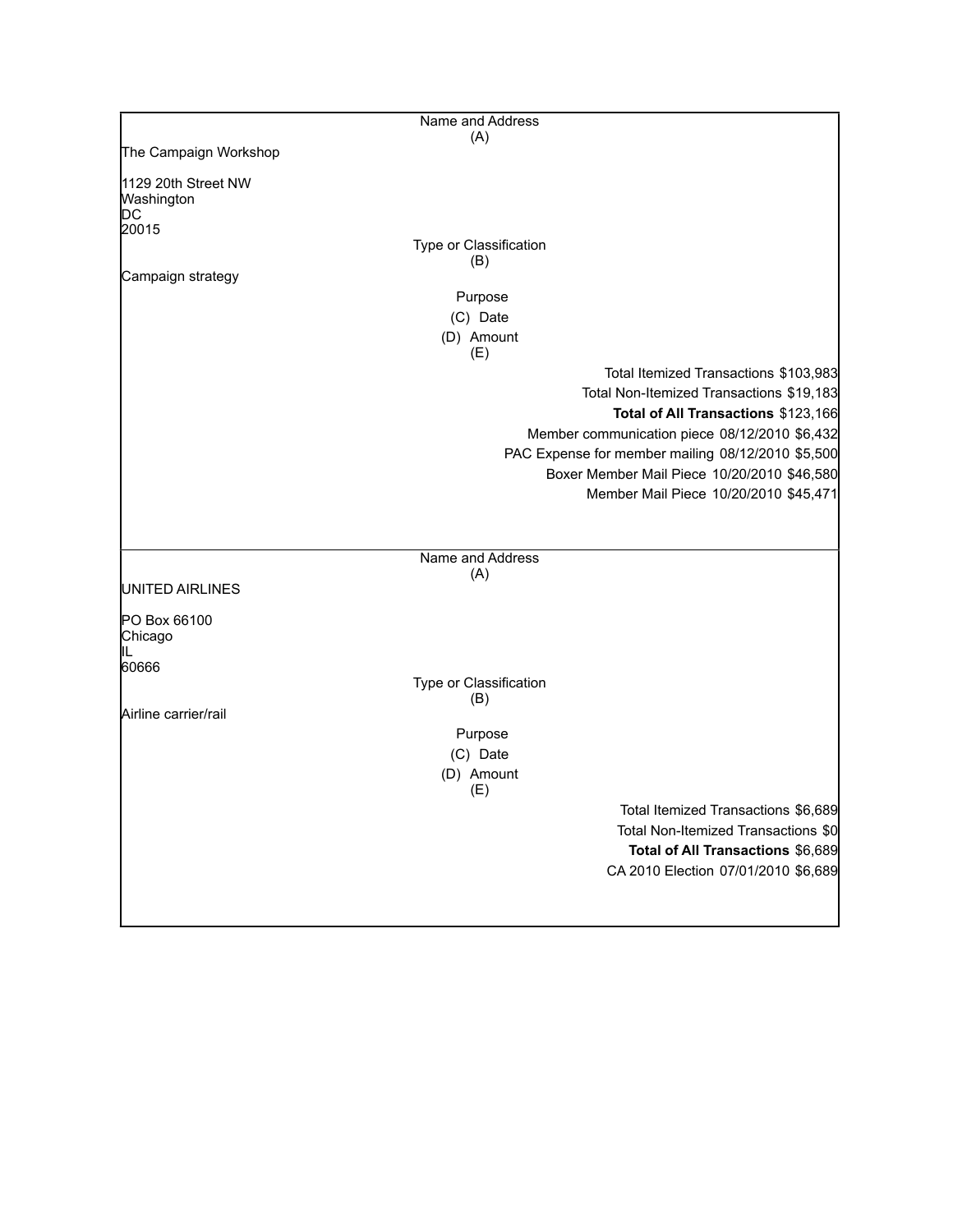| Name and Address (A) |
| --- |
| The Campaign Workshop<br><br>1129 20th Street NW<br>Washington<br>DC<br>20015 |
| **Type or Classification (B)** |
| Campaign strategy |
| **Purpose (C) Date (D) Amount (E)** |
| Total Itemized Transactions $103,983 |
| Total Non-Itemized Transactions $19,183 |
| **Total of All Transactions** $123,166 |
| Member communication piece 08/12/2010 $6,432 |
| PAC Expense for member mailing 08/12/2010 $5,500 |
| Boxer Member Mail Piece 10/20/2010 $46,580 |
| Member Mail Piece 10/20/2010 $45,471 |

| Name and Address (A) |
| --- |
| UNITED AIRLINES<br><br>PO Box 66100<br>Chicago<br>IL<br>60666 |
| **Type or Classification (B)** |
| Airline carrier/rail |
| **Purpose (C) Date (D) Amount (E)** |
| Total Itemized Transactions $6,689 |
| Total Non-Itemized Transactions $0 |
| **Total of All Transactions** $6,689 |
| CA 2010 Election 07/01/2010 $6,689 |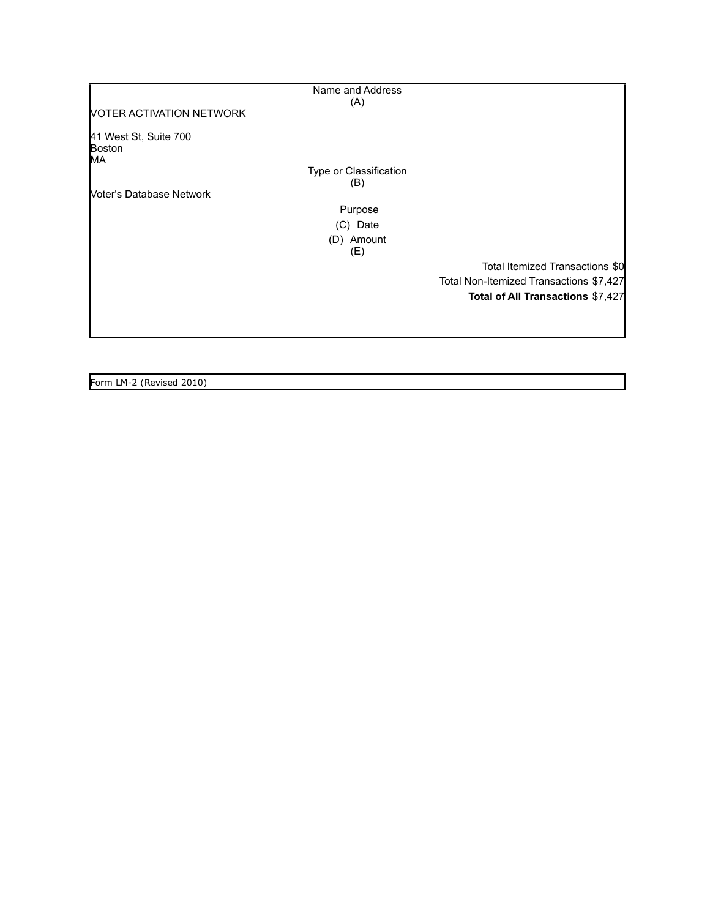Name and Address
(A)

VOTER ACTIVATION NETWORK

41 West St, Suite 700
Boston
MA

Type or Classification
(B)

Voter's Database Network

Purpose
(C) Date
(D) Amount
(E)

| | |
|---|---|
| Total Itemized Transactions | $0 |
| Total Non-Itemized Transactions | $7,427 |
| **Total of All Transactions** | $7,427 |

Form LM-2 (Revised 2010)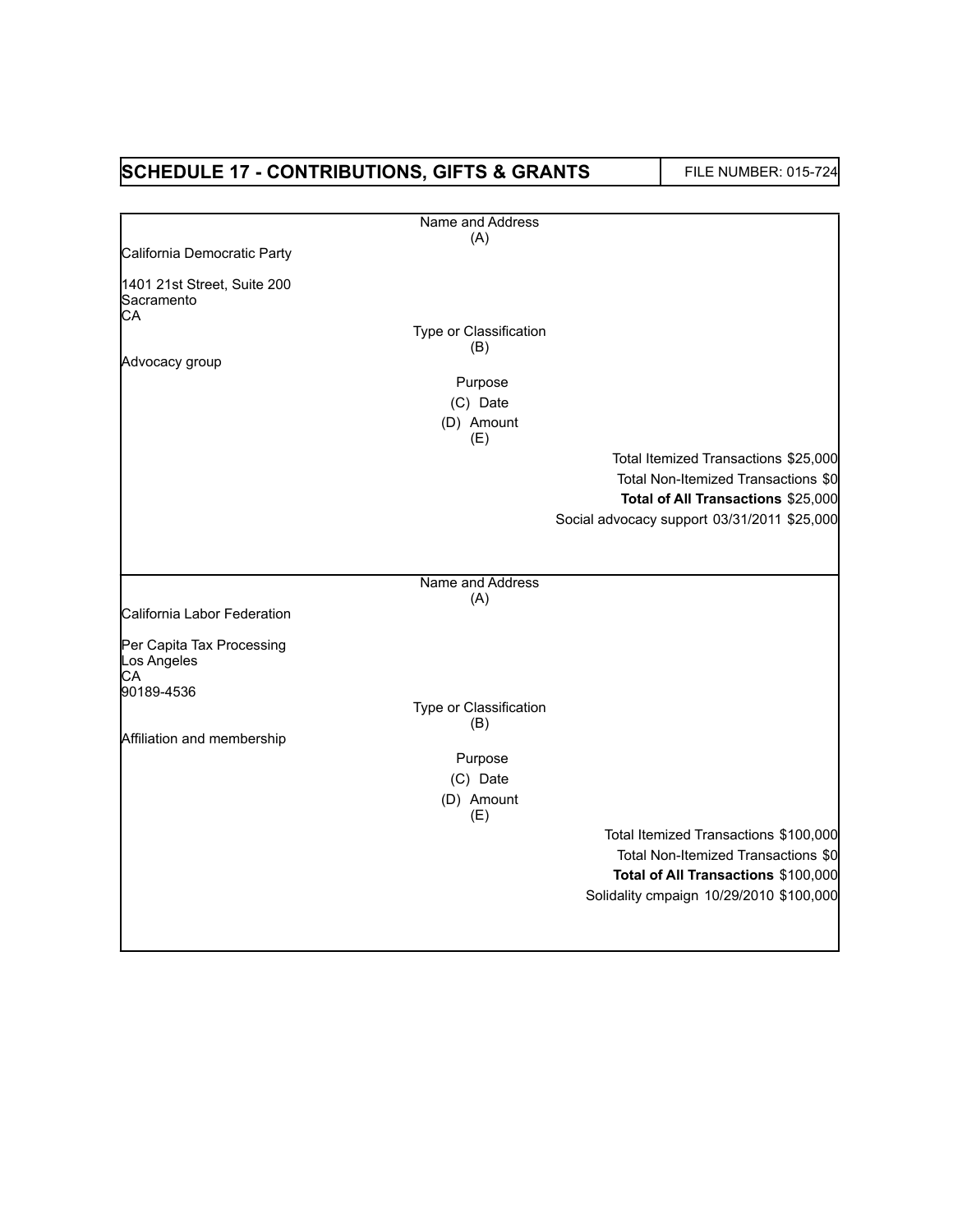## SCHEDULE 17 - CONTRIBUTIONS, GIFTS & GRANTS

FILE NUMBER: 015-724

Name and Address
(A)

California Democratic Party

1401 21st Street, Suite 200
Sacramento
CA

Type or Classification
(B)

Advocacy group

Purpose
(C) Date
(D) Amount
(E)

Total Itemized Transactions $25,000
Total Non-Itemized Transactions $0
**Total of All Transactions** $25,000

Social advocacy support 03/31/2011 $25,000

---

Name and Address
(A)

California Labor Federation

Per Capita Tax Processing
Los Angeles
CA
90189-4536

Type or Classification
(B)

Affiliation and membership

Purpose
(C) Date
(D) Amount
(E)

Total Itemized Transactions $100,000
Total Non-Itemized Transactions $0
**Total of All Transactions** $100,000

Solidality cmpaign 10/29/2010 $100,000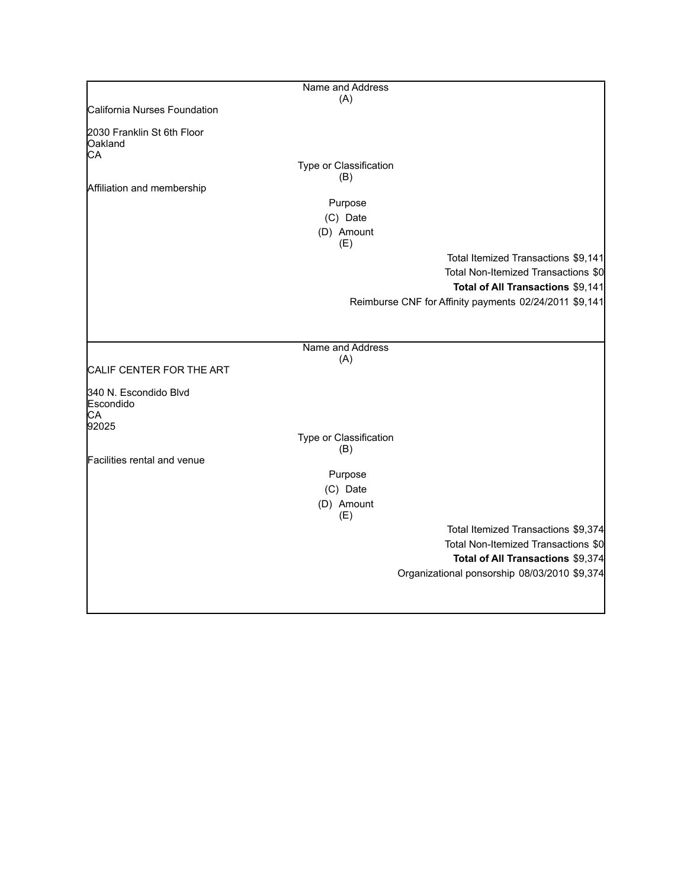Name and Address
(A)

California Nurses Foundation

2030 Franklin St 6th Floor
Oakland
CA

Type or Classification
(B)

Affiliation and membership

Purpose
(C) Date
(D) Amount
(E)

Total Itemized Transactions $9,141
Total Non-Itemized Transactions $0
**Total of All Transactions** $9,141

Reimburse CNF for Affinity payments 02/24/2011 $9,141

---

Name and Address
(A)

CALIF CENTER FOR THE ART

340 N. Escondido Blvd
Escondido
CA
92025

Type or Classification
(B)

Facilities rental and venue

Purpose
(C) Date
(D) Amount
(E)

Total Itemized Transactions $9,374
Total Non-Itemized Transactions $0
**Total of All Transactions** $9,374

Organizational ponsorship 08/03/2010 $9,374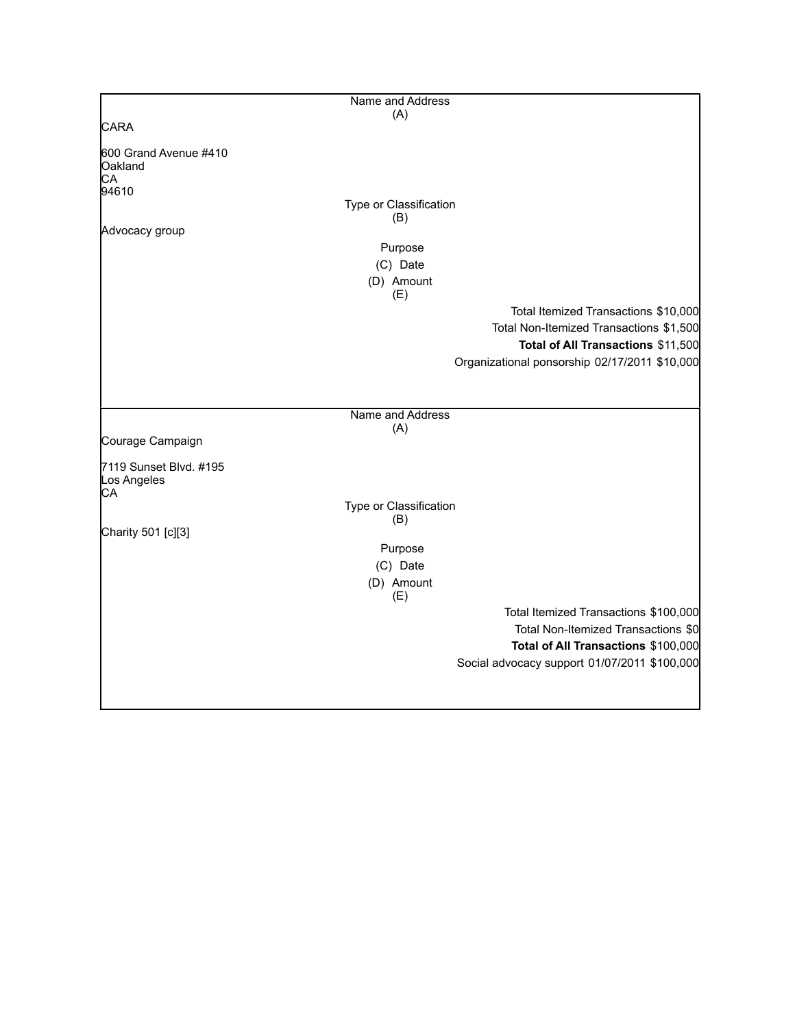| Name and Address (A) |
|---|
| CARA<br><br>600 Grand Avenue #410<br>Oakland<br>CA<br>94610 |
| Type or Classification (B) |
| Advocacy group |
| Purpose |
| (C) Date |
| (D) Amount |
| (E) |
| Total Itemized Transactions $10,000 |
| Total Non-Itemized Transactions $1,500 |
| **Total of All Transactions** $11,500 |
| Organizational ponsorship 02/17/2011 $10,000 |

| Name and Address (A) |
|---|
| Courage Campaign<br><br>7119 Sunset Blvd. #195<br>Los Angeles<br>CA |
| Type or Classification (B) |
| Charity 501 [c][3] |
| Purpose |
| (C) Date |
| (D) Amount |
| (E) |
| Total Itemized Transactions $100,000 |
| Total Non-Itemized Transactions $0 |
| **Total of All Transactions** $100,000 |
| Social advocacy support 01/07/2011 $100,000 |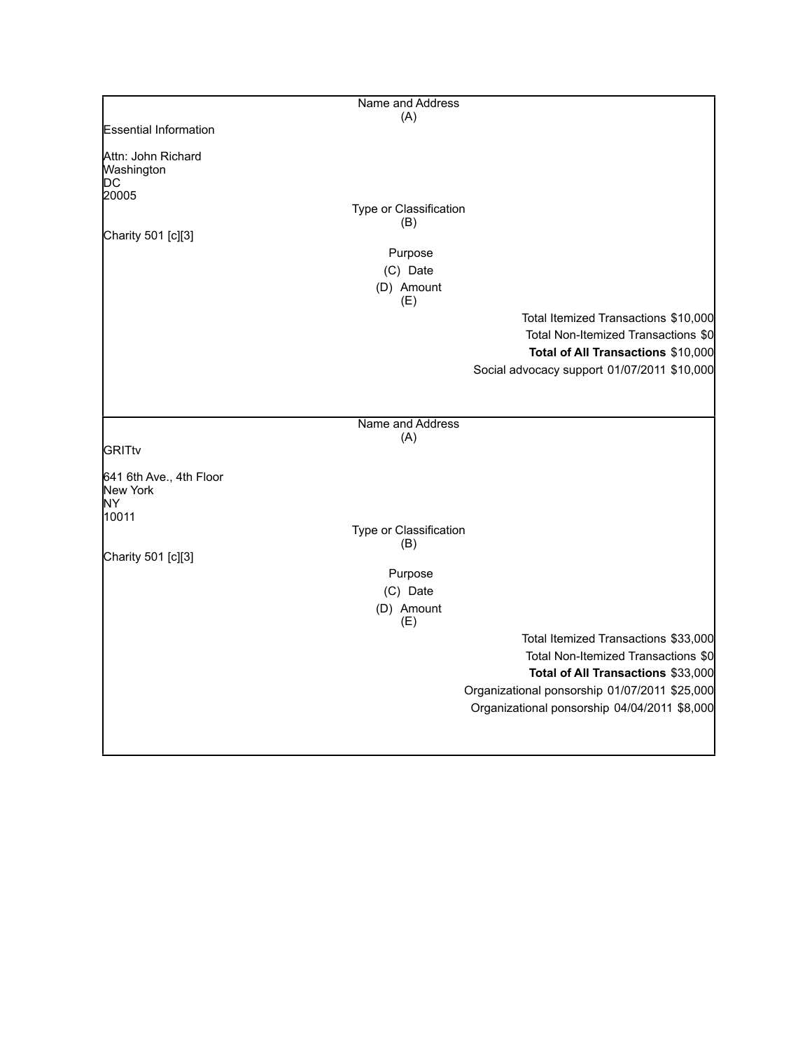| Name and Address (A) |
| --- |
| Essential Information<br><br>Attn: John Richard<br>Washington<br>DC<br>20005 |
| **Type or Classification (B)** |
| Charity 501 [c][3] |
| **Purpose** |
| **(C) Date** |
| **(D) Amount (E)** |
| Total Itemized Transactions $10,000 |
| Total Non-Itemized Transactions $0 |
| **Total of All Transactions** $10,000 |
| Social advocacy support 01/07/2011 $10,000 |

| Name and Address (A) |
| --- |
| GRITtv<br><br>641 6th Ave., 4th Floor<br>New York<br>NY<br>10011 |
| **Type or Classification (B)** |
| Charity 501 [c][3] |
| **Purpose** |
| **(C) Date** |
| **(D) Amount (E)** |
| Total Itemized Transactions $33,000 |
| Total Non-Itemized Transactions $0 |
| **Total of All Transactions** $33,000 |
| Organizational ponsorship 01/07/2011 $25,000 |
| Organizational ponsorship 04/04/2011 $8,000 |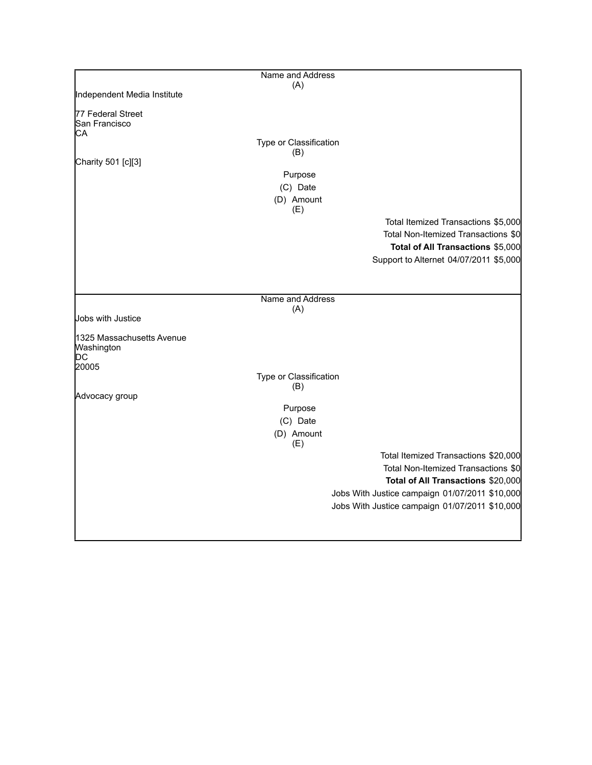| Name and Address (A) |
|---|
| Independent Media Institute<br><br>77 Federal Street<br>San Francisco<br>CA |
| Type or Classification (B) |
| Charity 501 [c][3] |
| Purpose (C) Date (D) Amount (E) |
| Total Itemized Transactions $5,000 |
| Total Non-Itemized Transactions $0 |
| **Total of All Transactions** $5,000 |
| Support to Alternet 04/07/2011 $5,000 |

| Name and Address (A) |
|---|
| Jobs with Justice<br><br>1325 Massachusetts Avenue<br>Washington<br>DC<br>20005 |
| Type or Classification (B) |
| Advocacy group |
| Purpose (C) Date (D) Amount (E) |
| Total Itemized Transactions $20,000 |
| Total Non-Itemized Transactions $0 |
| **Total of All Transactions** $20,000 |
| Jobs With Justice campaign 01/07/2011 $10,000 |
| Jobs With Justice campaign 01/07/2011 $10,000 |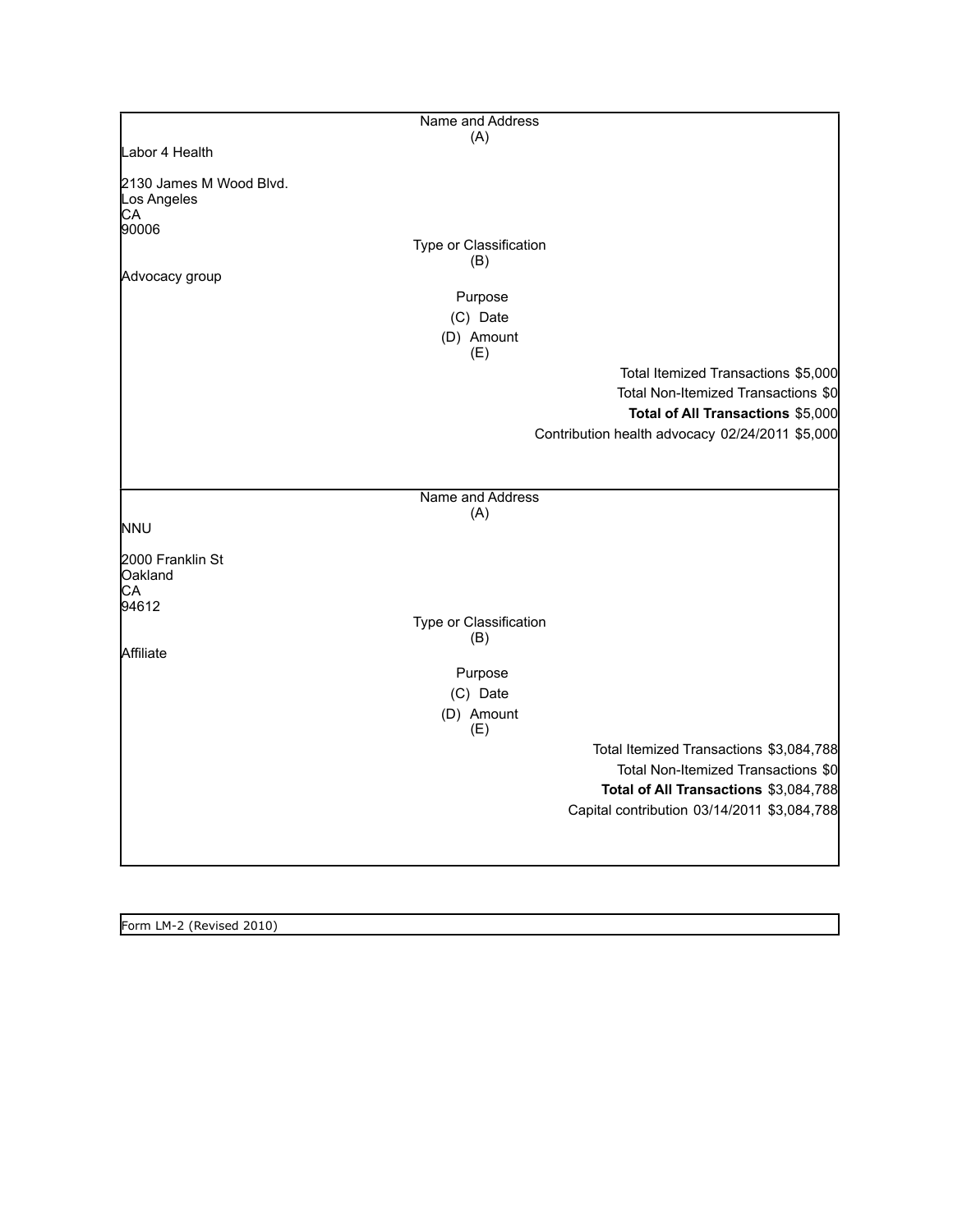| Name and Address (A) |
|---|
| Labor 4 Health<br><br>2130 James M Wood Blvd.<br>Los Angeles<br>CA<br>90006 |
| Type or Classification (B) |
| Advocacy group |
| Purpose |
| (C) Date |
| (D) Amount (E) |
| Total Itemized Transactions $5,000 |
| Total Non-Itemized Transactions $0 |
| **Total of All Transactions** $5,000 |
| Contribution health advocacy 02/24/2011 $5,000 |

| Name and Address (A) |
|---|
| NNU<br><br>2000 Franklin St<br>Oakland<br>CA<br>94612 |
| Type or Classification (B) |
| Affiliate |
| Purpose |
| (C) Date |
| (D) Amount (E) |
| Total Itemized Transactions $3,084,788 |
| Total Non-Itemized Transactions $0 |
| **Total of All Transactions** $3,084,788 |
| Capital contribution 03/14/2011 $3,084,788 |

Form LM-2 (Revised 2010)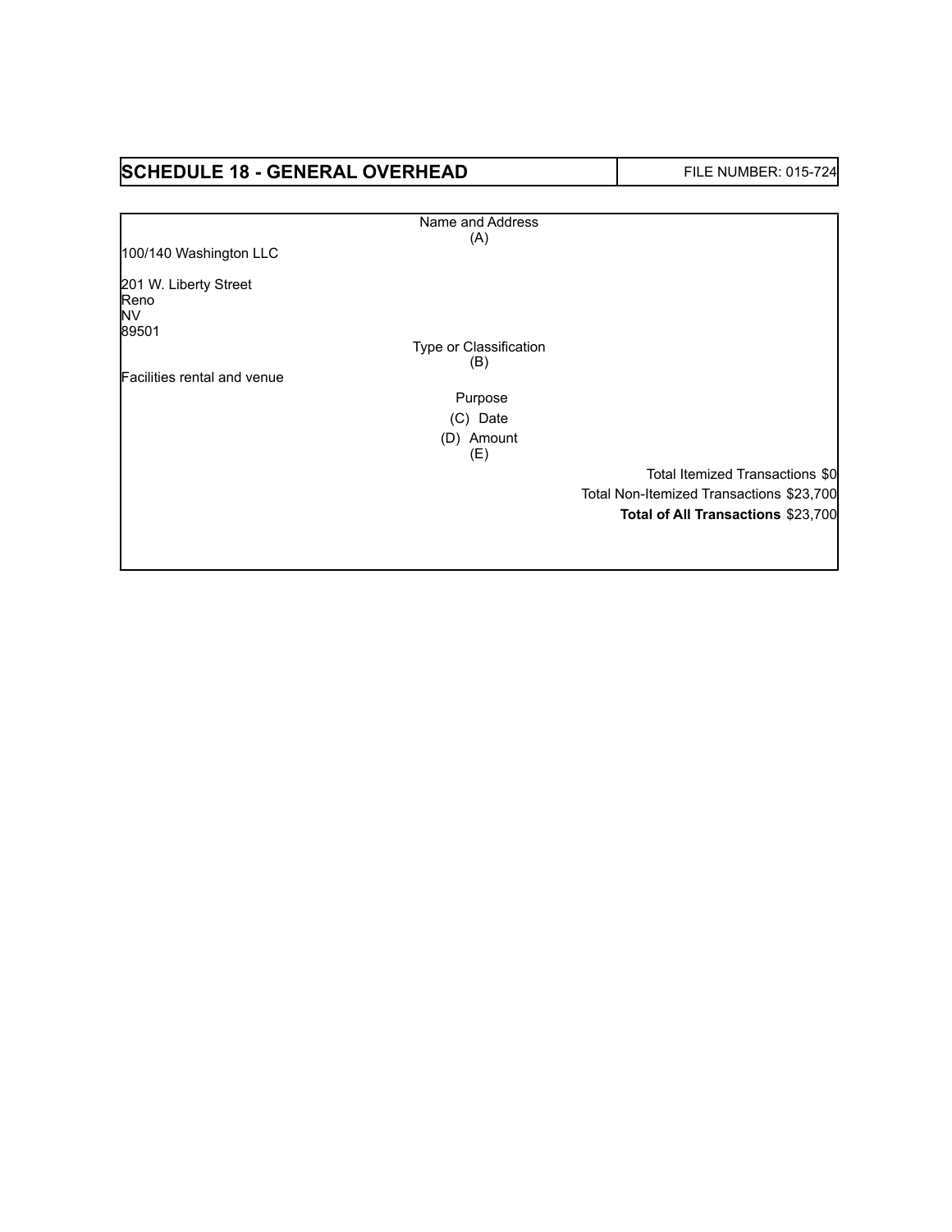| SCHEDULE 18 - GENERAL OVERHEAD | FILE NUMBER: 015-724 |
|---|---|

Name and Address
(A)

100/140 Washington LLC

201 W. Liberty Street
Reno
NV
89501

Type or Classification
(B)

Facilities rental and venue

Purpose

(C) Date

(D) Amount
(E)

Total Itemized Transactions $0

Total Non-Itemized Transactions $23,700

**Total of All Transactions** $23,700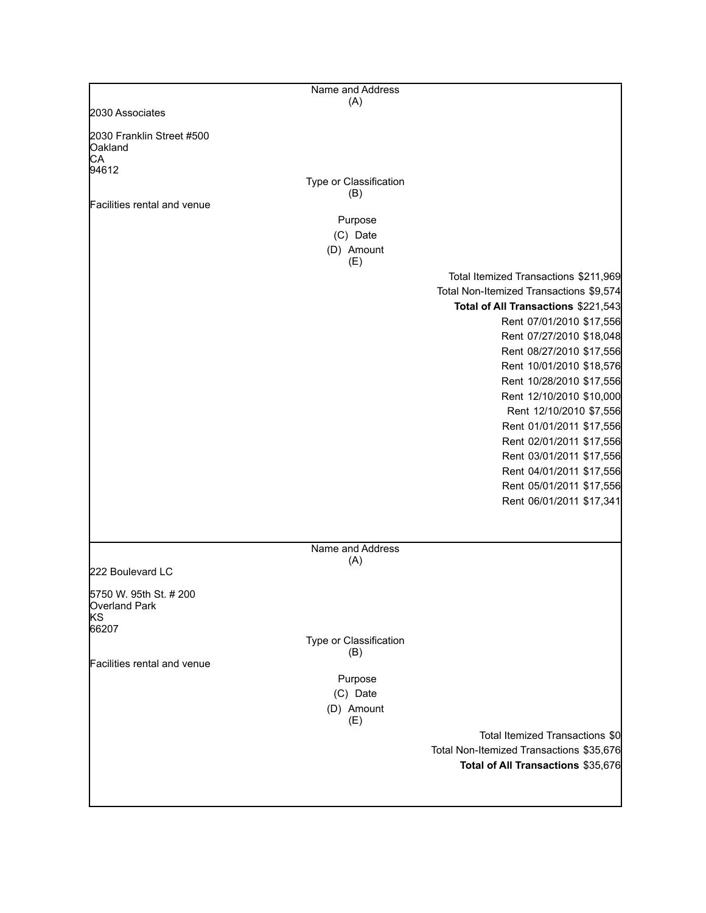| Name and Address (A) | | |
|---|---|---|
| 2030 Associates<br><br>2030 Franklin Street #500<br>Oakland<br>CA<br>94612 | | |
| **Type or Classification (B)** | | |
| Facilities rental and venue | | |
| **Purpose (C)** | **Date (D)** | **Amount (E)** |
| Total Itemized Transactions | | $211,969 |
| Total Non-Itemized Transactions | | $9,574 |
| **Total of All Transactions** | | $221,543 |
| Rent | 07/01/2010 | $17,556 |
| Rent | 07/27/2010 | $18,048 |
| Rent | 08/27/2010 | $17,556 |
| Rent | 10/01/2010 | $18,576 |
| Rent | 10/28/2010 | $17,556 |
| Rent | 12/10/2010 | $10,000 |
| Rent | 12/10/2010 | $7,556 |
| Rent | 01/01/2011 | $17,556 |
| Rent | 02/01/2011 | $17,556 |
| Rent | 03/01/2011 | $17,556 |
| Rent | 04/01/2011 | $17,556 |
| Rent | 05/01/2011 | $17,556 |
| Rent | 06/01/2011 | $17,341 |

| Name and Address (A) | | |
|---|---|---|
| 222 Boulevard LC<br><br>5750 W. 95th St. # 200<br>Overland Park<br>KS<br>66207 | | |
| **Type or Classification (B)** | | |
| Facilities rental and venue | | |
| **Purpose (C)** | **Date (D)** | **Amount (E)** |
| Total Itemized Transactions | | $0 |
| Total Non-Itemized Transactions | | $35,676 |
| **Total of All Transactions** | | $35,676 |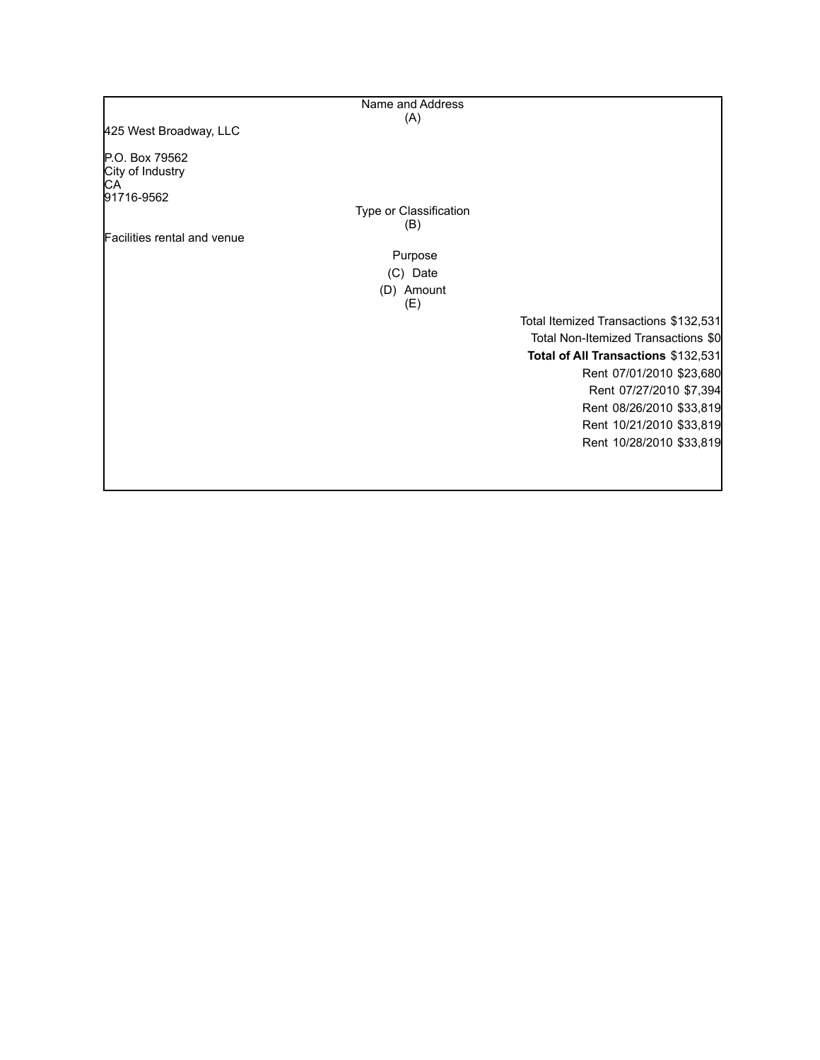Name and Address
(A)

425 West Broadway, LLC

P.O. Box 79562
City of Industry
CA
91716-9562

Type or Classification
(B)

Facilities rental and venue

Purpose
(C) Date
(D) Amount
(E)

Total Itemized Transactions $132,531
Total Non-Itemized Transactions $0
**Total of All Transactions** $132,531

| Purpose | Date | Amount |
|---|---|---|
| Rent | 07/01/2010 | $23,680 |
| Rent | 07/27/2010 | $7,394 |
| Rent | 08/26/2010 | $33,819 |
| Rent | 10/21/2010 | $33,819 |
| Rent | 10/28/2010 | $33,819 |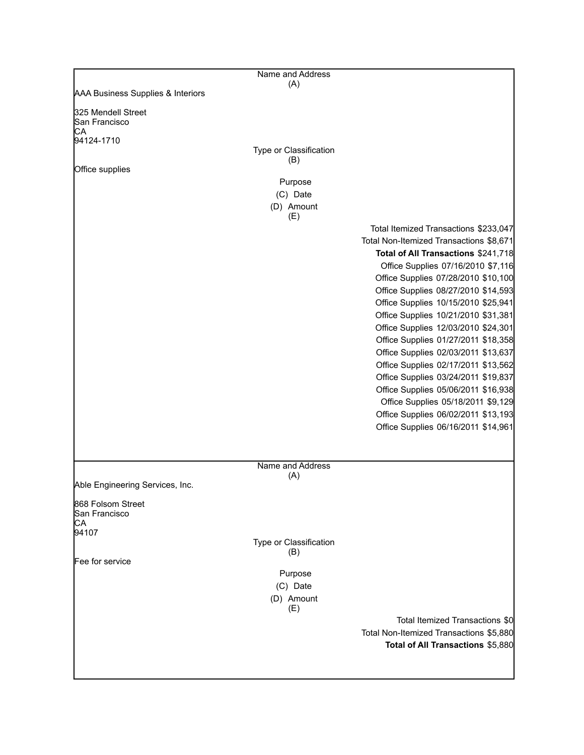Name and Address
(A)

AAA Business Supplies & Interiors

325 Mendell Street
San Francisco
CA
94124-1710

Type or Classification
(B)

Office supplies

Purpose
(C) Date
(D) Amount
(E)

Total Itemized Transactions $233,047
Total Non-Itemized Transactions $8,671
**Total of All Transactions** $241,718

| Purpose | Date | Amount |
|---|---|---|
| Office Supplies | 07/16/2010 | $7,116 |
| Office Supplies | 07/28/2010 | $10,100 |
| Office Supplies | 08/27/2010 | $14,593 |
| Office Supplies | 10/15/2010 | $25,941 |
| Office Supplies | 10/21/2010 | $31,381 |
| Office Supplies | 12/03/2010 | $24,301 |
| Office Supplies | 01/27/2011 | $18,358 |
| Office Supplies | 02/03/2011 | $13,637 |
| Office Supplies | 02/17/2011 | $13,562 |
| Office Supplies | 03/24/2011 | $19,837 |
| Office Supplies | 05/06/2011 | $16,938 |
| Office Supplies | 05/18/2011 | $9,129 |
| Office Supplies | 06/02/2011 | $13,193 |
| Office Supplies | 06/16/2011 | $14,961 |

Name and Address
(A)

Able Engineering Services, Inc.

868 Folsom Street
San Francisco
CA
94107

Type or Classification
(B)

Fee for service

Purpose
(C) Date
(D) Amount
(E)

Total Itemized Transactions $0
Total Non-Itemized Transactions $5,880
**Total of All Transactions** $5,880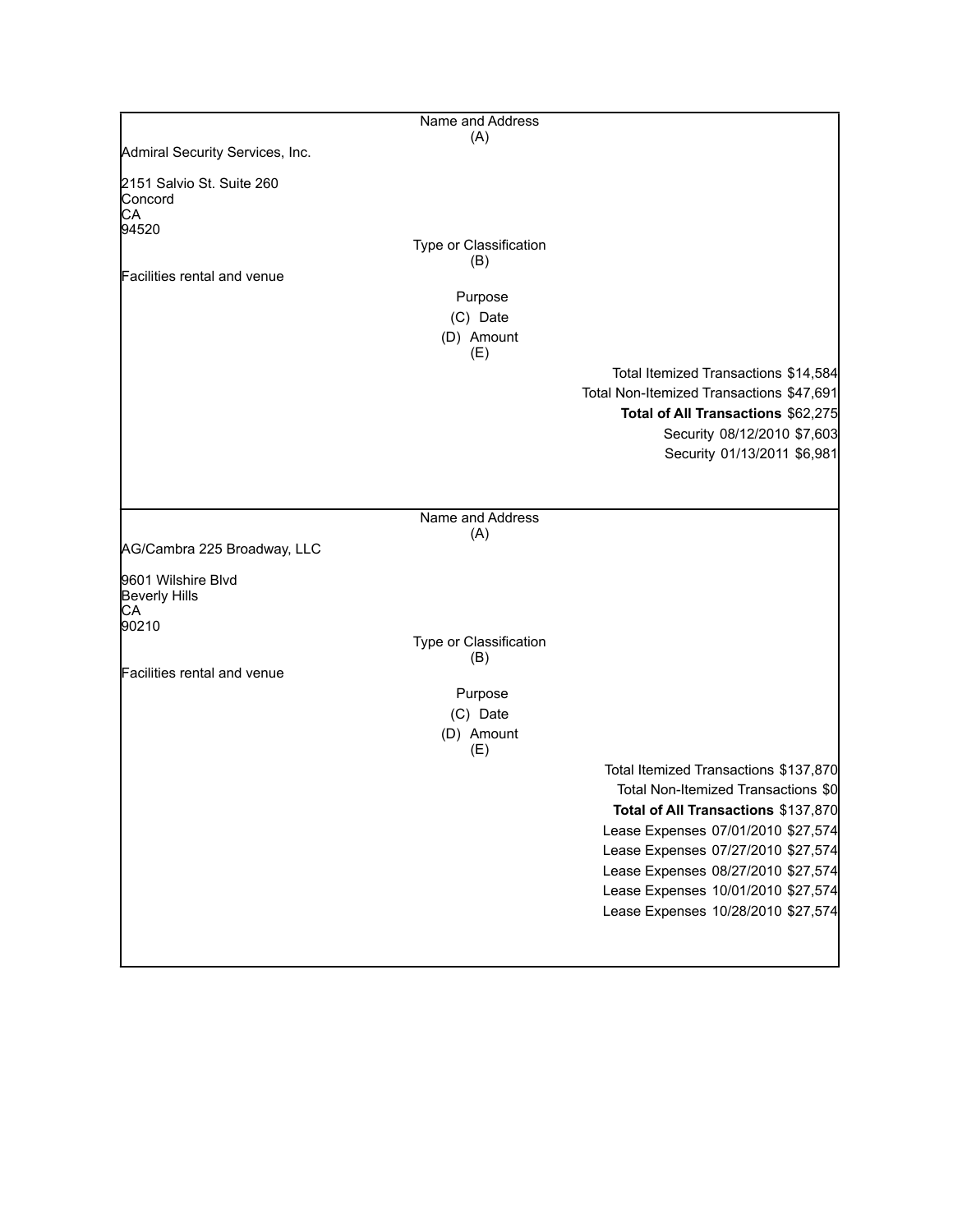Name and Address
(A)

Admiral Security Services, Inc.

2151 Salvio St. Suite 260
Concord
CA
94520

Type or Classification
(B)

Facilities rental and venue

Purpose
(C) Date
(D) Amount
(E)

Total Itemized Transactions $14,584
Total Non-Itemized Transactions $47,691
**Total of All Transactions** $62,275

| Purpose | Date | Amount |
|---|---|---|
| Security | 08/12/2010 | $7,603 |
| Security | 01/13/2011 | $6,981 |

---

Name and Address
(A)

AG/Cambra 225 Broadway, LLC

9601 Wilshire Blvd
Beverly Hills
CA
90210

Type or Classification
(B)

Facilities rental and venue

Purpose
(C) Date
(D) Amount
(E)

Total Itemized Transactions $137,870
Total Non-Itemized Transactions $0
**Total of All Transactions** $137,870

| Purpose | Date | Amount |
|---|---|---|
| Lease Expenses | 07/01/2010 | $27,574 |
| Lease Expenses | 07/27/2010 | $27,574 |
| Lease Expenses | 08/27/2010 | $27,574 |
| Lease Expenses | 10/01/2010 | $27,574 |
| Lease Expenses | 10/28/2010 | $27,574 |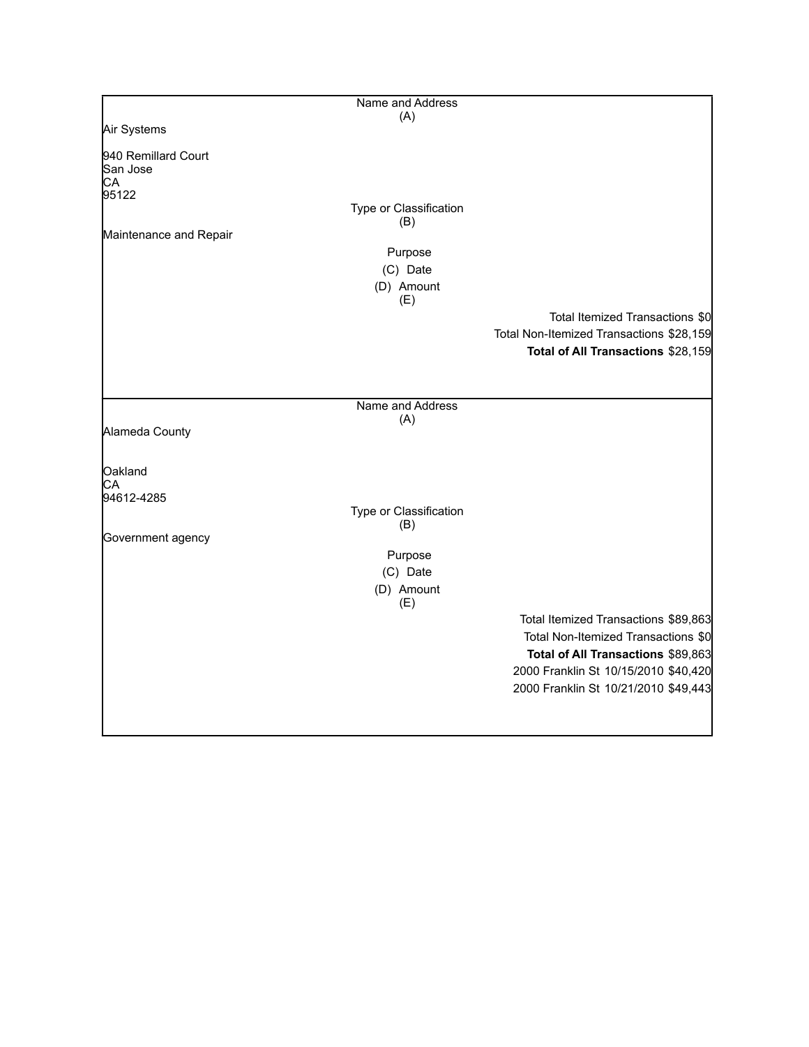| Name and Address (A) |
|---|
| Air Systems<br><br>940 Remillard Court<br>San Jose<br>CA<br>95122 |
| Type or Classification (B) |
| Maintenance and Repair |
| Purpose |
| (C) Date |
| (D) Amount |
| (E) |
| Total Itemized Transactions $0 |
| Total Non-Itemized Transactions $28,159 |
| **Total of All Transactions** $28,159 |

| Name and Address (A) |
|---|
| Alameda County<br><br>Oakland<br>CA<br>94612-4285 |
| Type or Classification (B) |
| Government agency |
| Purpose |
| (C) Date |
| (D) Amount |
| (E) |
| Total Itemized Transactions $89,863 |
| Total Non-Itemized Transactions $0 |
| **Total of All Transactions** $89,863 |
| 2000 Franklin St 10/15/2010 $40,420 |
| 2000 Franklin St 10/21/2010 $49,443 |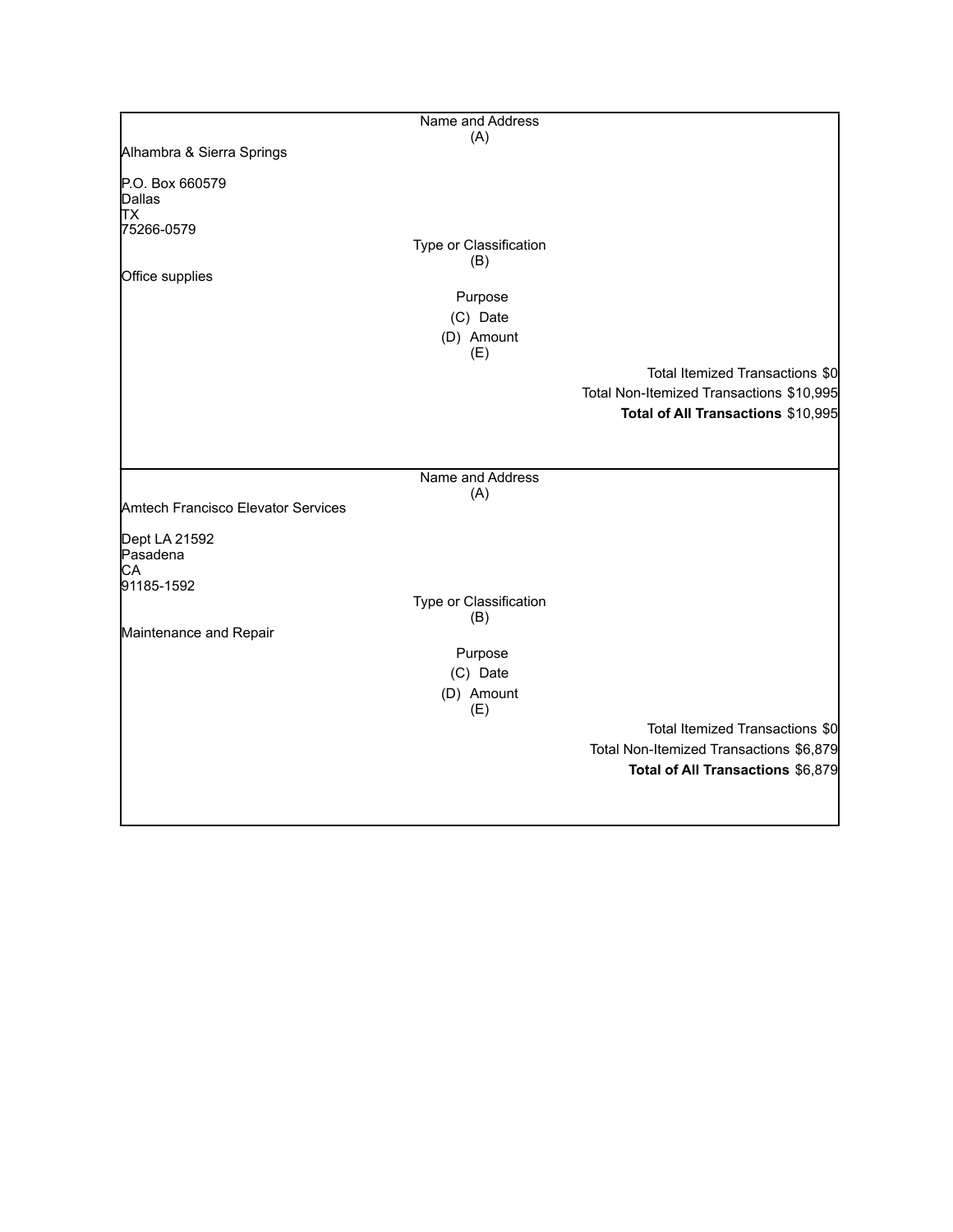Name and Address
(A)

Alhambra & Sierra Springs

P.O. Box 660579
Dallas
TX
75266-0579

Type or Classification
(B)

Office supplies

Purpose

(C) Date

(D) Amount
(E)

Total Itemized Transactions $0

Total Non-Itemized Transactions $10,995

**Total of All Transactions** $10,995

---

Name and Address
(A)

Amtech Francisco Elevator Services

Dept LA 21592
Pasadena
CA
91185-1592

Type or Classification
(B)

Maintenance and Repair

Purpose

(C) Date

(D) Amount
(E)

Total Itemized Transactions $0

Total Non-Itemized Transactions $6,879

**Total of All Transactions** $6,879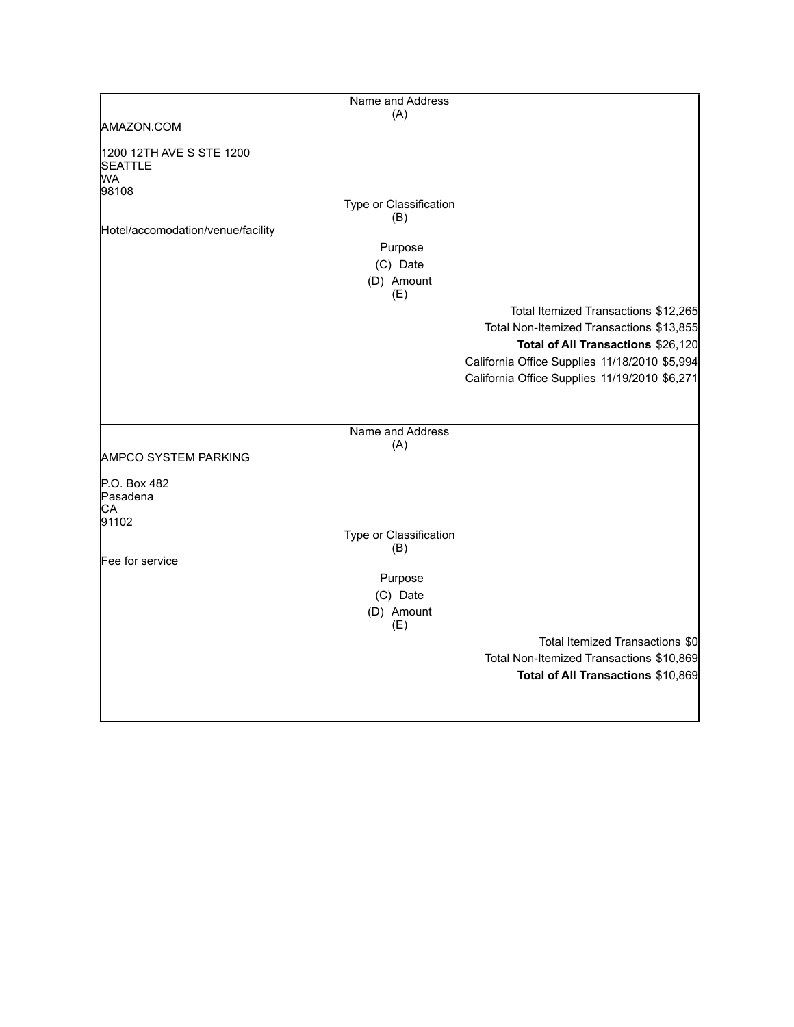Name and Address
(A)

AMAZON.COM

1200 12TH AVE S STE 1200
SEATTLE
WA
98108

Type or Classification
(B)

Hotel/accomodation/venue/facility

Purpose
(C) Date
(D) Amount
(E)

Total Itemized Transactions $12,265
Total Non-Itemized Transactions $13,855
**Total of All Transactions** $26,120

| Purpose | Date | Amount |
|---|---|---|
| California Office Supplies | 11/18/2010 | $5,994 |
| California Office Supplies | 11/19/2010 | $6,271 |

---

Name and Address
(A)

AMPCO SYSTEM PARKING

P.O. Box 482
Pasadena
CA
91102

Type or Classification
(B)

Fee for service

Purpose
(C) Date
(D) Amount
(E)

Total Itemized Transactions $0
Total Non-Itemized Transactions $10,869
**Total of All Transactions** $10,869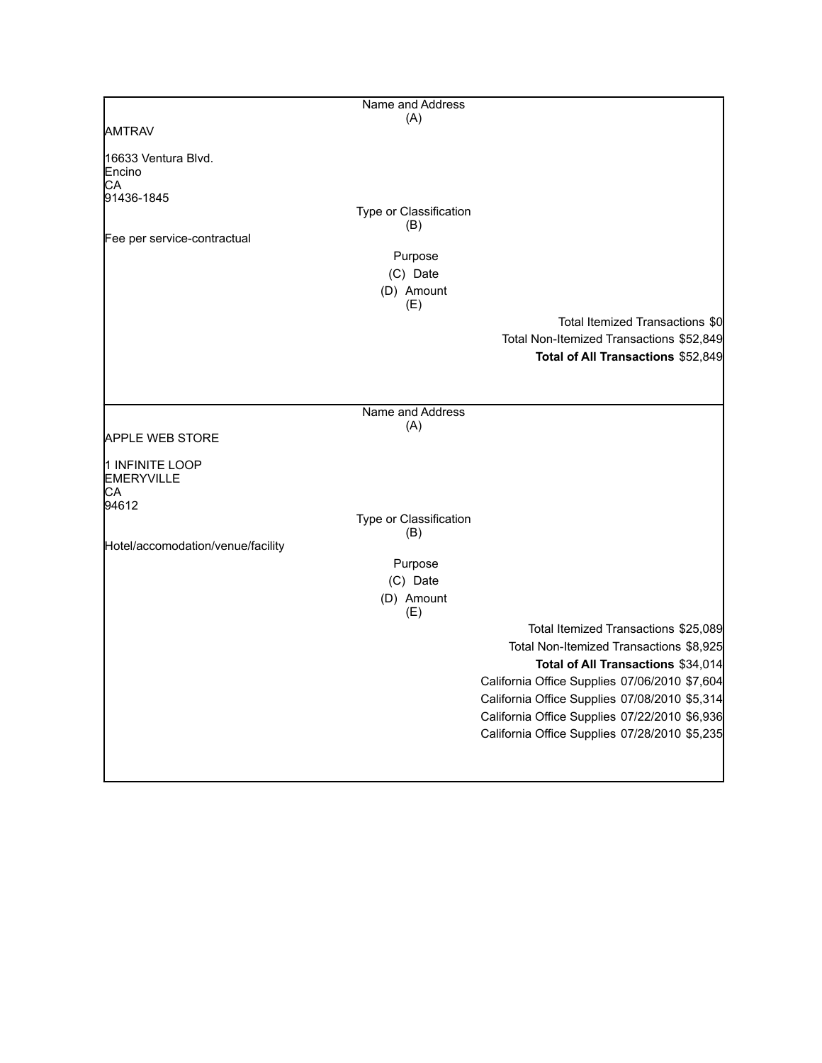Name and Address
(A)

AMTRAV

16633 Ventura Blvd.
Encino
CA
91436-1845

Type or Classification
(B)

Fee per service-contractual

Purpose
(C) Date
(D) Amount
(E)

Total Itemized Transactions $0
Total Non-Itemized Transactions $52,849
**Total of All Transactions** $52,849

---

Name and Address
(A)

APPLE WEB STORE

1 INFINITE LOOP
EMERYVILLE
CA
94612

Type or Classification
(B)

Hotel/accomodation/venue/facility

Purpose
(C) Date
(D) Amount
(E)

Total Itemized Transactions $25,089
Total Non-Itemized Transactions $8,925
**Total of All Transactions** $34,014

California Office Supplies 07/06/2010 $7,604
California Office Supplies 07/08/2010 $5,314
California Office Supplies 07/22/2010 $6,936
California Office Supplies 07/28/2010 $5,235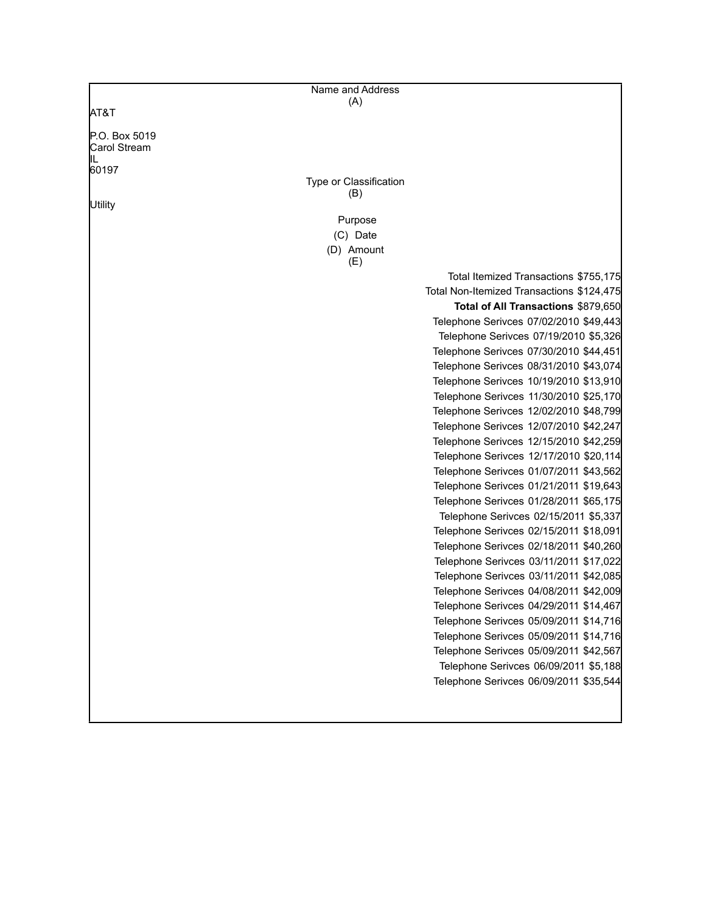Name and Address
(A)

AT&T

P.O. Box 5019
Carol Stream
IL
60197

Type or Classification
(B)

Utility

Purpose
(C) Date
(D) Amount
(E)

| Purpose | Date | Amount |
|---|---|---|
| Total Itemized Transactions | | $755,175 |
| Total Non-Itemized Transactions | | $124,475 |
| **Total of All Transactions** | | $879,650 |
| Telephone Serivces | 07/02/2010 | $49,443 |
| Telephone Serivces | 07/19/2010 | $5,326 |
| Telephone Serivces | 07/30/2010 | $44,451 |
| Telephone Serivces | 08/31/2010 | $43,074 |
| Telephone Serivces | 10/19/2010 | $13,910 |
| Telephone Serivces | 11/30/2010 | $25,170 |
| Telephone Serivces | 12/02/2010 | $48,799 |
| Telephone Serivces | 12/07/2010 | $42,247 |
| Telephone Serivces | 12/15/2010 | $42,259 |
| Telephone Serivces | 12/17/2010 | $20,114 |
| Telephone Serivces | 01/07/2011 | $43,562 |
| Telephone Serivces | 01/21/2011 | $19,643 |
| Telephone Serivces | 01/28/2011 | $65,175 |
| Telephone Serivces | 02/15/2011 | $5,337 |
| Telephone Serivces | 02/15/2011 | $18,091 |
| Telephone Serivces | 02/18/2011 | $40,260 |
| Telephone Serivces | 03/11/2011 | $17,022 |
| Telephone Serivces | 03/11/2011 | $42,085 |
| Telephone Serivces | 04/08/2011 | $42,009 |
| Telephone Serivces | 04/29/2011 | $14,467 |
| Telephone Serivces | 05/09/2011 | $14,716 |
| Telephone Serivces | 05/09/2011 | $14,716 |
| Telephone Serivces | 05/09/2011 | $42,567 |
| Telephone Serivces | 06/09/2011 | $5,188 |
| Telephone Serivces | 06/09/2011 | $35,544 |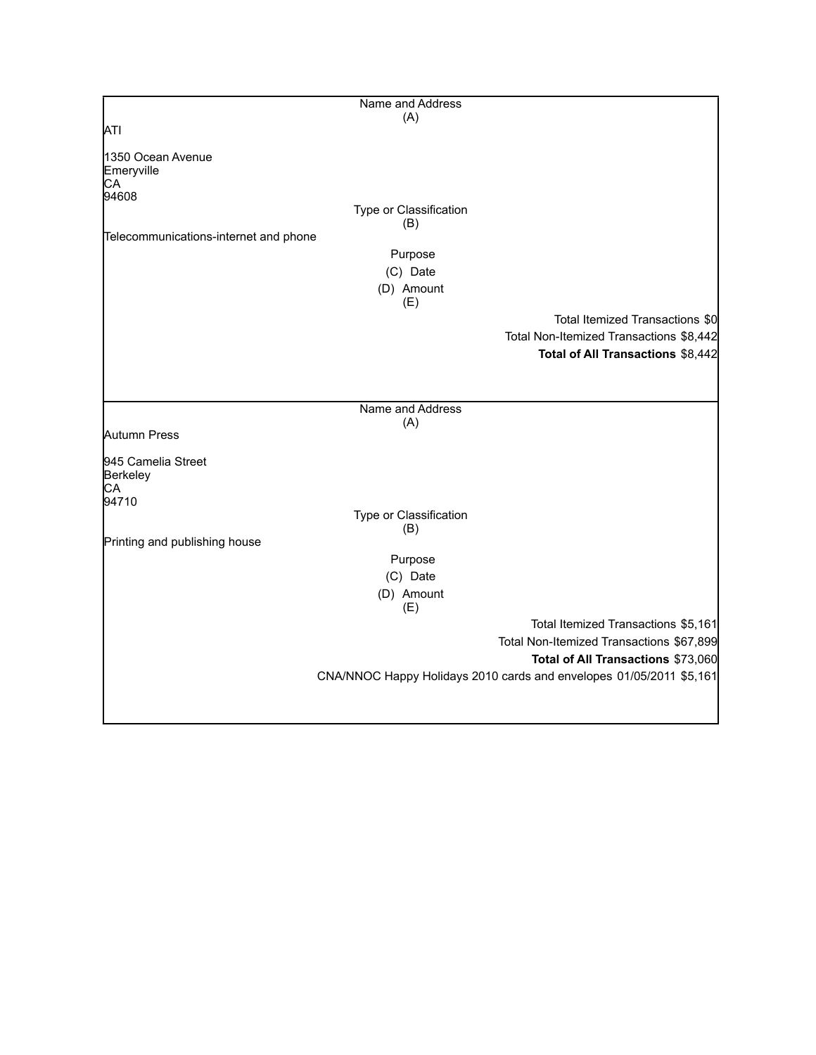Name and Address
(A)

ATI

1350 Ocean Avenue
Emeryville
CA
94608

Type or Classification
(B)

Telecommunications-internet and phone

Purpose
(C) Date
(D) Amount
(E)

Total Itemized Transactions $0
Total Non-Itemized Transactions $8,442
**Total of All Transactions** $8,442

---

Name and Address
(A)

Autumn Press

945 Camelia Street
Berkeley
CA
94710

Type or Classification
(B)

Printing and publishing house

Purpose
(C) Date
(D) Amount
(E)

Total Itemized Transactions $5,161
Total Non-Itemized Transactions $67,899
**Total of All Transactions** $73,060

CNA/NNOC Happy Holidays 2010 cards and envelopes 01/05/2011 $5,161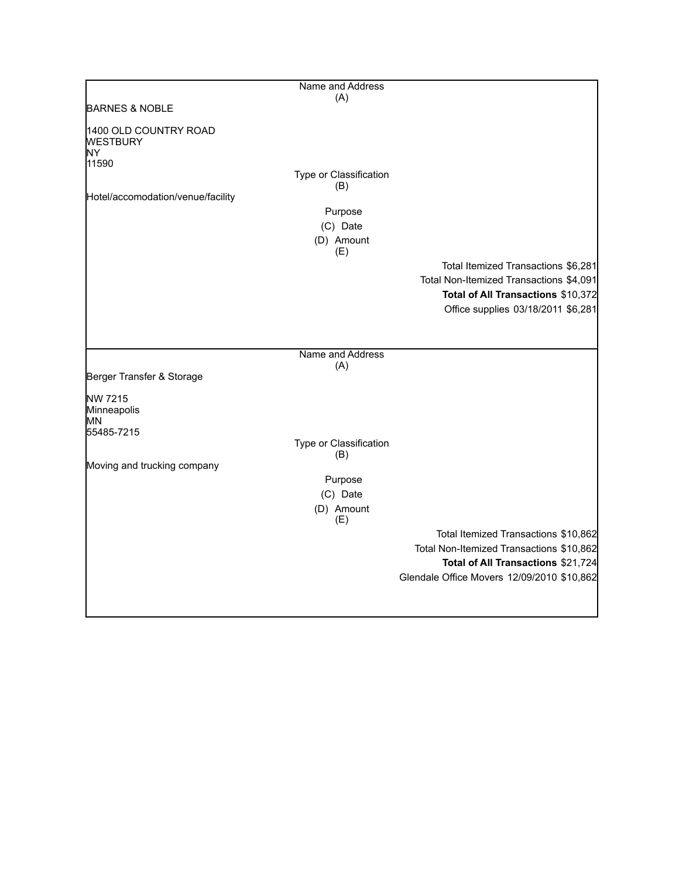| Name and Address (A) | | |
|---|---|---|
| BARNES & NOBLE<br><br>1400 OLD COUNTRY ROAD<br>WESTBURY<br>NY<br>11590 | | |
| | Type or Classification (B) | |
| Hotel/accomodation/venue/facility | | |
| | Purpose | |
| | (C) Date | |
| | (D) Amount<br>(E) | |
| | | Total Itemized Transactions $6,281 |
| | | Total Non-Itemized Transactions $4,091 |
| | | **Total of All Transactions** $10,372 |
| | | Office supplies 03/18/2011 $6,281 |

| Name and Address (A) | | |
|---|---|---|
| Berger Transfer & Storage<br><br>NW 7215<br>Minneapolis<br>MN<br>55485-7215 | | |
| | Type or Classification (B) | |
| Moving and trucking company | | |
| | Purpose | |
| | (C) Date | |
| | (D) Amount<br>(E) | |
| | | Total Itemized Transactions $10,862 |
| | | Total Non-Itemized Transactions $10,862 |
| | | **Total of All Transactions** $21,724 |
| | | Glendale Office Movers 12/09/2010 $10,862 |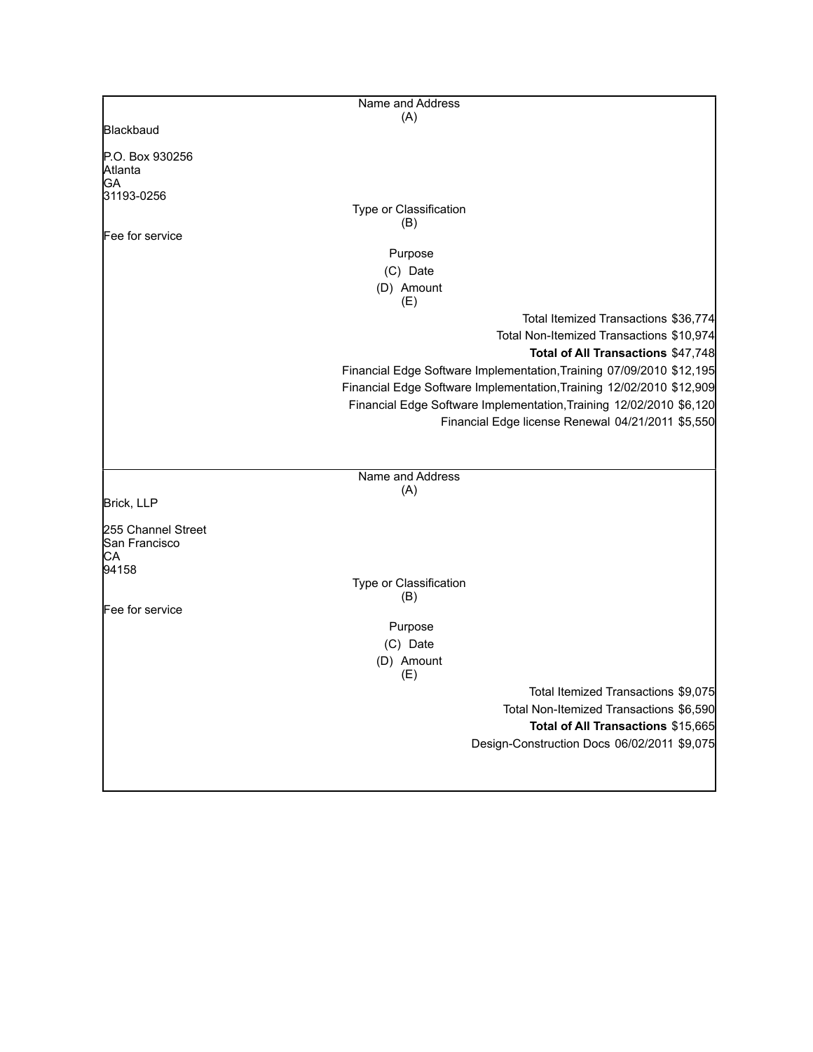| Name and Address (A) |
| --- |
| Blackbaud<br><br>P.O. Box 930256<br>Atlanta<br>GA<br>31193-0256 |

| Type or Classification (B) |
| --- |
| Fee for service |

| Purpose (C) | Date (D) | Amount (E) |
| --- | --- | --- |
| Total Itemized Transactions | | $36,774 |
| Total Non-Itemized Transactions | | $10,974 |
| **Total of All Transactions** | | $47,748 |
| Financial Edge Software Implementation,Training | 07/09/2010 | $12,195 |
| Financial Edge Software Implementation,Training | 12/02/2010 | $12,909 |
| Financial Edge Software Implementation,Training | 12/02/2010 | $6,120 |
| Financial Edge license Renewal | 04/21/2011 | $5,550 |

| Name and Address (A) |
| --- |
| Brick, LLP<br><br>255 Channel Street<br>San Francisco<br>CA<br>94158 |

| Type or Classification (B) |
| --- |
| Fee for service |

| Purpose (C) | Date (D) | Amount (E) |
| --- | --- | --- |
| Total Itemized Transactions | | $9,075 |
| Total Non-Itemized Transactions | | $6,590 |
| **Total of All Transactions** | | $15,665 |
| Design-Construction Docs | 06/02/2011 | $9,075 |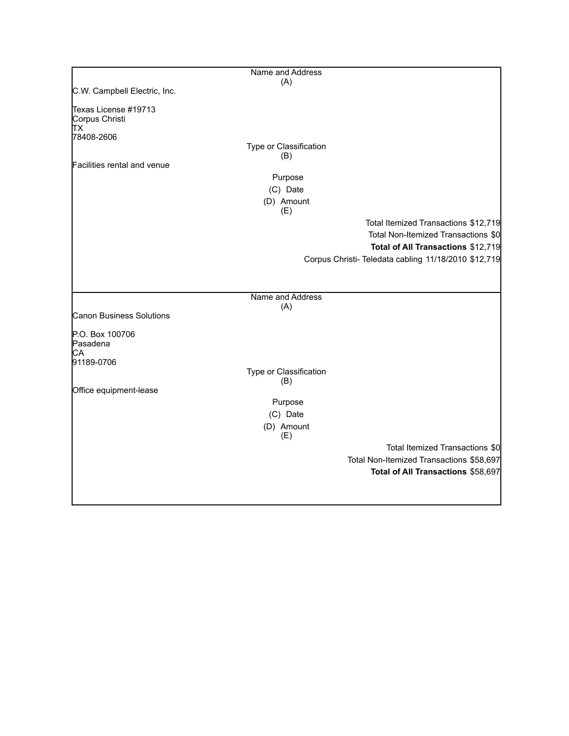Name and Address
(A)

C.W. Campbell Electric, Inc.

Texas License #19713
Corpus Christi
TX
78408-2606

Type or Classification
(B)

Facilities rental and venue

Purpose
(C) Date
(D) Amount
(E)

Total Itemized Transactions $12,719
Total Non-Itemized Transactions $0
**Total of All Transactions** $12,719
Corpus Christi- Teledata cabling 11/18/2010 $12,719

---

Name and Address
(A)

Canon Business Solutions

P.O. Box 100706
Pasadena
CA
91189-0706

Type or Classification
(B)

Office equipment-lease

Purpose
(C) Date
(D) Amount
(E)

Total Itemized Transactions $0
Total Non-Itemized Transactions $58,697
**Total of All Transactions** $58,697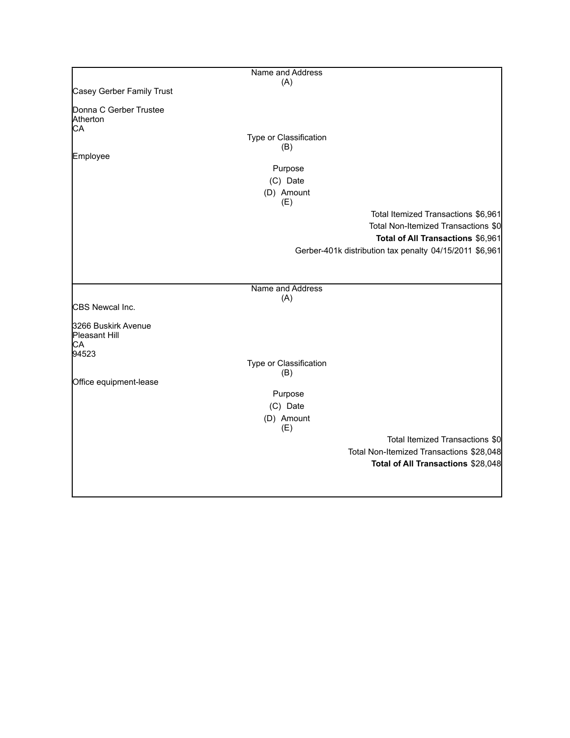Name and Address
(A)

Casey Gerber Family Trust

Donna C Gerber Trustee
Atherton
CA

Type or Classification
(B)

Employee

Purpose
(C) Date
(D) Amount
(E)

Total Itemized Transactions $6,961

Total Non-Itemized Transactions $0

**Total of All Transactions** $6,961

Gerber-401k distribution tax penalty 04/15/2011 $6,961

---

Name and Address
(A)

CBS Newcal Inc.

3266 Buskirk Avenue
Pleasant Hill
CA
94523

Type or Classification
(B)

Office equipment-lease

Purpose
(C) Date
(D) Amount
(E)

Total Itemized Transactions $0

Total Non-Itemized Transactions $28,048

**Total of All Transactions** $28,048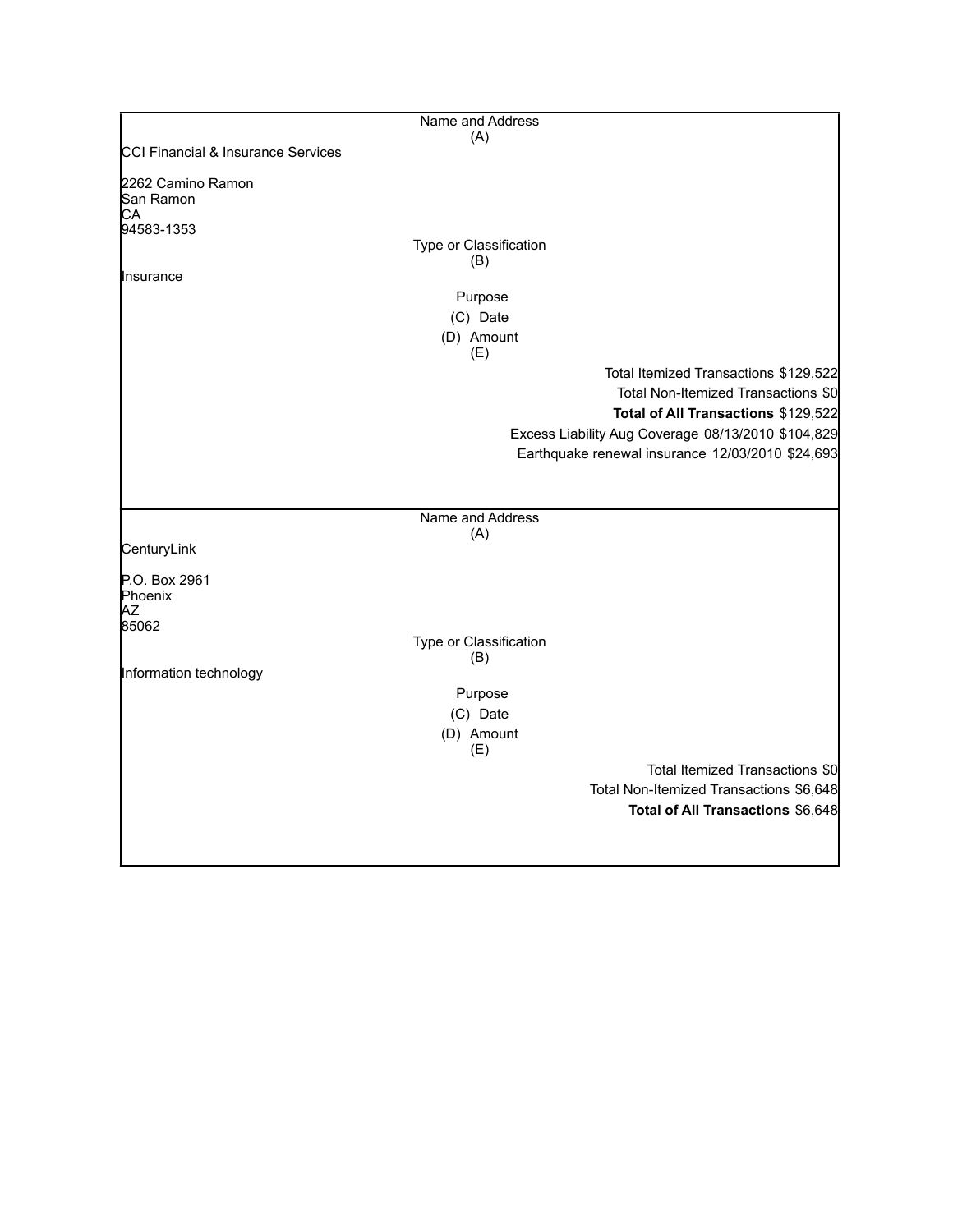| Name and Address (A) |
|---|
| CCI Financial & Insurance Services<br><br>2262 Camino Ramon<br>San Ramon<br>CA<br>94583-1353 |
| Type or Classification (B) |
| Insurance |
| Purpose<br>(C) Date<br>(D) Amount<br>(E) |
| Total Itemized Transactions $129,522 |
| Total Non-Itemized Transactions $0 |
| **Total of All Transactions** $129,522 |
| Excess Liability Aug Coverage 08/13/2010 $104,829 |
| Earthquake renewal insurance 12/03/2010 $24,693 |

| Name and Address (A) |
|---|
| CenturyLink<br><br>P.O. Box 2961<br>Phoenix<br>AZ<br>85062 |
| Type or Classification (B) |
| Information technology |
| Purpose<br>(C) Date<br>(D) Amount<br>(E) |
| Total Itemized Transactions $0 |
| Total Non-Itemized Transactions $6,648 |
| **Total of All Transactions** $6,648 |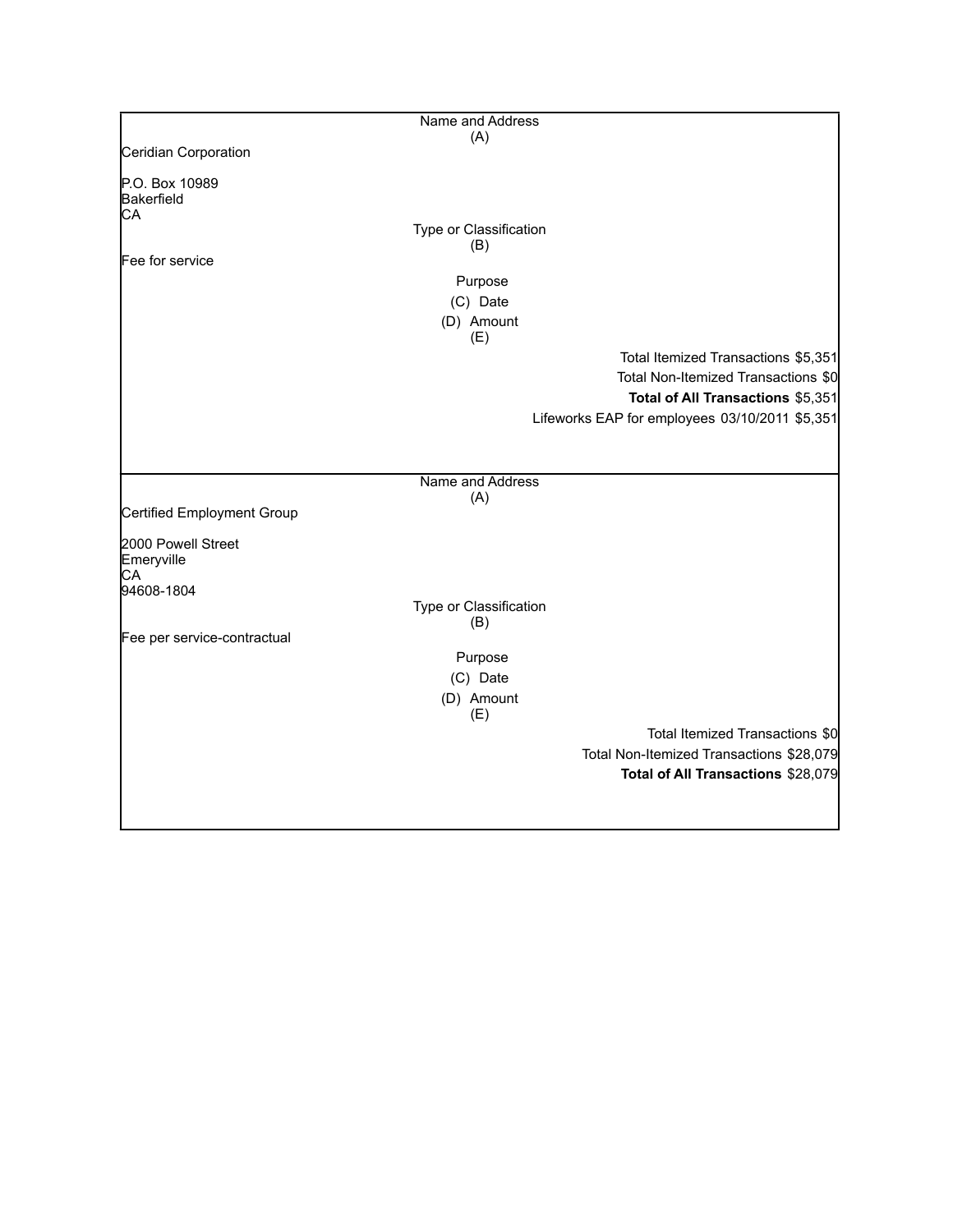Name and Address
(A)

Ceridian Corporation

P.O. Box 10989
Bakerfield
CA

Type or Classification
(B)

Fee for service

Purpose

(C) Date

(D) Amount

(E)

Total Itemized Transactions $5,351

Total Non-Itemized Transactions $0

**Total of All Transactions** $5,351

| Purpose | Date | Amount |
|---|---|---|
| Lifeworks EAP for employees | 03/10/2011 | $5,351 |

---

Name and Address
(A)

Certified Employment Group

2000 Powell Street
Emeryville
CA
94608-1804

Type or Classification
(B)

Fee per service-contractual

Purpose

(C) Date

(D) Amount

(E)

Total Itemized Transactions $0

Total Non-Itemized Transactions $28,079

**Total of All Transactions** $28,079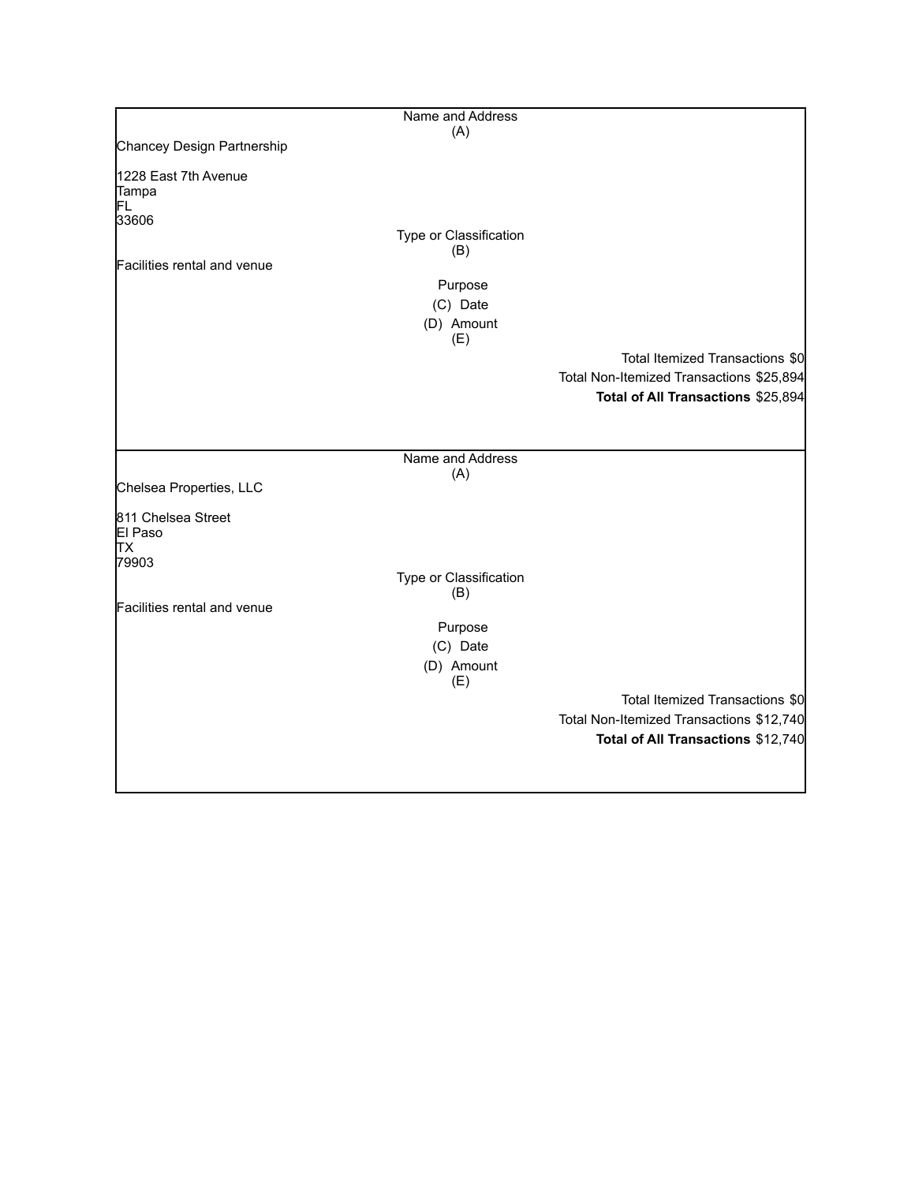Name and Address
(A)

Chancey Design Partnership

1228 East 7th Avenue
Tampa
FL
33606

Type or Classification
(B)

Facilities rental and venue

Purpose
(C) Date
(D) Amount
(E)

Total Itemized Transactions $0
Total Non-Itemized Transactions $25,894
**Total of All Transactions** $25,894

---

Name and Address
(A)

Chelsea Properties, LLC

811 Chelsea Street
El Paso
TX
79903

Type or Classification
(B)

Facilities rental and venue

Purpose
(C) Date
(D) Amount
(E)

Total Itemized Transactions $0
Total Non-Itemized Transactions $12,740
**Total of All Transactions** $12,740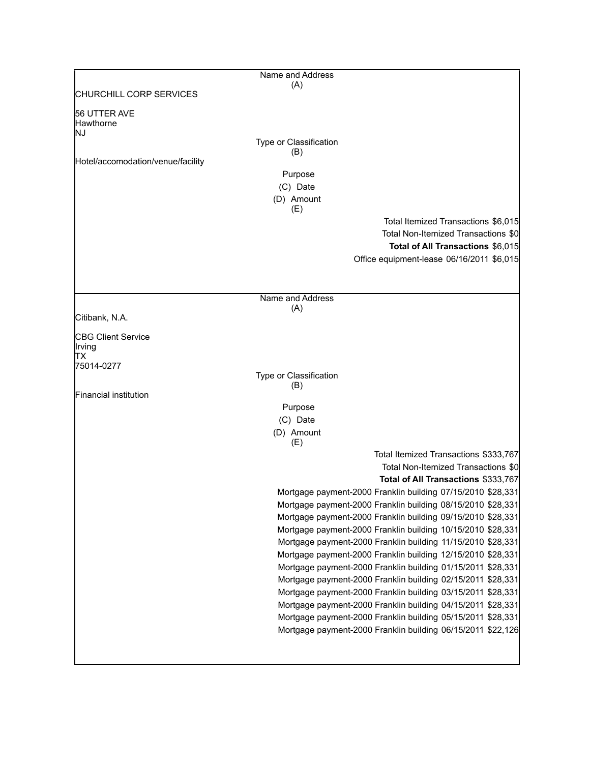| Name and Address (A) | | |
|---|---|---|
| CHURCHILL CORP SERVICES<br><br>56 UTTER AVE<br>Hawthorne<br>NJ | | |
| Type or Classification (B) | | |
| Hotel/accomodation/venue/facility | | |
| Purpose (C) | Date (D) | Amount (E) |
| Total Itemized Transactions | | $6,015 |
| Total Non-Itemized Transactions | | $0 |
| **Total of All Transactions** | | $6,015 |
| Office equipment-lease | 06/16/2011 | $6,015 |

| Name and Address (A) | | |
|---|---|---|
| Citibank, N.A.<br><br>CBG Client Service<br>Irving<br>TX<br>75014-0277 | | |
| Type or Classification (B) | | |
| Financial institution | | |
| Purpose (C) | Date (D) | Amount (E) |
| Total Itemized Transactions | | $333,767 |
| Total Non-Itemized Transactions | | $0 |
| **Total of All Transactions** | | $333,767 |
| Mortgage payment-2000 Franklin building | 07/15/2010 | $28,331 |
| Mortgage payment-2000 Franklin building | 08/15/2010 | $28,331 |
| Mortgage payment-2000 Franklin building | 09/15/2010 | $28,331 |
| Mortgage payment-2000 Franklin building | 10/15/2010 | $28,331 |
| Mortgage payment-2000 Franklin building | 11/15/2010 | $28,331 |
| Mortgage payment-2000 Franklin building | 12/15/2010 | $28,331 |
| Mortgage payment-2000 Franklin building | 01/15/2011 | $28,331 |
| Mortgage payment-2000 Franklin building | 02/15/2011 | $28,331 |
| Mortgage payment-2000 Franklin building | 03/15/2011 | $28,331 |
| Mortgage payment-2000 Franklin building | 04/15/2011 | $28,331 |
| Mortgage payment-2000 Franklin building | 05/15/2011 | $28,331 |
| Mortgage payment-2000 Franklin building | 06/15/2011 | $22,126 |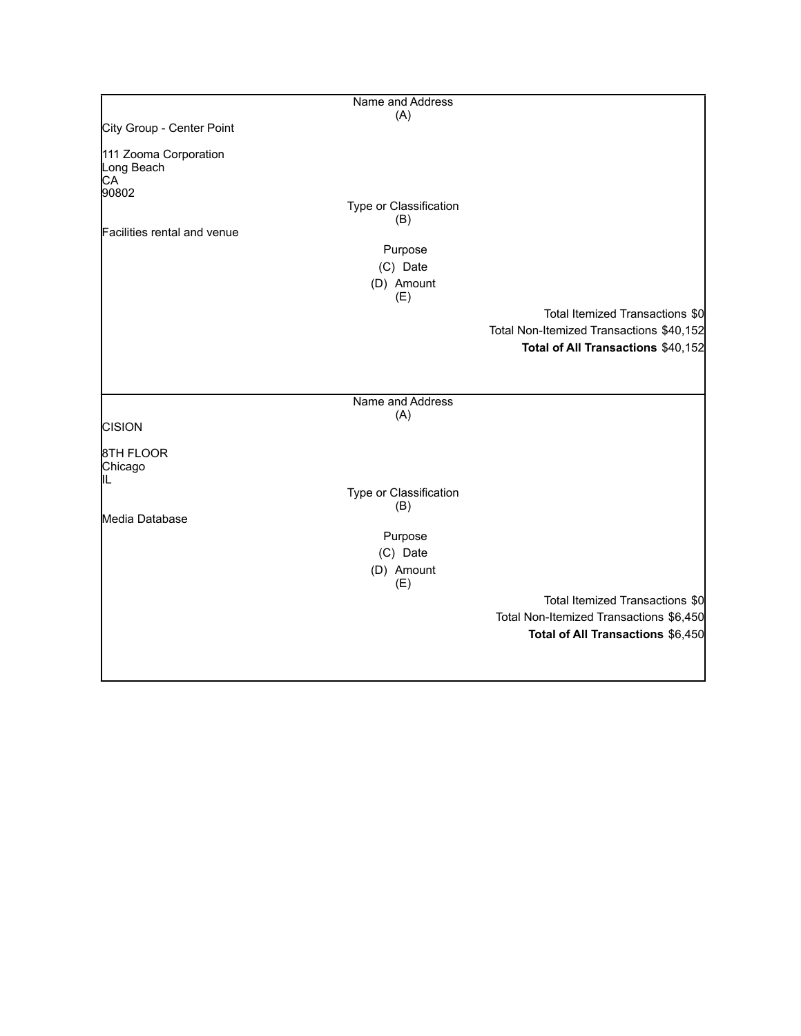Name and Address
(A)

City Group - Center Point

111 Zooma Corporation
Long Beach
CA
90802

Type or Classification
(B)

Facilities rental and venue

Purpose
(C) Date
(D) Amount
(E)

Total Itemized Transactions $0
Total Non-Itemized Transactions $40,152
**Total of All Transactions** $40,152

---

Name and Address
(A)

CISION

8TH FLOOR
Chicago
IL

Type or Classification
(B)

Media Database

Purpose
(C) Date
(D) Amount
(E)

Total Itemized Transactions $0
Total Non-Itemized Transactions $6,450
**Total of All Transactions** $6,450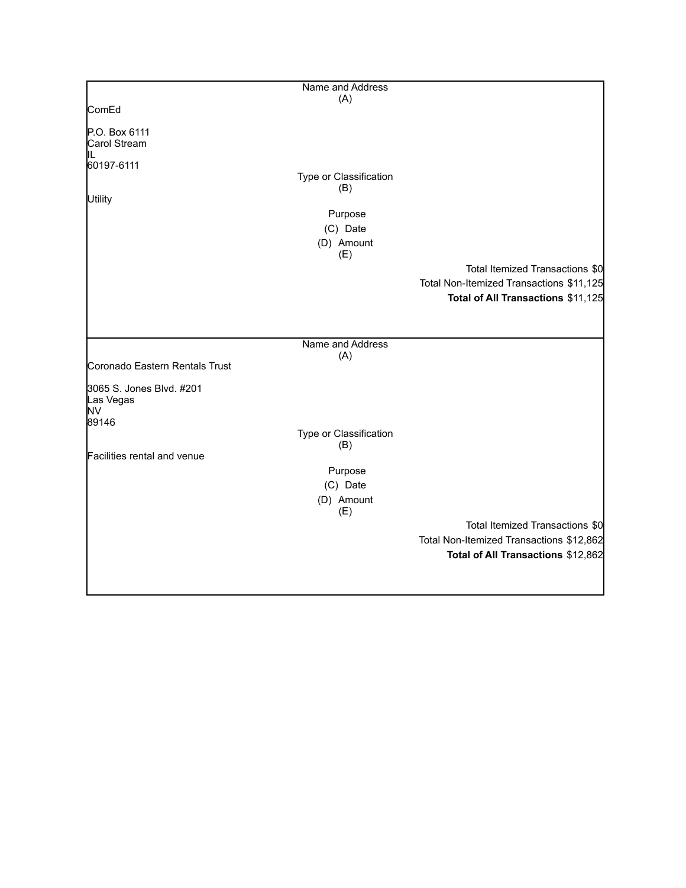Name and Address
(A)

ComEd

P.O. Box 6111
Carol Stream
IL
60197-6111

Type or Classification
(B)

Utility

Purpose

(C) Date

(D) Amount
(E)

Total Itemized Transactions $0

Total Non-Itemized Transactions $11,125

**Total of All Transactions** $11,125

---

Name and Address
(A)

Coronado Eastern Rentals Trust

3065 S. Jones Blvd. #201
Las Vegas
NV
89146

Type or Classification
(B)

Facilities rental and venue

Purpose

(C) Date

(D) Amount
(E)

Total Itemized Transactions $0

Total Non-Itemized Transactions $12,862

**Total of All Transactions** $12,862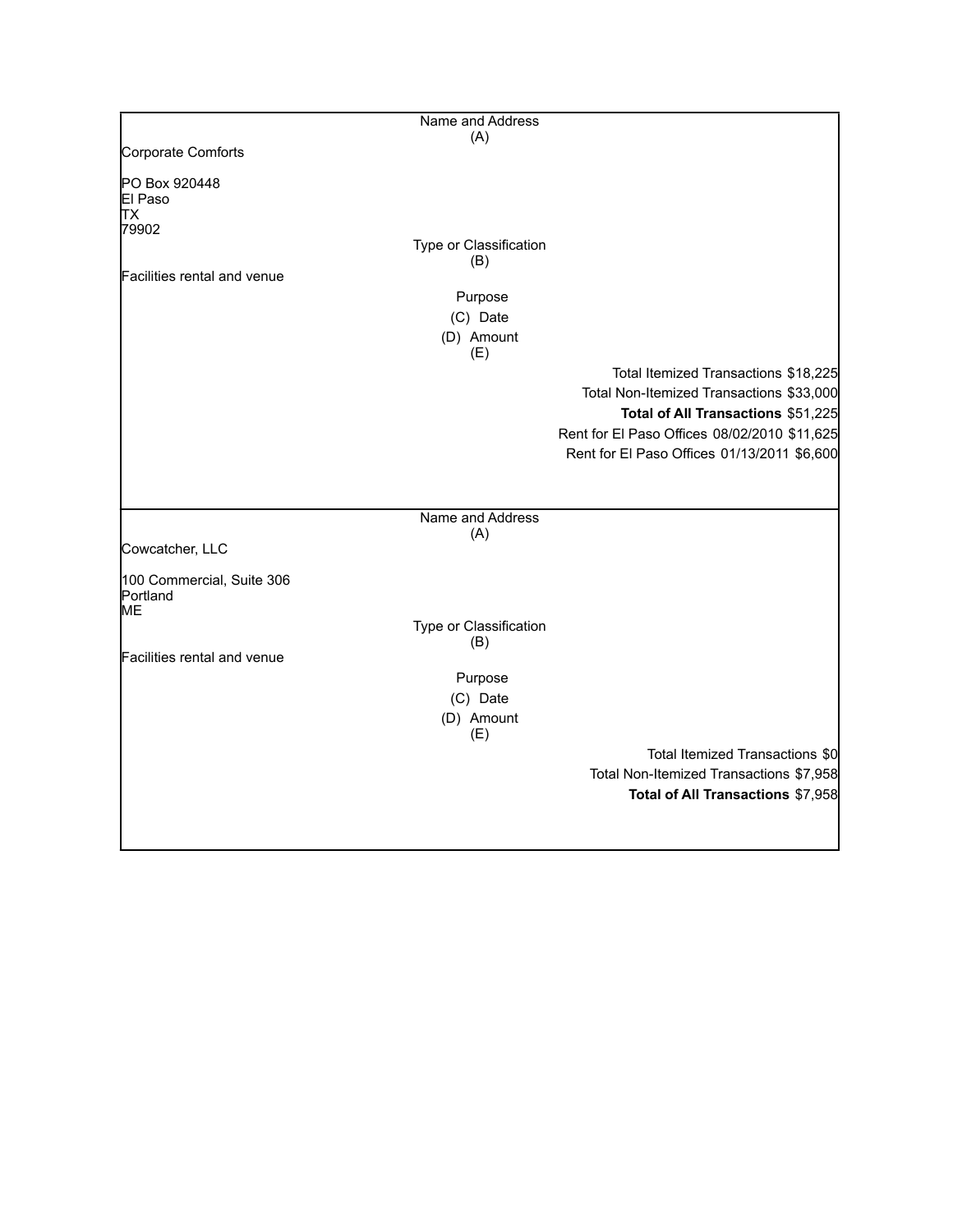| Name and Address (A) | | |
|---|---|---|
| Corporate Comforts<br><br>PO Box 920448<br>El Paso<br>TX<br>79902 | | |
| Type or Classification (B) | | |
| Facilities rental and venue | | |
| Purpose<br>(C) Date<br>(D) Amount<br>(E) | | |
| | Total Itemized Transactions | $18,225 |
| | Total Non-Itemized Transactions | $33,000 |
| | **Total of All Transactions** | **$51,225** |
| | Rent for El Paso Offices 08/02/2010 | $11,625 |
| | Rent for El Paso Offices 01/13/2011 | $6,600 |

| Name and Address (A) | | |
|---|---|---|
| Cowcatcher, LLC<br><br>100 Commercial, Suite 306<br>Portland<br>ME | | |
| Type or Classification (B) | | |
| Facilities rental and venue | | |
| Purpose<br>(C) Date<br>(D) Amount<br>(E) | | |
| | Total Itemized Transactions | $0 |
| | Total Non-Itemized Transactions | $7,958 |
| | **Total of All Transactions** | **$7,958** |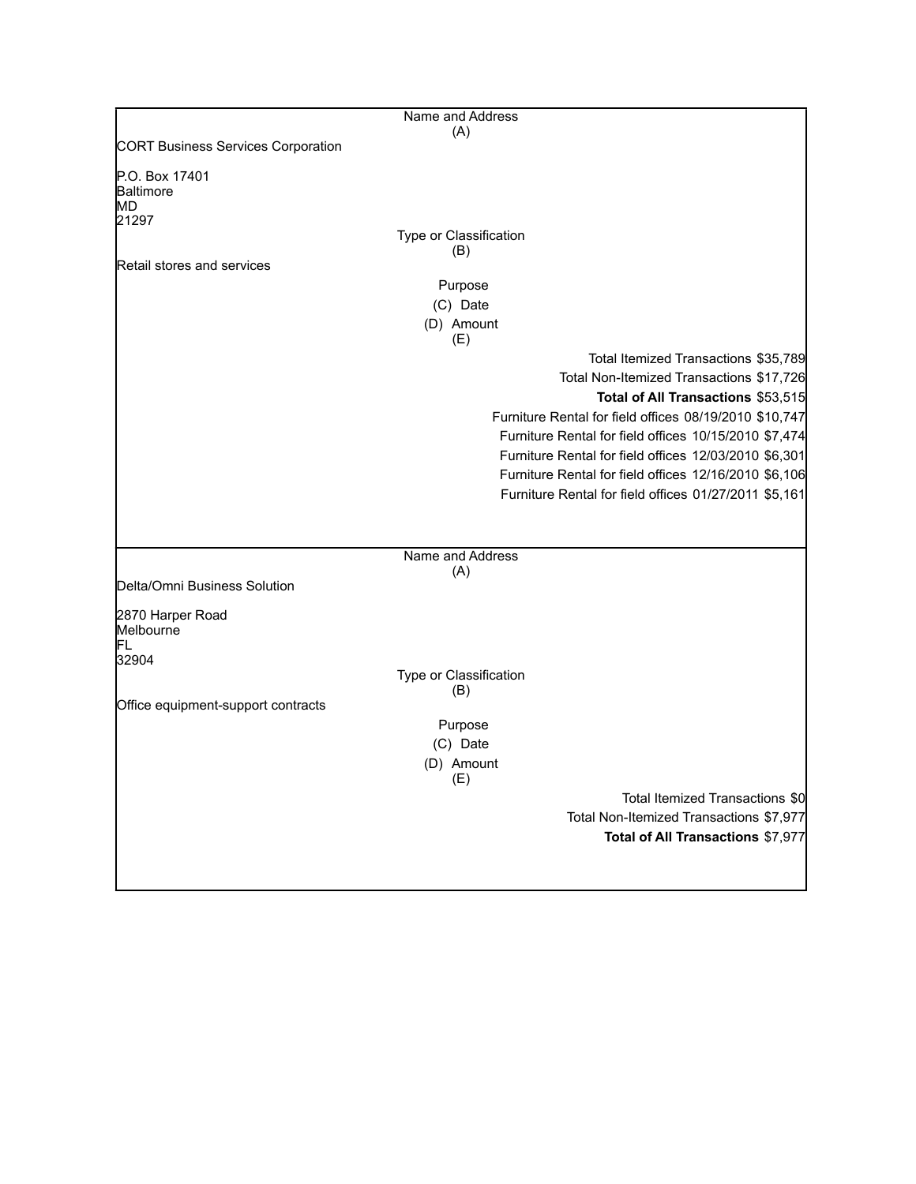| Name and Address (A) | |
|---|---|
| CORT Business Services Corporation<br><br>P.O. Box 17401<br>Baltimore<br>MD<br>21297 | |
| **Type or Classification (B)** | |
| Retail stores and services | |
| **Purpose (C) Date (D) Amount (E)** | |
| | Total Itemized Transactions $35,789 |
| | Total Non-Itemized Transactions $17,726 |
| | **Total of All Transactions** $53,515 |
| | Furniture Rental for field offices 08/19/2010 $10,747 |
| | Furniture Rental for field offices 10/15/2010 $7,474 |
| | Furniture Rental for field offices 12/03/2010 $6,301 |
| | Furniture Rental for field offices 12/16/2010 $6,106 |
| | Furniture Rental for field offices 01/27/2011 $5,161 |

| Name and Address (A) | |
|---|---|
| Delta/Omni Business Solution<br><br>2870 Harper Road<br>Melbourne<br>FL<br>32904 | |
| **Type or Classification (B)** | |
| Office equipment-support contracts | |
| **Purpose (C) Date (D) Amount (E)** | |
| | Total Itemized Transactions $0 |
| | Total Non-Itemized Transactions $7,977 |
| | **Total of All Transactions** $7,977 |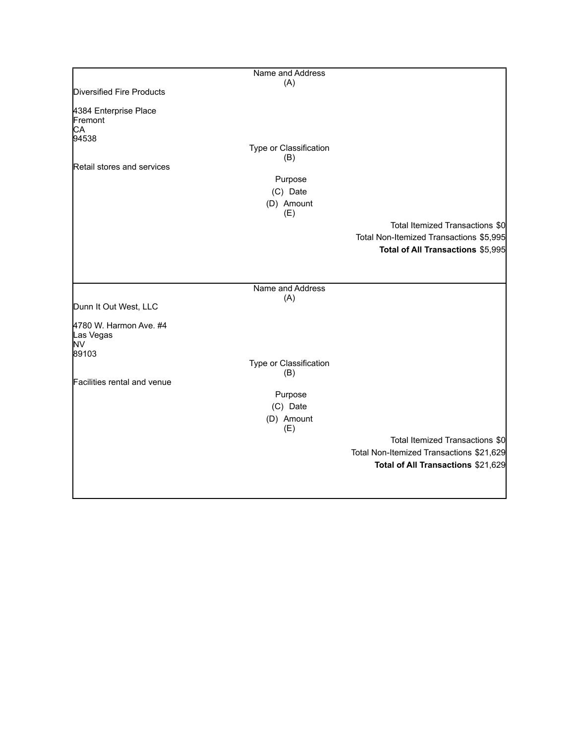Name and Address
(A)

Diversified Fire Products

4384 Enterprise Place
Fremont
CA
94538

Type or Classification
(B)

Retail stores and services

Purpose
(C) Date
(D) Amount
(E)

Total Itemized Transactions $0
Total Non-Itemized Transactions $5,995
**Total of All Transactions** $5,995

---

Name and Address
(A)

Dunn It Out West, LLC

4780 W. Harmon Ave. #4
Las Vegas
NV
89103

Type or Classification
(B)

Facilities rental and venue

Purpose
(C) Date
(D) Amount
(E)

Total Itemized Transactions $0
Total Non-Itemized Transactions $21,629
**Total of All Transactions** $21,629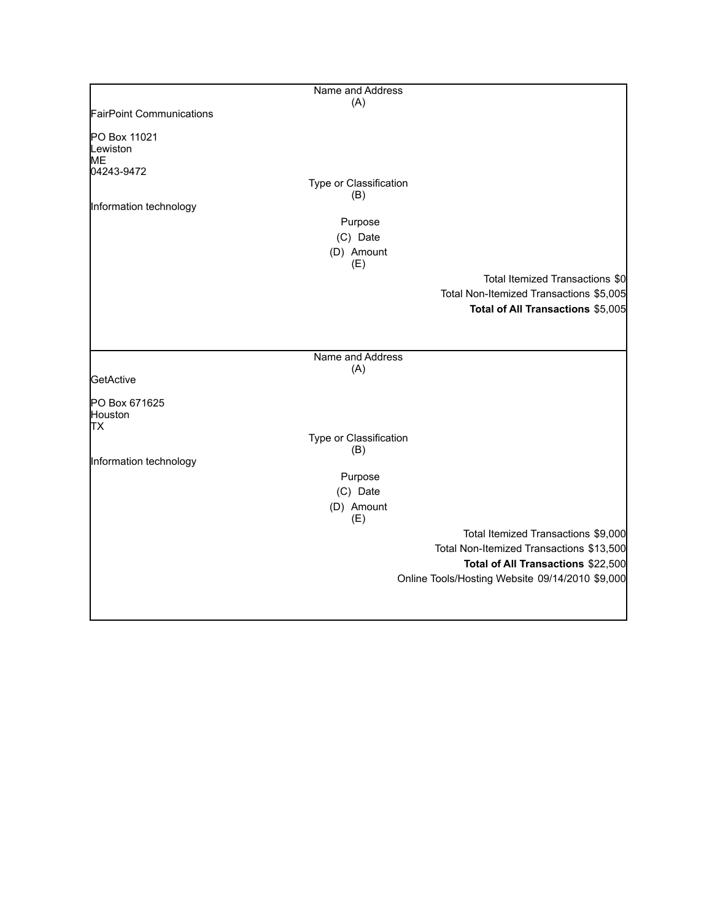| Name and Address (A) |
|---|
| FairPoint Communications<br><br>PO Box 11021<br>Lewiston<br>ME<br>04243-9472 |
| **Type or Classification (B)** |
| Information technology |
| **Purpose (C) Date (D) Amount (E)** |
| Total Itemized Transactions $0 |
| Total Non-Itemized Transactions $5,005 |
| **Total of All Transactions** $5,005 |

| Name and Address (A) |
|---|
| GetActive<br><br>PO Box 671625<br>Houston<br>TX |
| **Type or Classification (B)** |
| Information technology |
| **Purpose (C) Date (D) Amount (E)** |
| Total Itemized Transactions $9,000 |
| Total Non-Itemized Transactions $13,500 |
| **Total of All Transactions** $22,500 |
| Online Tools/Hosting Website 09/14/2010 $9,000 |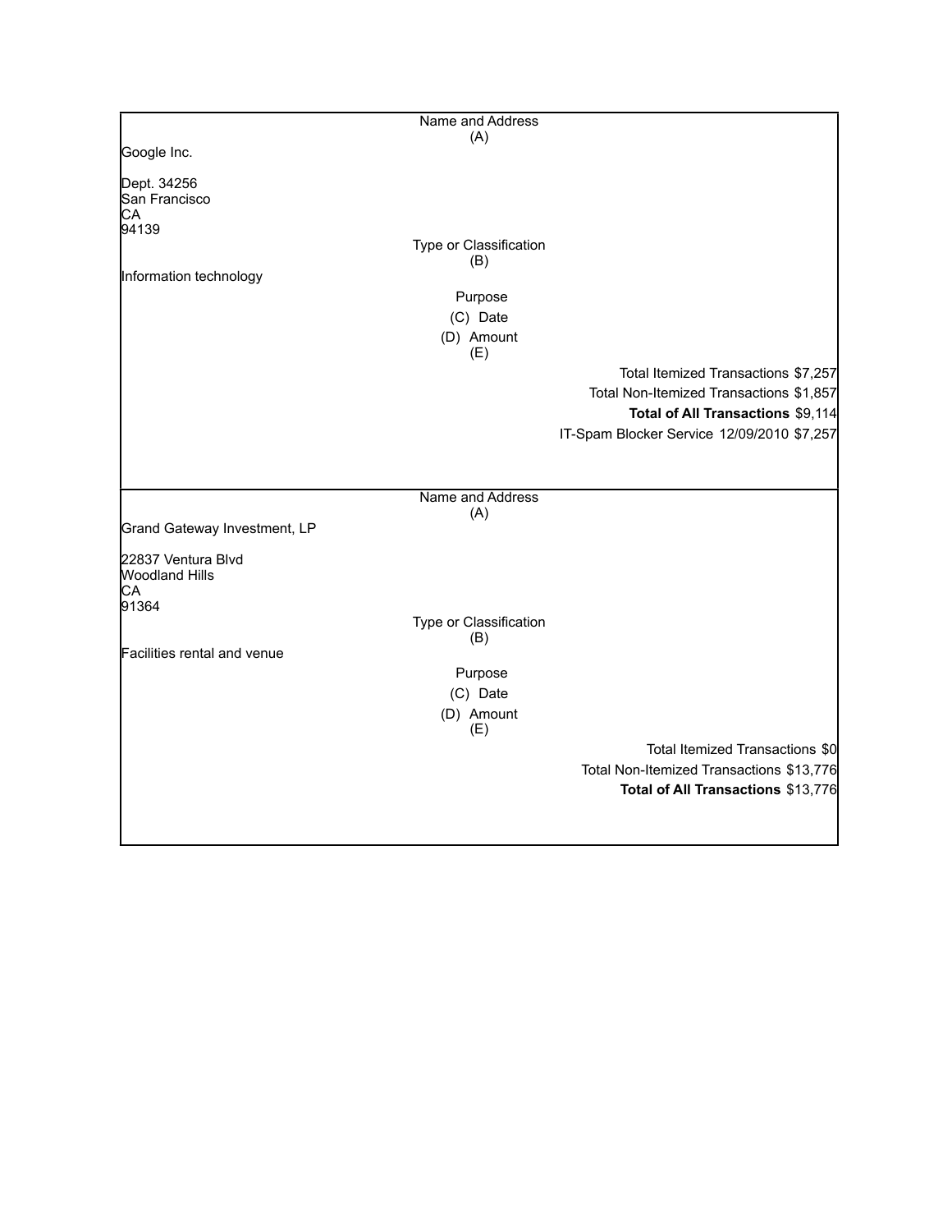| Name and Address (A) |
| --- |
| Google Inc.<br><br>Dept. 34256<br>San Francisco<br>CA<br>94139 |
| **Type or Classification (B)** |
| Information technology |
| **Purpose (C) Date (D) Amount (E)** |
| Total Itemized Transactions $7,257 |
| Total Non-Itemized Transactions $1,857 |
| **Total of All Transactions** $9,114 |
| IT-Spam Blocker Service 12/09/2010 $7,257 |

| Name and Address (A) |
| --- |
| Grand Gateway Investment, LP<br><br>22837 Ventura Blvd<br>Woodland Hills<br>CA<br>91364 |
| **Type or Classification (B)** |
| Facilities rental and venue |
| **Purpose (C) Date (D) Amount (E)** |
| Total Itemized Transactions $0 |
| Total Non-Itemized Transactions $13,776 |
| **Total of All Transactions** $13,776 |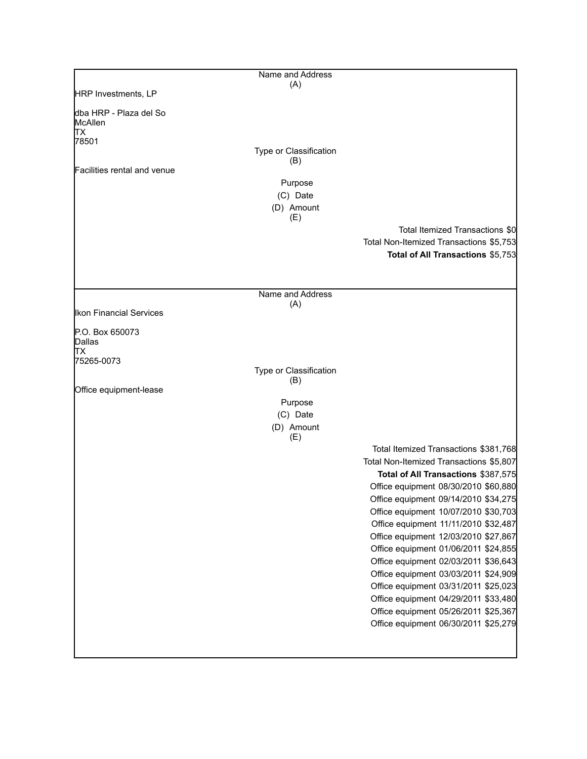| Name and Address (A) | |
|---|---|
| HRP Investments, LP<br><br>dba HRP - Plaza del So<br>McAllen<br>TX<br>78501 | |
| **Type or Classification (B)** | |
| Facilities rental and venue | |
| **Purpose (C) Date (D) Amount (E)** | |
| | Total Itemized Transactions $0 |
| | Total Non-Itemized Transactions $5,753 |
| | **Total of All Transactions** $5,753 |

| Name and Address (A) | |
|---|---|
| Ikon Financial Services<br><br>P.O. Box 650073<br>Dallas<br>TX<br>75265-0073 | |
| **Type or Classification (B)** | |
| Office equipment-lease | |
| **Purpose (C) Date (D) Amount (E)** | |
| | Total Itemized Transactions $381,768 |
| | Total Non-Itemized Transactions $5,807 |
| | **Total of All Transactions** $387,575 |
| | Office equipment 08/30/2010 $60,880 |
| | Office equipment 09/14/2010 $34,275 |
| | Office equipment 10/07/2010 $30,703 |
| | Office equipment 11/11/2010 $32,487 |
| | Office equipment 12/03/2010 $27,867 |
| | Office equipment 01/06/2011 $24,855 |
| | Office equipment 02/03/2011 $36,643 |
| | Office equipment 03/03/2011 $24,909 |
| | Office equipment 03/31/2011 $25,023 |
| | Office equipment 04/29/2011 $33,480 |
| | Office equipment 05/26/2011 $25,367 |
| | Office equipment 06/30/2011 $25,279 |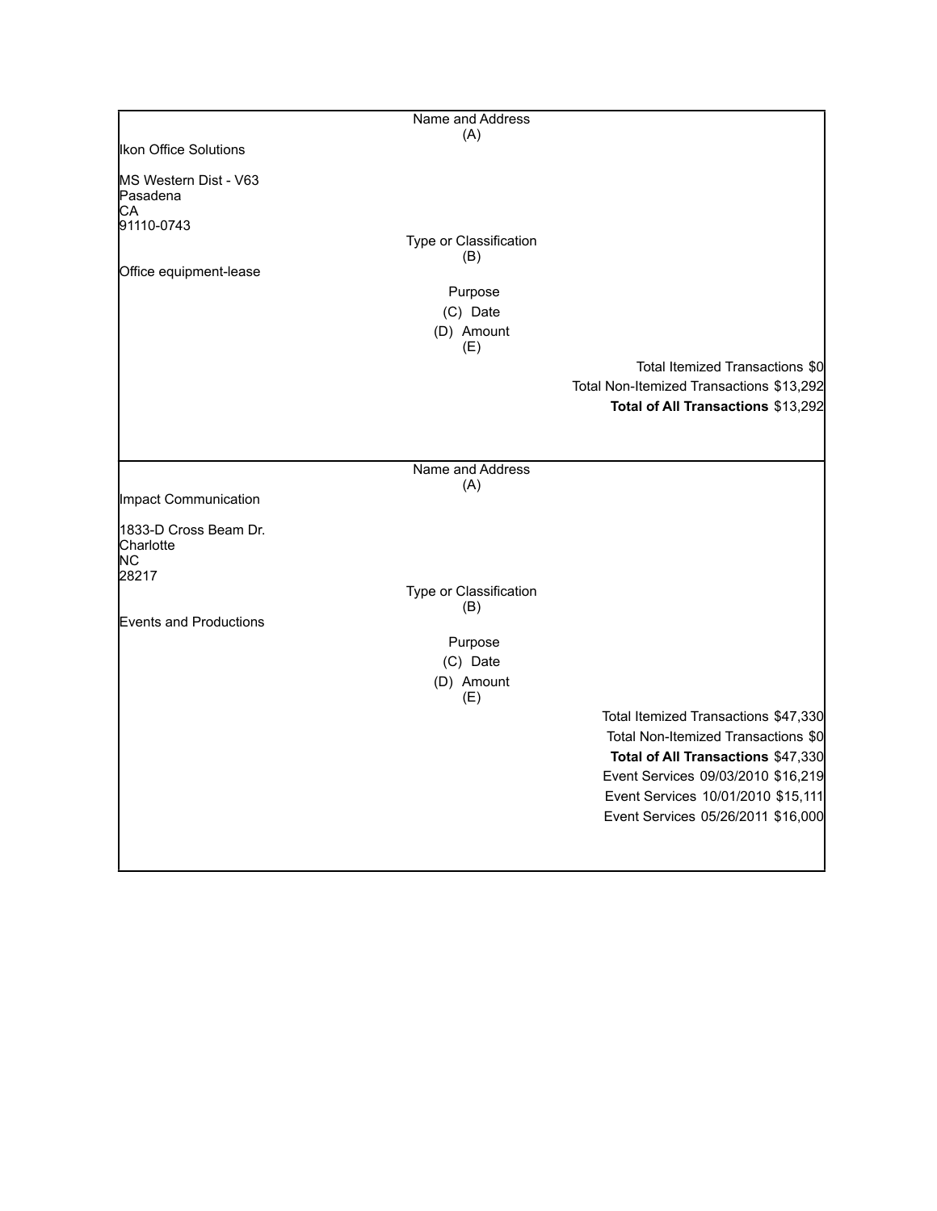Name and Address
(A)

Ikon Office Solutions

MS Western Dist - V63
Pasadena
CA
91110-0743

Type or Classification
(B)

Office equipment-lease

Purpose
(C) Date
(D) Amount
(E)

Total Itemized Transactions $0
Total Non-Itemized Transactions $13,292
**Total of All Transactions** $13,292

---

Name and Address
(A)

Impact Communication

1833-D Cross Beam Dr.
Charlotte
NC
28217

Type or Classification
(B)

Events and Productions

Purpose
(C) Date
(D) Amount
(E)

Total Itemized Transactions $47,330
Total Non-Itemized Transactions $0
**Total of All Transactions** $47,330

| Purpose | Date | Amount |
|---|---|---|
| Event Services | 09/03/2010 | $16,219 |
| Event Services | 10/01/2010 | $15,111 |
| Event Services | 05/26/2011 | $16,000 |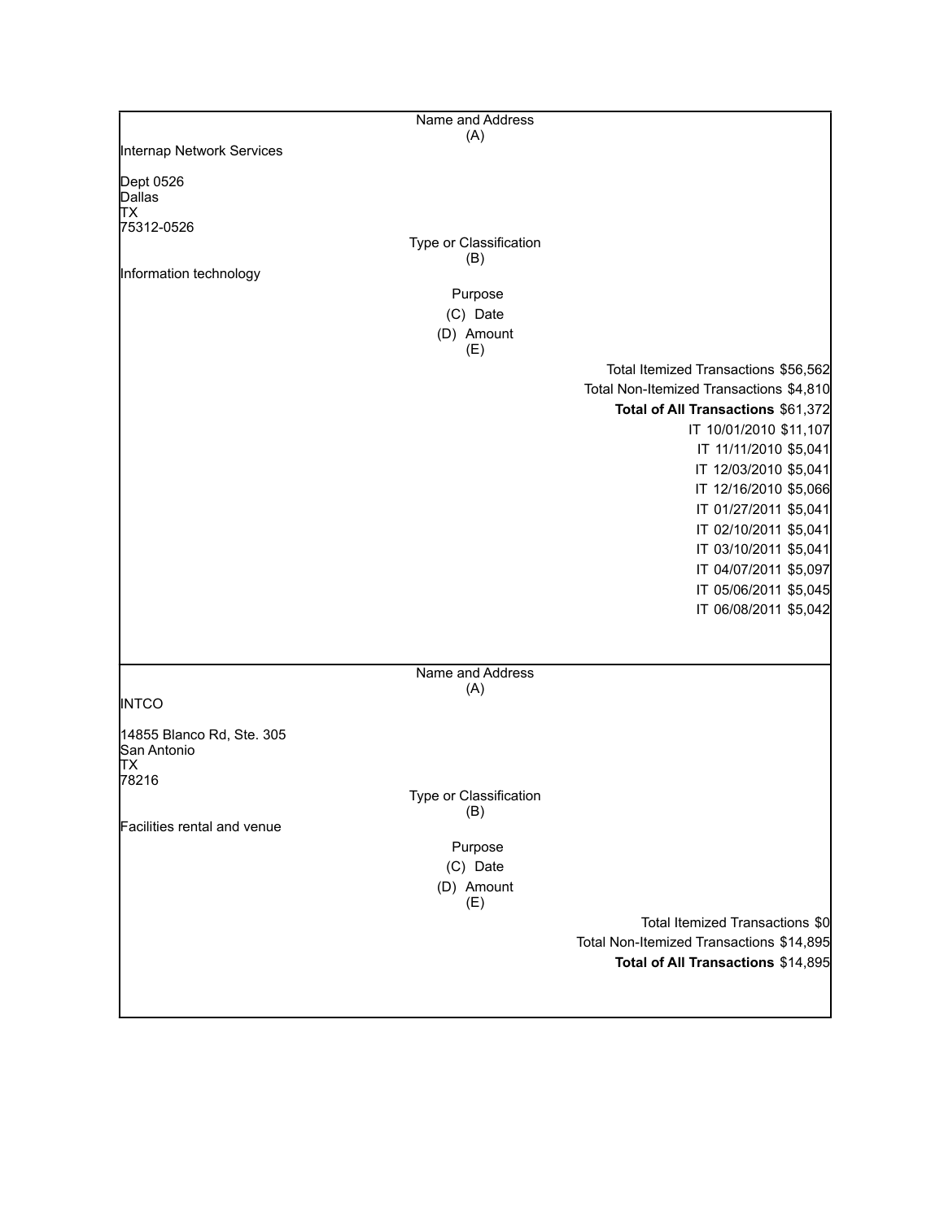| Name and Address (A) | |
|---|---|
| Internap Network Services<br><br>Dept 0526<br>Dallas<br>TX<br>75312-0526 | |
| **Type or Classification (B)** | |
| Information technology | |
| **Purpose (C) Date (D) Amount (E)** | |
| | Total Itemized Transactions $56,562 |
| | Total Non-Itemized Transactions $4,810 |
| | **Total of All Transactions** $61,372 |
| | IT 10/01/2010 $11,107 |
| | IT 11/11/2010 $5,041 |
| | IT 12/03/2010 $5,041 |
| | IT 12/16/2010 $5,066 |
| | IT 01/27/2011 $5,041 |
| | IT 02/10/2011 $5,041 |
| | IT 03/10/2011 $5,041 |
| | IT 04/07/2011 $5,097 |
| | IT 05/06/2011 $5,045 |
| | IT 06/08/2011 $5,042 |

| Name and Address (A) | |
|---|---|
| INTCO<br><br>14855 Blanco Rd, Ste. 305<br>San Antonio<br>TX<br>78216 | |
| **Type or Classification (B)** | |
| Facilities rental and venue | |
| **Purpose (C) Date (D) Amount (E)** | |
| | Total Itemized Transactions $0 |
| | Total Non-Itemized Transactions $14,895 |
| | **Total of All Transactions** $14,895 |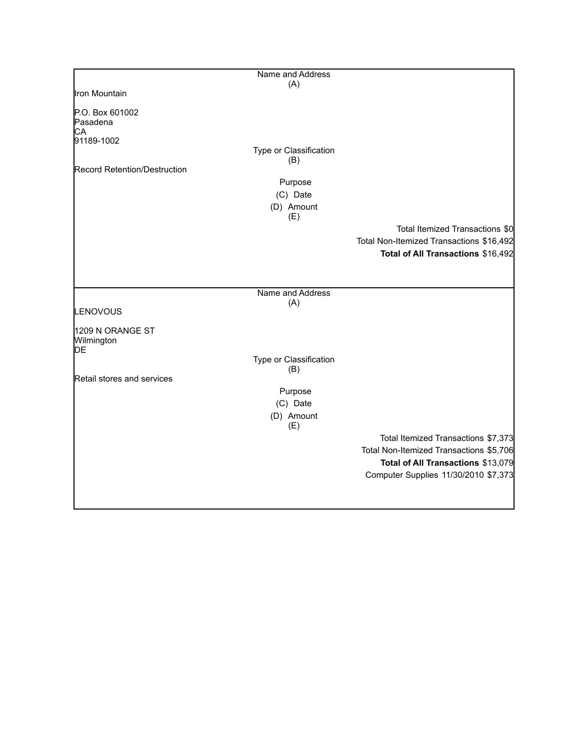| Name and Address (A) |
|---|
| Iron Mountain |
| P.O. Box 601002 |
| Pasadena |
| CA |
| 91189-1002 |
| **Type or Classification (B)** |
| Record Retention/Destruction |
| **Purpose** |
| **(C) Date** |
| **(D) Amount (E)** |
| Total Itemized Transactions $0 |
| Total Non-Itemized Transactions $16,492 |
| **Total of All Transactions** $16,492 |

| Name and Address (A) |
|---|
| LENOVOUS |
| 1209 N ORANGE ST |
| Wilmington |
| DE |
| **Type or Classification (B)** |
| Retail stores and services |
| **Purpose** |
| **(C) Date** |
| **(D) Amount (E)** |
| Total Itemized Transactions $7,373 |
| Total Non-Itemized Transactions $5,706 |
| **Total of All Transactions** $13,079 |
| Computer Supplies 11/30/2010 $7,373 |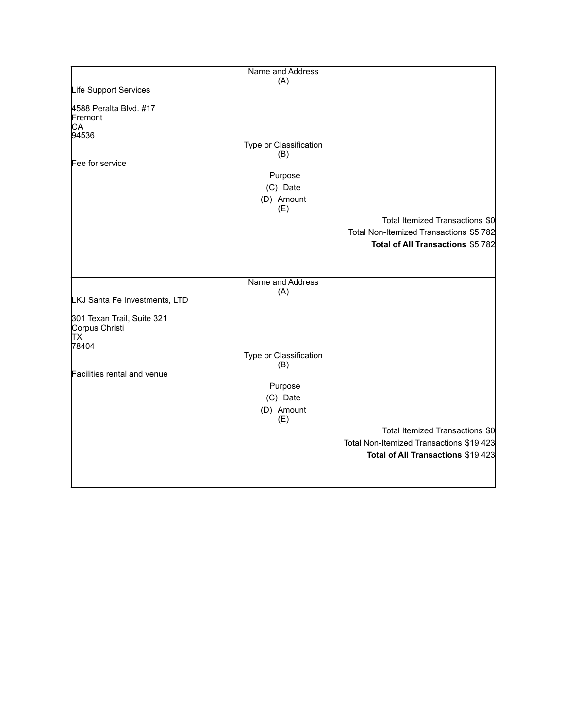Name and Address
(A)

Life Support Services

4588 Peralta Blvd. #17
Fremont
CA
94536

Type or Classification
(B)

Fee for service

Purpose

(C) Date

(D) Amount
(E)

Total Itemized Transactions $0

Total Non-Itemized Transactions $5,782

**Total of All Transactions** $5,782

---

Name and Address
(A)

LKJ Santa Fe Investments, LTD

301 Texan Trail, Suite 321
Corpus Christi
TX
78404

Type or Classification
(B)

Facilities rental and venue

Purpose

(C) Date

(D) Amount
(E)

Total Itemized Transactions $0

Total Non-Itemized Transactions $19,423

**Total of All Transactions** $19,423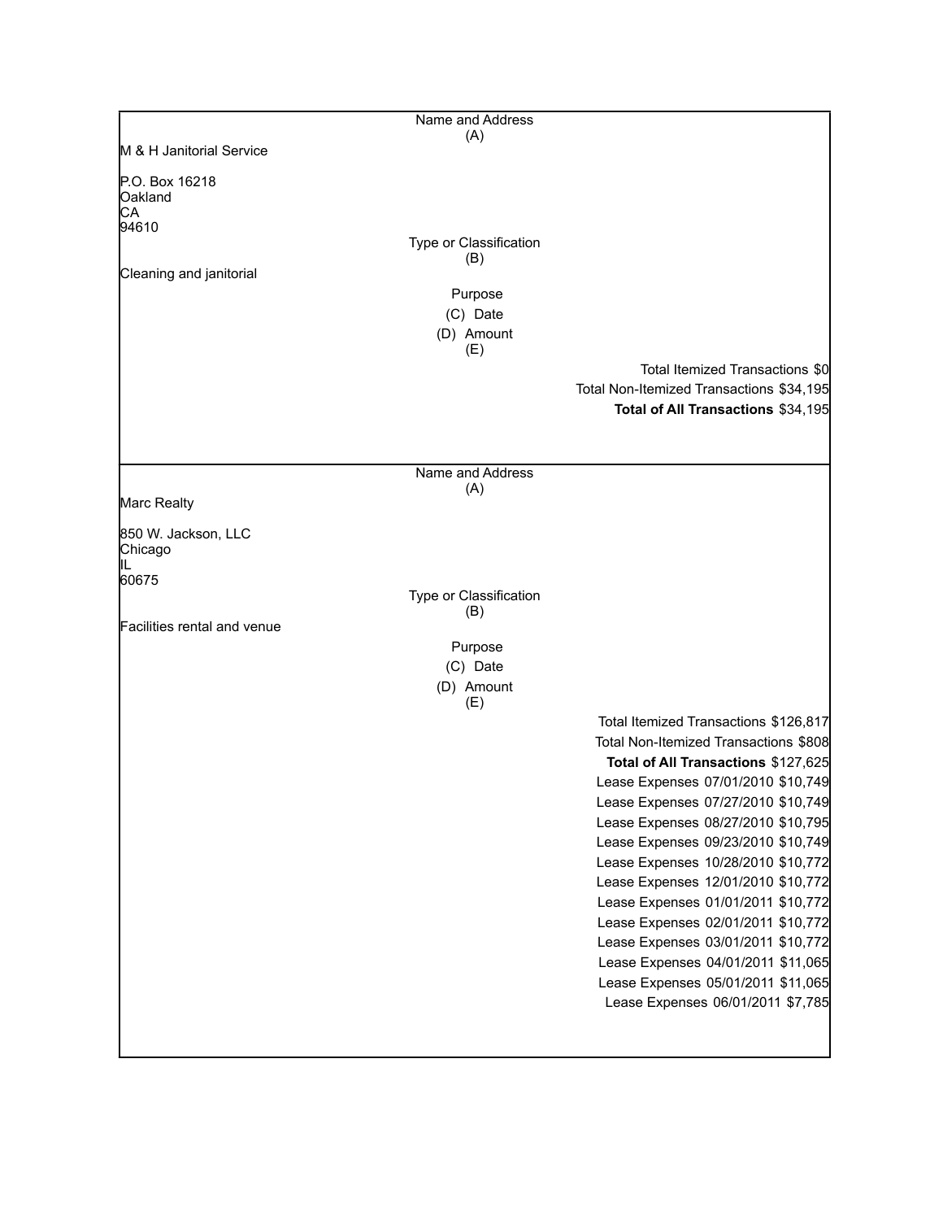| Name and Address (A) |
| --- |
| M & H Janitorial Service<br><br>P.O. Box 16218<br>Oakland<br>CA<br>94610 |
| Type or Classification (B) |
| Cleaning and janitorial |
| Purpose |
| (C) Date |
| (D) Amount (E) |
| Total Itemized Transactions $0 |
| Total Non-Itemized Transactions $34,195 |
| **Total of All Transactions** $34,195 |

| Name and Address (A) |
| --- |
| Marc Realty<br><br>850 W. Jackson, LLC<br>Chicago<br>IL<br>60675 |
| Type or Classification (B) |
| Facilities rental and venue |
| Purpose |
| (C) Date |
| (D) Amount (E) |
| Total Itemized Transactions $126,817 |
| Total Non-Itemized Transactions $808 |
| **Total of All Transactions** $127,625 |
| Lease Expenses 07/01/2010 $10,749 |
| Lease Expenses 07/27/2010 $10,749 |
| Lease Expenses 08/27/2010 $10,795 |
| Lease Expenses 09/23/2010 $10,749 |
| Lease Expenses 10/28/2010 $10,772 |
| Lease Expenses 12/01/2010 $10,772 |
| Lease Expenses 01/01/2011 $10,772 |
| Lease Expenses 02/01/2011 $10,772 |
| Lease Expenses 03/01/2011 $10,772 |
| Lease Expenses 04/01/2011 $11,065 |
| Lease Expenses 05/01/2011 $11,065 |
| Lease Expenses 06/01/2011 $7,785 |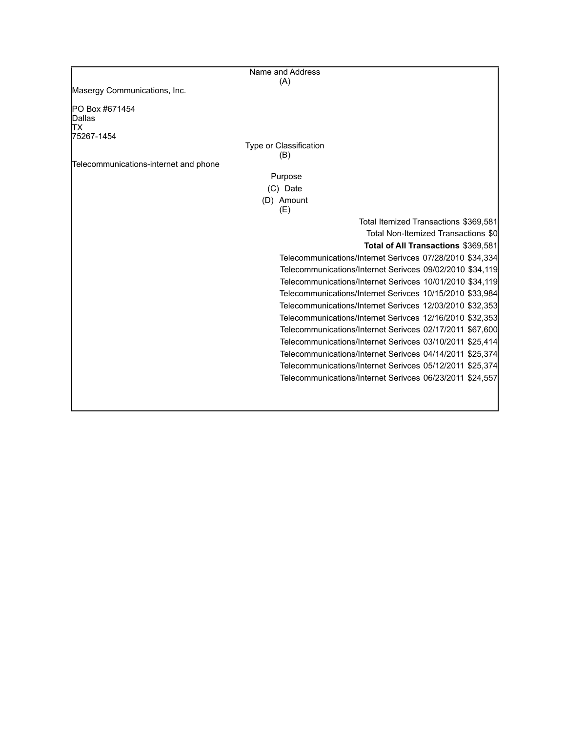Name and Address
(A)

Masergy Communications, Inc.

PO Box #671454
Dallas
TX
75267-1454

Type or Classification
(B)

Telecommunications-internet and phone

Purpose
(C) Date
(D) Amount
(E)

Total Itemized Transactions $369,581

Total Non-Itemized Transactions $0

**Total of All Transactions** $369,581

| Purpose | Date | Amount |
|---|---|---|
| Telecommunications/Internet Serivces | 07/28/2010 | $34,334 |
| Telecommunications/Internet Serivces | 09/02/2010 | $34,119 |
| Telecommunications/Internet Serivces | 10/01/2010 | $34,119 |
| Telecommunications/Internet Serivces | 10/15/2010 | $33,984 |
| Telecommunications/Internet Serivces | 12/03/2010 | $32,353 |
| Telecommunications/Internet Serivces | 12/16/2010 | $32,353 |
| Telecommunications/Internet Serivces | 02/17/2011 | $67,600 |
| Telecommunications/Internet Serivces | 03/10/2011 | $25,414 |
| Telecommunications/Internet Serivces | 04/14/2011 | $25,374 |
| Telecommunications/Internet Serivces | 05/12/2011 | $25,374 |
| Telecommunications/Internet Serivces | 06/23/2011 | $24,557 |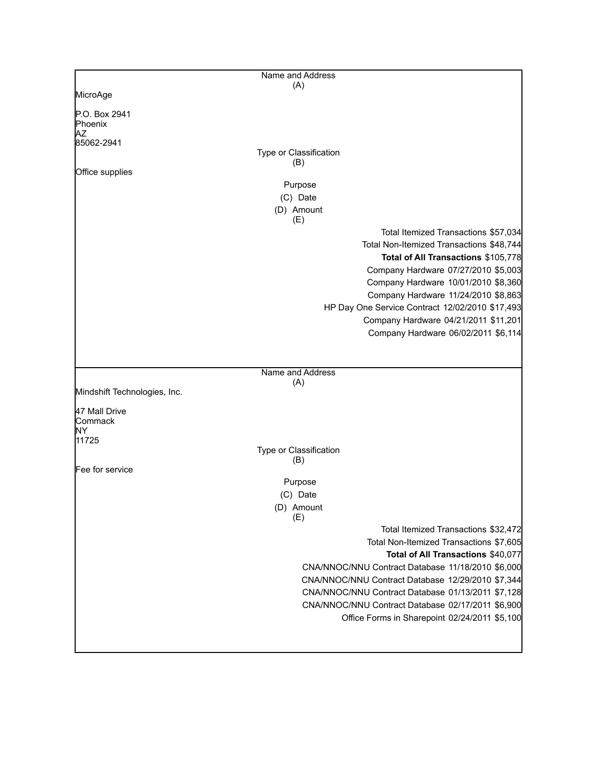| Name and Address (A) |
| --- |
| MicroAge<br><br>P.O. Box 2941<br>Phoenix<br>AZ<br>85062-2941 |

| Type or Classification (B) |
| --- |
| Office supplies |

| Purpose (C) | Date (D) | Amount (E) |
| --- | --- | --- |
| Total Itemized Transactions | | $57,034 |
| Total Non-Itemized Transactions | | $48,744 |
| **Total of All Transactions** | | $105,778 |
| Company Hardware | 07/27/2010 | $5,003 |
| Company Hardware | 10/01/2010 | $8,360 |
| Company Hardware | 11/24/2010 | $8,863 |
| HP Day One Service Contract | 12/02/2010 | $17,493 |
| Company Hardware | 04/21/2011 | $11,201 |
| Company Hardware | 06/02/2011 | $6,114 |

| Name and Address (A) |
| --- |
| Mindshift Technologies, Inc.<br><br>47 Mall Drive<br>Commack<br>NY<br>11725 |

| Type or Classification (B) |
| --- |
| Fee for service |

| Purpose (C) | Date (D) | Amount (E) |
| --- | --- | --- |
| Total Itemized Transactions | | $32,472 |
| Total Non-Itemized Transactions | | $7,605 |
| **Total of All Transactions** | | $40,077 |
| CNA/NNOC/NNU Contract Database | 11/18/2010 | $6,000 |
| CNA/NNOC/NNU Contract Database | 12/29/2010 | $7,344 |
| CNA/NNOC/NNU Contract Database | 01/13/2011 | $7,128 |
| CNA/NNOC/NNU Contract Database | 02/17/2011 | $6,900 |
| Office Forms in Sharepoint | 02/24/2011 | $5,100 |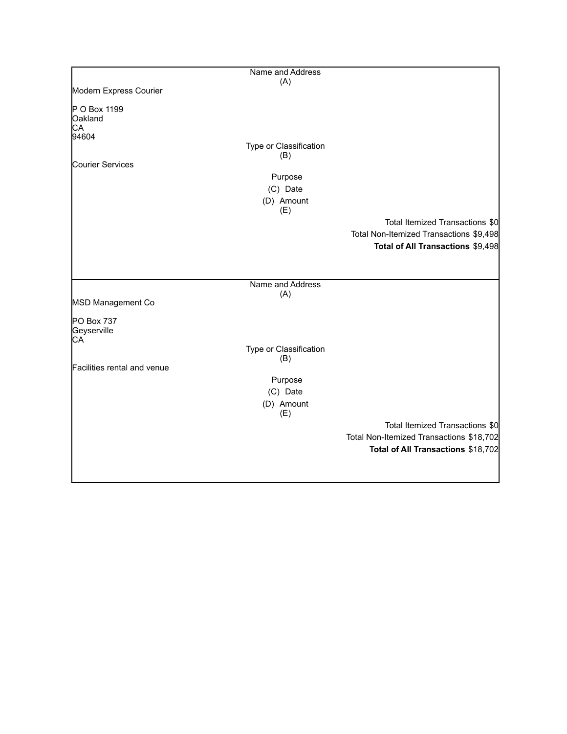Name and Address
(A)

Modern Express Courier

P O Box 1199
Oakland
CA
94604

Type or Classification
(B)

Courier Services

Purpose
(C) Date
(D) Amount
(E)

Total Itemized Transactions $0
Total Non-Itemized Transactions $9,498
**Total of All Transactions** $9,498

---

Name and Address
(A)

MSD Management Co

PO Box 737
Geyserville
CA

Type or Classification
(B)

Facilities rental and venue

Purpose
(C) Date
(D) Amount
(E)

Total Itemized Transactions $0
Total Non-Itemized Transactions $18,702
**Total of All Transactions** $18,702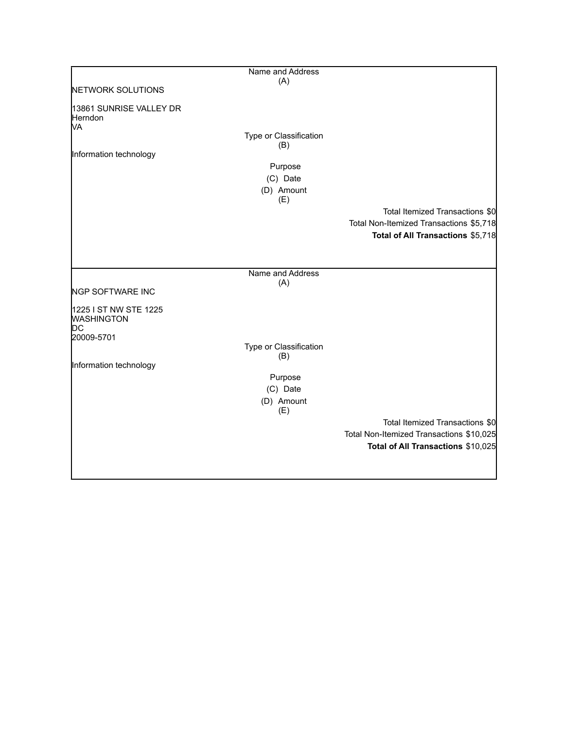Name and Address
(A)

NETWORK SOLUTIONS

13861 SUNRISE VALLEY DR
Herndon
VA

Type or Classification
(B)

Information technology

Purpose
(C) Date
(D) Amount
(E)

Total Itemized Transactions $0
Total Non-Itemized Transactions $5,718
**Total of All Transactions** $5,718

---

Name and Address
(A)

NGP SOFTWARE INC

1225 I ST NW STE 1225
WASHINGTON
DC
20009-5701

Type or Classification
(B)

Information technology

Purpose
(C) Date
(D) Amount
(E)

Total Itemized Transactions $0
Total Non-Itemized Transactions $10,025
**Total of All Transactions** $10,025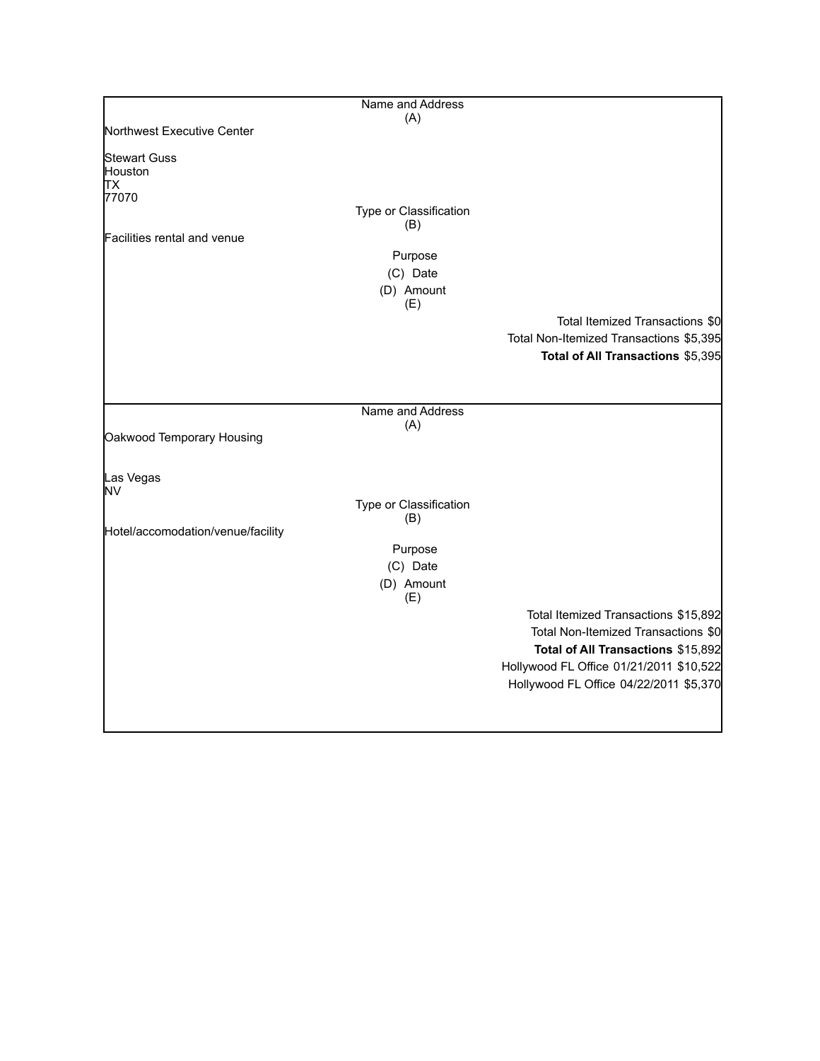| Name and Address (A) | | |
|---|---|---|
| Northwest Executive Center<br><br>Stewart Guss<br>Houston<br>TX<br>77070 | | |
| | Type or Classification (B) | |
| Facilities rental and venue | | |
| | Purpose | |
| | (C) Date | |
| | (D) Amount | |
| | (E) | |
| | | Total Itemized Transactions $0 |
| | | Total Non-Itemized Transactions $5,395 |
| | | **Total of All Transactions** $5,395 |

| Name and Address (A) | | |
|---|---|---|
| Oakwood Temporary Housing<br><br>Las Vegas<br>NV | | |
| | Type or Classification (B) | |
| Hotel/accomodation/venue/facility | | |
| | Purpose | |
| | (C) Date | |
| | (D) Amount | |
| | (E) | |
| | | Total Itemized Transactions $15,892 |
| | | Total Non-Itemized Transactions $0 |
| | | **Total of All Transactions** $15,892 |
| | | Hollywood FL Office 01/21/2011 $10,522 |
| | | Hollywood FL Office 04/22/2011 $5,370 |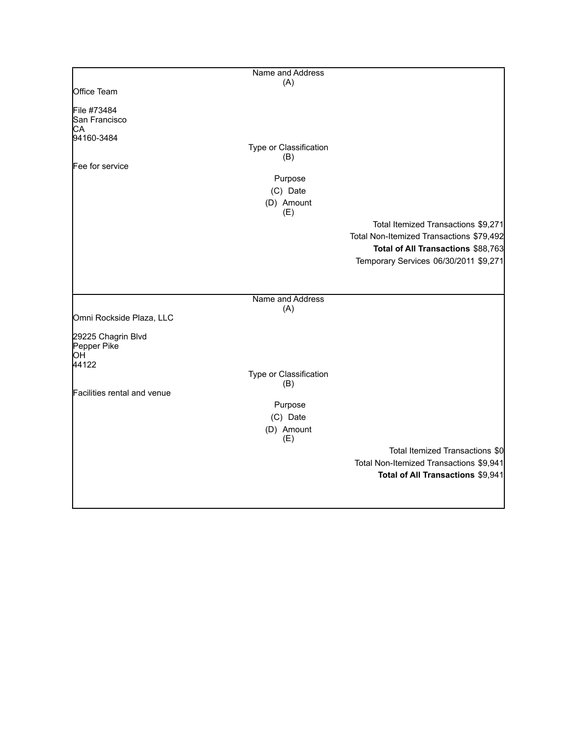| Name and Address (A) |
| --- |
| Office Team<br><br>File #73484<br>San Francisco<br>CA<br>94160-3484 |
| Type or Classification (B) |
| Fee for service |
| Purpose |
| (C) Date |
| (D) Amount (E) |
| Total Itemized Transactions $9,271 |
| Total Non-Itemized Transactions $79,492 |
| **Total of All Transactions** $88,763 |
| Temporary Services 06/30/2011 $9,271 |

| Name and Address (A) |
| --- |
| Omni Rockside Plaza, LLC<br><br>29225 Chagrin Blvd<br>Pepper Pike<br>OH<br>44122 |
| Type or Classification (B) |
| Facilities rental and venue |
| Purpose |
| (C) Date |
| (D) Amount (E) |
| Total Itemized Transactions $0 |
| Total Non-Itemized Transactions $9,941 |
| **Total of All Transactions** $9,941 |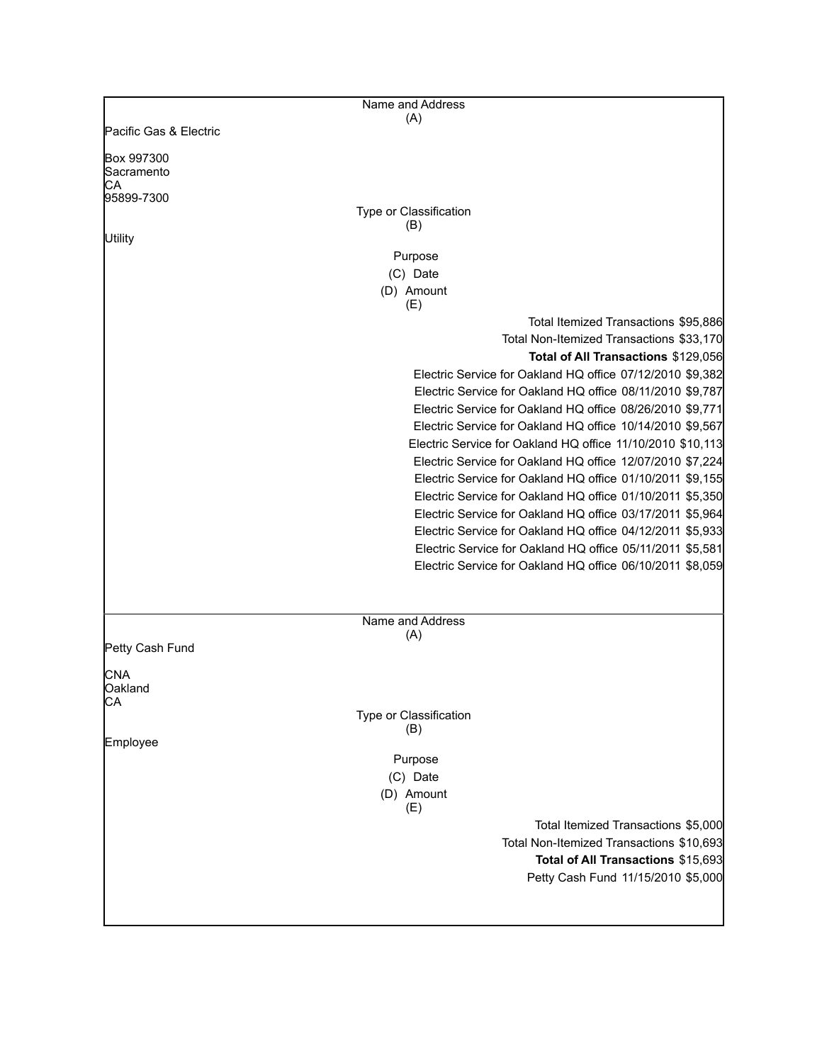Name and Address
(A)

Pacific Gas & Electric

Box 997300
Sacramento
CA
95899-7300

Type or Classification
(B)

Utility

Purpose
(C) Date
(D) Amount
(E)

Total Itemized Transactions $95,886
Total Non-Itemized Transactions $33,170
**Total of All Transactions** $129,056

| Purpose | Date | Amount |
|---|---|---|
| Electric Service for Oakland HQ office | 07/12/2010 | $9,382 |
| Electric Service for Oakland HQ office | 08/11/2010 | $9,787 |
| Electric Service for Oakland HQ office | 08/26/2010 | $9,771 |
| Electric Service for Oakland HQ office | 10/14/2010 | $9,567 |
| Electric Service for Oakland HQ office | 11/10/2010 | $10,113 |
| Electric Service for Oakland HQ office | 12/07/2010 | $7,224 |
| Electric Service for Oakland HQ office | 01/10/2011 | $9,155 |
| Electric Service for Oakland HQ office | 01/10/2011 | $5,350 |
| Electric Service for Oakland HQ office | 03/17/2011 | $5,964 |
| Electric Service for Oakland HQ office | 04/12/2011 | $5,933 |
| Electric Service for Oakland HQ office | 05/11/2011 | $5,581 |
| Electric Service for Oakland HQ office | 06/10/2011 | $8,059 |

Name and Address
(A)

Petty Cash Fund

CNA
Oakland
CA

Type or Classification
(B)

Employee

Purpose
(C) Date
(D) Amount
(E)

Total Itemized Transactions $5,000
Total Non-Itemized Transactions $10,693
**Total of All Transactions** $15,693

| Purpose | Date | Amount |
|---|---|---|
| Petty Cash Fund | 11/15/2010 | $5,000 |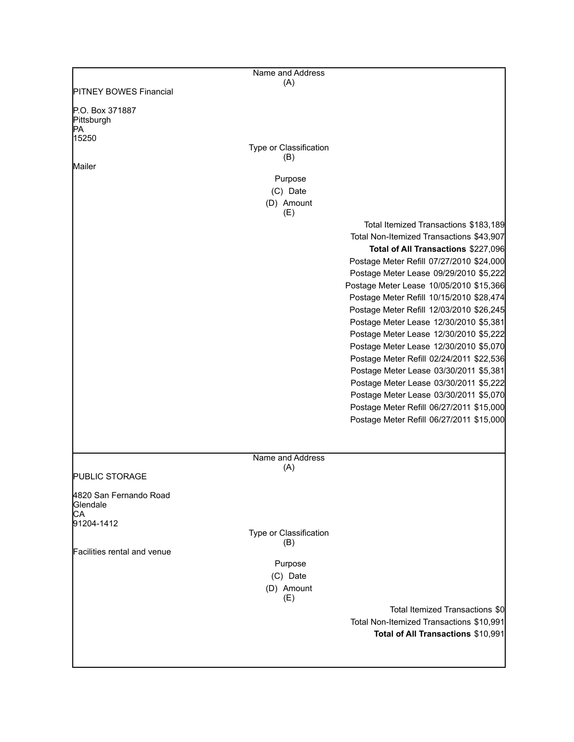Name and Address
(A)

PITNEY BOWES Financial

P.O. Box 371887
Pittsburgh
PA
15250

Type or Classification
(B)

Mailer

Purpose
(C) Date
(D) Amount
(E)

Total Itemized Transactions $183,189
Total Non-Itemized Transactions $43,907
**Total of All Transactions** $227,096

| Purpose | Date | Amount |
|---|---|---|
| Postage Meter Refill | 07/27/2010 | $24,000 |
| Postage Meter Lease | 09/29/2010 | $5,222 |
| Postage Meter Lease | 10/05/2010 | $15,366 |
| Postage Meter Refill | 10/15/2010 | $28,474 |
| Postage Meter Refill | 12/03/2010 | $26,245 |
| Postage Meter Lease | 12/30/2010 | $5,381 |
| Postage Meter Lease | 12/30/2010 | $5,222 |
| Postage Meter Lease | 12/30/2010 | $5,070 |
| Postage Meter Refill | 02/24/2011 | $22,536 |
| Postage Meter Lease | 03/30/2011 | $5,381 |
| Postage Meter Lease | 03/30/2011 | $5,222 |
| Postage Meter Lease | 03/30/2011 | $5,070 |
| Postage Meter Refill | 06/27/2011 | $15,000 |
| Postage Meter Refill | 06/27/2011 | $15,000 |

Name and Address
(A)

PUBLIC STORAGE

4820 San Fernando Road
Glendale
CA
91204-1412

Type or Classification
(B)

Facilities rental and venue

Purpose
(C) Date
(D) Amount
(E)

Total Itemized Transactions $0
Total Non-Itemized Transactions $10,991
**Total of All Transactions** $10,991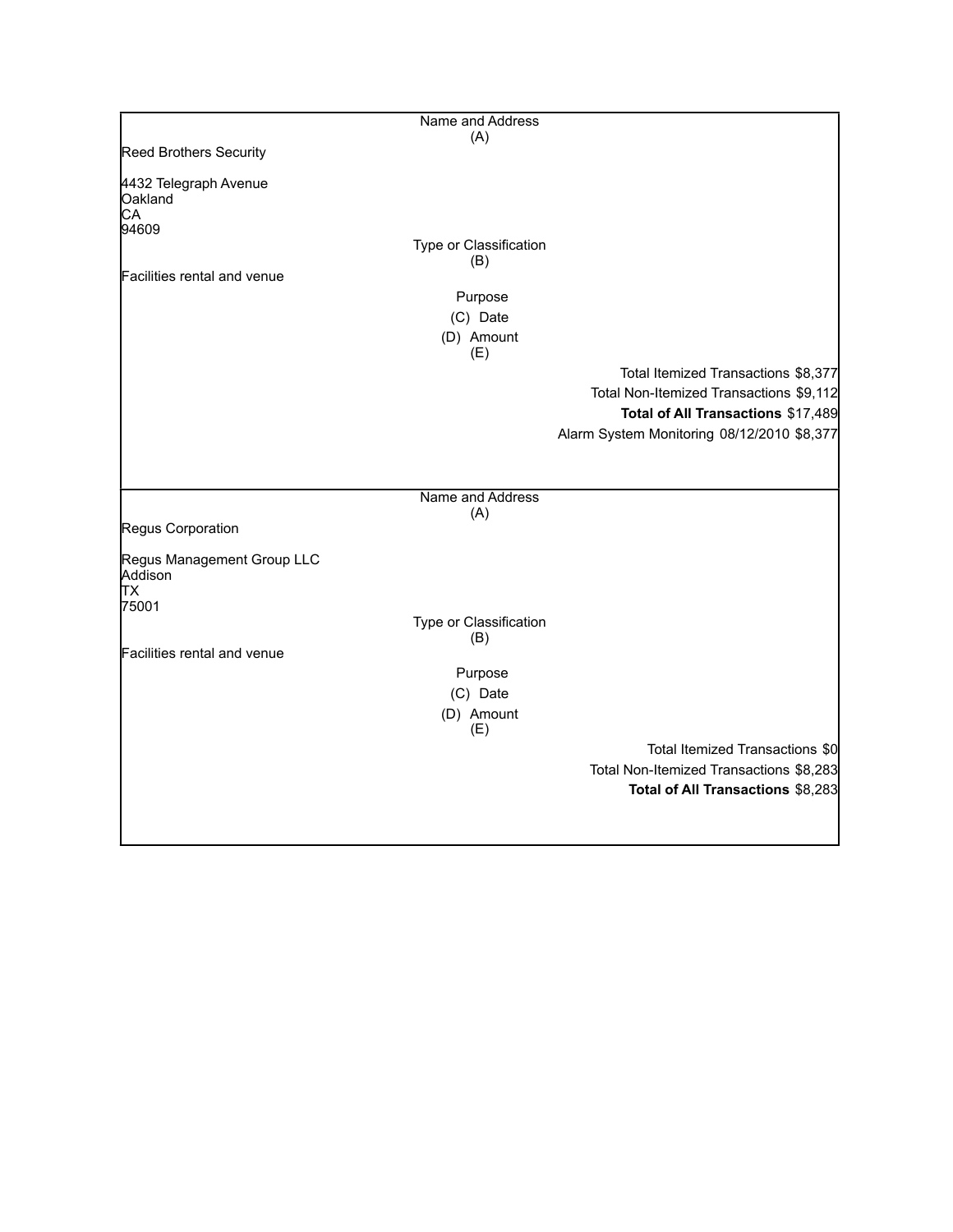Name and Address
(A)

Reed Brothers Security

4432 Telegraph Avenue
Oakland
CA
94609

Type or Classification
(B)

Facilities rental and venue

Purpose
(C) Date
(D) Amount
(E)

Total Itemized Transactions $8,377
Total Non-Itemized Transactions $9,112
**Total of All Transactions** $17,489

Alarm System Monitoring 08/12/2010 $8,377

---

Name and Address
(A)

Regus Corporation

Regus Management Group LLC
Addison
TX
75001

Type or Classification
(B)

Facilities rental and venue

Purpose
(C) Date
(D) Amount
(E)

Total Itemized Transactions $0
Total Non-Itemized Transactions $8,283
**Total of All Transactions** $8,283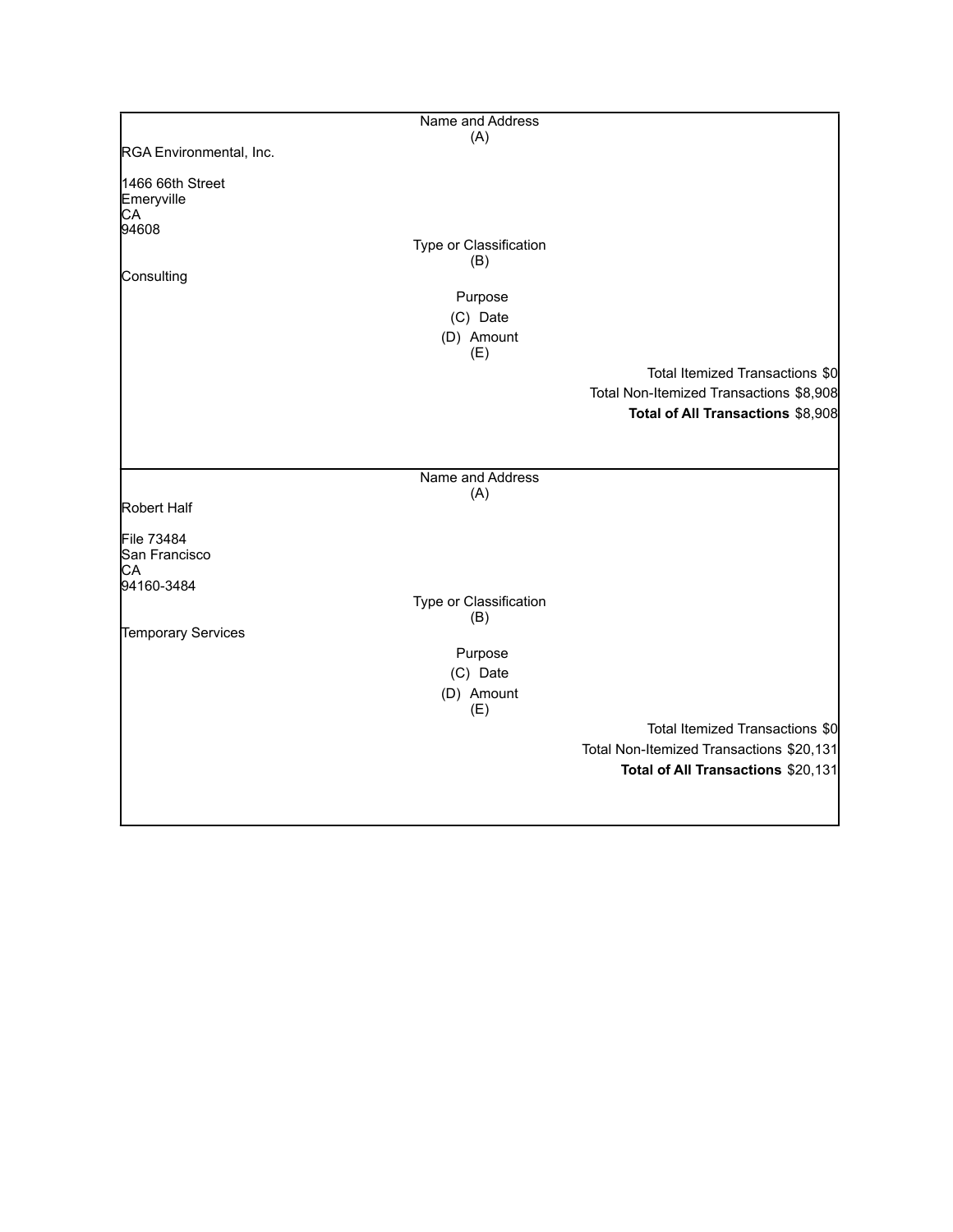Name and Address
(A)

RGA Environmental, Inc.

1466 66th Street
Emeryville
CA
94608

Type or Classification
(B)

Consulting

Purpose
(C) Date
(D) Amount
(E)

Total Itemized Transactions $0
Total Non-Itemized Transactions $8,908
**Total of All Transactions** $8,908

---

Name and Address
(A)

Robert Half

File 73484
San Francisco
CA
94160-3484

Type or Classification
(B)

Temporary Services

Purpose
(C) Date
(D) Amount
(E)

Total Itemized Transactions $0
Total Non-Itemized Transactions $20,131
**Total of All Transactions** $20,131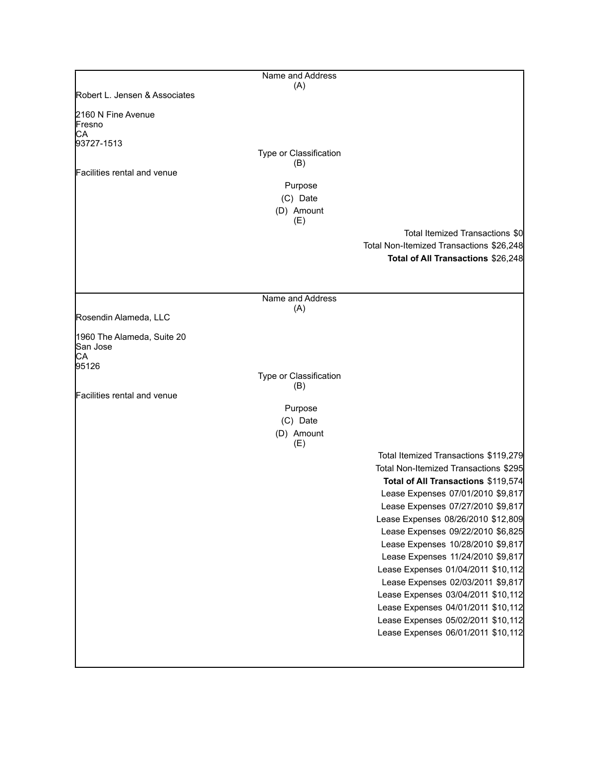| Name and Address (A) | Type or Classification (B) | Purpose (C) | Date (D) | Amount (E) |
|---|---|---|---|---|
| Robert L. Jensen & Associates<br><br>2160 N Fine Avenue<br>Fresno<br>CA<br>93727-1513 | Facilities rental and venue | | | |
| | | Total Itemized Transactions | | $0 |
| | | Total Non-Itemized Transactions | | $26,248 |
| | | **Total of All Transactions** | | $26,248 |

| Name and Address (A) | Type or Classification (B) | Purpose (C) | Date (D) | Amount (E) |
|---|---|---|---|---|
| Rosendin Alameda, LLC<br><br>1960 The Alameda, Suite 20<br>San Jose<br>CA<br>95126 | Facilities rental and venue | | | |
| | | Total Itemized Transactions | | $119,279 |
| | | Total Non-Itemized Transactions | | $295 |
| | | **Total of All Transactions** | | $119,574 |
| | | Lease Expenses | 07/01/2010 | $9,817 |
| | | Lease Expenses | 07/27/2010 | $9,817 |
| | | Lease Expenses | 08/26/2010 | $12,809 |
| | | Lease Expenses | 09/22/2010 | $6,825 |
| | | Lease Expenses | 10/28/2010 | $9,817 |
| | | Lease Expenses | 11/24/2010 | $9,817 |
| | | Lease Expenses | 01/04/2011 | $10,112 |
| | | Lease Expenses | 02/03/2011 | $9,817 |
| | | Lease Expenses | 03/04/2011 | $10,112 |
| | | Lease Expenses | 04/01/2011 | $10,112 |
| | | Lease Expenses | 05/02/2011 | $10,112 |
| | | Lease Expenses | 06/01/2011 | $10,112 |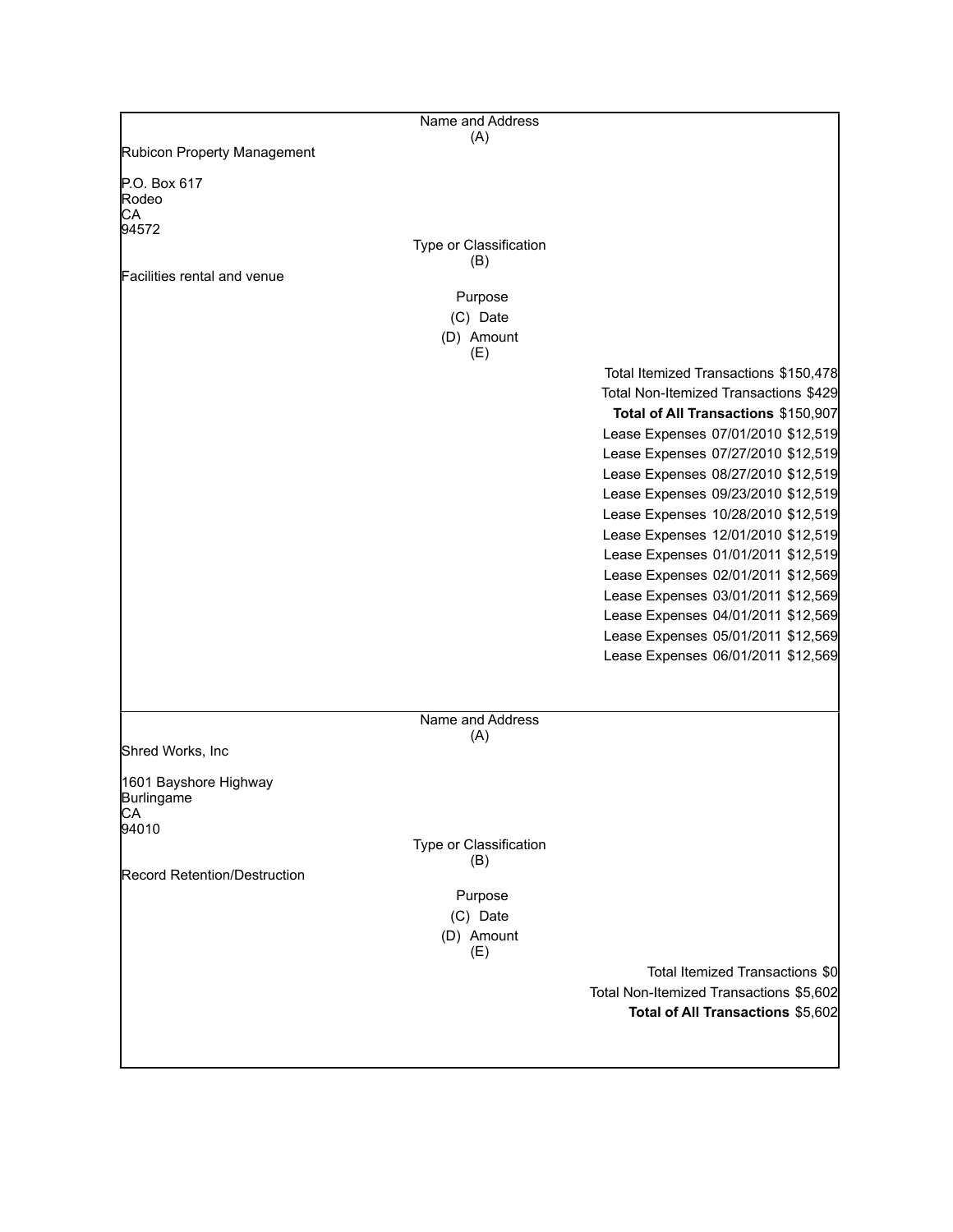| Name and Address (A) | | |
|---|---|---|
| Rubicon Property Management<br><br>P.O. Box 617<br>Rodeo<br>CA<br>94572 | | |
| **Type or Classification (B)** | | |
| Facilities rental and venue | | |
| **Purpose (C)** | **Date (D)** | **Amount (E)** |
| | | Total Itemized Transactions $150,478 |
| | | Total Non-Itemized Transactions $429 |
| | | **Total of All Transactions** $150,907 |
| Lease Expenses | 07/01/2010 | $12,519 |
| Lease Expenses | 07/27/2010 | $12,519 |
| Lease Expenses | 08/27/2010 | $12,519 |
| Lease Expenses | 09/23/2010 | $12,519 |
| Lease Expenses | 10/28/2010 | $12,519 |
| Lease Expenses | 12/01/2010 | $12,519 |
| Lease Expenses | 01/01/2011 | $12,519 |
| Lease Expenses | 02/01/2011 | $12,569 |
| Lease Expenses | 03/01/2011 | $12,569 |
| Lease Expenses | 04/01/2011 | $12,569 |
| Lease Expenses | 05/01/2011 | $12,569 |
| Lease Expenses | 06/01/2011 | $12,569 |

| Name and Address (A) | | |
|---|---|---|
| Shred Works, Inc<br><br>1601 Bayshore Highway<br>Burlingame<br>CA<br>94010 | | |
| **Type or Classification (B)** | | |
| Record Retention/Destruction | | |
| **Purpose (C)** | **Date (D)** | **Amount (E)** |
| | | Total Itemized Transactions $0 |
| | | Total Non-Itemized Transactions $5,602 |
| | | **Total of All Transactions** $5,602 |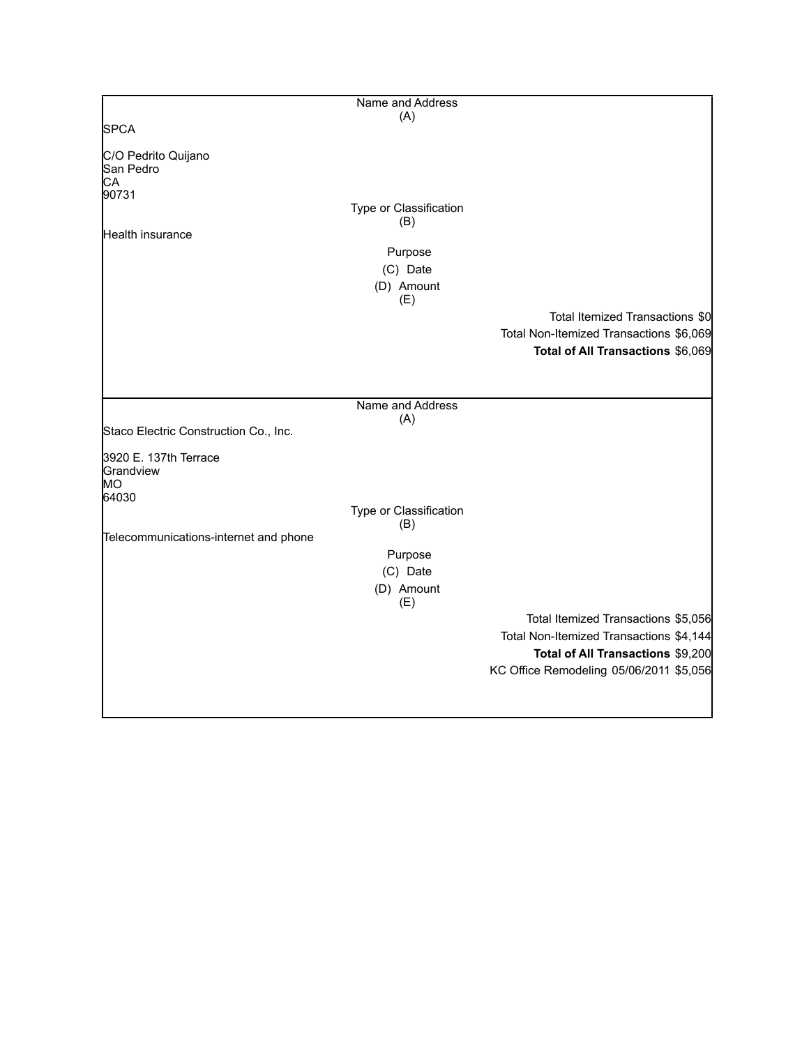Name and Address
(A)

SPCA

C/O Pedrito Quijano
San Pedro
CA
90731

Type or Classification
(B)

Health insurance

Purpose
(C) Date
(D) Amount
(E)

Total Itemized Transactions $0
Total Non-Itemized Transactions $6,069
**Total of All Transactions** $6,069

---

Name and Address
(A)

Staco Electric Construction Co., Inc.

3920 E. 137th Terrace
Grandview
MO
64030

Type or Classification
(B)

Telecommunications-internet and phone

Purpose
(C) Date
(D) Amount
(E)

Total Itemized Transactions $5,056
Total Non-Itemized Transactions $4,144
**Total of All Transactions** $9,200
KC Office Remodeling 05/06/2011 $5,056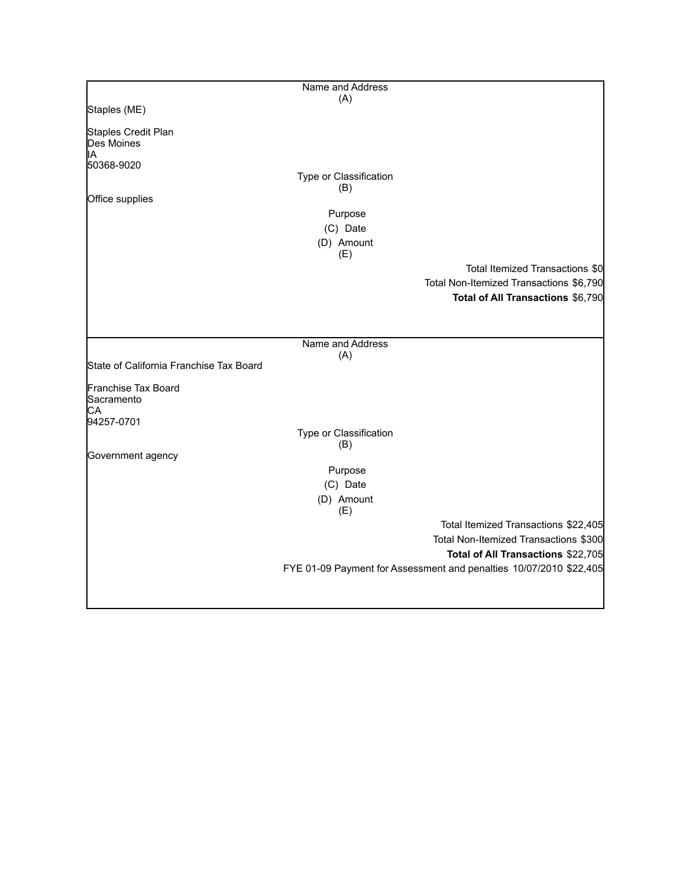| Name and Address (A) | Type or Classification (B) | Purpose | (C) Date | (D) Amount (E) |
|---|---|---|---|---|
| Staples (ME)<br><br>Staples Credit Plan<br>Des Moines<br>IA<br>50368-9020 | Office supplies | | | |
| | | | Total Itemized Transactions | $0 |
| | | | Total Non-Itemized Transactions | $6,790 |
| | | | **Total of All Transactions** | $6,790 |

| Name and Address (A) | Type or Classification (B) | Purpose | (C) Date | (D) Amount (E) |
|---|---|---|---|---|
| State of California Franchise Tax Board<br><br>Franchise Tax Board<br>Sacramento<br>CA<br>94257-0701 | Government agency | | | |
| | | | Total Itemized Transactions | $22,405 |
| | | | Total Non-Itemized Transactions | $300 |
| | | | **Total of All Transactions** | $22,705 |
| | | FYE 01-09 Payment for Assessment and penalties | 10/07/2010 | $22,405 |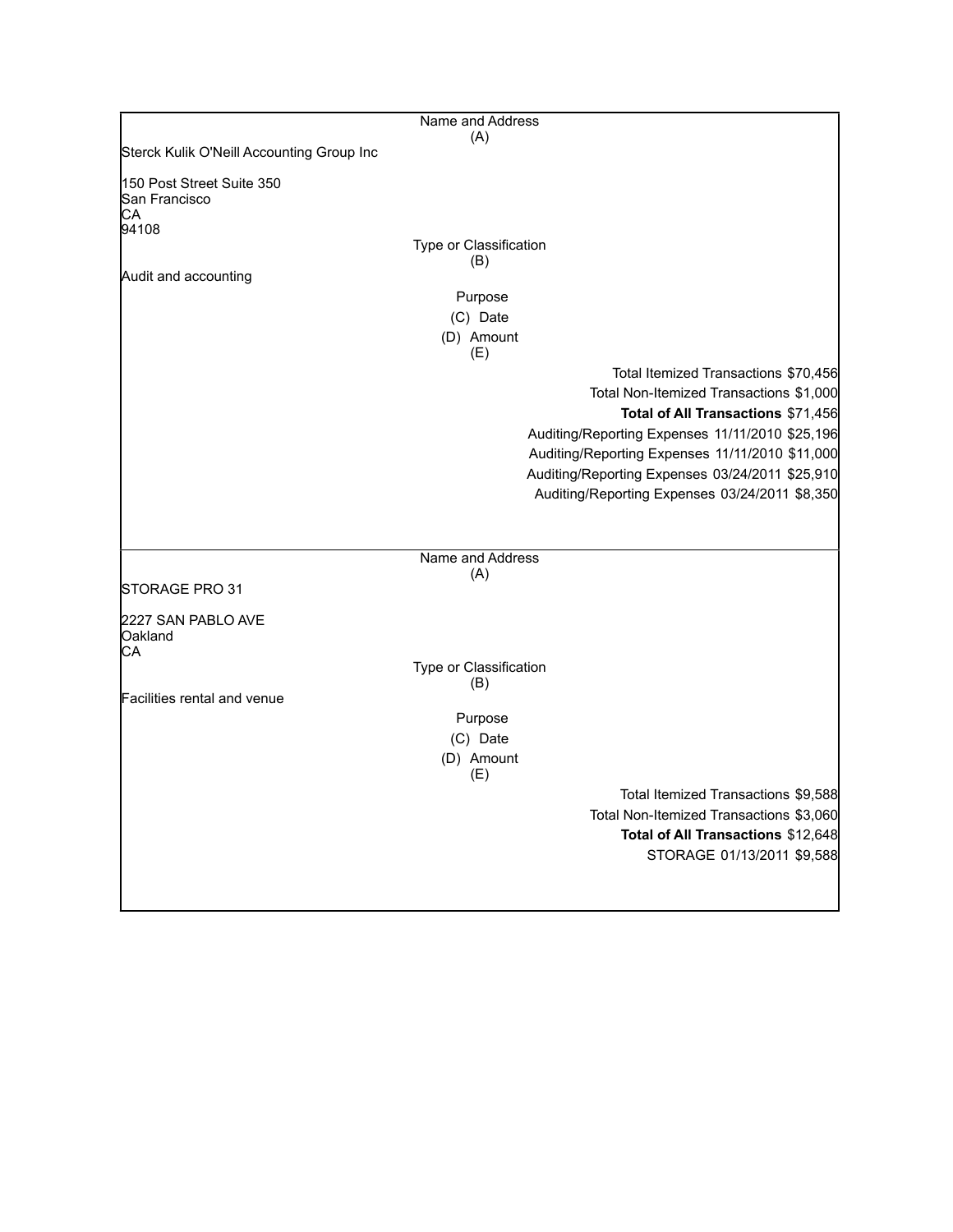| Name and Address (A) | |
|---|---|
| Sterck Kulik O'Neill Accounting Group Inc<br><br>150 Post Street Suite 350<br>San Francisco<br>CA<br>94108 | |
| **Type or Classification (B)** | |
| Audit and accounting | |
| **Purpose (C) Date (D) Amount (E)** | |
| | Total Itemized Transactions $70,456 |
| | Total Non-Itemized Transactions $1,000 |
| | **Total of All Transactions** $71,456 |
| | Auditing/Reporting Expenses 11/11/2010 $25,196 |
| | Auditing/Reporting Expenses 11/11/2010 $11,000 |
| | Auditing/Reporting Expenses 03/24/2011 $25,910 |
| | Auditing/Reporting Expenses 03/24/2011 $8,350 |

| Name and Address (A) | |
|---|---|
| STORAGE PRO 31<br><br>2227 SAN PABLO AVE<br>Oakland<br>CA | |
| **Type or Classification (B)** | |
| Facilities rental and venue | |
| **Purpose (C) Date (D) Amount (E)** | |
| | Total Itemized Transactions $9,588 |
| | Total Non-Itemized Transactions $3,060 |
| | **Total of All Transactions** $12,648 |
| | STORAGE 01/13/2011 $9,588 |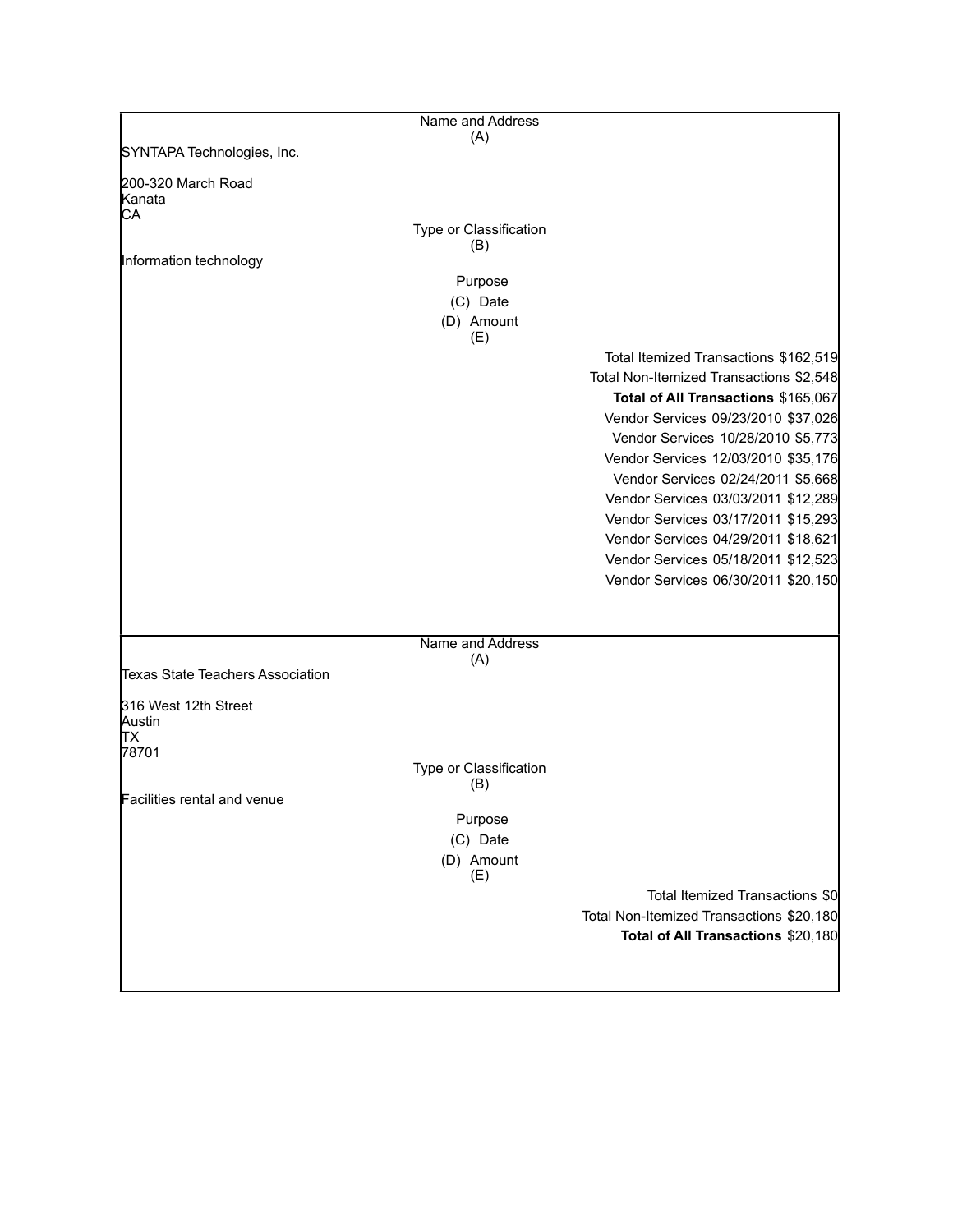| Name and Address (A) | | |
|---|---|---|
| SYNTAPA Technologies, Inc.<br><br>200-320 March Road<br>Kanata<br>CA | | |
| Type or Classification (B) | | |
| Information technology | | |
| Purpose (C) | Date (D) | Amount (E) |
| Total Itemized Transactions | | $162,519 |
| Total Non-Itemized Transactions | | $2,548 |
| **Total of All Transactions** | | $165,067 |
| Vendor Services | 09/23/2010 | $37,026 |
| Vendor Services | 10/28/2010 | $5,773 |
| Vendor Services | 12/03/2010 | $35,176 |
| Vendor Services | 02/24/2011 | $5,668 |
| Vendor Services | 03/03/2011 | $12,289 |
| Vendor Services | 03/17/2011 | $15,293 |
| Vendor Services | 04/29/2011 | $18,621 |
| Vendor Services | 05/18/2011 | $12,523 |
| Vendor Services | 06/30/2011 | $20,150 |

| Name and Address (A) | | |
|---|---|---|
| Texas State Teachers Association<br><br>316 West 12th Street<br>Austin<br>TX<br>78701 | | |
| Type or Classification (B) | | |
| Facilities rental and venue | | |
| Purpose (C) | Date (D) | Amount (E) |
| Total Itemized Transactions | | $0 |
| Total Non-Itemized Transactions | | $20,180 |
| **Total of All Transactions** | | $20,180 |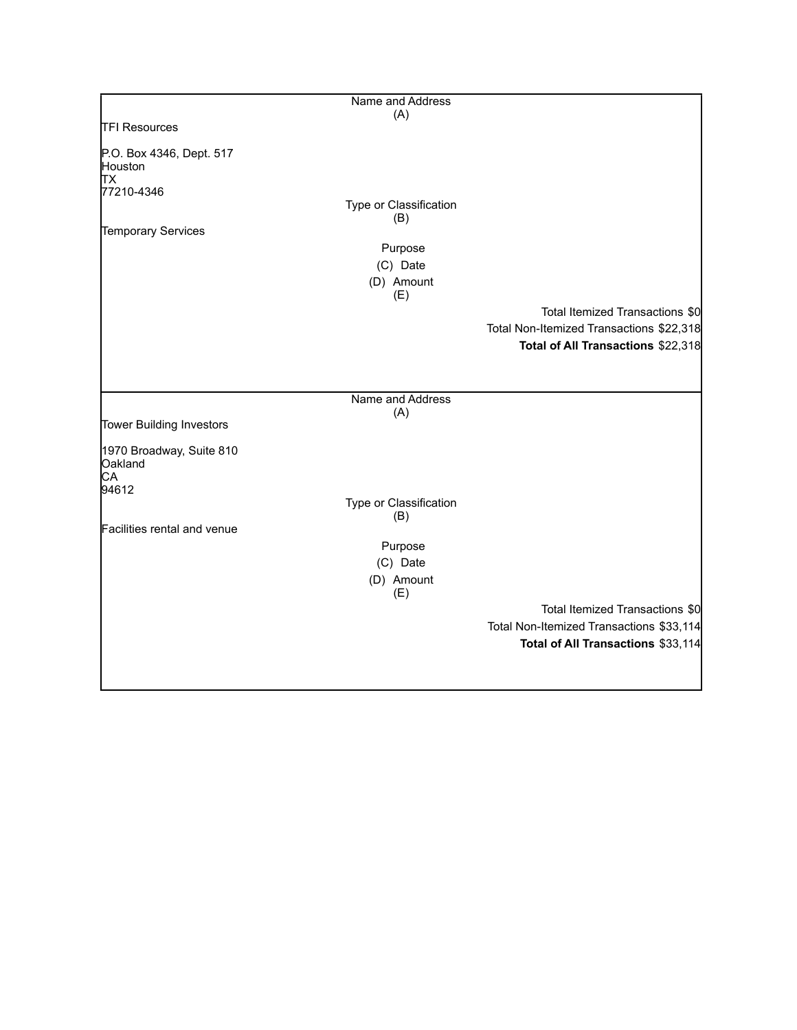| Name and Address (A) |
| --- |
| TFI Resources<br><br>P.O. Box 4346, Dept. 517<br>Houston<br>TX<br>77210-4346 |
| Type or Classification (B) |
| Temporary Services |
| Purpose |
| (C) Date |
| (D) Amount (E) |
| Total Itemized Transactions $0 |
| Total Non-Itemized Transactions $22,318 |
| **Total of All Transactions** $22,318 |

| Name and Address (A) |
| --- |
| Tower Building Investors<br><br>1970 Broadway, Suite 810<br>Oakland<br>CA<br>94612 |
| Type or Classification (B) |
| Facilities rental and venue |
| Purpose |
| (C) Date |
| (D) Amount (E) |
| Total Itemized Transactions $0 |
| Total Non-Itemized Transactions $33,114 |
| **Total of All Transactions** $33,114 |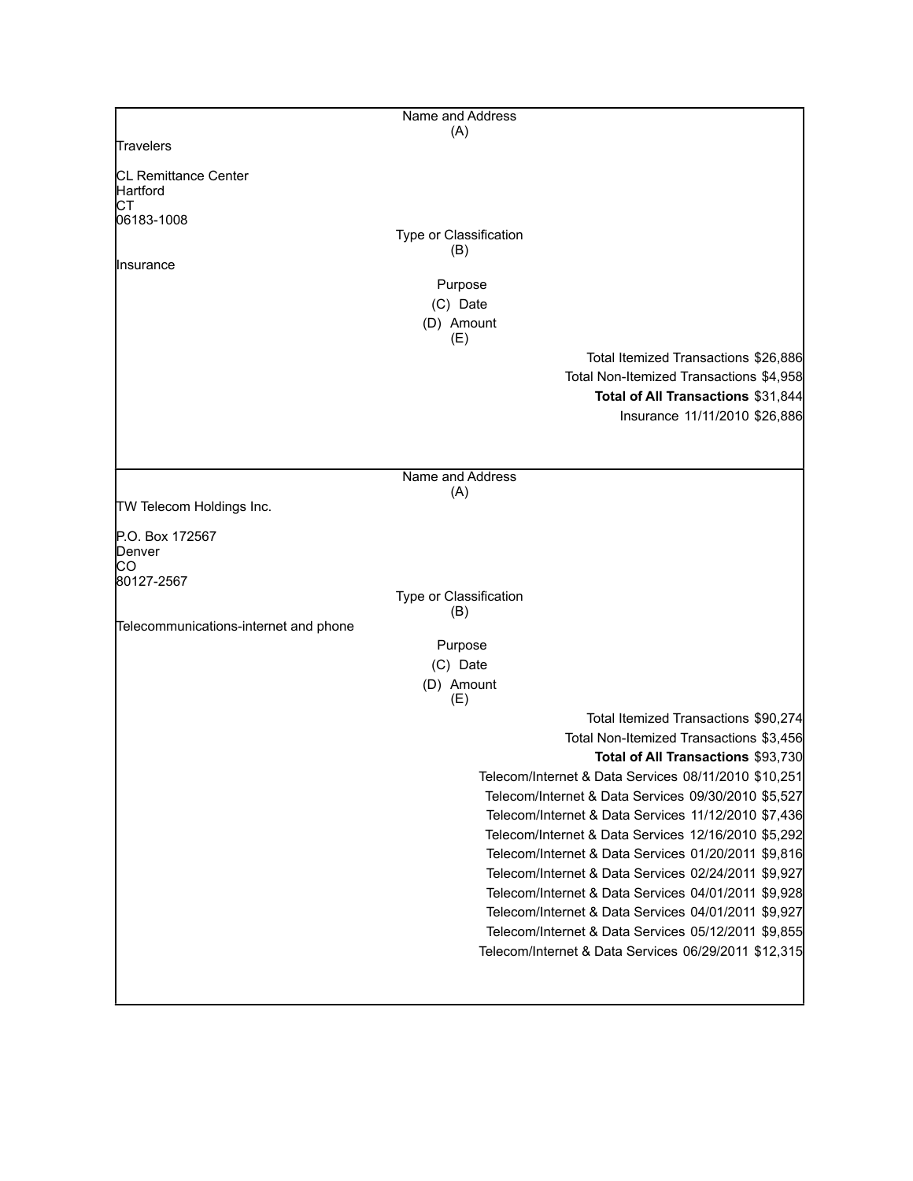Name and Address
(A)

Travelers

CL Remittance Center
Hartford
CT
06183-1008

Type or Classification
(B)

Insurance

Purpose
(C) Date
(D) Amount
(E)

Total Itemized Transactions $26,886
Total Non-Itemized Transactions $4,958
**Total of All Transactions** $31,844

| Purpose | Date | Amount |
|---|---|---|
| Insurance | 11/11/2010 | $26,886 |

---

Name and Address
(A)

TW Telecom Holdings Inc.

P.O. Box 172567
Denver
CO
80127-2567

Type or Classification
(B)

Telecommunications-internet and phone

Purpose
(C) Date
(D) Amount
(E)

Total Itemized Transactions $90,274
Total Non-Itemized Transactions $3,456
**Total of All Transactions** $93,730

| Purpose | Date | Amount |
|---|---|---|
| Telecom/Internet & Data Services | 08/11/2010 | $10,251 |
| Telecom/Internet & Data Services | 09/30/2010 | $5,527 |
| Telecom/Internet & Data Services | 11/12/2010 | $7,436 |
| Telecom/Internet & Data Services | 12/16/2010 | $5,292 |
| Telecom/Internet & Data Services | 01/20/2011 | $9,816 |
| Telecom/Internet & Data Services | 02/24/2011 | $9,927 |
| Telecom/Internet & Data Services | 04/01/2011 | $9,928 |
| Telecom/Internet & Data Services | 04/01/2011 | $9,927 |
| Telecom/Internet & Data Services | 05/12/2011 | $9,855 |
| Telecom/Internet & Data Services | 06/29/2011 | $12,315 |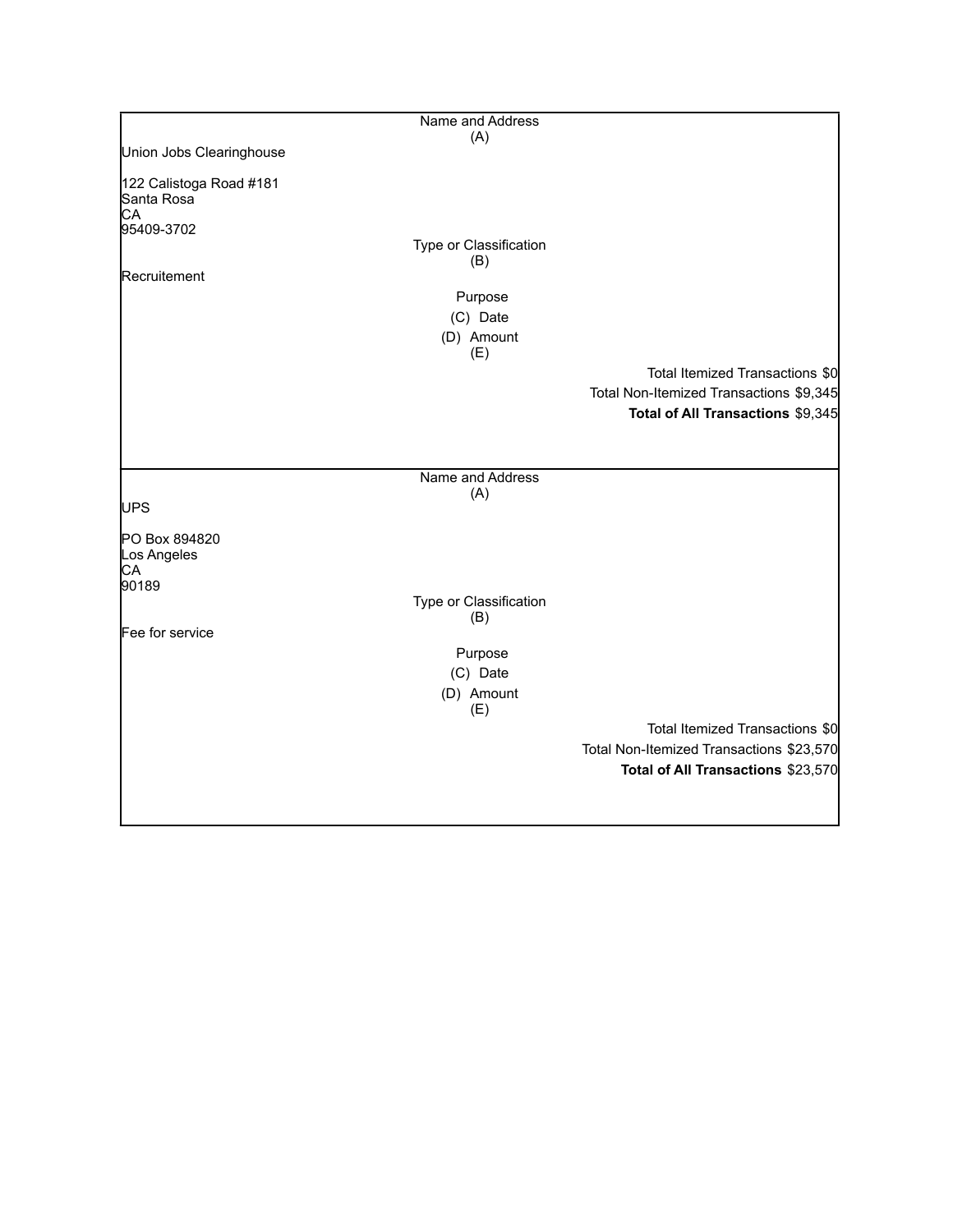| Name and Address (A) |
| --- |
| Union Jobs Clearinghouse<br><br>122 Calistoga Road #181<br>Santa Rosa<br>CA<br>95409-3702 |
| Type or Classification (B) |
| Recruitement |
| Purpose |
| (C) Date |
| (D) Amount |
| (E) |
| Total Itemized Transactions $0 |
| Total Non-Itemized Transactions $9,345 |
| **Total of All Transactions** $9,345 |

| Name and Address (A) |
| --- |
| UPS<br><br>PO Box 894820<br>Los Angeles<br>CA<br>90189 |
| Type or Classification (B) |
| Fee for service |
| Purpose |
| (C) Date |
| (D) Amount |
| (E) |
| Total Itemized Transactions $0 |
| Total Non-Itemized Transactions $23,570 |
| **Total of All Transactions** $23,570 |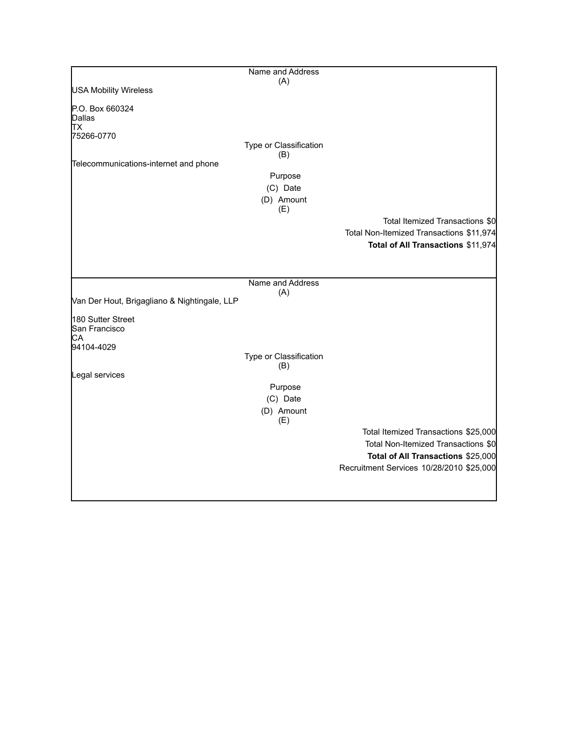Name and Address
(A)

USA Mobility Wireless

P.O. Box 660324
Dallas
TX
75266-0770

Type or Classification
(B)

Telecommunications-internet and phone

Purpose
(C) Date
(D) Amount
(E)

Total Itemized Transactions $0
Total Non-Itemized Transactions $11,974
**Total of All Transactions** $11,974

---

Name and Address
(A)

Van Der Hout, Brigagliano & Nightingale, LLP

180 Sutter Street
San Francisco
CA
94104-4029

Type or Classification
(B)

Legal services

Purpose
(C) Date
(D) Amount
(E)

Total Itemized Transactions $25,000
Total Non-Itemized Transactions $0
**Total of All Transactions** $25,000
Recruitment Services 10/28/2010 $25,000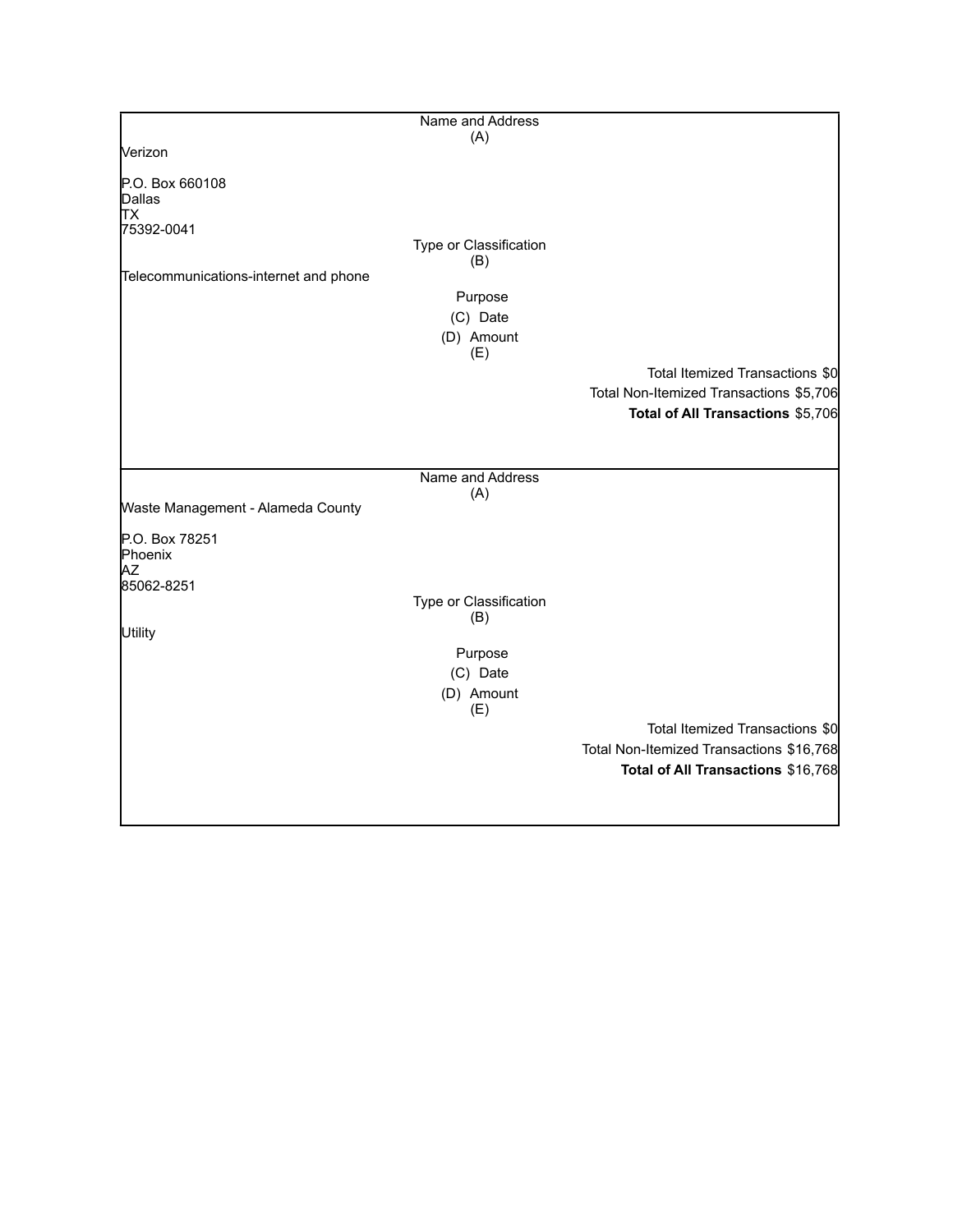Name and Address
(A)

Verizon

P.O. Box 660108
Dallas
TX
75392-0041

Type or Classification
(B)

Telecommunications-internet and phone

Purpose

(C) Date

(D) Amount
(E)

Total Itemized Transactions $0

Total Non-Itemized Transactions $5,706

**Total of All Transactions** $5,706

---

Name and Address
(A)

Waste Management - Alameda County

P.O. Box 78251
Phoenix
AZ
85062-8251

Type or Classification
(B)

Utility

Purpose

(C) Date

(D) Amount
(E)

Total Itemized Transactions $0

Total Non-Itemized Transactions $16,768

**Total of All Transactions** $16,768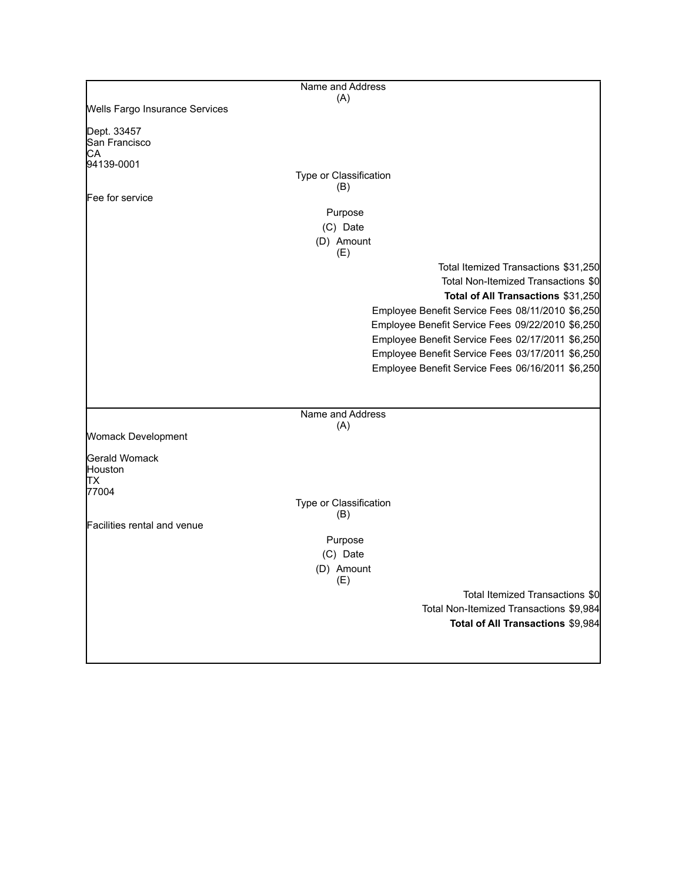Name and Address
(A)

Wells Fargo Insurance Services

Dept. 33457
San Francisco
CA
94139-0001

Type or Classification
(B)

Fee for service

Purpose
(C) Date
(D) Amount
(E)

Total Itemized Transactions $31,250
Total Non-Itemized Transactions $0
**Total of All Transactions** $31,250

| Purpose | Date | Amount |
|---|---|---|
| Employee Benefit Service Fees | 08/11/2010 | $6,250 |
| Employee Benefit Service Fees | 09/22/2010 | $6,250 |
| Employee Benefit Service Fees | 02/17/2011 | $6,250 |
| Employee Benefit Service Fees | 03/17/2011 | $6,250 |
| Employee Benefit Service Fees | 06/16/2011 | $6,250 |

---

Name and Address
(A)

Womack Development

Gerald Womack
Houston
TX
77004

Type or Classification
(B)

Facilities rental and venue

Purpose
(C) Date
(D) Amount
(E)

Total Itemized Transactions $0
Total Non-Itemized Transactions $9,984
**Total of All Transactions** $9,984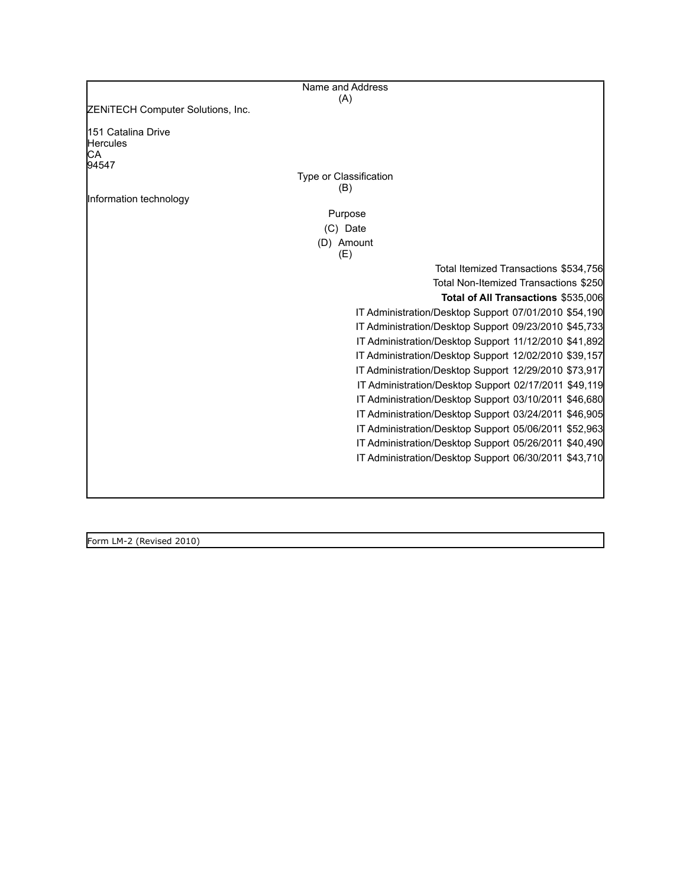Name and Address
(A)

ZENiTECH Computer Solutions, Inc.

151 Catalina Drive
Hercules
CA
94547

Type or Classification
(B)

Information technology

Purpose
(C) Date
(D) Amount
(E)

| Purpose | Date | Amount |
|---|---|---|
| Total Itemized Transactions | | $534,756 |
| Total Non-Itemized Transactions | | $250 |
| **Total of All Transactions** | | $535,006 |
| IT Administration/Desktop Support | 07/01/2010 | $54,190 |
| IT Administration/Desktop Support | 09/23/2010 | $45,733 |
| IT Administration/Desktop Support | 11/12/2010 | $41,892 |
| IT Administration/Desktop Support | 12/02/2010 | $39,157 |
| IT Administration/Desktop Support | 12/29/2010 | $73,917 |
| IT Administration/Desktop Support | 02/17/2011 | $49,119 |
| IT Administration/Desktop Support | 03/10/2011 | $46,680 |
| IT Administration/Desktop Support | 03/24/2011 | $46,905 |
| IT Administration/Desktop Support | 05/06/2011 | $52,963 |
| IT Administration/Desktop Support | 05/26/2011 | $40,490 |
| IT Administration/Desktop Support | 06/30/2011 | $43,710 |

Form LM-2 (Revised 2010)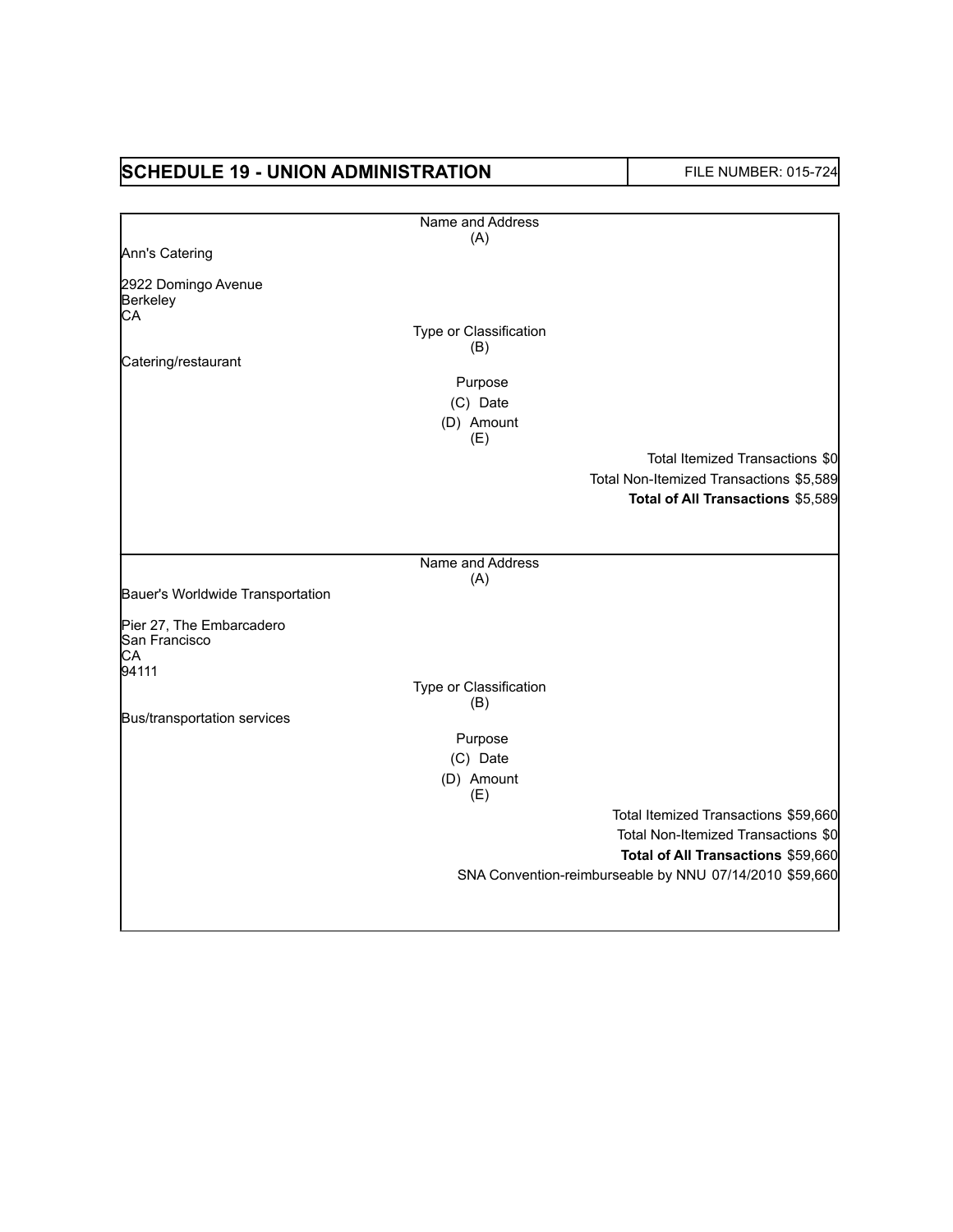# SCHEDULE 19 - UNION ADMINISTRATION

FILE NUMBER: 015-724

Name and Address
(A)

Ann's Catering

2922 Domingo Avenue
Berkeley
CA

Type or Classification
(B)

Catering/restaurant

Purpose
(C) Date
(D) Amount
(E)

Total Itemized Transactions $0
Total Non-Itemized Transactions $5,589
**Total of All Transactions** $5,589

---

Name and Address
(A)

Bauer's Worldwide Transportation

Pier 27, The Embarcadero
San Francisco
CA
94111

Type or Classification
(B)

Bus/transportation services

Purpose
(C) Date
(D) Amount
(E)

Total Itemized Transactions $59,660
Total Non-Itemized Transactions $0
**Total of All Transactions** $59,660

SNA Convention-reimburseable by NNU 07/14/2010 $59,660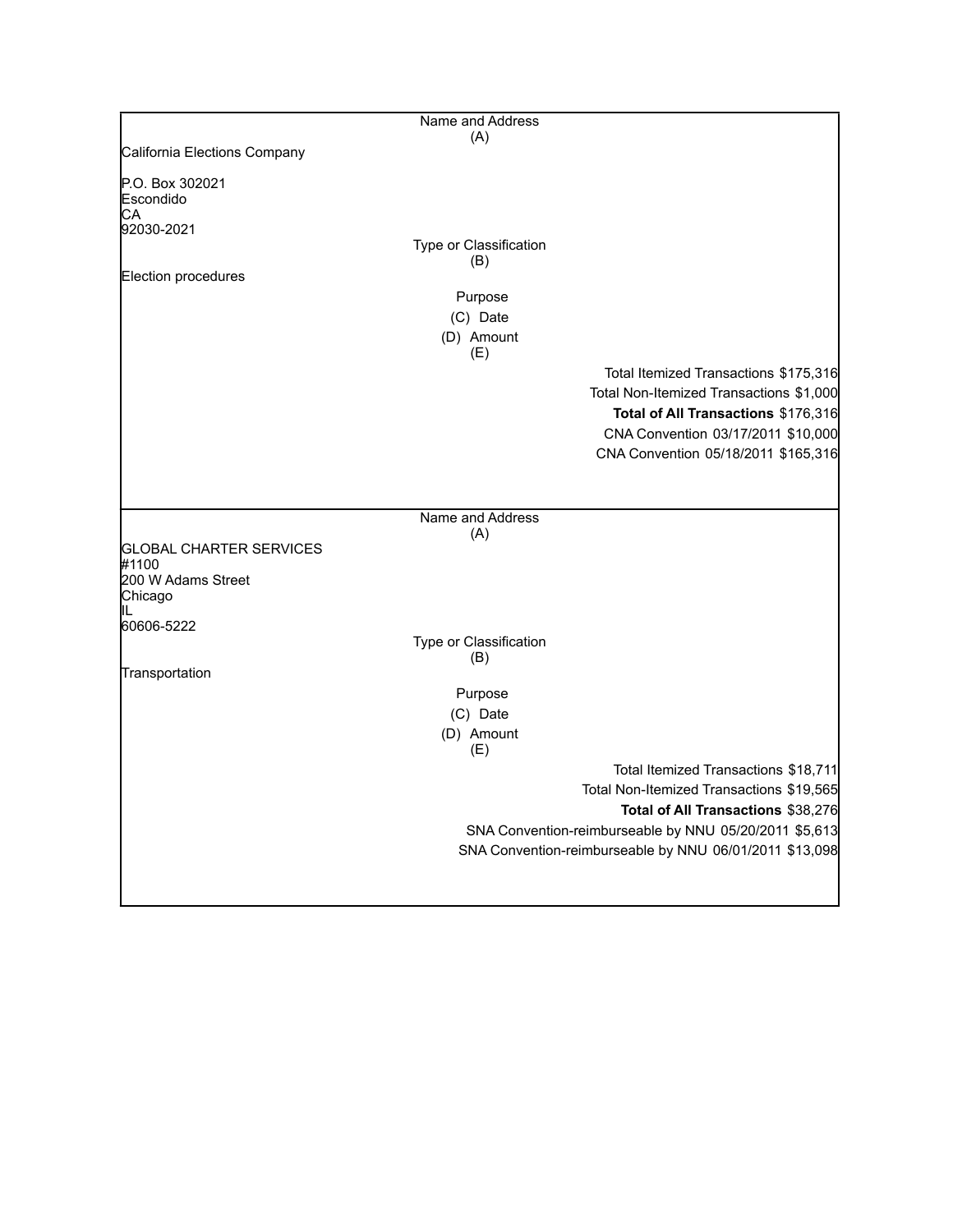Name and Address
(A)

California Elections Company

P.O. Box 302021
Escondido
CA
92030-2021

Type or Classification
(B)

Election procedures

Purpose
(C) Date
(D) Amount
(E)

Total Itemized Transactions $175,316

Total Non-Itemized Transactions $1,000

**Total of All Transactions** $176,316

CNA Convention 03/17/2011 $10,000

CNA Convention 05/18/2011 $165,316

---

Name and Address
(A)

GLOBAL CHARTER SERVICES
#1100
200 W Adams Street
Chicago
IL
60606-5222

Type or Classification
(B)

Transportation

Purpose
(C) Date
(D) Amount
(E)

Total Itemized Transactions $18,711

Total Non-Itemized Transactions $19,565

**Total of All Transactions** $38,276

SNA Convention-reimburseable by NNU 05/20/2011 $5,613

SNA Convention-reimburseable by NNU 06/01/2011 $13,098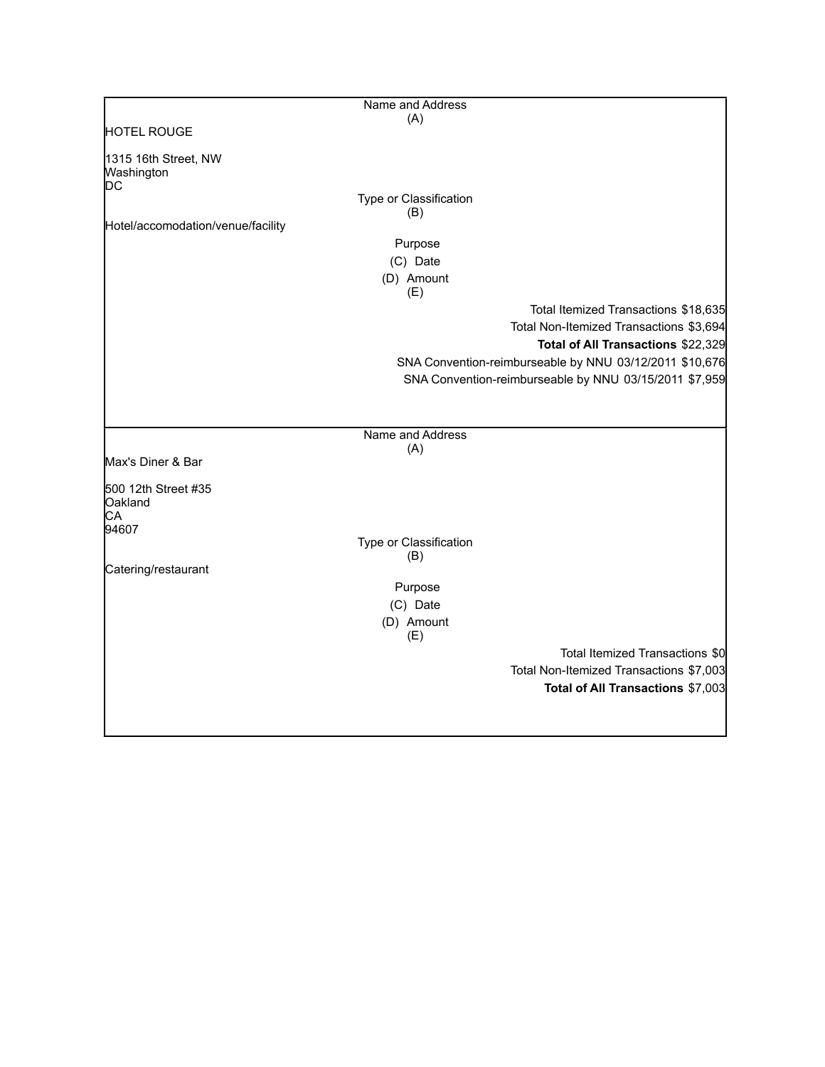| Name and Address (A) |
| --- |
| HOTEL ROUGE<br><br>1315 16th Street, NW<br>Washington<br>DC |
| Type or Classification (B) |
| Hotel/accomodation/venue/facility |
| Purpose<br>(C) Date<br>(D) Amount<br>(E) |
| Total Itemized Transactions $18,635 |
| Total Non-Itemized Transactions $3,694 |
| **Total of All Transactions** $22,329 |
| SNA Convention-reimburseable by NNU 03/12/2011 $10,676 |
| SNA Convention-reimburseable by NNU 03/15/2011 $7,959 |

| Name and Address (A) |
| --- |
| Max's Diner & Bar<br><br>500 12th Street #35<br>Oakland<br>CA<br>94607 |
| Type or Classification (B) |
| Catering/restaurant |
| Purpose<br>(C) Date<br>(D) Amount<br>(E) |
| Total Itemized Transactions $0 |
| Total Non-Itemized Transactions $7,003 |
| **Total of All Transactions** $7,003 |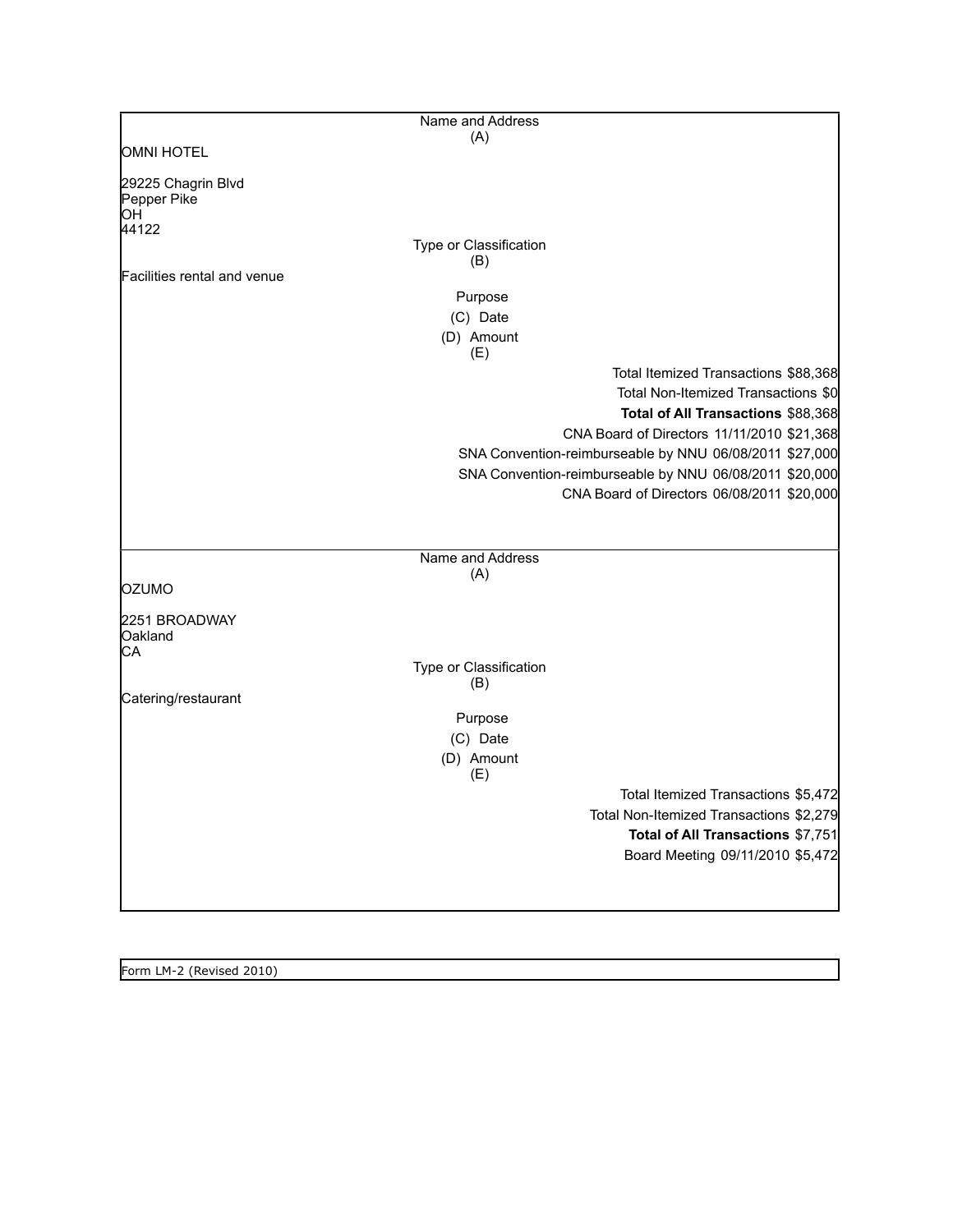**Name and Address (A)**

OMNI HOTEL

29225 Chagrin Blvd
Pepper Pike
OH
44122

**Type or Classification (B)**

Facilities rental and venue

| Purpose (C) | Date (D) | Amount (E) |
|---|---|---|
| Total Itemized Transactions | | $88,368 |
| Total Non-Itemized Transactions | | $0 |
| **Total of All Transactions** | | $88,368 |
| CNA Board of Directors | 11/11/2010 | $21,368 |
| SNA Convention-reimburseable by NNU | 06/08/2011 | $27,000 |
| SNA Convention-reimburseable by NNU | 06/08/2011 | $20,000 |
| CNA Board of Directors | 06/08/2011 | $20,000 |

**Name and Address (A)**

OZUMO

2251 BROADWAY
Oakland
CA

**Type or Classification (B)**

Catering/restaurant

| Purpose (C) | Date (D) | Amount (E) |
|---|---|---|
| Total Itemized Transactions | | $5,472 |
| Total Non-Itemized Transactions | | $2,279 |
| **Total of All Transactions** | | $7,751 |
| Board Meeting | 09/11/2010 | $5,472 |

Form LM-2 (Revised 2010)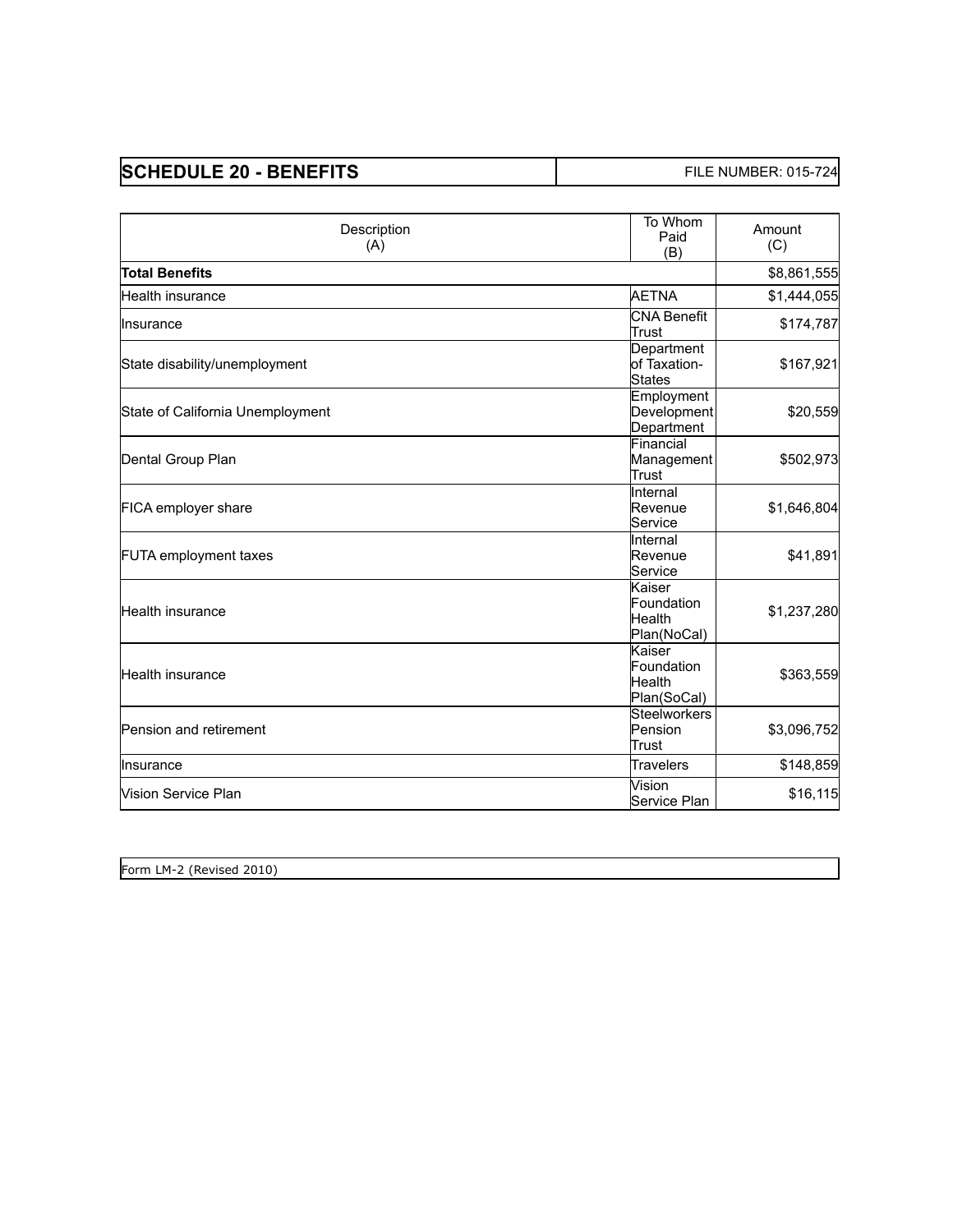## SCHEDULE 20 - BENEFITS

FILE NUMBER: 015-724

| Description (A) | To Whom Paid (B) | Amount (C) |
|---|---|---|
| **Total Benefits** | | $8,861,555 |
| Health insurance | AETNA | $1,444,055 |
| Insurance | CNA Benefit Trust | $174,787 |
| State disability/unemployment | Department of Taxation-States | $167,921 |
| State of California Unemployment | Employment Development Department | $20,559 |
| Dental Group Plan | Financial Management Trust | $502,973 |
| FICA employer share | Internal Revenue Service | $1,646,804 |
| FUTA employment taxes | Internal Revenue Service | $41,891 |
| Health insurance | Kaiser Foundation Health Plan(NoCal) | $1,237,280 |
| Health insurance | Kaiser Foundation Health Plan(SoCal) | $363,559 |
| Pension and retirement | Steelworkers Pension Trust | $3,096,752 |
| Insurance | Travelers | $148,859 |
| Vision Service Plan | Vision Service Plan | $16,115 |

Form LM-2 (Revised 2010)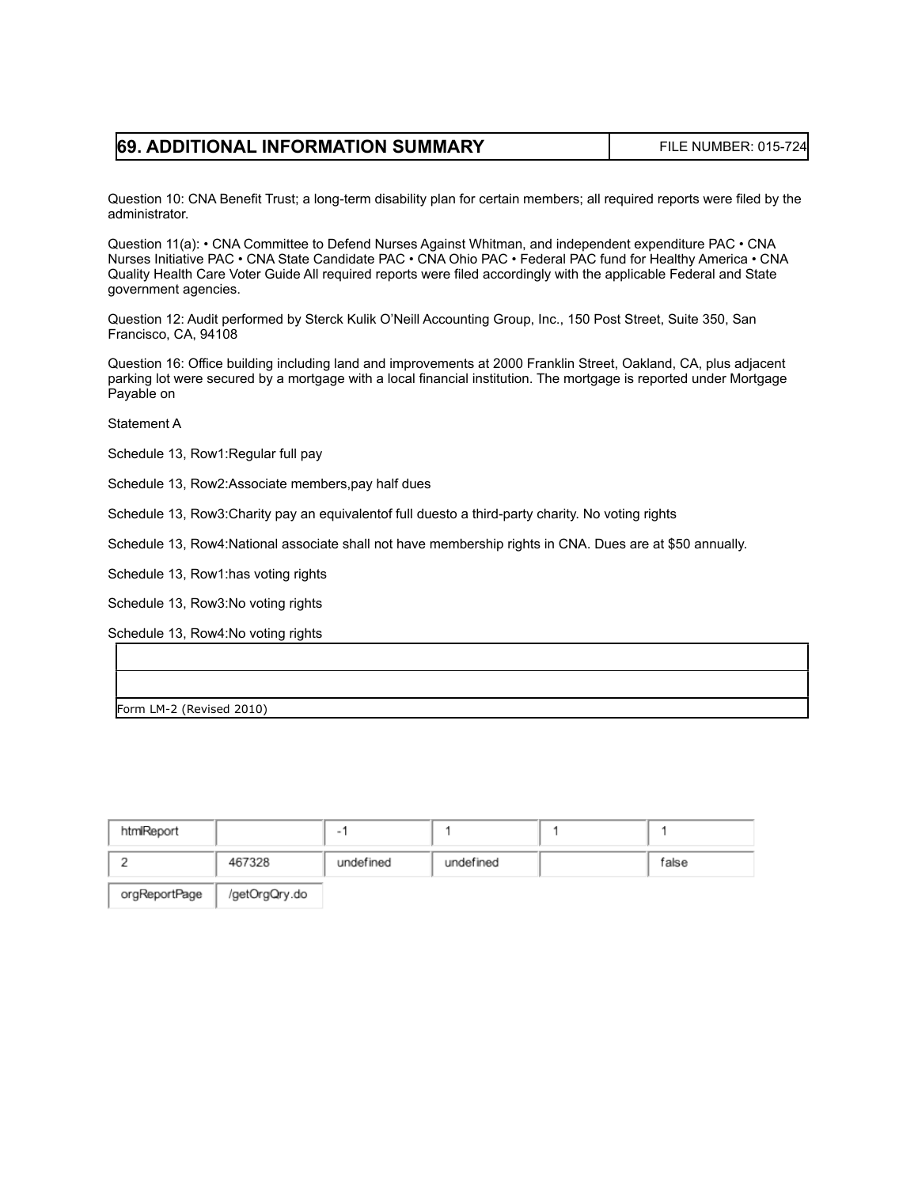| 69. ADDITIONAL INFORMATION SUMMARY | FILE NUMBER: 015-724 |
|---|---|

Question 10: CNA Benefit Trust; a long-term disability plan for certain members; all required reports were filed by the administrator.

Question 11(a): • CNA Committee to Defend Nurses Against Whitman, and independent expenditure PAC • CNA Nurses Initiative PAC • CNA State Candidate PAC • CNA Ohio PAC • Federal PAC fund for Healthy America • CNA Quality Health Care Voter Guide All required reports were filed accordingly with the applicable Federal and State government agencies.

Question 12: Audit performed by Sterck Kulik O'Neill Accounting Group, Inc., 150 Post Street, Suite 350, San Francisco, CA, 94108

Question 16: Office building including land and improvements at 2000 Franklin Street, Oakland, CA, plus adjacent parking lot were secured by a mortgage with a local financial institution. The mortgage is reported under Mortgage Payable on

Statement A

Schedule 13, Row1:Regular full pay

Schedule 13, Row2:Associate members,pay half dues

Schedule 13, Row3:Charity pay an equivalentof full duesto a third-party charity. No voting rights

Schedule 13, Row4:National associate shall not have membership rights in CNA. Dues are at $50 annually.

Schedule 13, Row1:has voting rights

Schedule 13, Row3:No voting rights

Schedule 13, Row4:No voting rights

Form LM-2 (Revised 2010)

| | | | | | |
|---|---|---|---|---|---|
| htmlReport | | -1 | 1 | 1 | 1 |
| 2 | 467328 | undefined | undefined | | false |
| orgReportPage | /getOrgQry.do | | | | |